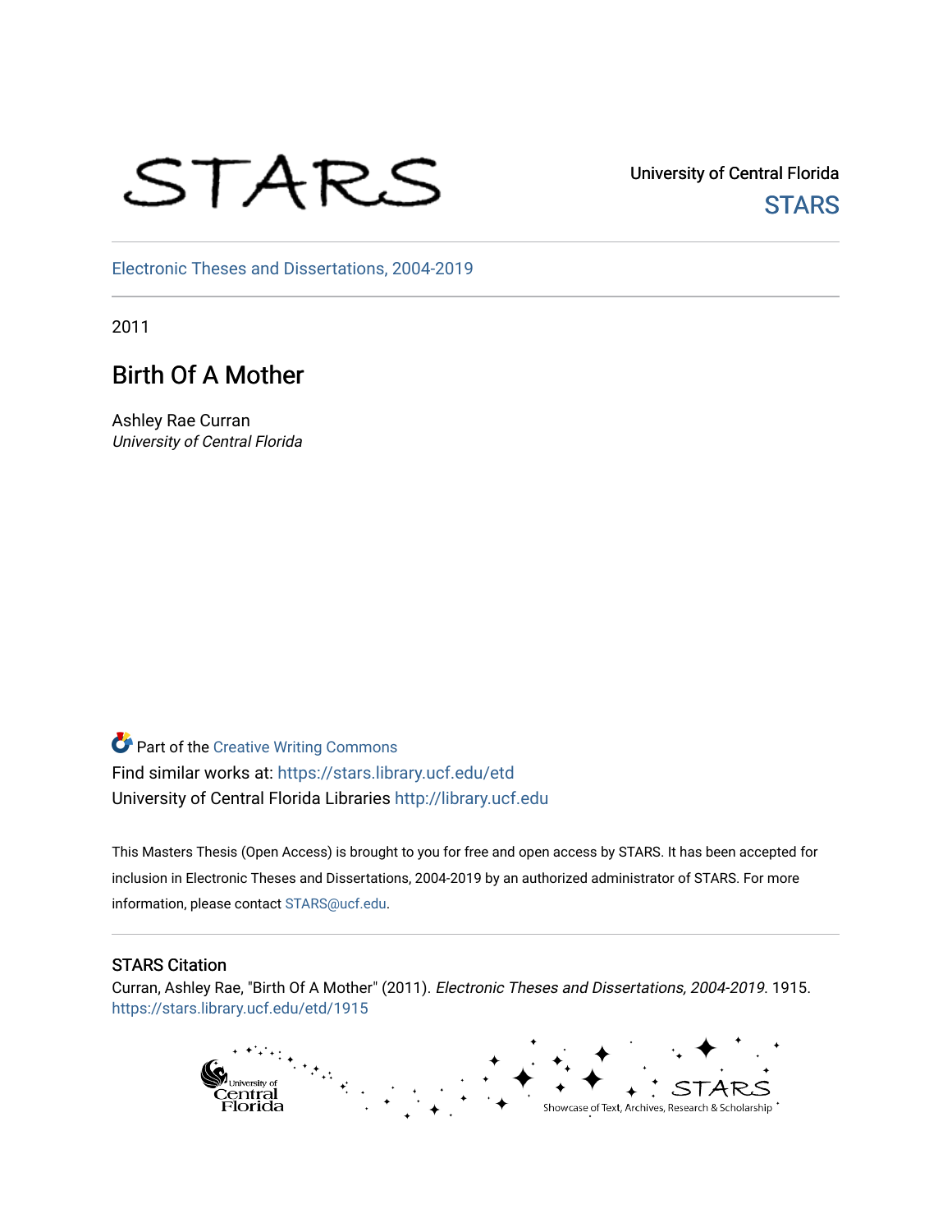STARS

University of Central Florida
STARS

Electronic Theses and Dissertations, 2004-2019

2011

# Birth Of A Mother

Ashley Rae Curran
*University of Central Florida*

Part of the Creative Writing Commons
Find similar works at: https://stars.library.ucf.edu/etd
University of Central Florida Libraries http://library.ucf.edu

This Masters Thesis (Open Access) is brought to you for free and open access by STARS. It has been accepted for inclusion in Electronic Theses and Dissertations, 2004-2019 by an authorized administrator of STARS. For more information, please contact STARS@ucf.edu.

## STARS Citation

Curran, Ashley Rae, "Birth Of A Mother" (2011). *Electronic Theses and Dissertations, 2004-2019*. 1915.
https://stars.library.ucf.edu/etd/1915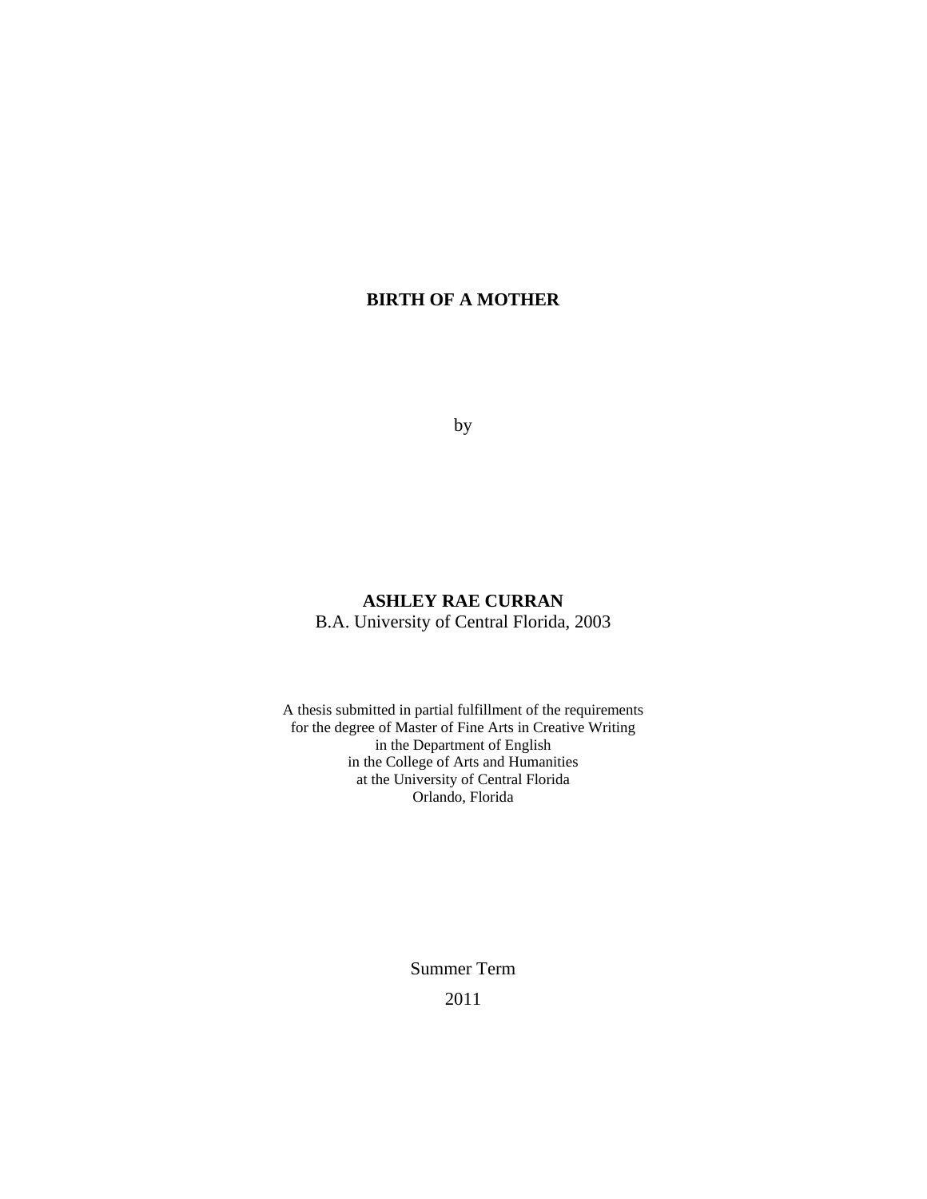# BIRTH OF A MOTHER

by

**ASHLEY RAE CURRAN**
B.A. University of Central Florida, 2003

A thesis submitted in partial fulfillment of the requirements
for the degree of Master of Fine Arts in Creative Writing
in the Department of English
in the College of Arts and Humanities
at the University of Central Florida
Orlando, Florida

Summer Term
2011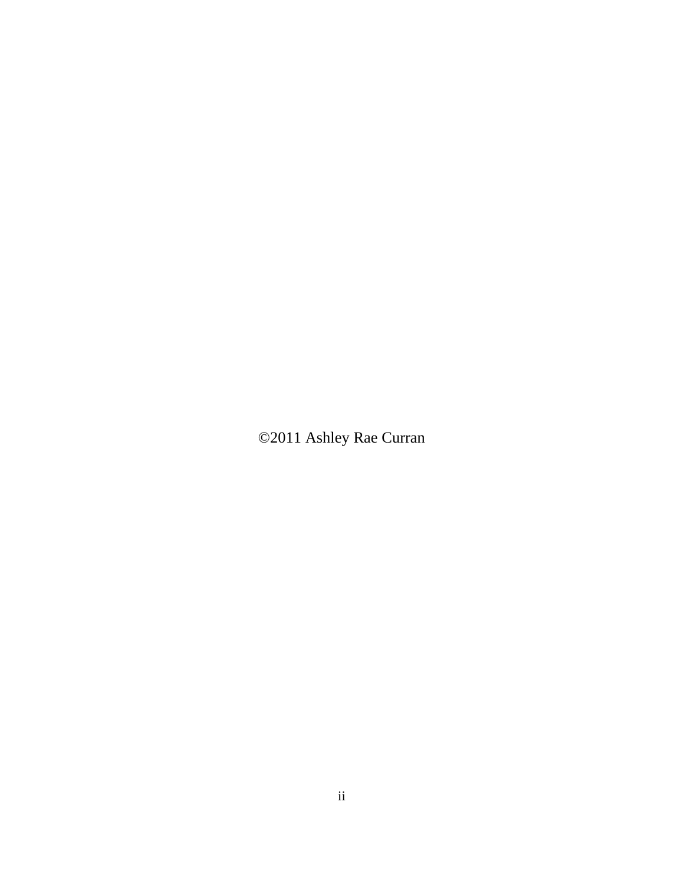©2011 Ashley Rae Curran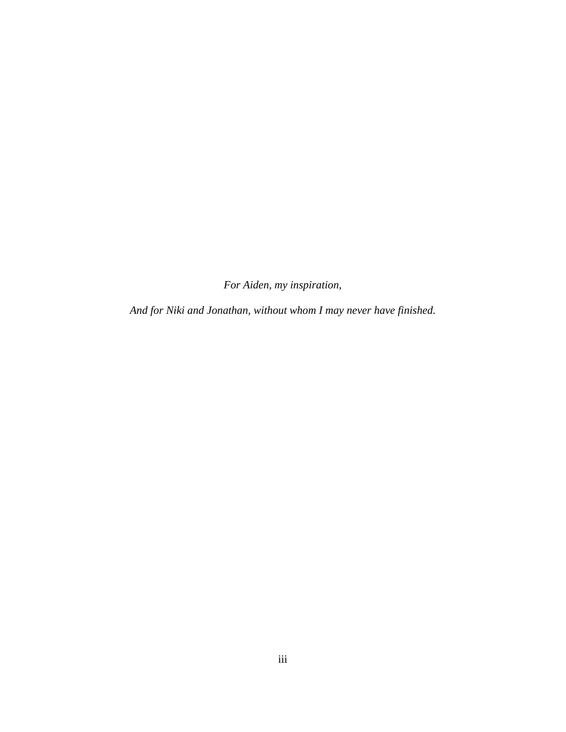*For Aiden, my inspiration,*

*And for Niki and Jonathan, without whom I may never have finished.*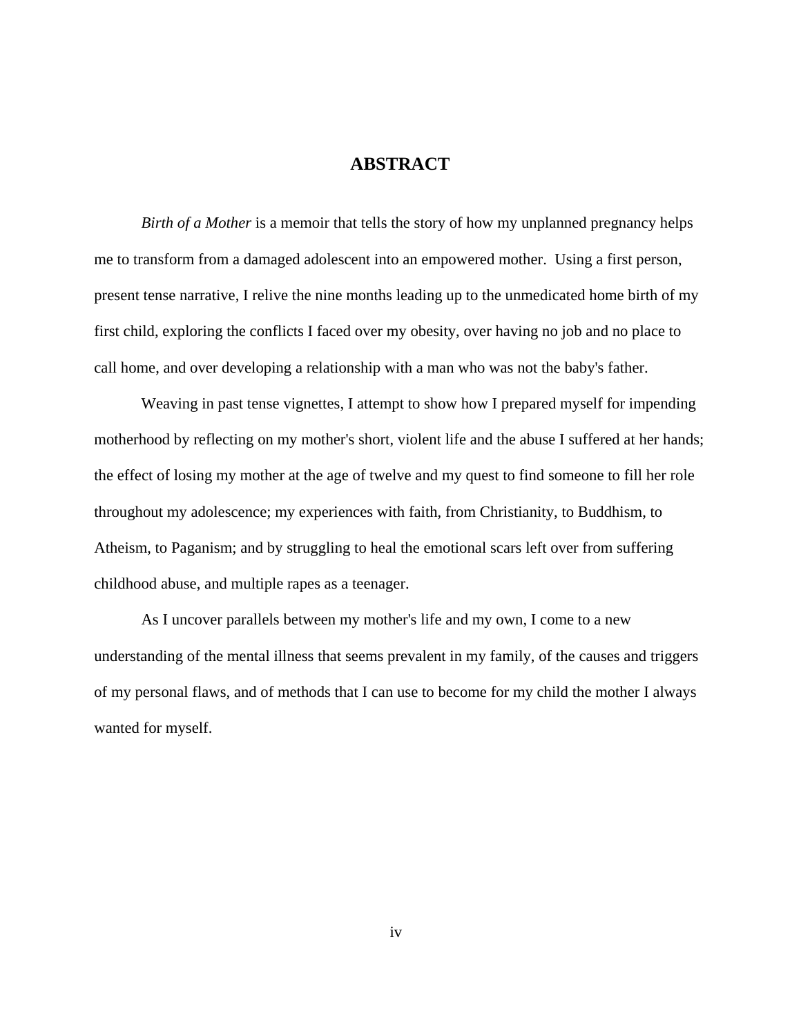# ABSTRACT

*Birth of a Mother* is a memoir that tells the story of how my unplanned pregnancy helps me to transform from a damaged adolescent into an empowered mother. Using a first person, present tense narrative, I relive the nine months leading up to the unmedicated home birth of my first child, exploring the conflicts I faced over my obesity, over having no job and no place to call home, and over developing a relationship with a man who was not the baby's father.

Weaving in past tense vignettes, I attempt to show how I prepared myself for impending motherhood by reflecting on my mother's short, violent life and the abuse I suffered at her hands; the effect of losing my mother at the age of twelve and my quest to find someone to fill her role throughout my adolescence; my experiences with faith, from Christianity, to Buddhism, to Atheism, to Paganism; and by struggling to heal the emotional scars left over from suffering childhood abuse, and multiple rapes as a teenager.

As I uncover parallels between my mother's life and my own, I come to a new understanding of the mental illness that seems prevalent in my family, of the causes and triggers of my personal flaws, and of methods that I can use to become for my child the mother I always wanted for myself.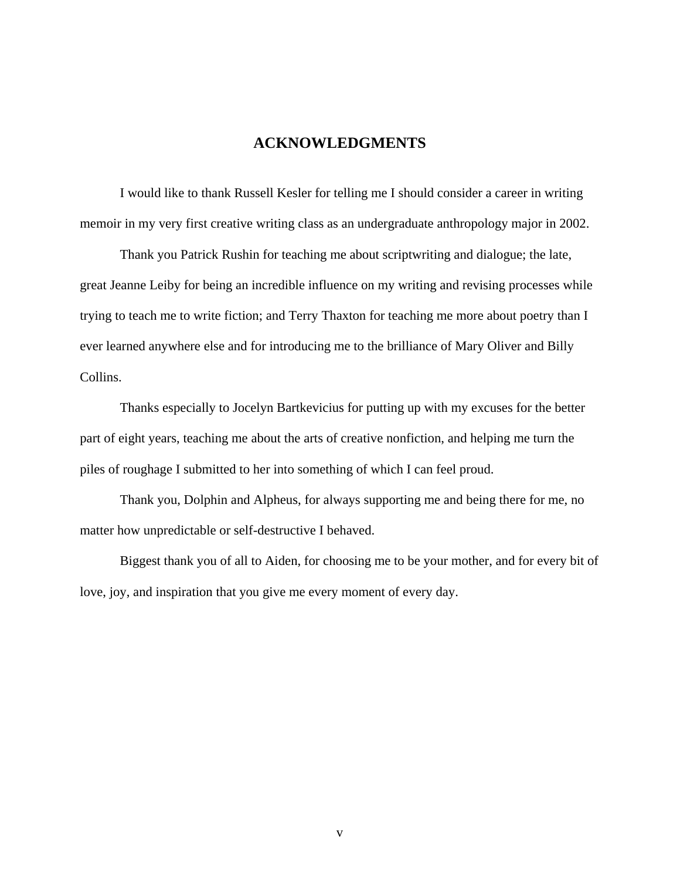# ACKNOWLEDGMENTS

I would like to thank Russell Kesler for telling me I should consider a career in writing memoir in my very first creative writing class as an undergraduate anthropology major in 2002.

Thank you Patrick Rushin for teaching me about scriptwriting and dialogue; the late, great Jeanne Leiby for being an incredible influence on my writing and revising processes while trying to teach me to write fiction; and Terry Thaxton for teaching me more about poetry than I ever learned anywhere else and for introducing me to the brilliance of Mary Oliver and Billy Collins.

Thanks especially to Jocelyn Bartkevicius for putting up with my excuses for the better part of eight years, teaching me about the arts of creative nonfiction, and helping me turn the piles of roughage I submitted to her into something of which I can feel proud.

Thank you, Dolphin and Alpheus, for always supporting me and being there for me, no matter how unpredictable or self-destructive I behaved.

Biggest thank you of all to Aiden, for choosing me to be your mother, and for every bit of love, joy, and inspiration that you give me every moment of every day.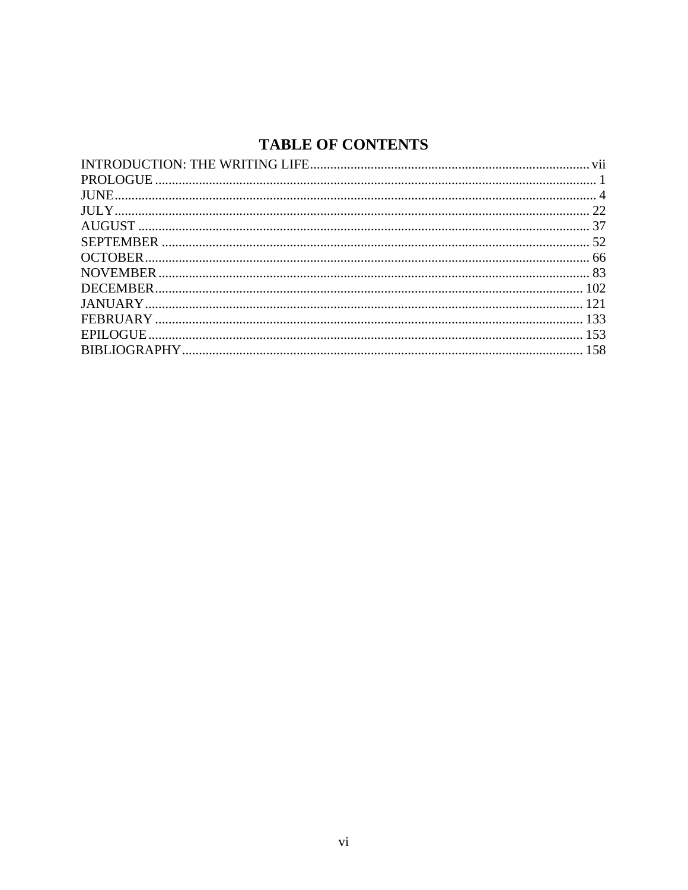# TABLE OF CONTENTS

INTRODUCTION: THE WRITING LIFE.................................................................................. vii
PROLOGUE ................................................................................................................... 1
JUNE............................................................................................................................. 4
JULY............................................................................................................................ 22
AUGUST ..................................................................................................................... 37
SEPTEMBER .............................................................................................................. 52
OCTOBER................................................................................................................... 66
NOVEMBER............................................................................................................... 83
DECEMBER.............................................................................................................. 102
JANUARY................................................................................................................. 121
FEBRUARY .............................................................................................................. 133
EPILOGUE................................................................................................................ 153
BIBLIOGRAPHY...................................................................................................... 158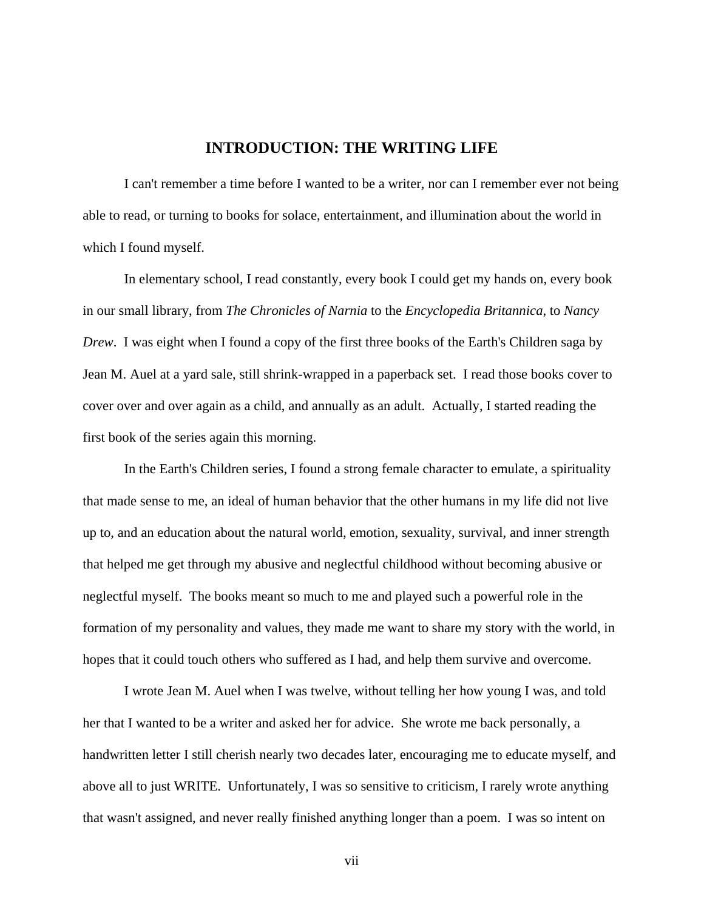# INTRODUCTION: THE WRITING LIFE

I can't remember a time before I wanted to be a writer, nor can I remember ever not being able to read, or turning to books for solace, entertainment, and illumination about the world in which I found myself.

In elementary school, I read constantly, every book I could get my hands on, every book in our small library, from *The Chronicles of Narnia* to the *Encyclopedia Britannica*, to *Nancy Drew*. I was eight when I found a copy of the first three books of the Earth's Children saga by Jean M. Auel at a yard sale, still shrink-wrapped in a paperback set. I read those books cover to cover over and over again as a child, and annually as an adult. Actually, I started reading the first book of the series again this morning.

In the Earth's Children series, I found a strong female character to emulate, a spirituality that made sense to me, an ideal of human behavior that the other humans in my life did not live up to, and an education about the natural world, emotion, sexuality, survival, and inner strength that helped me get through my abusive and neglectful childhood without becoming abusive or neglectful myself. The books meant so much to me and played such a powerful role in the formation of my personality and values, they made me want to share my story with the world, in hopes that it could touch others who suffered as I had, and help them survive and overcome.

I wrote Jean M. Auel when I was twelve, without telling her how young I was, and told her that I wanted to be a writer and asked her for advice. She wrote me back personally, a handwritten letter I still cherish nearly two decades later, encouraging me to educate myself, and above all to just WRITE. Unfortunately, I was so sensitive to criticism, I rarely wrote anything that wasn't assigned, and never really finished anything longer than a poem. I was so intent on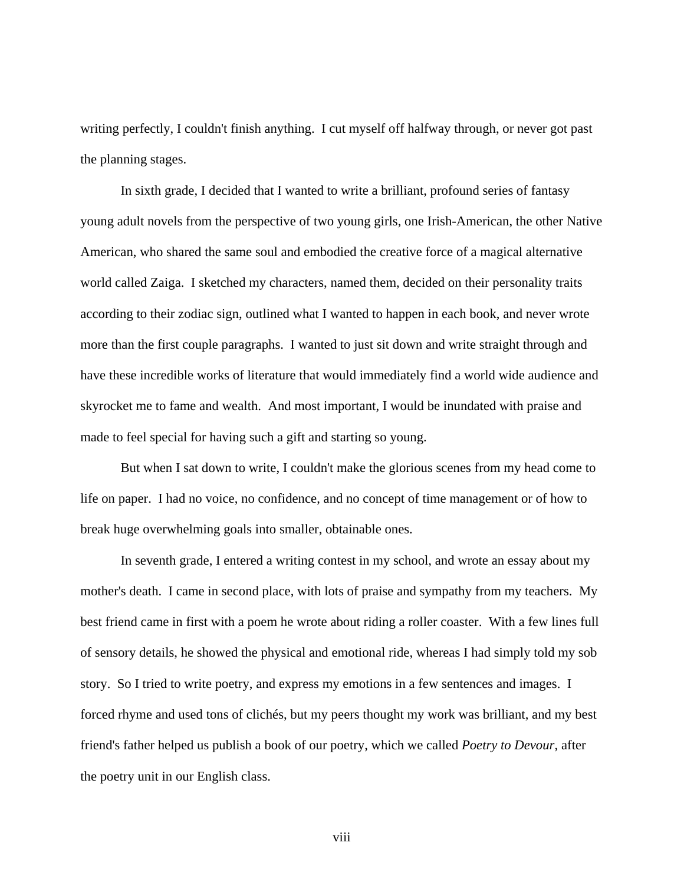writing perfectly, I couldn't finish anything. I cut myself off halfway through, or never got past the planning stages.

In sixth grade, I decided that I wanted to write a brilliant, profound series of fantasy young adult novels from the perspective of two young girls, one Irish-American, the other Native American, who shared the same soul and embodied the creative force of a magical alternative world called Zaiga. I sketched my characters, named them, decided on their personality traits according to their zodiac sign, outlined what I wanted to happen in each book, and never wrote more than the first couple paragraphs. I wanted to just sit down and write straight through and have these incredible works of literature that would immediately find a world wide audience and skyrocket me to fame and wealth. And most important, I would be inundated with praise and made to feel special for having such a gift and starting so young.

But when I sat down to write, I couldn't make the glorious scenes from my head come to life on paper. I had no voice, no confidence, and no concept of time management or of how to break huge overwhelming goals into smaller, obtainable ones.

In seventh grade, I entered a writing contest in my school, and wrote an essay about my mother's death. I came in second place, with lots of praise and sympathy from my teachers. My best friend came in first with a poem he wrote about riding a roller coaster. With a few lines full of sensory details, he showed the physical and emotional ride, whereas I had simply told my sob story. So I tried to write poetry, and express my emotions in a few sentences and images. I forced rhyme and used tons of clichés, but my peers thought my work was brilliant, and my best friend's father helped us publish a book of our poetry, which we called *Poetry to Devour*, after the poetry unit in our English class.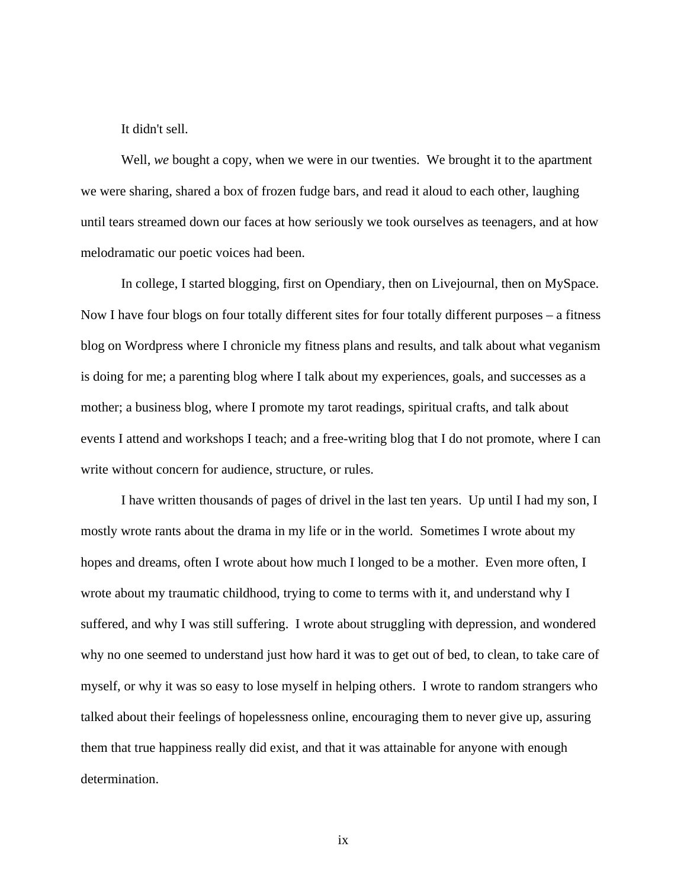It didn't sell.

Well, *we* bought a copy, when we were in our twenties.  We brought it to the apartment we were sharing, shared a box of frozen fudge bars, and read it aloud to each other, laughing until tears streamed down our faces at how seriously we took ourselves as teenagers, and at how melodramatic our poetic voices had been.

In college, I started blogging, first on Opendiary, then on Livejournal, then on MySpace. Now I have four blogs on four totally different sites for four totally different purposes – a fitness blog on Wordpress where I chronicle my fitness plans and results, and talk about what veganism is doing for me; a parenting blog where I talk about my experiences, goals, and successes as a mother; a business blog, where I promote my tarot readings, spiritual crafts, and talk about events I attend and workshops I teach; and a free-writing blog that I do not promote, where I can write without concern for audience, structure, or rules.

I have written thousands of pages of drivel in the last ten years.  Up until I had my son, I mostly wrote rants about the drama in my life or in the world.  Sometimes I wrote about my hopes and dreams, often I wrote about how much I longed to be a mother.  Even more often, I wrote about my traumatic childhood, trying to come to terms with it, and understand why I suffered, and why I was still suffering.  I wrote about struggling with depression, and wondered why no one seemed to understand just how hard it was to get out of bed, to clean, to take care of myself, or why it was so easy to lose myself in helping others.  I wrote to random strangers who talked about their feelings of hopelessness online, encouraging them to never give up, assuring them that true happiness really did exist, and that it was attainable for anyone with enough determination.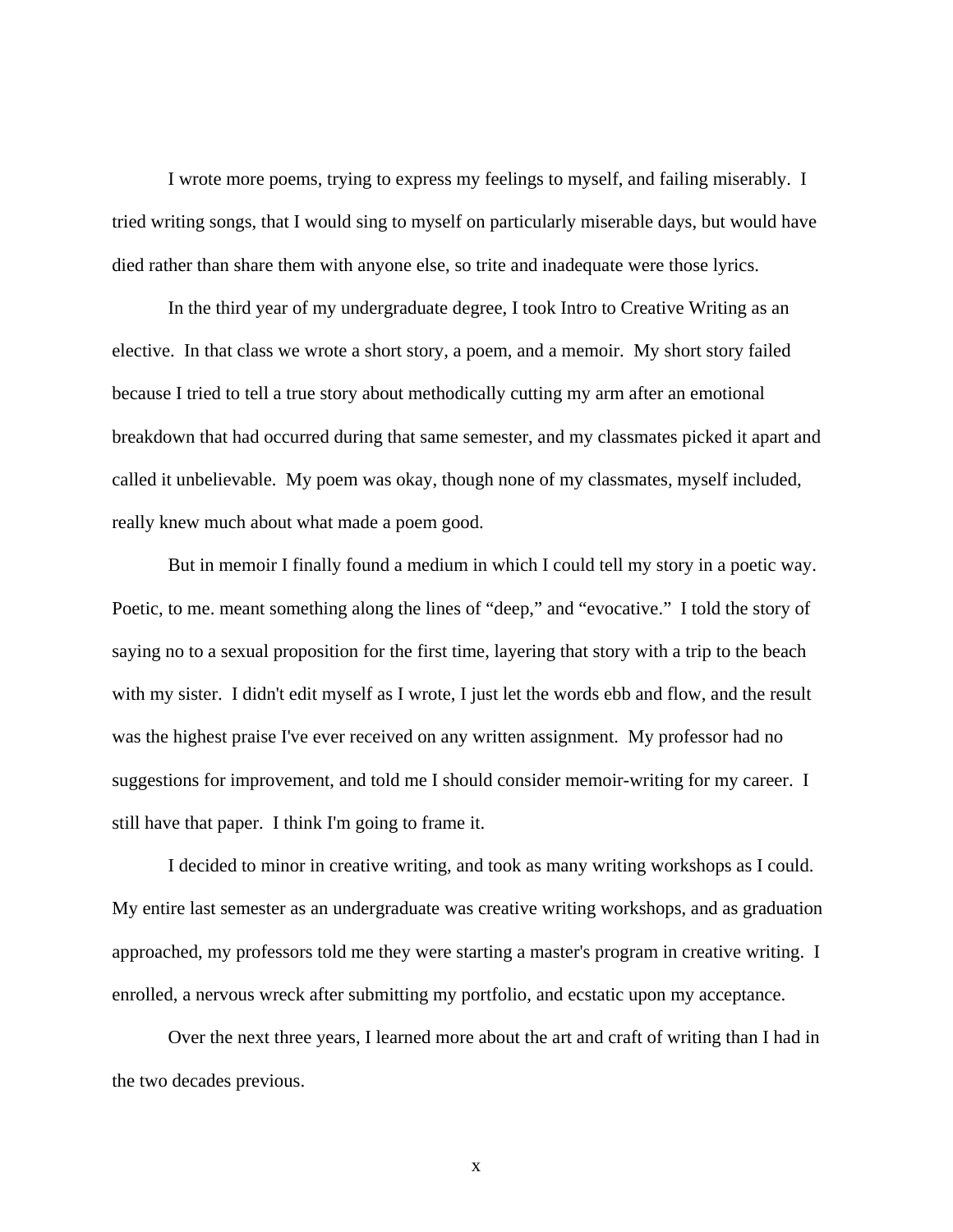I wrote more poems, trying to express my feelings to myself, and failing miserably. I tried writing songs, that I would sing to myself on particularly miserable days, but would have died rather than share them with anyone else, so trite and inadequate were those lyrics.

In the third year of my undergraduate degree, I took Intro to Creative Writing as an elective. In that class we wrote a short story, a poem, and a memoir. My short story failed because I tried to tell a true story about methodically cutting my arm after an emotional breakdown that had occurred during that same semester, and my classmates picked it apart and called it unbelievable. My poem was okay, though none of my classmates, myself included, really knew much about what made a poem good.

But in memoir I finally found a medium in which I could tell my story in a poetic way. Poetic, to me. meant something along the lines of "deep," and "evocative." I told the story of saying no to a sexual proposition for the first time, layering that story with a trip to the beach with my sister. I didn't edit myself as I wrote, I just let the words ebb and flow, and the result was the highest praise I've ever received on any written assignment. My professor had no suggestions for improvement, and told me I should consider memoir-writing for my career. I still have that paper. I think I'm going to frame it.

I decided to minor in creative writing, and took as many writing workshops as I could. My entire last semester as an undergraduate was creative writing workshops, and as graduation approached, my professors told me they were starting a master's program in creative writing. I enrolled, a nervous wreck after submitting my portfolio, and ecstatic upon my acceptance.

Over the next three years, I learned more about the art and craft of writing than I had in the two decades previous.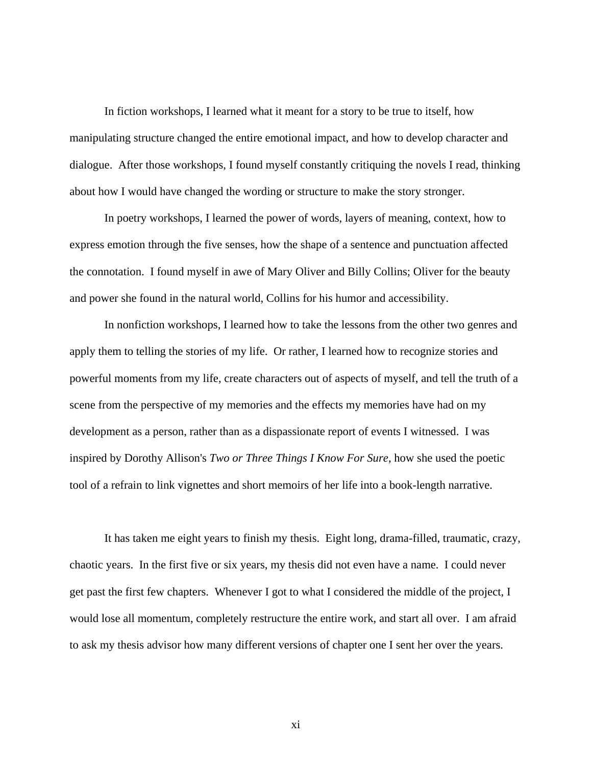In fiction workshops, I learned what it meant for a story to be true to itself, how manipulating structure changed the entire emotional impact, and how to develop character and dialogue. After those workshops, I found myself constantly critiquing the novels I read, thinking about how I would have changed the wording or structure to make the story stronger.

In poetry workshops, I learned the power of words, layers of meaning, context, how to express emotion through the five senses, how the shape of a sentence and punctuation affected the connotation. I found myself in awe of Mary Oliver and Billy Collins; Oliver for the beauty and power she found in the natural world, Collins for his humor and accessibility.

In nonfiction workshops, I learned how to take the lessons from the other two genres and apply them to telling the stories of my life. Or rather, I learned how to recognize stories and powerful moments from my life, create characters out of aspects of myself, and tell the truth of a scene from the perspective of my memories and the effects my memories have had on my development as a person, rather than as a dispassionate report of events I witnessed. I was inspired by Dorothy Allison's *Two or Three Things I Know For Sure*, how she used the poetic tool of a refrain to link vignettes and short memoirs of her life into a book-length narrative.

It has taken me eight years to finish my thesis. Eight long, drama-filled, traumatic, crazy, chaotic years. In the first five or six years, my thesis did not even have a name. I could never get past the first few chapters. Whenever I got to what I considered the middle of the project, I would lose all momentum, completely restructure the entire work, and start all over. I am afraid to ask my thesis advisor how many different versions of chapter one I sent her over the years.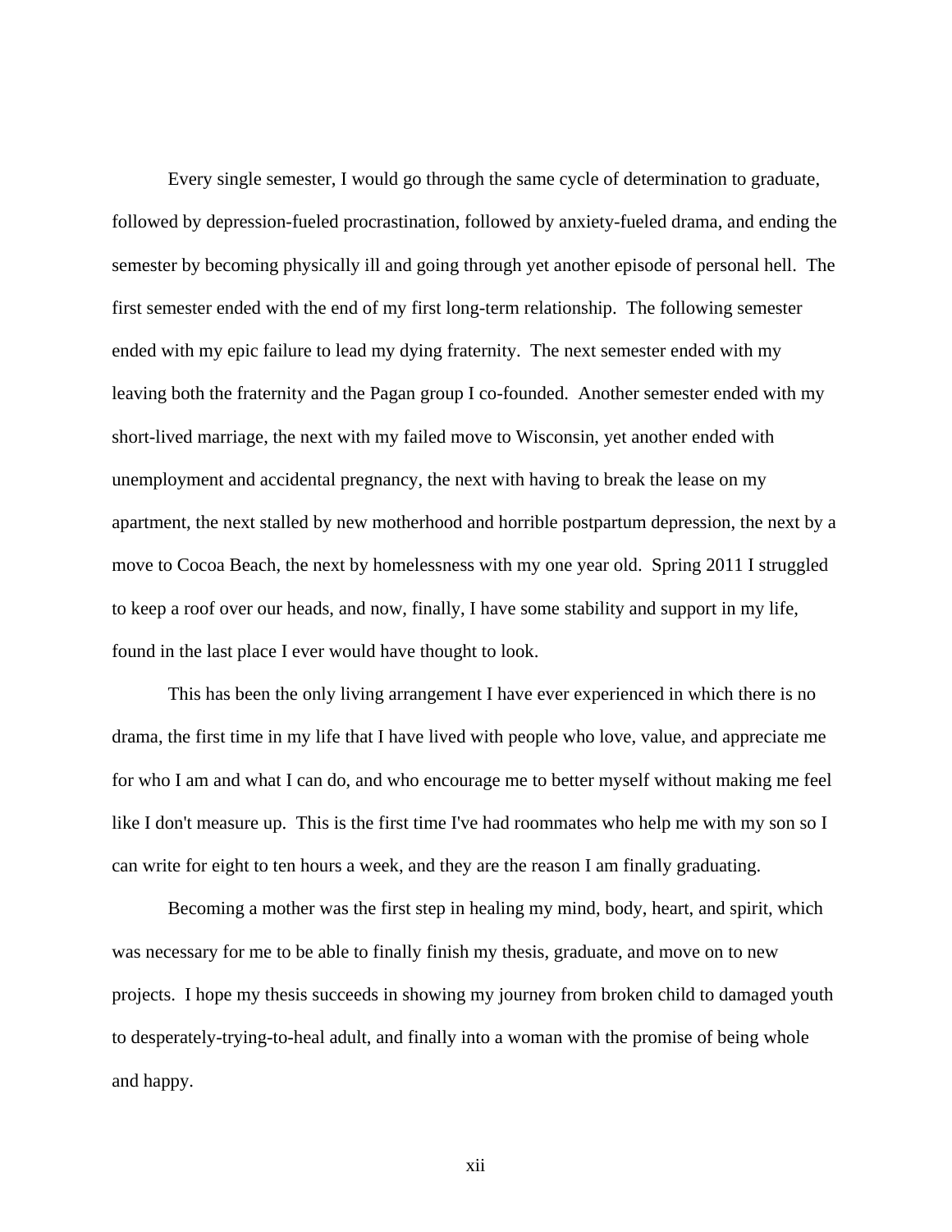Every single semester, I would go through the same cycle of determination to graduate, followed by depression-fueled procrastination, followed by anxiety-fueled drama, and ending the semester by becoming physically ill and going through yet another episode of personal hell. The first semester ended with the end of my first long-term relationship. The following semester ended with my epic failure to lead my dying fraternity. The next semester ended with my leaving both the fraternity and the Pagan group I co-founded. Another semester ended with my short-lived marriage, the next with my failed move to Wisconsin, yet another ended with unemployment and accidental pregnancy, the next with having to break the lease on my apartment, the next stalled by new motherhood and horrible postpartum depression, the next by a move to Cocoa Beach, the next by homelessness with my one year old. Spring 2011 I struggled to keep a roof over our heads, and now, finally, I have some stability and support in my life, found in the last place I ever would have thought to look.

This has been the only living arrangement I have ever experienced in which there is no drama, the first time in my life that I have lived with people who love, value, and appreciate me for who I am and what I can do, and who encourage me to better myself without making me feel like I don't measure up. This is the first time I've had roommates who help me with my son so I can write for eight to ten hours a week, and they are the reason I am finally graduating.

Becoming a mother was the first step in healing my mind, body, heart, and spirit, which was necessary for me to be able to finally finish my thesis, graduate, and move on to new projects. I hope my thesis succeeds in showing my journey from broken child to damaged youth to desperately-trying-to-heal adult, and finally into a woman with the promise of being whole and happy.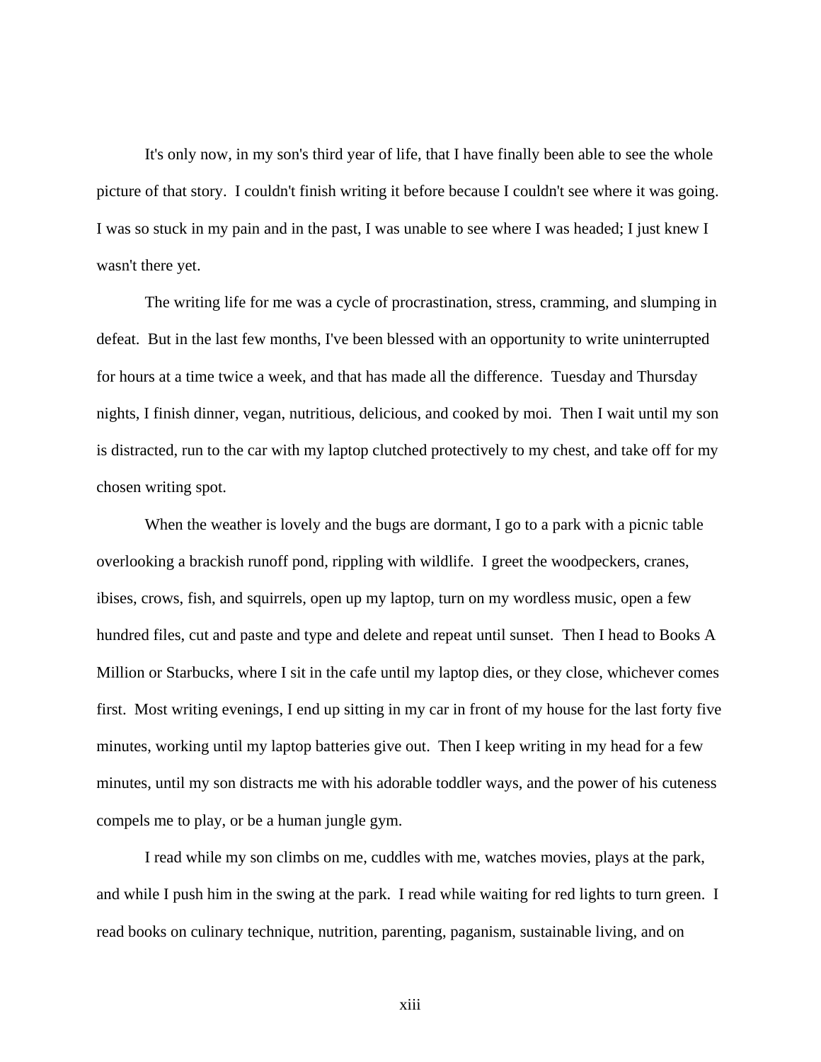It's only now, in my son's third year of life, that I have finally been able to see the whole picture of that story. I couldn't finish writing it before because I couldn't see where it was going. I was so stuck in my pain and in the past, I was unable to see where I was headed; I just knew I wasn't there yet.

The writing life for me was a cycle of procrastination, stress, cramming, and slumping in defeat. But in the last few months, I've been blessed with an opportunity to write uninterrupted for hours at a time twice a week, and that has made all the difference. Tuesday and Thursday nights, I finish dinner, vegan, nutritious, delicious, and cooked by moi. Then I wait until my son is distracted, run to the car with my laptop clutched protectively to my chest, and take off for my chosen writing spot.

When the weather is lovely and the bugs are dormant, I go to a park with a picnic table overlooking a brackish runoff pond, rippling with wildlife. I greet the woodpeckers, cranes, ibises, crows, fish, and squirrels, open up my laptop, turn on my wordless music, open a few hundred files, cut and paste and type and delete and repeat until sunset. Then I head to Books A Million or Starbucks, where I sit in the cafe until my laptop dies, or they close, whichever comes first. Most writing evenings, I end up sitting in my car in front of my house for the last forty five minutes, working until my laptop batteries give out. Then I keep writing in my head for a few minutes, until my son distracts me with his adorable toddler ways, and the power of his cuteness compels me to play, or be a human jungle gym.

I read while my son climbs on me, cuddles with me, watches movies, plays at the park, and while I push him in the swing at the park. I read while waiting for red lights to turn green. I read books on culinary technique, nutrition, parenting, paganism, sustainable living, and on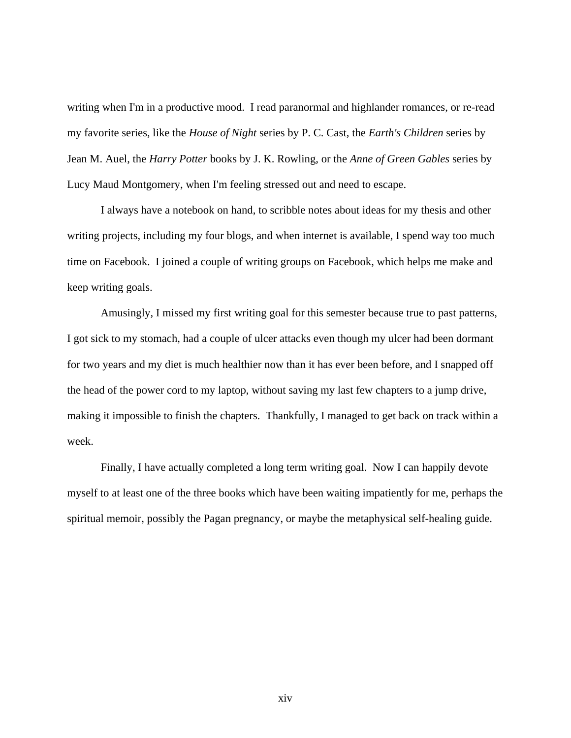writing when I'm in a productive mood. I read paranormal and highlander romances, or re-read my favorite series, like the *House of Night* series by P. C. Cast, the *Earth's Children* series by Jean M. Auel, the *Harry Potter* books by J. K. Rowling, or the *Anne of Green Gables* series by Lucy Maud Montgomery, when I'm feeling stressed out and need to escape.

I always have a notebook on hand, to scribble notes about ideas for my thesis and other writing projects, including my four blogs, and when internet is available, I spend way too much time on Facebook. I joined a couple of writing groups on Facebook, which helps me make and keep writing goals.

Amusingly, I missed my first writing goal for this semester because true to past patterns, I got sick to my stomach, had a couple of ulcer attacks even though my ulcer had been dormant for two years and my diet is much healthier now than it has ever been before, and I snapped off the head of the power cord to my laptop, without saving my last few chapters to a jump drive, making it impossible to finish the chapters. Thankfully, I managed to get back on track within a week.

Finally, I have actually completed a long term writing goal. Now I can happily devote myself to at least one of the three books which have been waiting impatiently for me, perhaps the spiritual memoir, possibly the Pagan pregnancy, or maybe the metaphysical self-healing guide.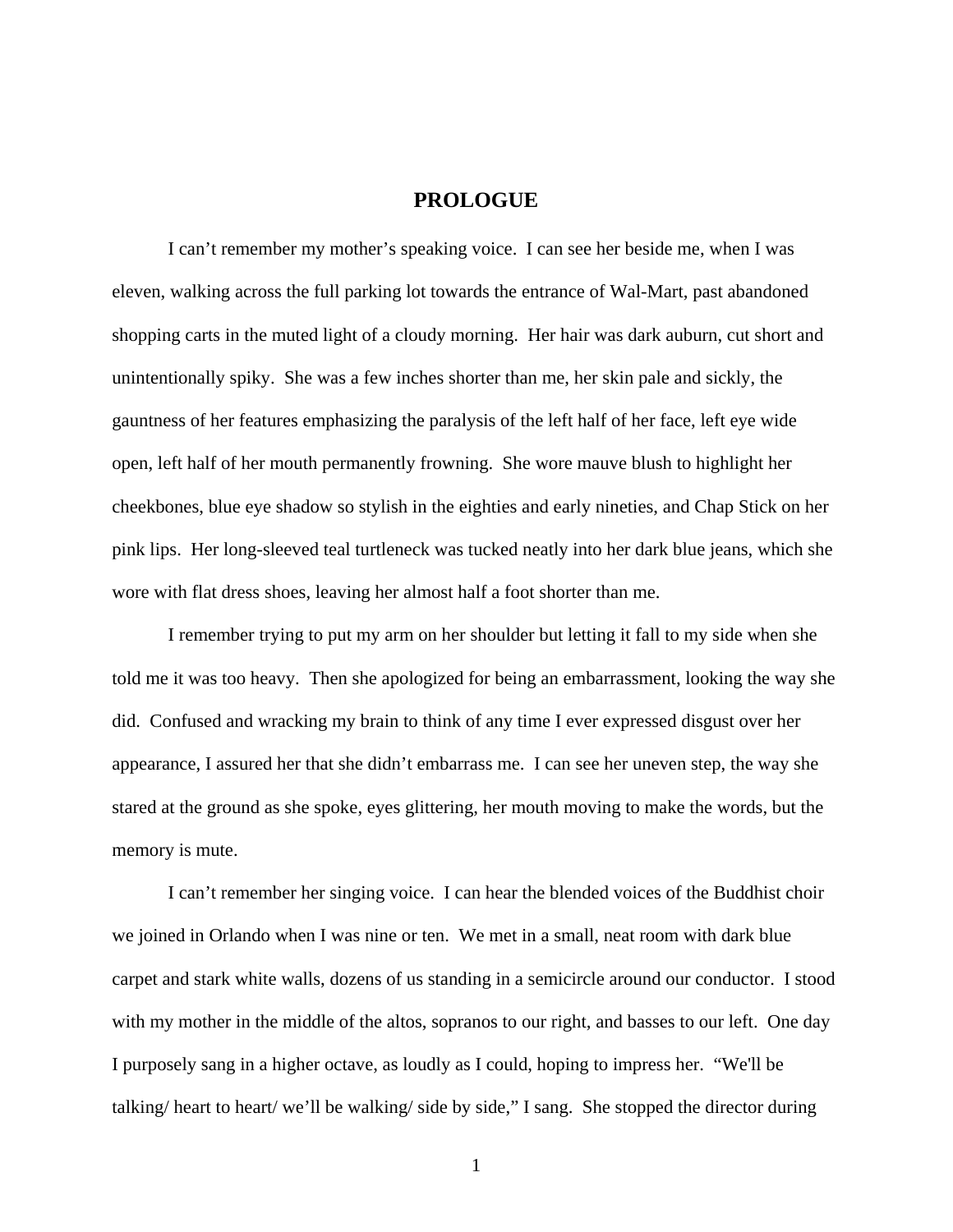# PROLOGUE

I can't remember my mother's speaking voice. I can see her beside me, when I was eleven, walking across the full parking lot towards the entrance of Wal-Mart, past abandoned shopping carts in the muted light of a cloudy morning. Her hair was dark auburn, cut short and unintentionally spiky. She was a few inches shorter than me, her skin pale and sickly, the gauntness of her features emphasizing the paralysis of the left half of her face, left eye wide open, left half of her mouth permanently frowning. She wore mauve blush to highlight her cheekbones, blue eye shadow so stylish in the eighties and early nineties, and Chap Stick on her pink lips. Her long-sleeved teal turtleneck was tucked neatly into her dark blue jeans, which she wore with flat dress shoes, leaving her almost half a foot shorter than me.

I remember trying to put my arm on her shoulder but letting it fall to my side when she told me it was too heavy. Then she apologized for being an embarrassment, looking the way she did. Confused and wracking my brain to think of any time I ever expressed disgust over her appearance, I assured her that she didn't embarrass me. I can see her uneven step, the way she stared at the ground as she spoke, eyes glittering, her mouth moving to make the words, but the memory is mute.

I can't remember her singing voice. I can hear the blended voices of the Buddhist choir we joined in Orlando when I was nine or ten. We met in a small, neat room with dark blue carpet and stark white walls, dozens of us standing in a semicircle around our conductor. I stood with my mother in the middle of the altos, sopranos to our right, and basses to our left. One day I purposely sang in a higher octave, as loudly as I could, hoping to impress her. "We'll be talking/ heart to heart/ we'll be walking/ side by side," I sang. She stopped the director during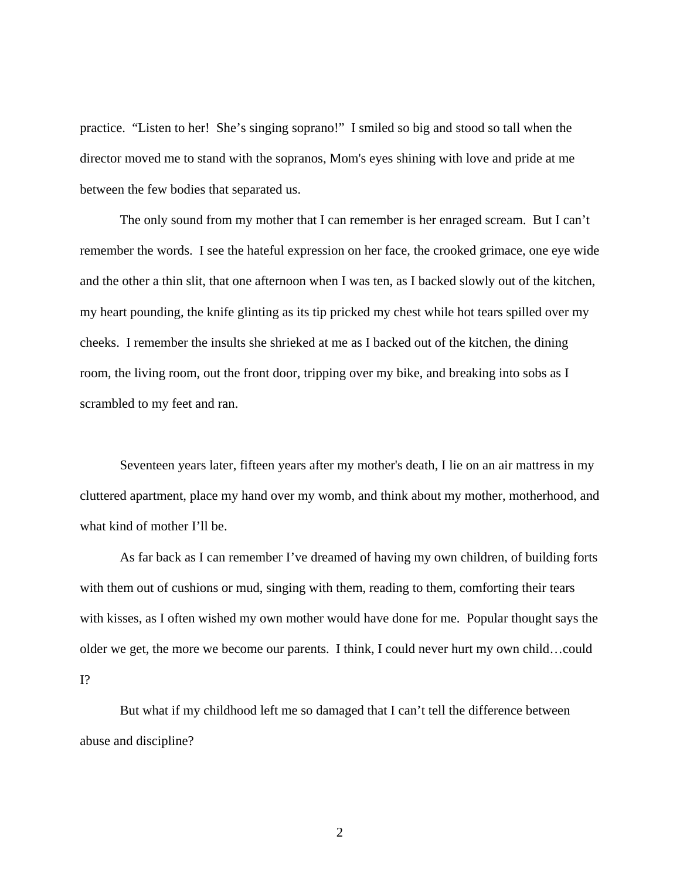practice.  "Listen to her!  She's singing soprano!"  I smiled so big and stood so tall when the director moved me to stand with the sopranos, Mom's eyes shining with love and pride at me between the few bodies that separated us.

The only sound from my mother that I can remember is her enraged scream.  But I can't remember the words.  I see the hateful expression on her face, the crooked grimace, one eye wide and the other a thin slit, that one afternoon when I was ten, as I backed slowly out of the kitchen, my heart pounding, the knife glinting as its tip pricked my chest while hot tears spilled over my cheeks.  I remember the insults she shrieked at me as I backed out of the kitchen, the dining room, the living room, out the front door, tripping over my bike, and breaking into sobs as I scrambled to my feet and ran.

Seventeen years later, fifteen years after my mother's death, I lie on an air mattress in my cluttered apartment, place my hand over my womb, and think about my mother, motherhood, and what kind of mother I'll be.

As far back as I can remember I've dreamed of having my own children, of building forts with them out of cushions or mud, singing with them, reading to them, comforting their tears with kisses, as I often wished my own mother would have done for me.  Popular thought says the older we get, the more we become our parents.  I think, I could never hurt my own child…could I?

But what if my childhood left me so damaged that I can't tell the difference between abuse and discipline?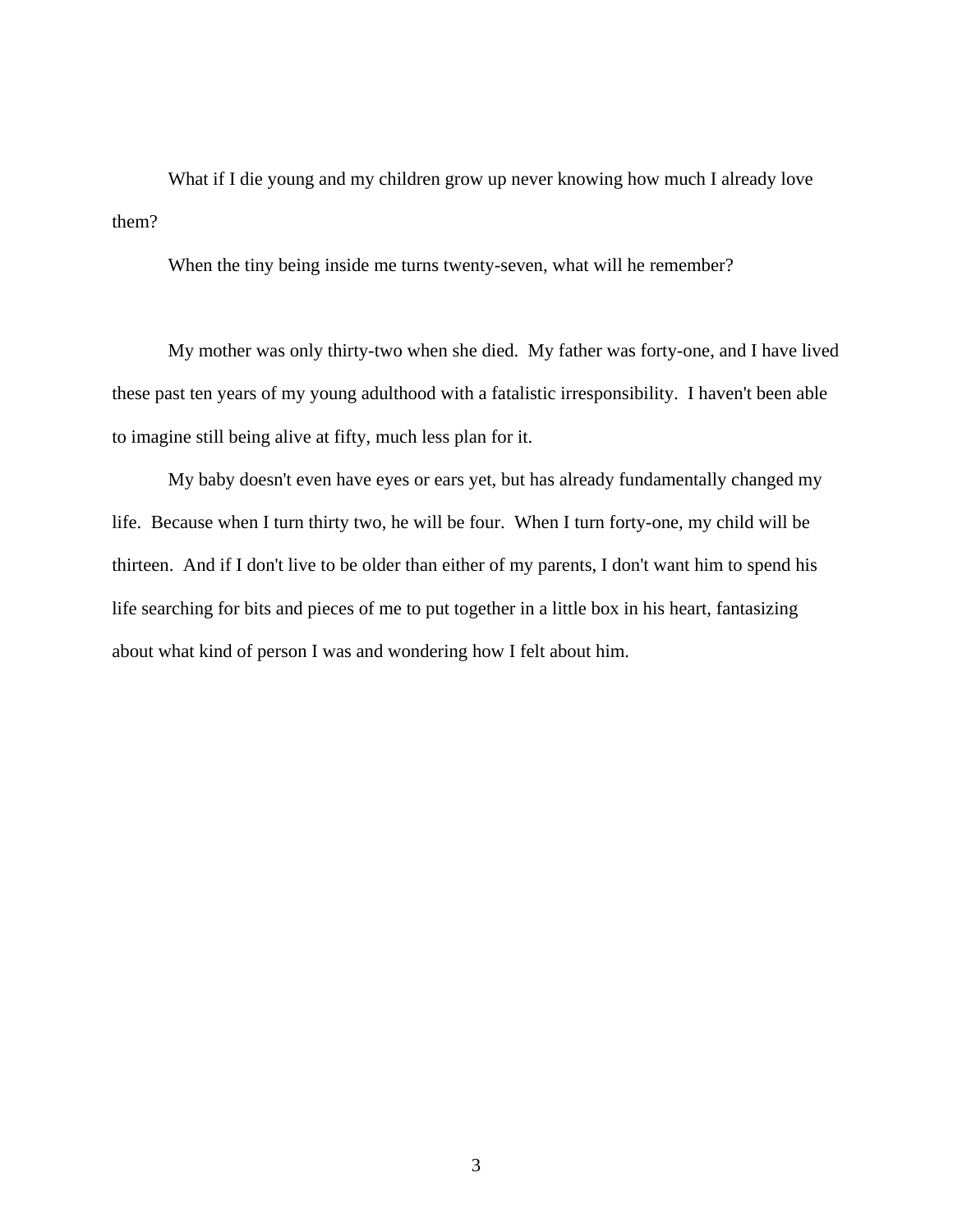What if I die young and my children grow up never knowing how much I already love them?

When the tiny being inside me turns twenty-seven, what will he remember?

My mother was only thirty-two when she died. My father was forty-one, and I have lived these past ten years of my young adulthood with a fatalistic irresponsibility. I haven't been able to imagine still being alive at fifty, much less plan for it.

My baby doesn't even have eyes or ears yet, but has already fundamentally changed my life. Because when I turn thirty two, he will be four. When I turn forty-one, my child will be thirteen. And if I don't live to be older than either of my parents, I don't want him to spend his life searching for bits and pieces of me to put together in a little box in his heart, fantasizing about what kind of person I was and wondering how I felt about him.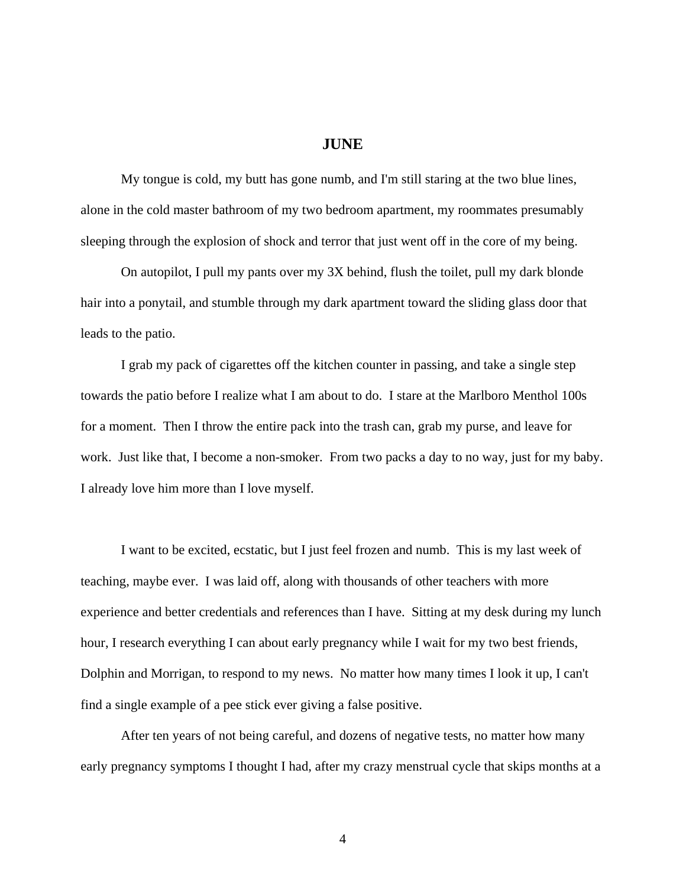# JUNE

My tongue is cold, my butt has gone numb, and I'm still staring at the two blue lines, alone in the cold master bathroom of my two bedroom apartment, my roommates presumably sleeping through the explosion of shock and terror that just went off in the core of my being.

On autopilot, I pull my pants over my 3X behind, flush the toilet, pull my dark blonde hair into a ponytail, and stumble through my dark apartment toward the sliding glass door that leads to the patio.

I grab my pack of cigarettes off the kitchen counter in passing, and take a single step towards the patio before I realize what I am about to do. I stare at the Marlboro Menthol 100s for a moment. Then I throw the entire pack into the trash can, grab my purse, and leave for work. Just like that, I become a non-smoker. From two packs a day to no way, just for my baby. I already love him more than I love myself.

I want to be excited, ecstatic, but I just feel frozen and numb. This is my last week of teaching, maybe ever. I was laid off, along with thousands of other teachers with more experience and better credentials and references than I have. Sitting at my desk during my lunch hour, I research everything I can about early pregnancy while I wait for my two best friends, Dolphin and Morrigan, to respond to my news. No matter how many times I look it up, I can't find a single example of a pee stick ever giving a false positive.

After ten years of not being careful, and dozens of negative tests, no matter how many early pregnancy symptoms I thought I had, after my crazy menstrual cycle that skips months at a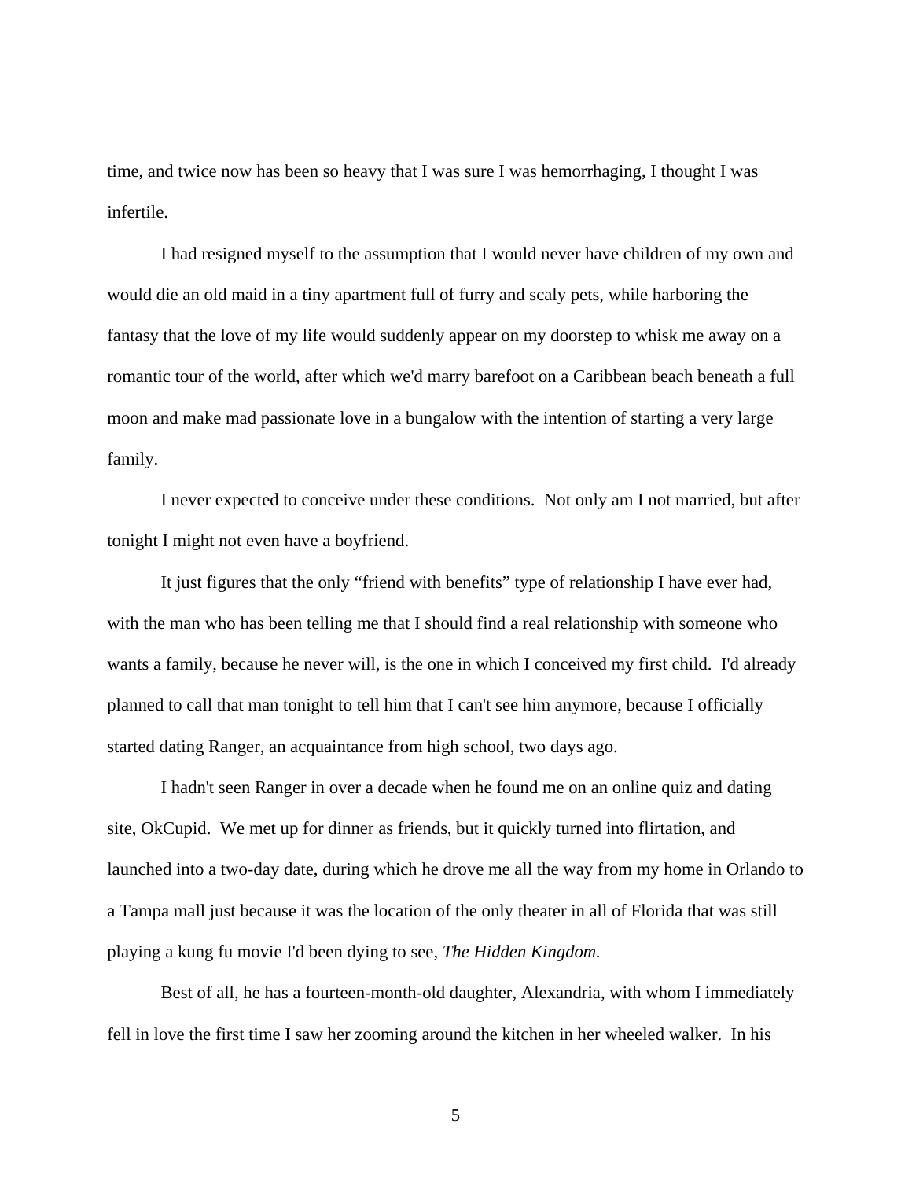time, and twice now has been so heavy that I was sure I was hemorrhaging, I thought I was infertile.

I had resigned myself to the assumption that I would never have children of my own and would die an old maid in a tiny apartment full of furry and scaly pets, while harboring the fantasy that the love of my life would suddenly appear on my doorstep to whisk me away on a romantic tour of the world, after which we'd marry barefoot on a Caribbean beach beneath a full moon and make mad passionate love in a bungalow with the intention of starting a very large family.

I never expected to conceive under these conditions. Not only am I not married, but after tonight I might not even have a boyfriend.

It just figures that the only "friend with benefits" type of relationship I have ever had, with the man who has been telling me that I should find a real relationship with someone who wants a family, because he never will, is the one in which I conceived my first child. I'd already planned to call that man tonight to tell him that I can't see him anymore, because I officially started dating Ranger, an acquaintance from high school, two days ago.

I hadn't seen Ranger in over a decade when he found me on an online quiz and dating site, OkCupid. We met up for dinner as friends, but it quickly turned into flirtation, and launched into a two-day date, during which he drove me all the way from my home in Orlando to a Tampa mall just because it was the location of the only theater in all of Florida that was still playing a kung fu movie I'd been dying to see, *The Hidden Kingdom.*

Best of all, he has a fourteen-month-old daughter, Alexandria, with whom I immediately fell in love the first time I saw her zooming around the kitchen in her wheeled walker. In his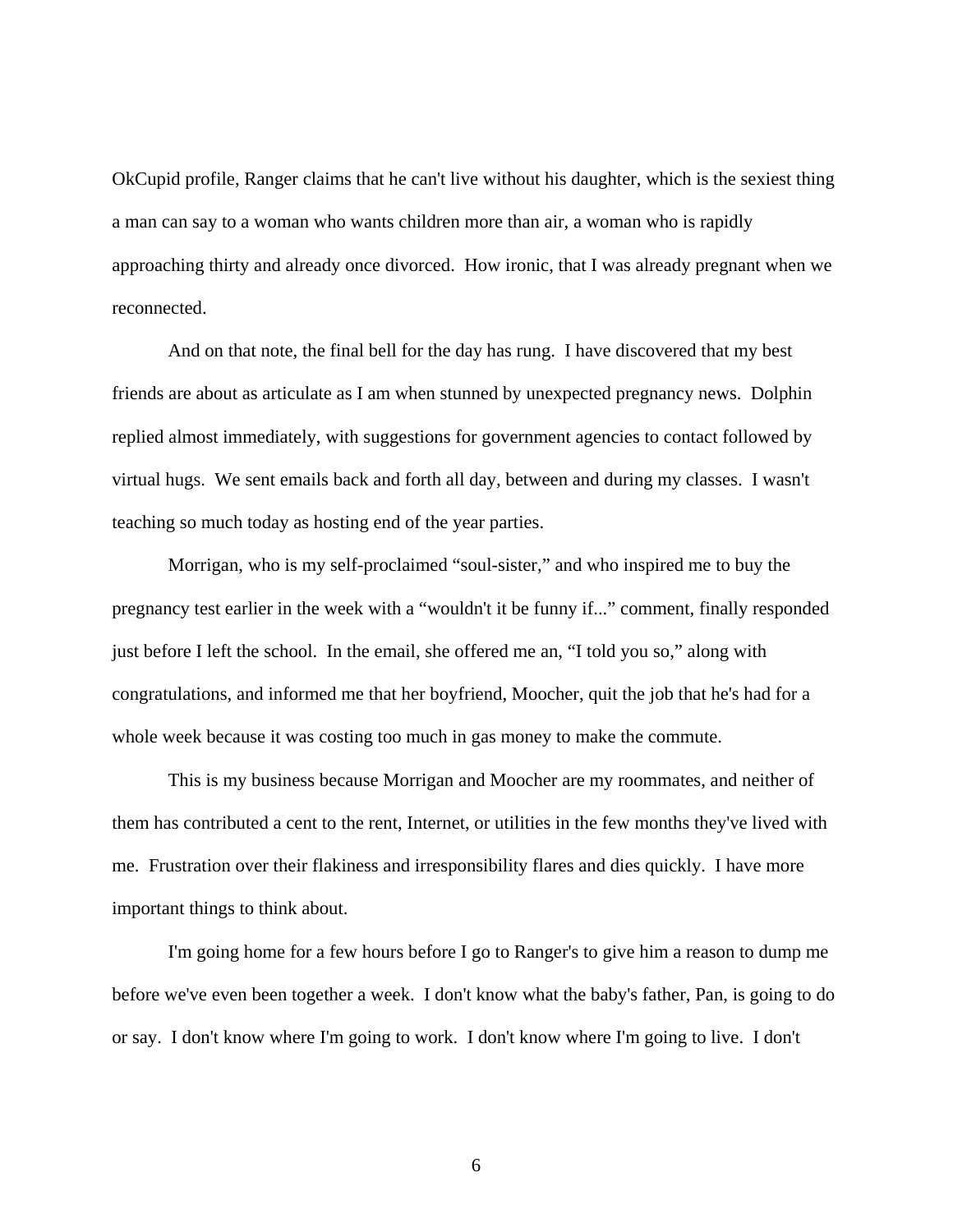OkCupid profile, Ranger claims that he can't live without his daughter, which is the sexiest thing a man can say to a woman who wants children more than air, a woman who is rapidly approaching thirty and already once divorced. How ironic, that I was already pregnant when we reconnected.

And on that note, the final bell for the day has rung. I have discovered that my best friends are about as articulate as I am when stunned by unexpected pregnancy news. Dolphin replied almost immediately, with suggestions for government agencies to contact followed by virtual hugs. We sent emails back and forth all day, between and during my classes. I wasn't teaching so much today as hosting end of the year parties.

Morrigan, who is my self-proclaimed "soul-sister," and who inspired me to buy the pregnancy test earlier in the week with a "wouldn't it be funny if..." comment, finally responded just before I left the school. In the email, she offered me an, "I told you so," along with congratulations, and informed me that her boyfriend, Moocher, quit the job that he's had for a whole week because it was costing too much in gas money to make the commute.

This is my business because Morrigan and Moocher are my roommates, and neither of them has contributed a cent to the rent, Internet, or utilities in the few months they've lived with me. Frustration over their flakiness and irresponsibility flares and dies quickly. I have more important things to think about.

I'm going home for a few hours before I go to Ranger's to give him a reason to dump me before we've even been together a week. I don't know what the baby's father, Pan, is going to do or say. I don't know where I'm going to work. I don't know where I'm going to live. I don't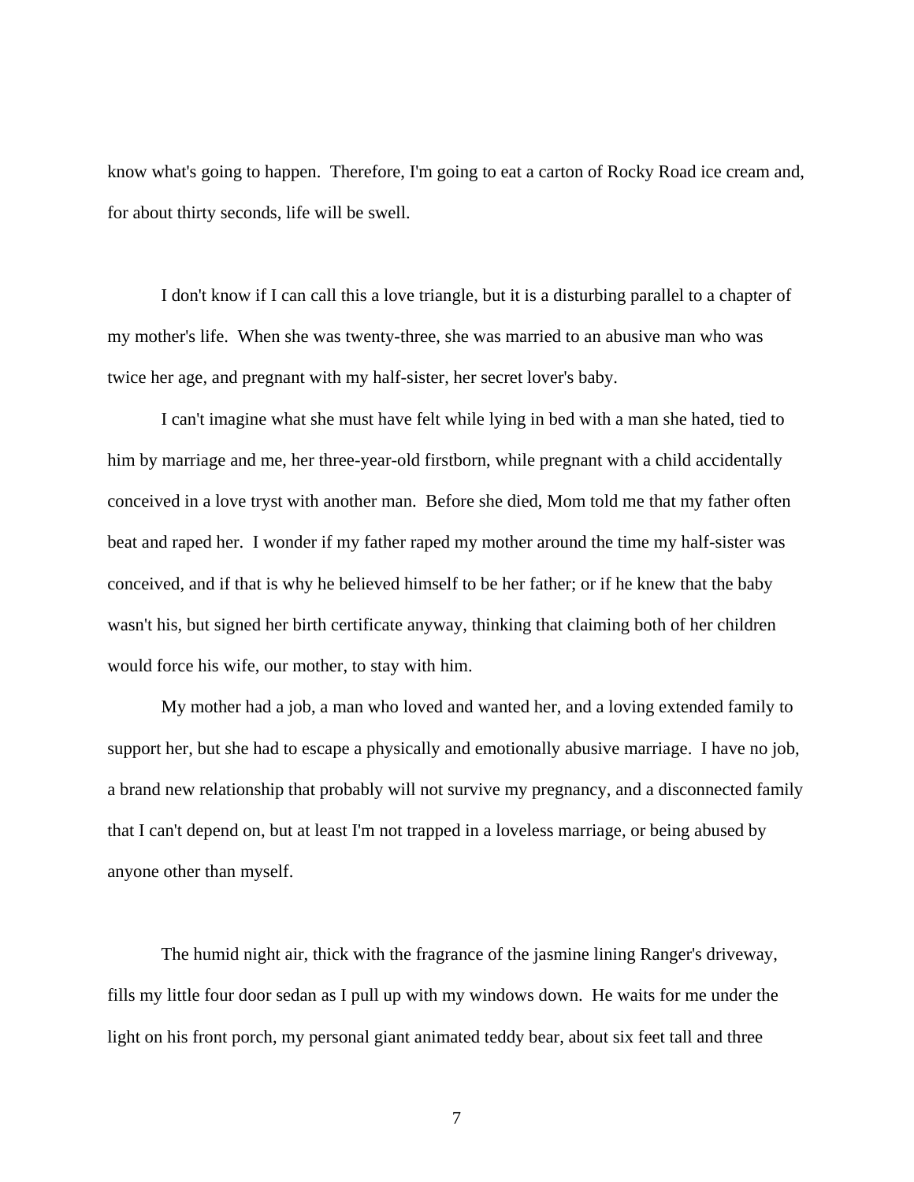know what's going to happen. Therefore, I'm going to eat a carton of Rocky Road ice cream and, for about thirty seconds, life will be swell.

I don't know if I can call this a love triangle, but it is a disturbing parallel to a chapter of my mother's life. When she was twenty-three, she was married to an abusive man who was twice her age, and pregnant with my half-sister, her secret lover's baby.

I can't imagine what she must have felt while lying in bed with a man she hated, tied to him by marriage and me, her three-year-old firstborn, while pregnant with a child accidentally conceived in a love tryst with another man. Before she died, Mom told me that my father often beat and raped her. I wonder if my father raped my mother around the time my half-sister was conceived, and if that is why he believed himself to be her father; or if he knew that the baby wasn't his, but signed her birth certificate anyway, thinking that claiming both of her children would force his wife, our mother, to stay with him.

My mother had a job, a man who loved and wanted her, and a loving extended family to support her, but she had to escape a physically and emotionally abusive marriage. I have no job, a brand new relationship that probably will not survive my pregnancy, and a disconnected family that I can't depend on, but at least I'm not trapped in a loveless marriage, or being abused by anyone other than myself.

The humid night air, thick with the fragrance of the jasmine lining Ranger's driveway, fills my little four door sedan as I pull up with my windows down. He waits for me under the light on his front porch, my personal giant animated teddy bear, about six feet tall and three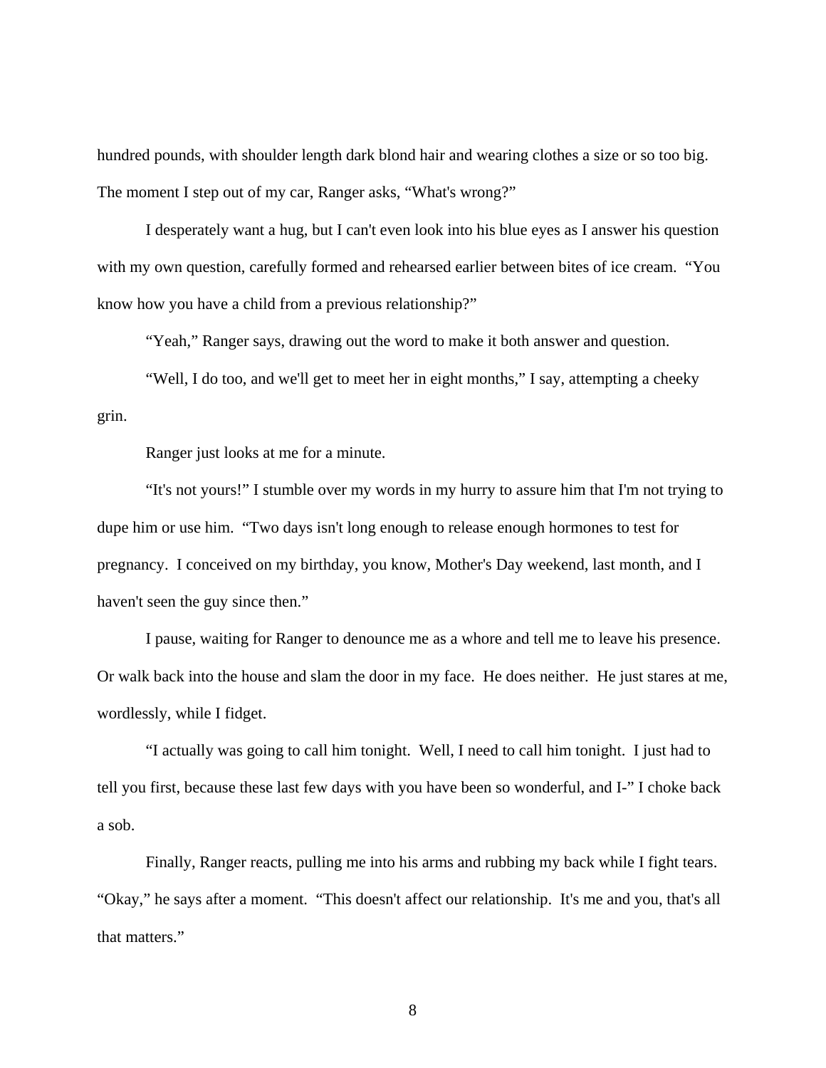hundred pounds, with shoulder length dark blond hair and wearing clothes a size or so too big. The moment I step out of my car, Ranger asks, "What's wrong?"

I desperately want a hug, but I can't even look into his blue eyes as I answer his question with my own question, carefully formed and rehearsed earlier between bites of ice cream. "You know how you have a child from a previous relationship?"

"Yeah," Ranger says, drawing out the word to make it both answer and question.

"Well, I do too, and we'll get to meet her in eight months," I say, attempting a cheeky grin.

Ranger just looks at me for a minute.

"It's not yours!" I stumble over my words in my hurry to assure him that I'm not trying to dupe him or use him. "Two days isn't long enough to release enough hormones to test for pregnancy. I conceived on my birthday, you know, Mother's Day weekend, last month, and I haven't seen the guy since then."

I pause, waiting for Ranger to denounce me as a whore and tell me to leave his presence. Or walk back into the house and slam the door in my face. He does neither. He just stares at me, wordlessly, while I fidget.

"I actually was going to call him tonight. Well, I need to call him tonight. I just had to tell you first, because these last few days with you have been so wonderful, and I-" I choke back a sob.

Finally, Ranger reacts, pulling me into his arms and rubbing my back while I fight tears. "Okay," he says after a moment. "This doesn't affect our relationship. It's me and you, that's all that matters."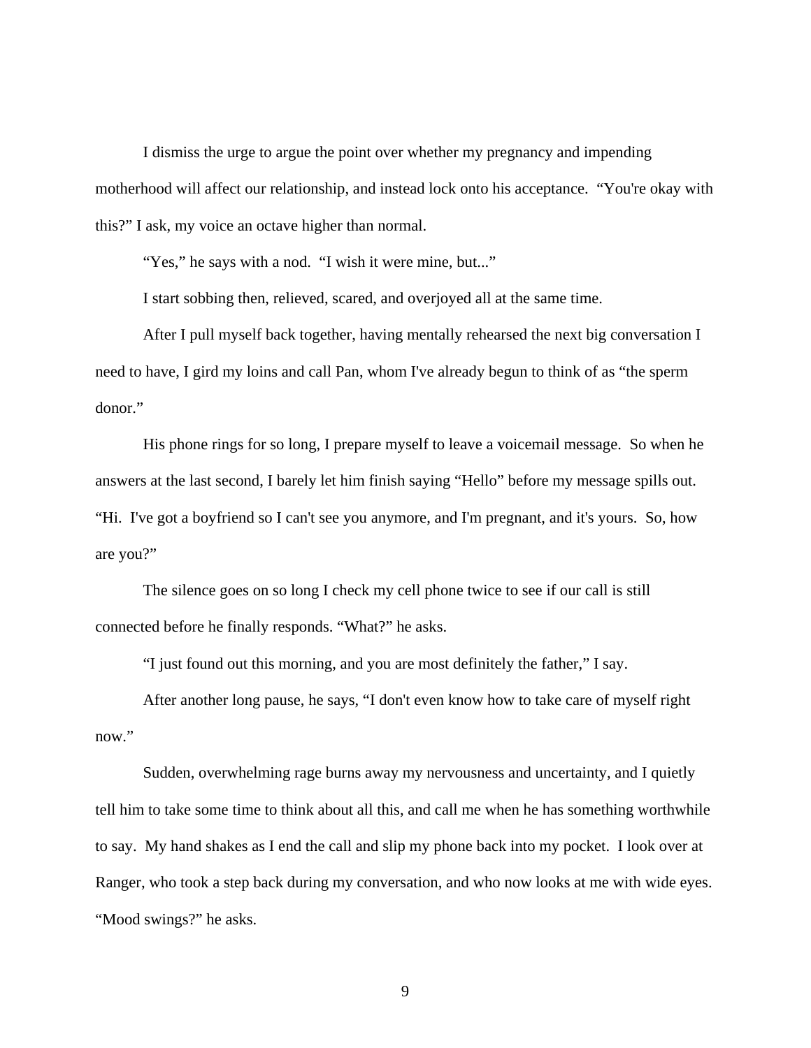I dismiss the urge to argue the point over whether my pregnancy and impending motherhood will affect our relationship, and instead lock onto his acceptance. “You're okay with this?” I ask, my voice an octave higher than normal.

“Yes,” he says with a nod. “I wish it were mine, but...”

I start sobbing then, relieved, scared, and overjoyed all at the same time.

After I pull myself back together, having mentally rehearsed the next big conversation I need to have, I gird my loins and call Pan, whom I've already begun to think of as “the sperm donor.”

His phone rings for so long, I prepare myself to leave a voicemail message. So when he answers at the last second, I barely let him finish saying “Hello” before my message spills out. “Hi. I've got a boyfriend so I can't see you anymore, and I'm pregnant, and it's yours. So, how are you?”

The silence goes on so long I check my cell phone twice to see if our call is still connected before he finally responds. “What?” he asks.

“I just found out this morning, and you are most definitely the father,” I say.

After another long pause, he says, “I don't even know how to take care of myself right now.”

Sudden, overwhelming rage burns away my nervousness and uncertainty, and I quietly tell him to take some time to think about all this, and call me when he has something worthwhile to say. My hand shakes as I end the call and slip my phone back into my pocket. I look over at Ranger, who took a step back during my conversation, and who now looks at me with wide eyes. “Mood swings?” he asks.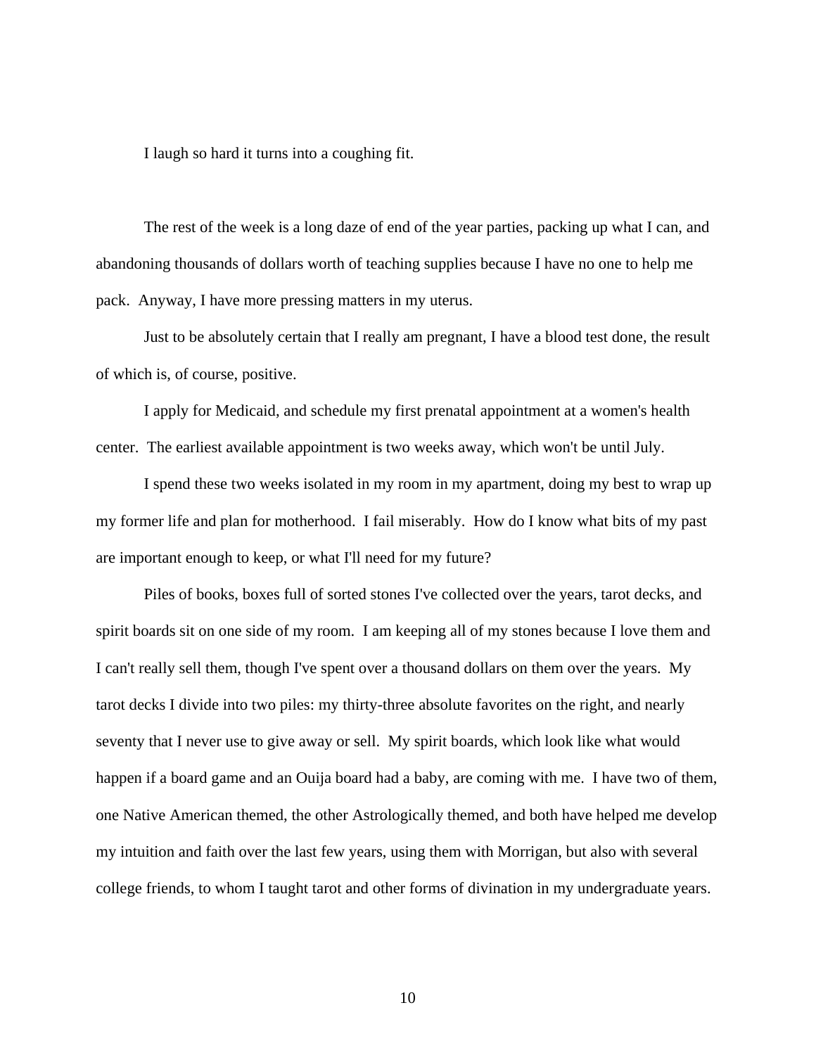I laugh so hard it turns into a coughing fit.

The rest of the week is a long daze of end of the year parties, packing up what I can, and abandoning thousands of dollars worth of teaching supplies because I have no one to help me pack. Anyway, I have more pressing matters in my uterus.

Just to be absolutely certain that I really am pregnant, I have a blood test done, the result of which is, of course, positive.

I apply for Medicaid, and schedule my first prenatal appointment at a women's health center. The earliest available appointment is two weeks away, which won't be until July.

I spend these two weeks isolated in my room in my apartment, doing my best to wrap up my former life and plan for motherhood. I fail miserably. How do I know what bits of my past are important enough to keep, or what I'll need for my future?

Piles of books, boxes full of sorted stones I've collected over the years, tarot decks, and spirit boards sit on one side of my room. I am keeping all of my stones because I love them and I can't really sell them, though I've spent over a thousand dollars on them over the years. My tarot decks I divide into two piles: my thirty-three absolute favorites on the right, and nearly seventy that I never use to give away or sell. My spirit boards, which look like what would happen if a board game and an Ouija board had a baby, are coming with me. I have two of them, one Native American themed, the other Astrologically themed, and both have helped me develop my intuition and faith over the last few years, using them with Morrigan, but also with several college friends, to whom I taught tarot and other forms of divination in my undergraduate years.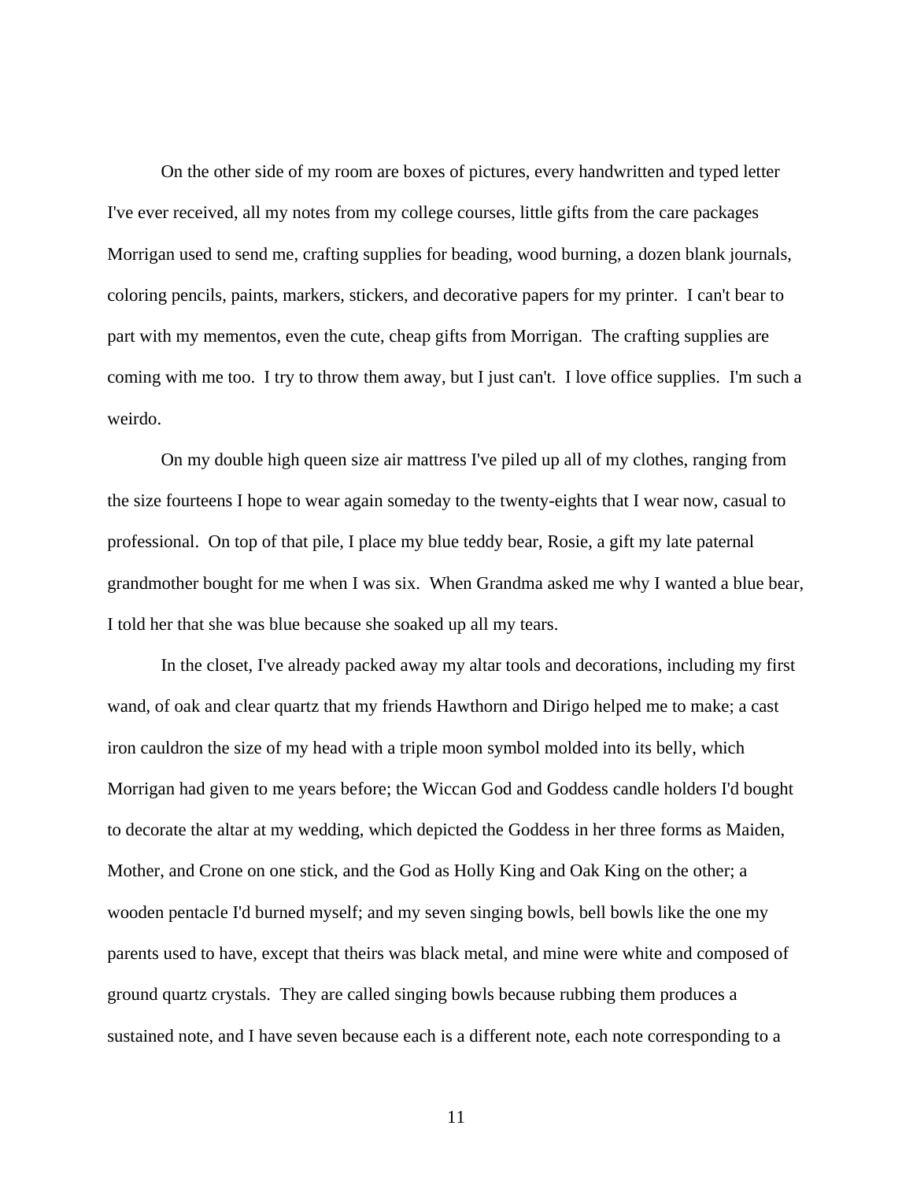On the other side of my room are boxes of pictures, every handwritten and typed letter I've ever received, all my notes from my college courses, little gifts from the care packages Morrigan used to send me, crafting supplies for beading, wood burning, a dozen blank journals, coloring pencils, paints, markers, stickers, and decorative papers for my printer. I can't bear to part with my mementos, even the cute, cheap gifts from Morrigan. The crafting supplies are coming with me too. I try to throw them away, but I just can't. I love office supplies. I'm such a weirdo.

On my double high queen size air mattress I've piled up all of my clothes, ranging from the size fourteens I hope to wear again someday to the twenty-eights that I wear now, casual to professional. On top of that pile, I place my blue teddy bear, Rosie, a gift my late paternal grandmother bought for me when I was six. When Grandma asked me why I wanted a blue bear, I told her that she was blue because she soaked up all my tears.

In the closet, I've already packed away my altar tools and decorations, including my first wand, of oak and clear quartz that my friends Hawthorn and Dirigo helped me to make; a cast iron cauldron the size of my head with a triple moon symbol molded into its belly, which Morrigan had given to me years before; the Wiccan God and Goddess candle holders I'd bought to decorate the altar at my wedding, which depicted the Goddess in her three forms as Maiden, Mother, and Crone on one stick, and the God as Holly King and Oak King on the other; a wooden pentacle I'd burned myself; and my seven singing bowls, bell bowls like the one my parents used to have, except that theirs was black metal, and mine were white and composed of ground quartz crystals. They are called singing bowls because rubbing them produces a sustained note, and I have seven because each is a different note, each note corresponding to a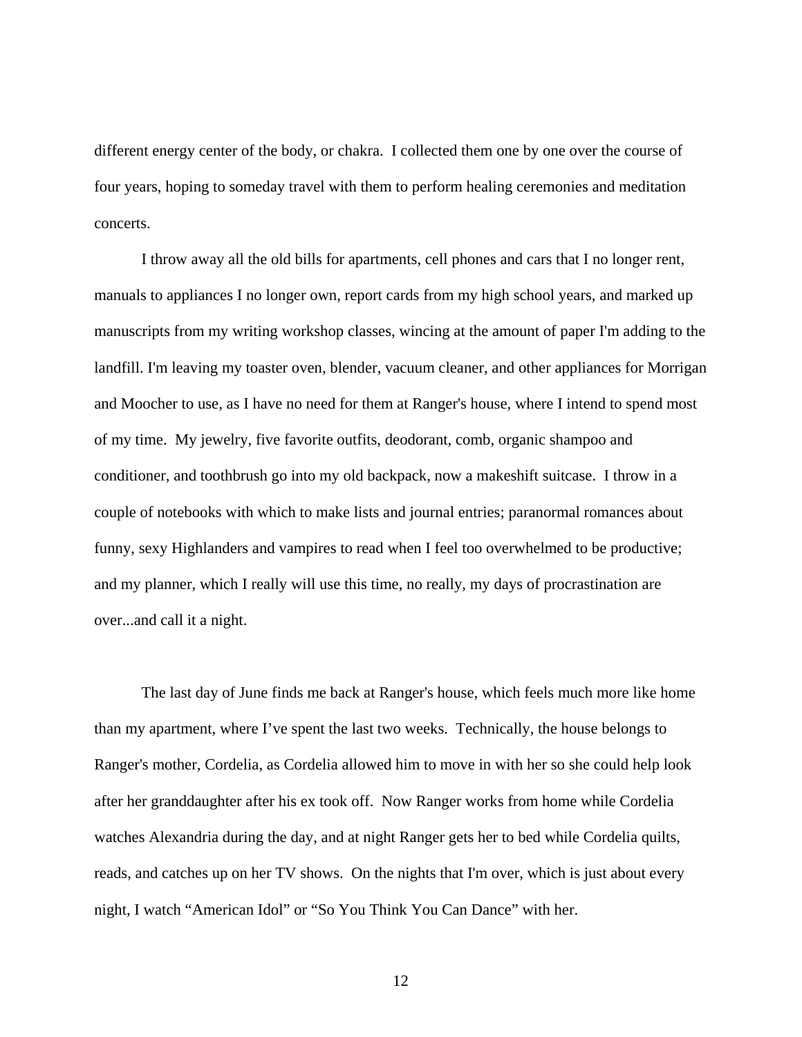different energy center of the body, or chakra. I collected them one by one over the course of four years, hoping to someday travel with them to perform healing ceremonies and meditation concerts.

I throw away all the old bills for apartments, cell phones and cars that I no longer rent, manuals to appliances I no longer own, report cards from my high school years, and marked up manuscripts from my writing workshop classes, wincing at the amount of paper I'm adding to the landfill. I'm leaving my toaster oven, blender, vacuum cleaner, and other appliances for Morrigan and Moocher to use, as I have no need for them at Ranger's house, where I intend to spend most of my time. My jewelry, five favorite outfits, deodorant, comb, organic shampoo and conditioner, and toothbrush go into my old backpack, now a makeshift suitcase. I throw in a couple of notebooks with which to make lists and journal entries; paranormal romances about funny, sexy Highlanders and vampires to read when I feel too overwhelmed to be productive; and my planner, which I really will use this time, no really, my days of procrastination are over...and call it a night.

The last day of June finds me back at Ranger's house, which feels much more like home than my apartment, where I've spent the last two weeks. Technically, the house belongs to Ranger's mother, Cordelia, as Cordelia allowed him to move in with her so she could help look after her granddaughter after his ex took off. Now Ranger works from home while Cordelia watches Alexandria during the day, and at night Ranger gets her to bed while Cordelia quilts, reads, and catches up on her TV shows. On the nights that I'm over, which is just about every night, I watch "American Idol" or "So You Think You Can Dance" with her.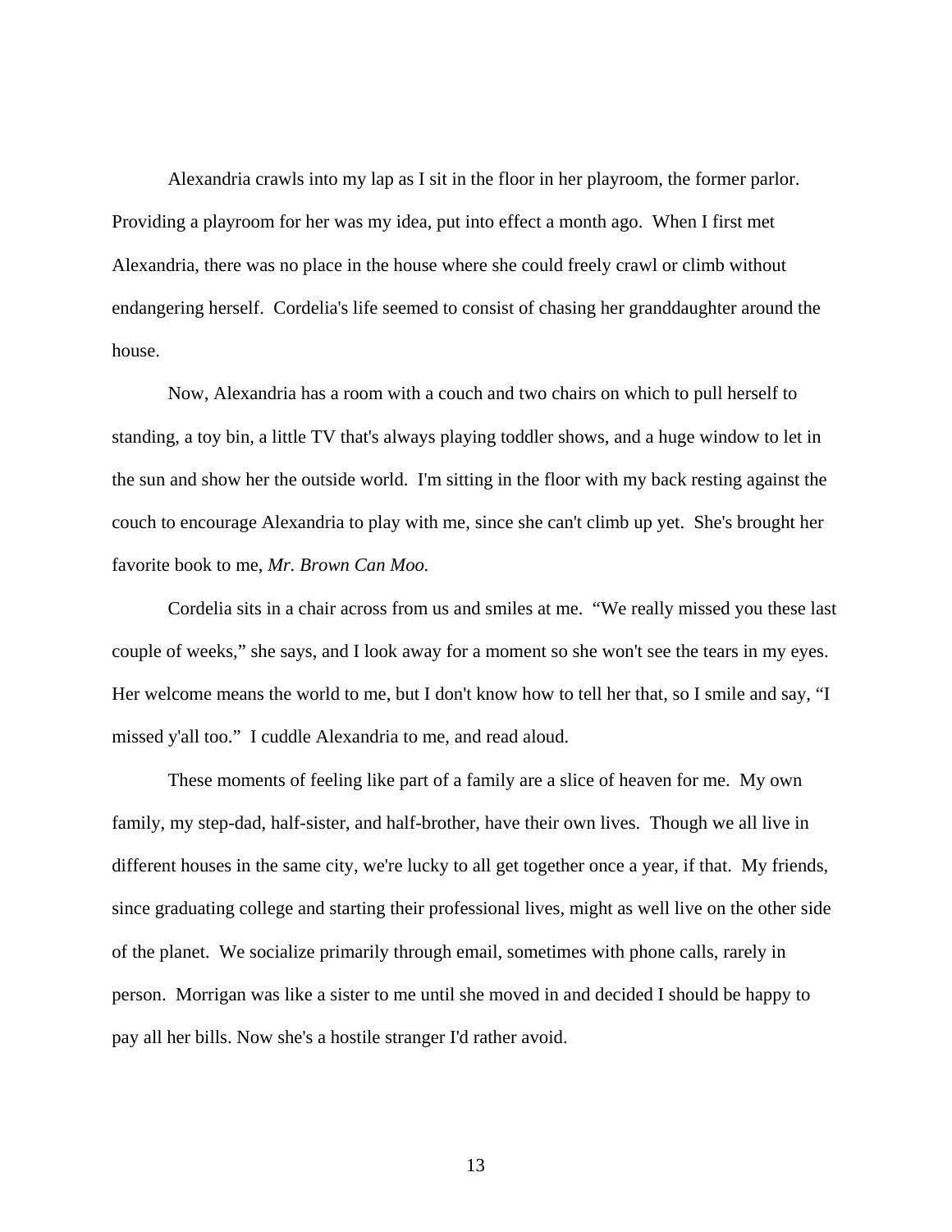Alexandria crawls into my lap as I sit in the floor in her playroom, the former parlor. Providing a playroom for her was my idea, put into effect a month ago. When I first met Alexandria, there was no place in the house where she could freely crawl or climb without endangering herself. Cordelia's life seemed to consist of chasing her granddaughter around the house.

Now, Alexandria has a room with a couch and two chairs on which to pull herself to standing, a toy bin, a little TV that's always playing toddler shows, and a huge window to let in the sun and show her the outside world. I'm sitting in the floor with my back resting against the couch to encourage Alexandria to play with me, since she can't climb up yet. She's brought her favorite book to me, *Mr. Brown Can Moo.*

Cordelia sits in a chair across from us and smiles at me. "We really missed you these last couple of weeks," she says, and I look away for a moment so she won't see the tears in my eyes. Her welcome means the world to me, but I don't know how to tell her that, so I smile and say, "I missed y'all too." I cuddle Alexandria to me, and read aloud.

These moments of feeling like part of a family are a slice of heaven for me. My own family, my step-dad, half-sister, and half-brother, have their own lives. Though we all live in different houses in the same city, we're lucky to all get together once a year, if that. My friends, since graduating college and starting their professional lives, might as well live on the other side of the planet. We socialize primarily through email, sometimes with phone calls, rarely in person. Morrigan was like a sister to me until she moved in and decided I should be happy to pay all her bills. Now she's a hostile stranger I'd rather avoid.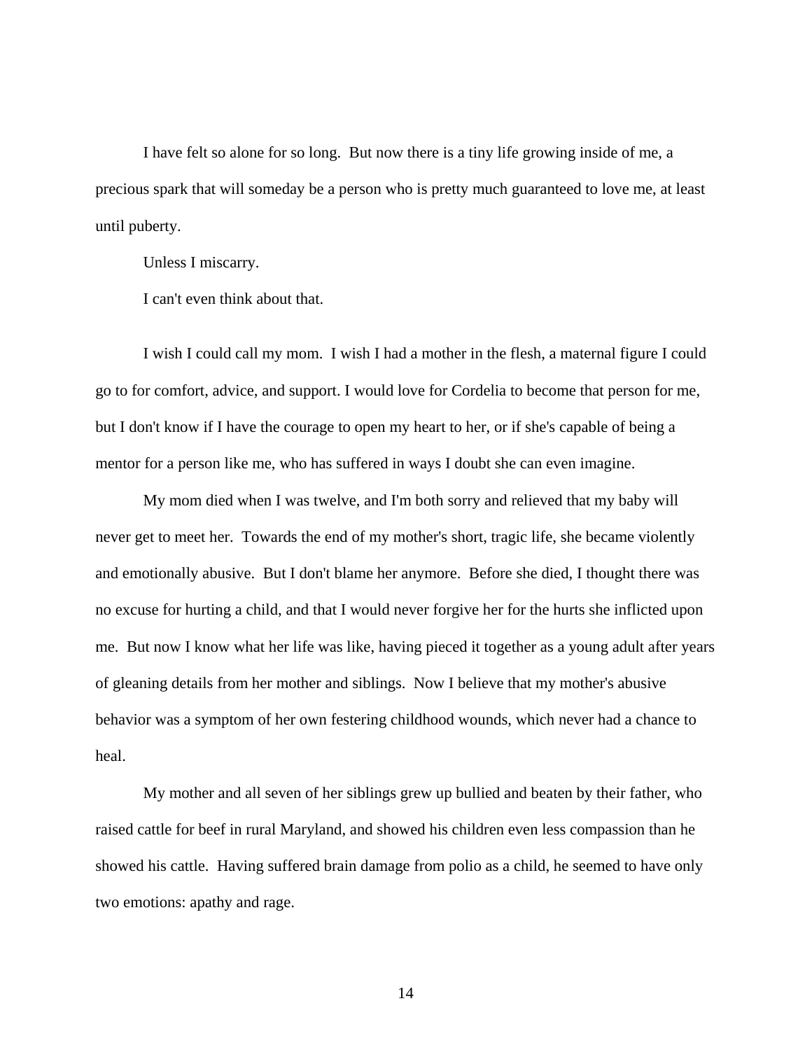I have felt so alone for so long. But now there is a tiny life growing inside of me, a precious spark that will someday be a person who is pretty much guaranteed to love me, at least until puberty.

Unless I miscarry.

I can't even think about that.

I wish I could call my mom. I wish I had a mother in the flesh, a maternal figure I could go to for comfort, advice, and support. I would love for Cordelia to become that person for me, but I don't know if I have the courage to open my heart to her, or if she's capable of being a mentor for a person like me, who has suffered in ways I doubt she can even imagine.

My mom died when I was twelve, and I'm both sorry and relieved that my baby will never get to meet her. Towards the end of my mother's short, tragic life, she became violently and emotionally abusive. But I don't blame her anymore. Before she died, I thought there was no excuse for hurting a child, and that I would never forgive her for the hurts she inflicted upon me. But now I know what her life was like, having pieced it together as a young adult after years of gleaning details from her mother and siblings. Now I believe that my mother's abusive behavior was a symptom of her own festering childhood wounds, which never had a chance to heal.

My mother and all seven of her siblings grew up bullied and beaten by their father, who raised cattle for beef in rural Maryland, and showed his children even less compassion than he showed his cattle. Having suffered brain damage from polio as a child, he seemed to have only two emotions: apathy and rage.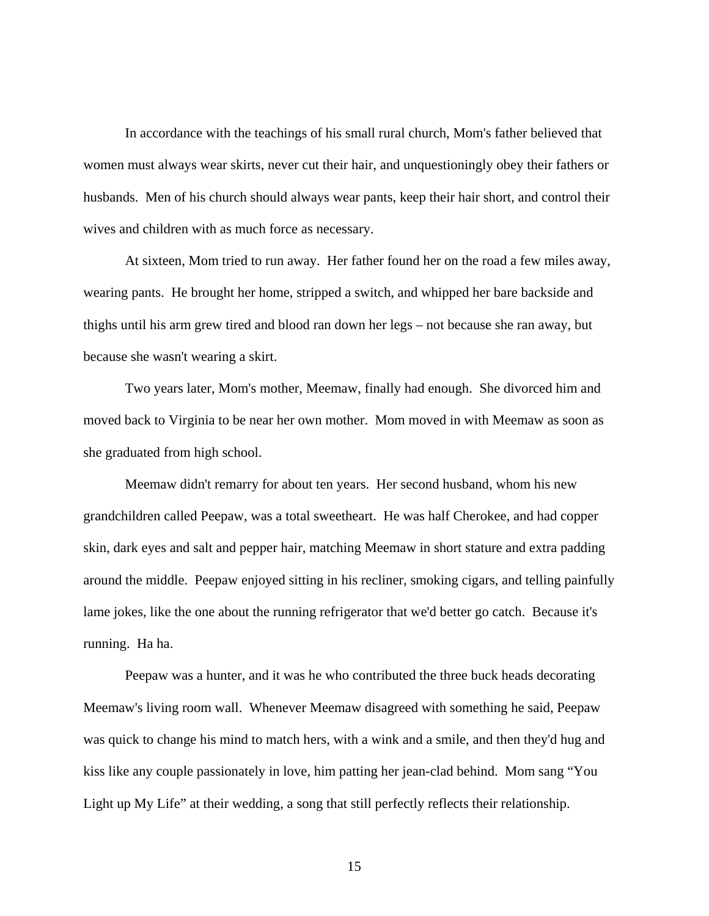In accordance with the teachings of his small rural church, Mom's father believed that women must always wear skirts, never cut their hair, and unquestioningly obey their fathers or husbands. Men of his church should always wear pants, keep their hair short, and control their wives and children with as much force as necessary.

At sixteen, Mom tried to run away. Her father found her on the road a few miles away, wearing pants. He brought her home, stripped a switch, and whipped her bare backside and thighs until his arm grew tired and blood ran down her legs – not because she ran away, but because she wasn't wearing a skirt.

Two years later, Mom's mother, Meemaw, finally had enough. She divorced him and moved back to Virginia to be near her own mother. Mom moved in with Meemaw as soon as she graduated from high school.

Meemaw didn't remarry for about ten years. Her second husband, whom his new grandchildren called Peepaw, was a total sweetheart. He was half Cherokee, and had copper skin, dark eyes and salt and pepper hair, matching Meemaw in short stature and extra padding around the middle. Peepaw enjoyed sitting in his recliner, smoking cigars, and telling painfully lame jokes, like the one about the running refrigerator that we'd better go catch. Because it's running. Ha ha.

Peepaw was a hunter, and it was he who contributed the three buck heads decorating Meemaw's living room wall. Whenever Meemaw disagreed with something he said, Peepaw was quick to change his mind to match hers, with a wink and a smile, and then they'd hug and kiss like any couple passionately in love, him patting her jean-clad behind. Mom sang "You Light up My Life" at their wedding, a song that still perfectly reflects their relationship.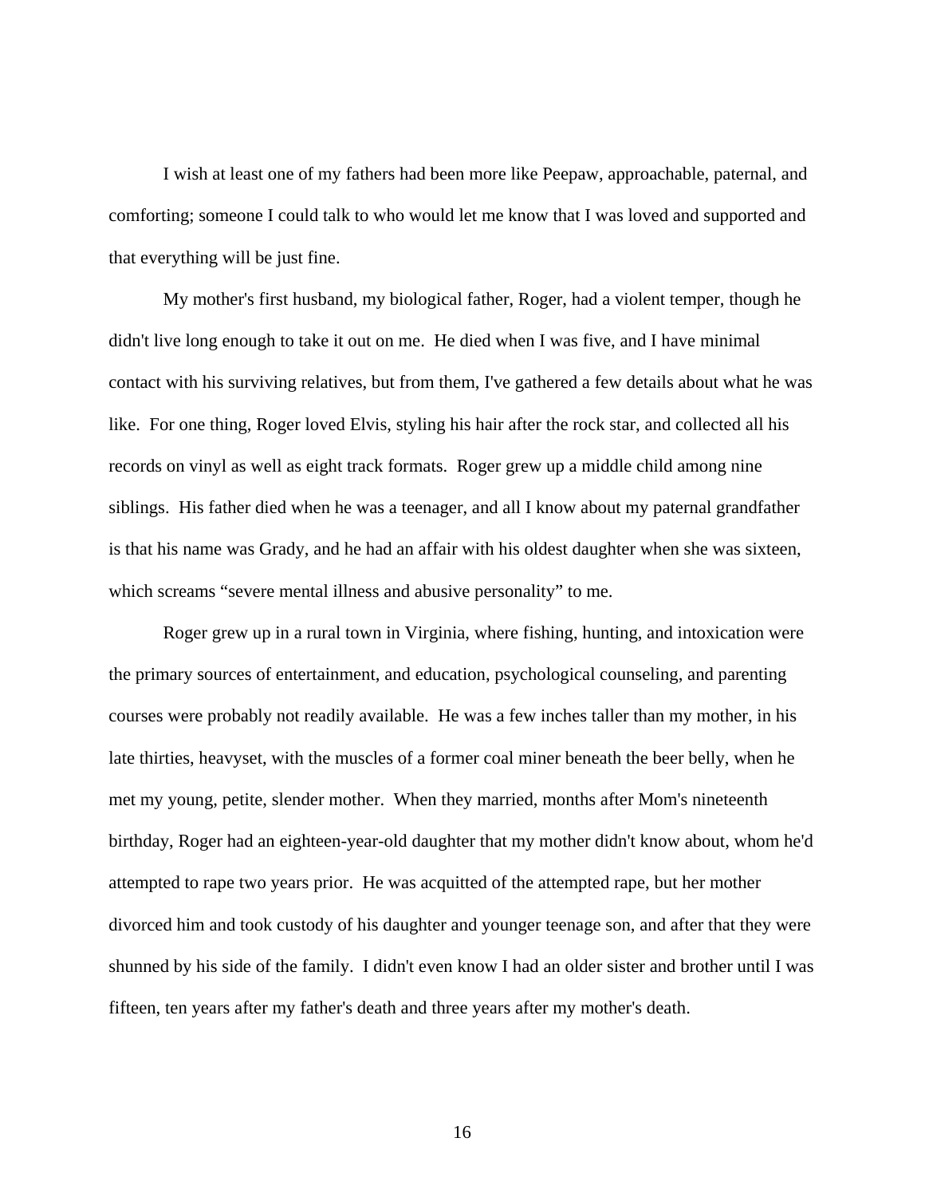I wish at least one of my fathers had been more like Peepaw, approachable, paternal, and comforting; someone I could talk to who would let me know that I was loved and supported and that everything will be just fine.

My mother's first husband, my biological father, Roger, had a violent temper, though he didn't live long enough to take it out on me. He died when I was five, and I have minimal contact with his surviving relatives, but from them, I've gathered a few details about what he was like. For one thing, Roger loved Elvis, styling his hair after the rock star, and collected all his records on vinyl as well as eight track formats. Roger grew up a middle child among nine siblings. His father died when he was a teenager, and all I know about my paternal grandfather is that his name was Grady, and he had an affair with his oldest daughter when she was sixteen, which screams "severe mental illness and abusive personality" to me.

Roger grew up in a rural town in Virginia, where fishing, hunting, and intoxication were the primary sources of entertainment, and education, psychological counseling, and parenting courses were probably not readily available. He was a few inches taller than my mother, in his late thirties, heavyset, with the muscles of a former coal miner beneath the beer belly, when he met my young, petite, slender mother. When they married, months after Mom's nineteenth birthday, Roger had an eighteen-year-old daughter that my mother didn't know about, whom he'd attempted to rape two years prior. He was acquitted of the attempted rape, but her mother divorced him and took custody of his daughter and younger teenage son, and after that they were shunned by his side of the family. I didn't even know I had an older sister and brother until I was fifteen, ten years after my father's death and three years after my mother's death.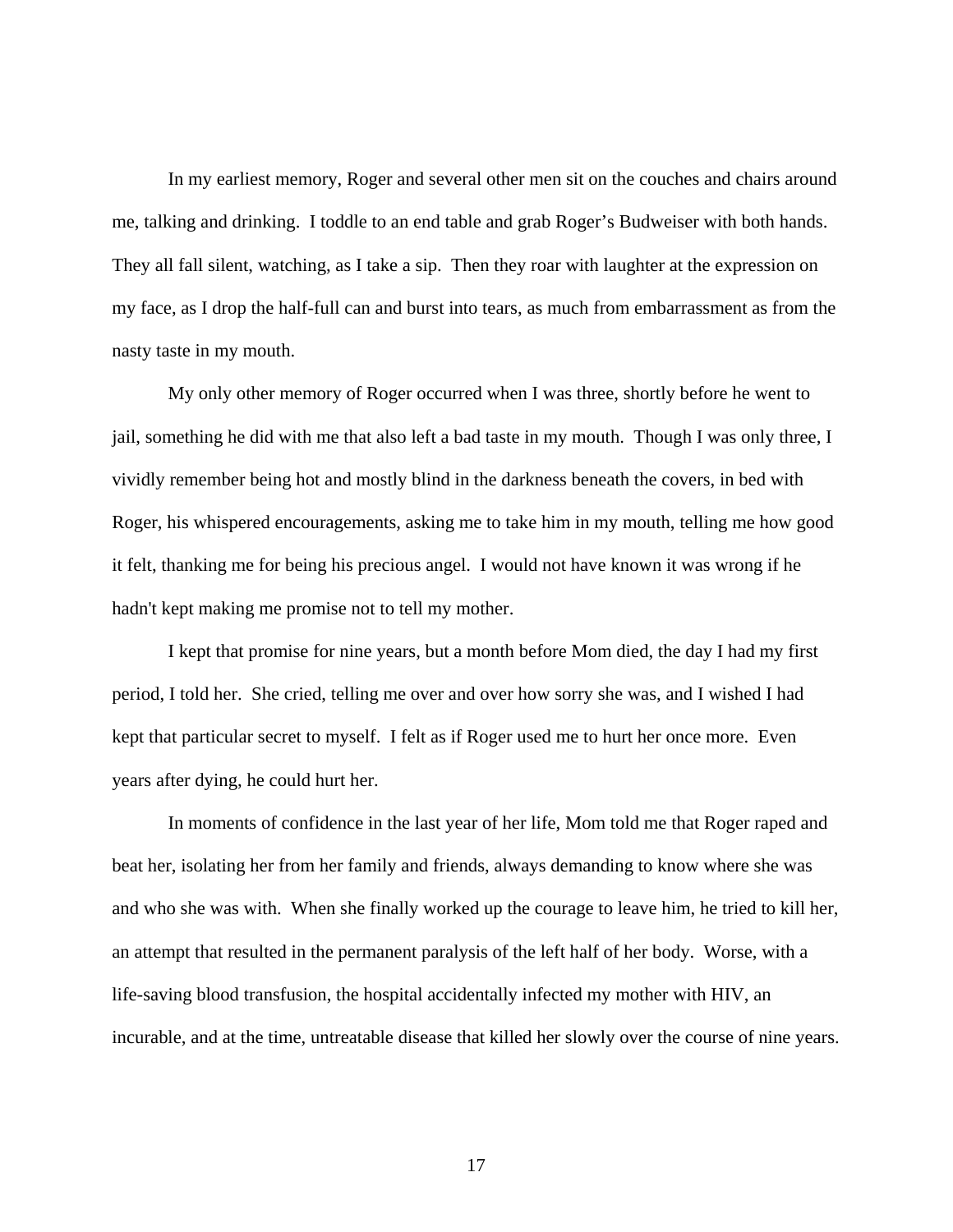In my earliest memory, Roger and several other men sit on the couches and chairs around me, talking and drinking. I toddle to an end table and grab Roger's Budweiser with both hands. They all fall silent, watching, as I take a sip. Then they roar with laughter at the expression on my face, as I drop the half-full can and burst into tears, as much from embarrassment as from the nasty taste in my mouth.

My only other memory of Roger occurred when I was three, shortly before he went to jail, something he did with me that also left a bad taste in my mouth. Though I was only three, I vividly remember being hot and mostly blind in the darkness beneath the covers, in bed with Roger, his whispered encouragements, asking me to take him in my mouth, telling me how good it felt, thanking me for being his precious angel. I would not have known it was wrong if he hadn't kept making me promise not to tell my mother.

I kept that promise for nine years, but a month before Mom died, the day I had my first period, I told her. She cried, telling me over and over how sorry she was, and I wished I had kept that particular secret to myself. I felt as if Roger used me to hurt her once more. Even years after dying, he could hurt her.

In moments of confidence in the last year of her life, Mom told me that Roger raped and beat her, isolating her from her family and friends, always demanding to know where she was and who she was with. When she finally worked up the courage to leave him, he tried to kill her, an attempt that resulted in the permanent paralysis of the left half of her body. Worse, with a life-saving blood transfusion, the hospital accidentally infected my mother with HIV, an incurable, and at the time, untreatable disease that killed her slowly over the course of nine years.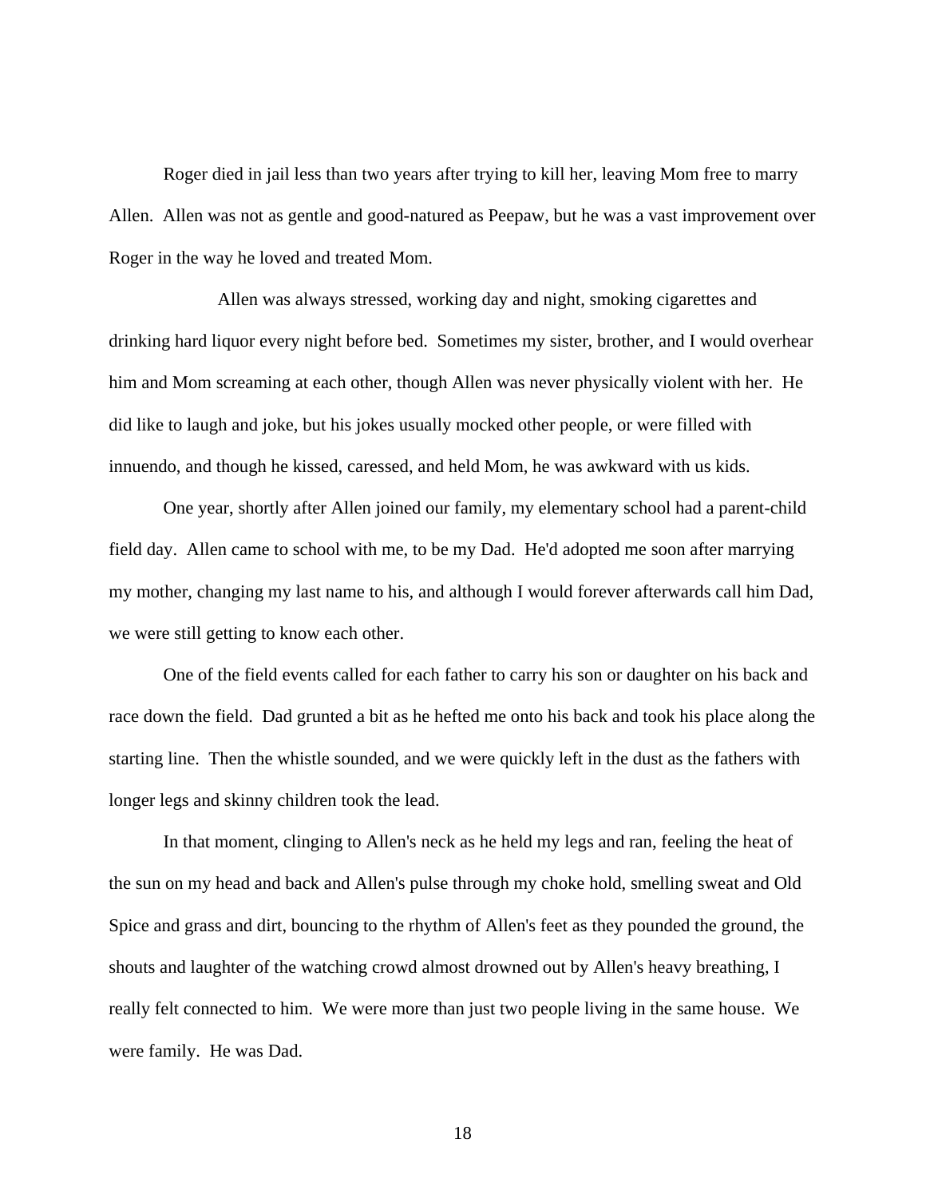Roger died in jail less than two years after trying to kill her, leaving Mom free to marry Allen. Allen was not as gentle and good-natured as Peepaw, but he was a vast improvement over Roger in the way he loved and treated Mom.

Allen was always stressed, working day and night, smoking cigarettes and drinking hard liquor every night before bed. Sometimes my sister, brother, and I would overhear him and Mom screaming at each other, though Allen was never physically violent with her. He did like to laugh and joke, but his jokes usually mocked other people, or were filled with innuendo, and though he kissed, caressed, and held Mom, he was awkward with us kids.

One year, shortly after Allen joined our family, my elementary school had a parent-child field day. Allen came to school with me, to be my Dad. He'd adopted me soon after marrying my mother, changing my last name to his, and although I would forever afterwards call him Dad, we were still getting to know each other.

One of the field events called for each father to carry his son or daughter on his back and race down the field. Dad grunted a bit as he hefted me onto his back and took his place along the starting line. Then the whistle sounded, and we were quickly left in the dust as the fathers with longer legs and skinny children took the lead.

In that moment, clinging to Allen's neck as he held my legs and ran, feeling the heat of the sun on my head and back and Allen's pulse through my choke hold, smelling sweat and Old Spice and grass and dirt, bouncing to the rhythm of Allen's feet as they pounded the ground, the shouts and laughter of the watching crowd almost drowned out by Allen's heavy breathing, I really felt connected to him. We were more than just two people living in the same house. We were family. He was Dad.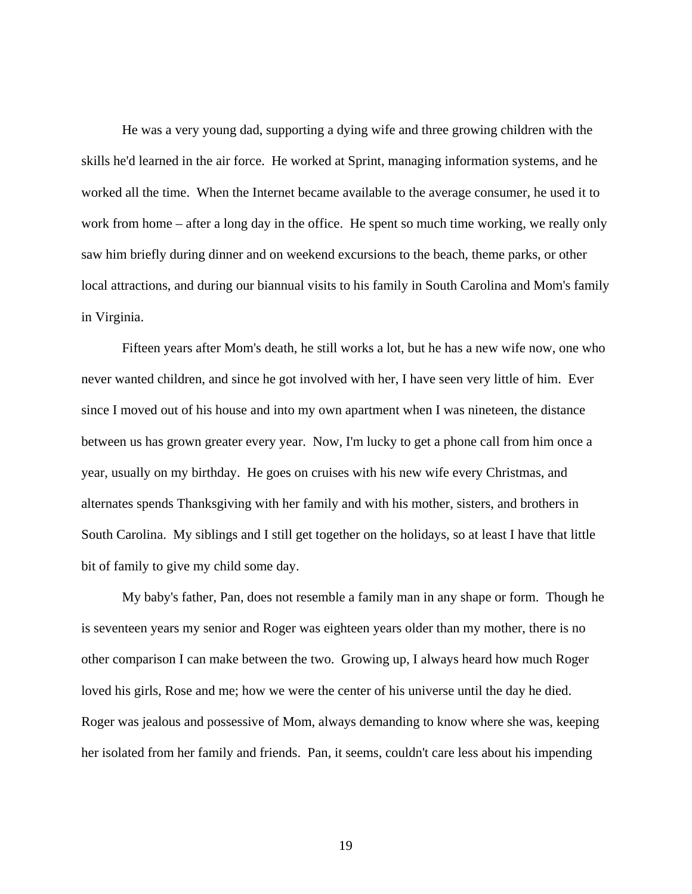He was a very young dad, supporting a dying wife and three growing children with the skills he'd learned in the air force. He worked at Sprint, managing information systems, and he worked all the time. When the Internet became available to the average consumer, he used it to work from home – after a long day in the office. He spent so much time working, we really only saw him briefly during dinner and on weekend excursions to the beach, theme parks, or other local attractions, and during our biannual visits to his family in South Carolina and Mom's family in Virginia.

Fifteen years after Mom's death, he still works a lot, but he has a new wife now, one who never wanted children, and since he got involved with her, I have seen very little of him. Ever since I moved out of his house and into my own apartment when I was nineteen, the distance between us has grown greater every year. Now, I'm lucky to get a phone call from him once a year, usually on my birthday. He goes on cruises with his new wife every Christmas, and alternates spends Thanksgiving with her family and with his mother, sisters, and brothers in South Carolina. My siblings and I still get together on the holidays, so at least I have that little bit of family to give my child some day.

My baby's father, Pan, does not resemble a family man in any shape or form. Though he is seventeen years my senior and Roger was eighteen years older than my mother, there is no other comparison I can make between the two. Growing up, I always heard how much Roger loved his girls, Rose and me; how we were the center of his universe until the day he died. Roger was jealous and possessive of Mom, always demanding to know where she was, keeping her isolated from her family and friends. Pan, it seems, couldn't care less about his impending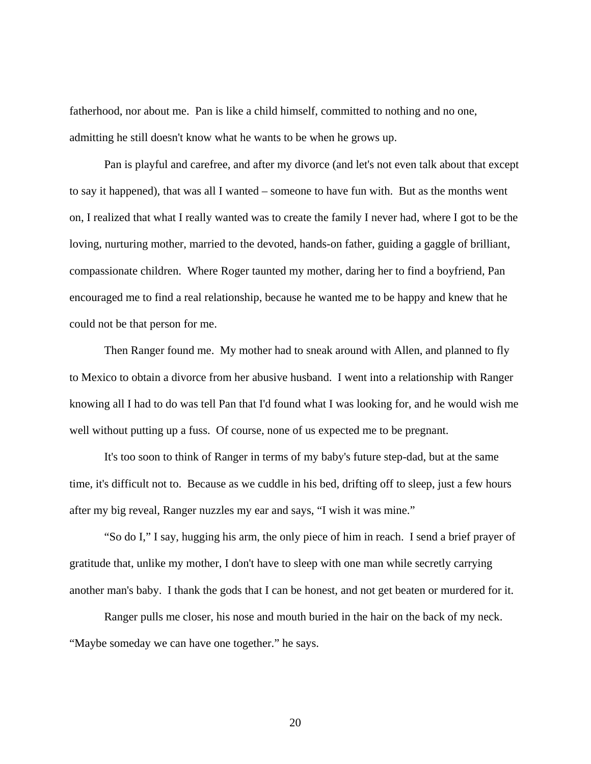fatherhood, nor about me. Pan is like a child himself, committed to nothing and no one, admitting he still doesn't know what he wants to be when he grows up.

Pan is playful and carefree, and after my divorce (and let's not even talk about that except to say it happened), that was all I wanted – someone to have fun with. But as the months went on, I realized that what I really wanted was to create the family I never had, where I got to be the loving, nurturing mother, married to the devoted, hands-on father, guiding a gaggle of brilliant, compassionate children. Where Roger taunted my mother, daring her to find a boyfriend, Pan encouraged me to find a real relationship, because he wanted me to be happy and knew that he could not be that person for me.

Then Ranger found me. My mother had to sneak around with Allen, and planned to fly to Mexico to obtain a divorce from her abusive husband. I went into a relationship with Ranger knowing all I had to do was tell Pan that I'd found what I was looking for, and he would wish me well without putting up a fuss. Of course, none of us expected me to be pregnant.

It's too soon to think of Ranger in terms of my baby's future step-dad, but at the same time, it's difficult not to. Because as we cuddle in his bed, drifting off to sleep, just a few hours after my big reveal, Ranger nuzzles my ear and says, "I wish it was mine."

"So do I," I say, hugging his arm, the only piece of him in reach. I send a brief prayer of gratitude that, unlike my mother, I don't have to sleep with one man while secretly carrying another man's baby. I thank the gods that I can be honest, and not get beaten or murdered for it.

Ranger pulls me closer, his nose and mouth buried in the hair on the back of my neck. "Maybe someday we can have one together." he says.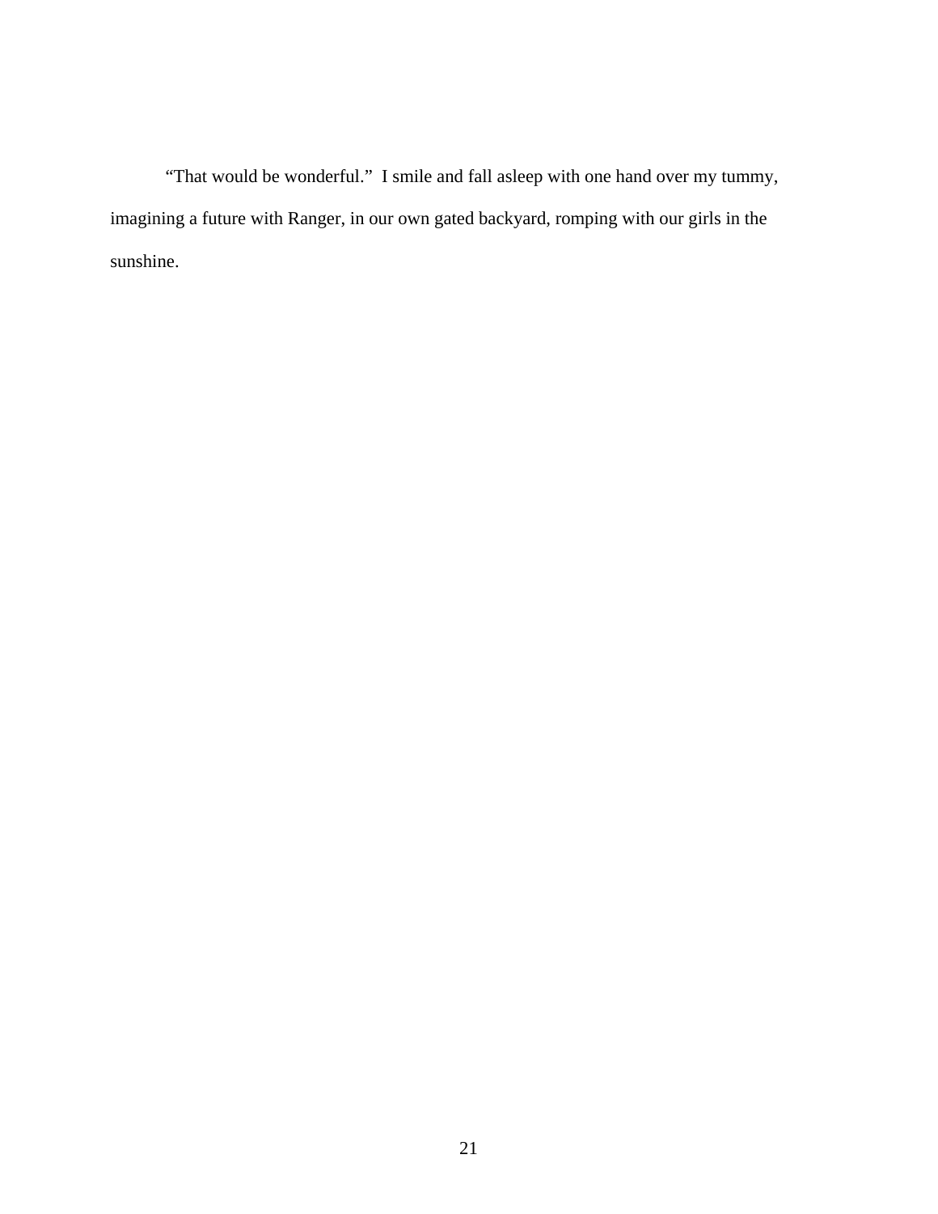"That would be wonderful."  I smile and fall asleep with one hand over my tummy, imagining a future with Ranger, in our own gated backyard, romping with our girls in the sunshine.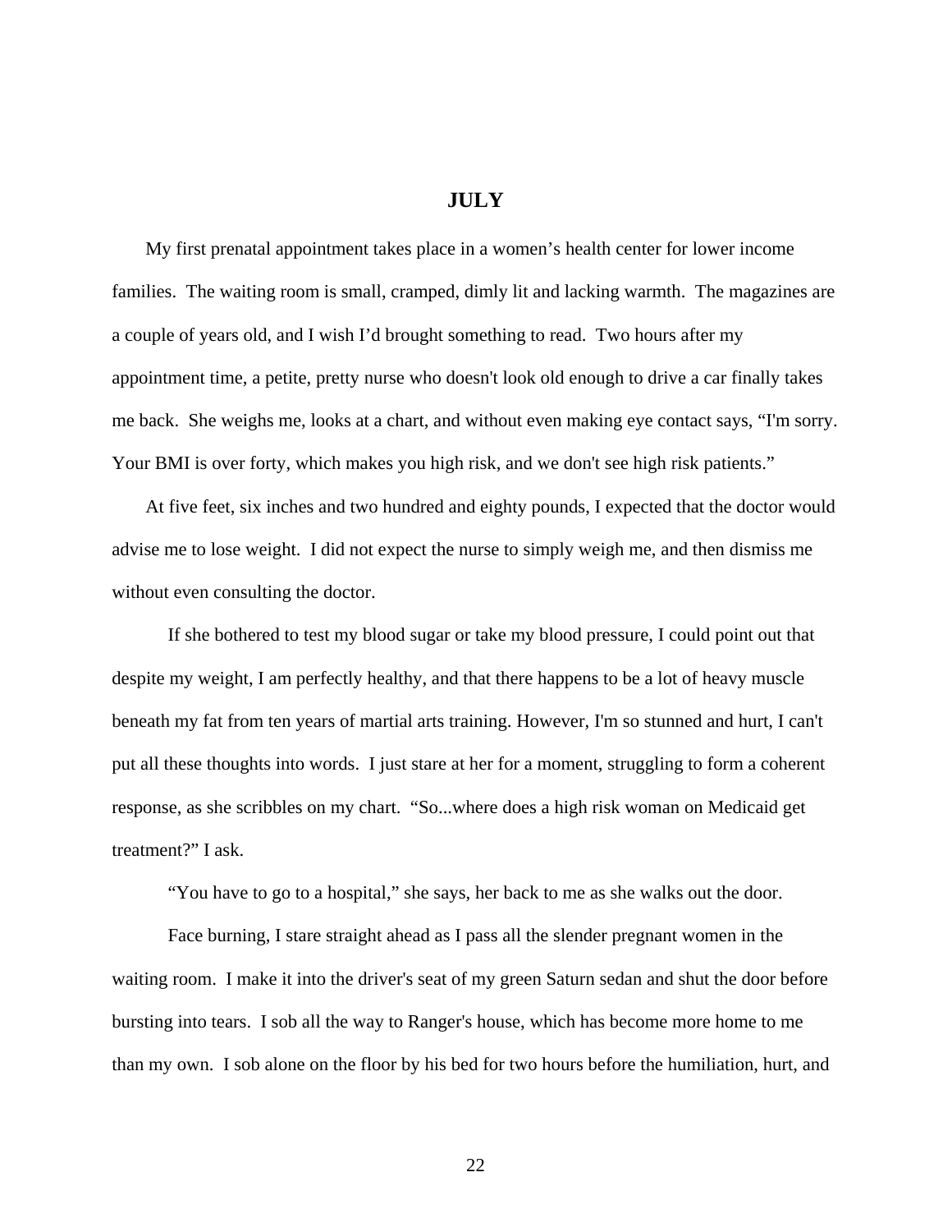# JULY

My first prenatal appointment takes place in a women's health center for lower income families. The waiting room is small, cramped, dimly lit and lacking warmth. The magazines are a couple of years old, and I wish I'd brought something to read. Two hours after my appointment time, a petite, pretty nurse who doesn't look old enough to drive a car finally takes me back. She weighs me, looks at a chart, and without even making eye contact says, "I'm sorry. Your BMI is over forty, which makes you high risk, and we don't see high risk patients."

At five feet, six inches and two hundred and eighty pounds, I expected that the doctor would advise me to lose weight. I did not expect the nurse to simply weigh me, and then dismiss me without even consulting the doctor.

If she bothered to test my blood sugar or take my blood pressure, I could point out that despite my weight, I am perfectly healthy, and that there happens to be a lot of heavy muscle beneath my fat from ten years of martial arts training. However, I'm so stunned and hurt, I can't put all these thoughts into words. I just stare at her for a moment, struggling to form a coherent response, as she scribbles on my chart. "So...where does a high risk woman on Medicaid get treatment?" I ask.

"You have to go to a hospital," she says, her back to me as she walks out the door.

Face burning, I stare straight ahead as I pass all the slender pregnant women in the waiting room. I make it into the driver's seat of my green Saturn sedan and shut the door before bursting into tears. I sob all the way to Ranger's house, which has become more home to me than my own. I sob alone on the floor by his bed for two hours before the humiliation, hurt, and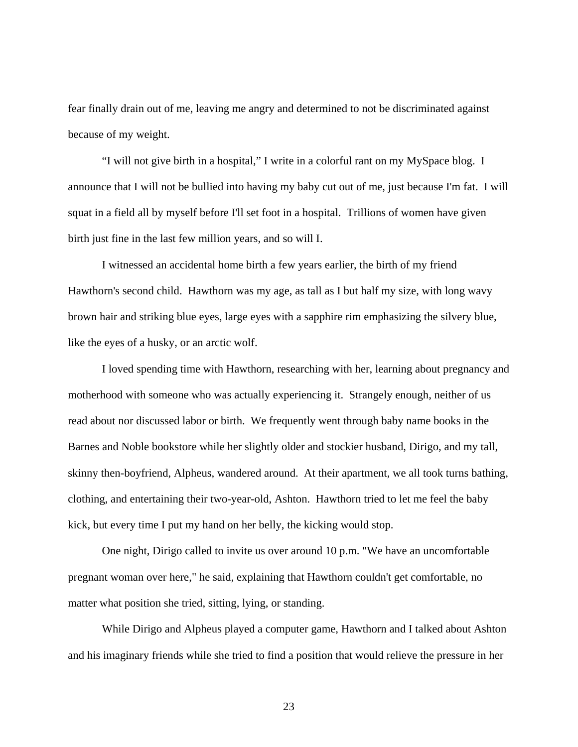fear finally drain out of me, leaving me angry and determined to not be discriminated against because of my weight.

"I will not give birth in a hospital," I write in a colorful rant on my MySpace blog. I announce that I will not be bullied into having my baby cut out of me, just because I'm fat. I will squat in a field all by myself before I'll set foot in a hospital. Trillions of women have given birth just fine in the last few million years, and so will I.

I witnessed an accidental home birth a few years earlier, the birth of my friend Hawthorn's second child. Hawthorn was my age, as tall as I but half my size, with long wavy brown hair and striking blue eyes, large eyes with a sapphire rim emphasizing the silvery blue, like the eyes of a husky, or an arctic wolf.

I loved spending time with Hawthorn, researching with her, learning about pregnancy and motherhood with someone who was actually experiencing it. Strangely enough, neither of us read about nor discussed labor or birth. We frequently went through baby name books in the Barnes and Noble bookstore while her slightly older and stockier husband, Dirigo, and my tall, skinny then-boyfriend, Alpheus, wandered around. At their apartment, we all took turns bathing, clothing, and entertaining their two-year-old, Ashton. Hawthorn tried to let me feel the baby kick, but every time I put my hand on her belly, the kicking would stop.

One night, Dirigo called to invite us over around 10 p.m. "We have an uncomfortable pregnant woman over here," he said, explaining that Hawthorn couldn't get comfortable, no matter what position she tried, sitting, lying, or standing.

While Dirigo and Alpheus played a computer game, Hawthorn and I talked about Ashton and his imaginary friends while she tried to find a position that would relieve the pressure in her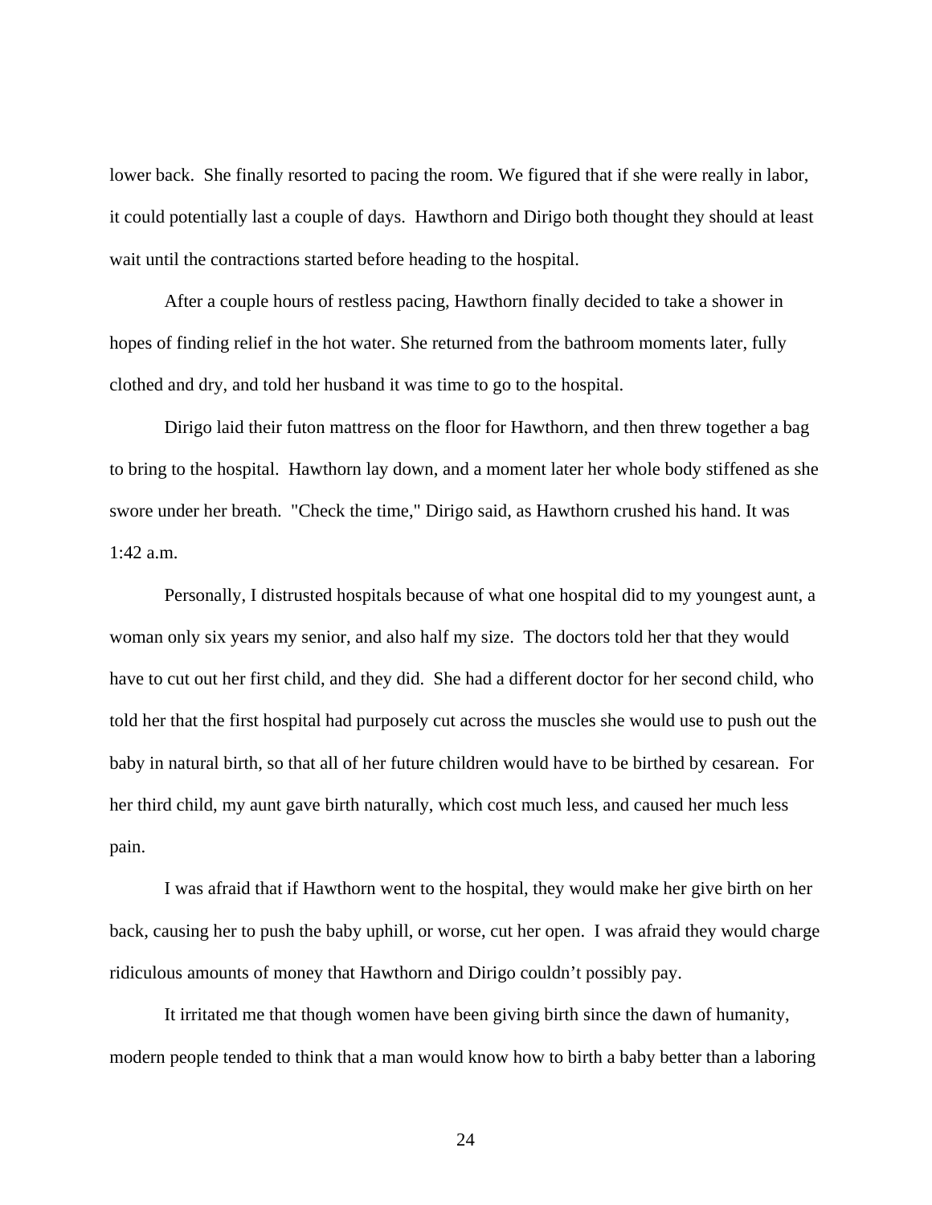lower back.  She finally resorted to pacing the room. We figured that if she were really in labor, it could potentially last a couple of days.  Hawthorn and Dirigo both thought they should at least wait until the contractions started before heading to the hospital.

After a couple hours of restless pacing, Hawthorn finally decided to take a shower in hopes of finding relief in the hot water. She returned from the bathroom moments later, fully clothed and dry, and told her husband it was time to go to the hospital.

Dirigo laid their futon mattress on the floor for Hawthorn, and then threw together a bag to bring to the hospital.  Hawthorn lay down, and a moment later her whole body stiffened as she swore under her breath.  "Check the time," Dirigo said, as Hawthorn crushed his hand. It was 1:42 a.m.

Personally, I distrusted hospitals because of what one hospital did to my youngest aunt, a woman only six years my senior, and also half my size.  The doctors told her that they would have to cut out her first child, and they did.  She had a different doctor for her second child, who told her that the first hospital had purposely cut across the muscles she would use to push out the baby in natural birth, so that all of her future children would have to be birthed by cesarean.  For her third child, my aunt gave birth naturally, which cost much less, and caused her much less pain.

I was afraid that if Hawthorn went to the hospital, they would make her give birth on her back, causing her to push the baby uphill, or worse, cut her open.  I was afraid they would charge ridiculous amounts of money that Hawthorn and Dirigo couldn't possibly pay.

It irritated me that though women have been giving birth since the dawn of humanity, modern people tended to think that a man would know how to birth a baby better than a laboring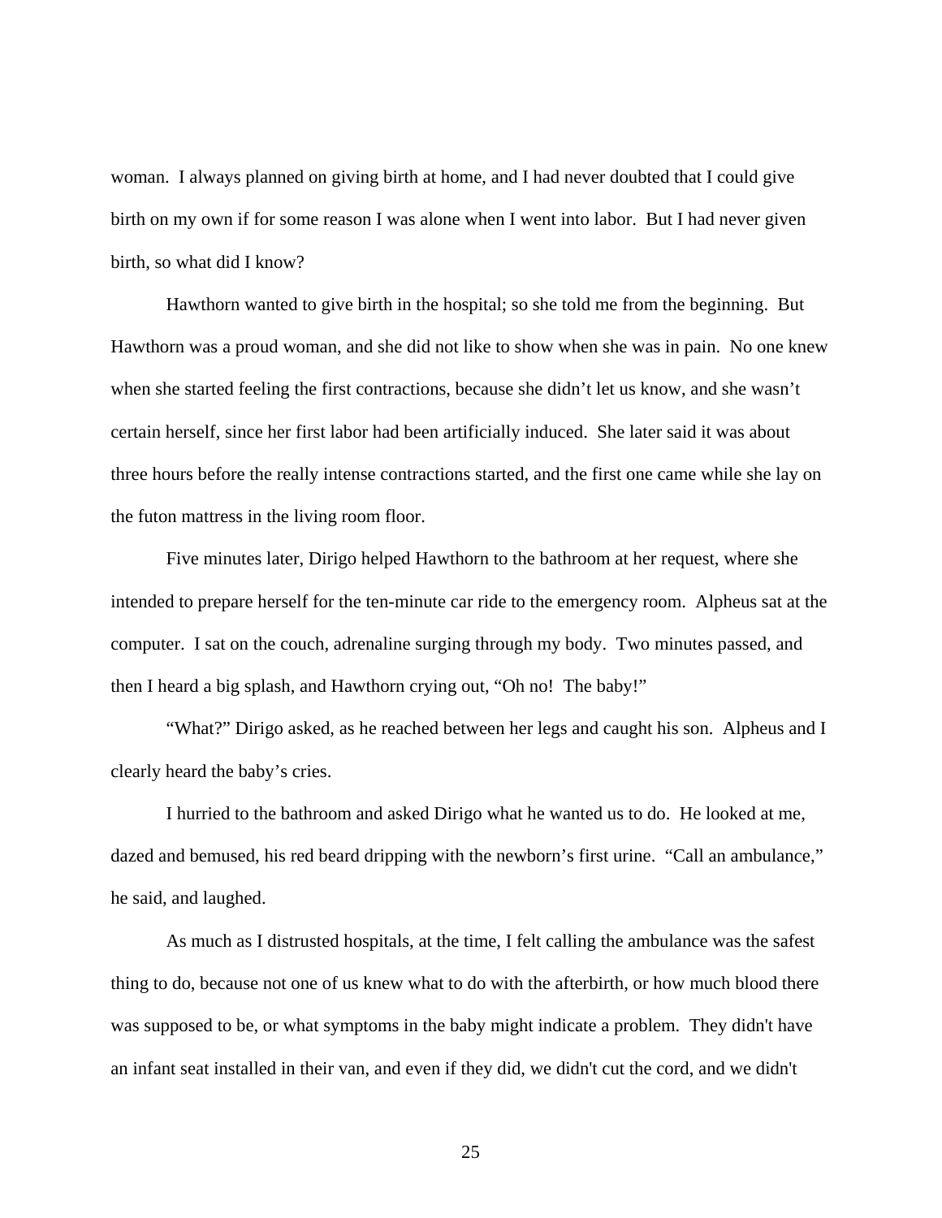woman. I always planned on giving birth at home, and I had never doubted that I could give birth on my own if for some reason I was alone when I went into labor. But I had never given birth, so what did I know?

Hawthorn wanted to give birth in the hospital; so she told me from the beginning. But Hawthorn was a proud woman, and she did not like to show when she was in pain. No one knew when she started feeling the first contractions, because she didn't let us know, and she wasn't certain herself, since her first labor had been artificially induced. She later said it was about three hours before the really intense contractions started, and the first one came while she lay on the futon mattress in the living room floor.

Five minutes later, Dirigo helped Hawthorn to the bathroom at her request, where she intended to prepare herself for the ten-minute car ride to the emergency room. Alpheus sat at the computer. I sat on the couch, adrenaline surging through my body. Two minutes passed, and then I heard a big splash, and Hawthorn crying out, "Oh no! The baby!"

"What?" Dirigo asked, as he reached between her legs and caught his son. Alpheus and I clearly heard the baby's cries.

I hurried to the bathroom and asked Dirigo what he wanted us to do. He looked at me, dazed and bemused, his red beard dripping with the newborn's first urine. "Call an ambulance," he said, and laughed.

As much as I distrusted hospitals, at the time, I felt calling the ambulance was the safest thing to do, because not one of us knew what to do with the afterbirth, or how much blood there was supposed to be, or what symptoms in the baby might indicate a problem. They didn't have an infant seat installed in their van, and even if they did, we didn't cut the cord, and we didn't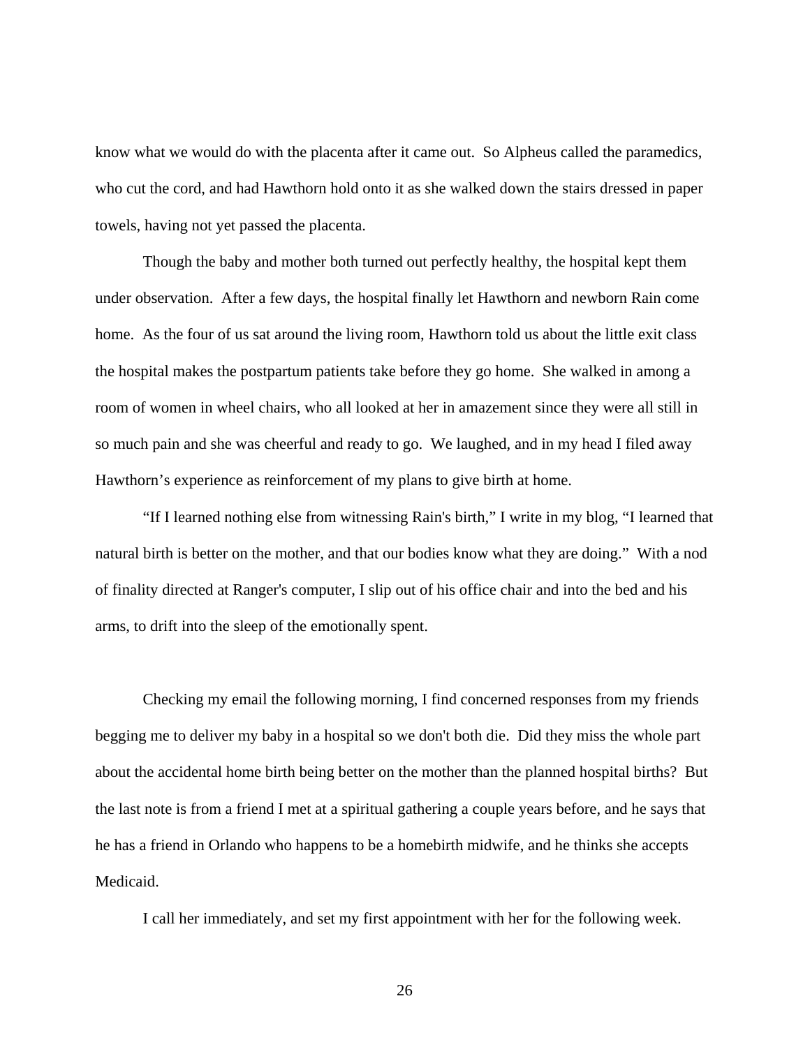know what we would do with the placenta after it came out. So Alpheus called the paramedics, who cut the cord, and had Hawthorn hold onto it as she walked down the stairs dressed in paper towels, having not yet passed the placenta.

Though the baby and mother both turned out perfectly healthy, the hospital kept them under observation. After a few days, the hospital finally let Hawthorn and newborn Rain come home. As the four of us sat around the living room, Hawthorn told us about the little exit class the hospital makes the postpartum patients take before they go home. She walked in among a room of women in wheel chairs, who all looked at her in amazement since they were all still in so much pain and she was cheerful and ready to go. We laughed, and in my head I filed away Hawthorn's experience as reinforcement of my plans to give birth at home.

"If I learned nothing else from witnessing Rain's birth," I write in my blog, "I learned that natural birth is better on the mother, and that our bodies know what they are doing." With a nod of finality directed at Ranger's computer, I slip out of his office chair and into the bed and his arms, to drift into the sleep of the emotionally spent.

Checking my email the following morning, I find concerned responses from my friends begging me to deliver my baby in a hospital so we don't both die. Did they miss the whole part about the accidental home birth being better on the mother than the planned hospital births? But the last note is from a friend I met at a spiritual gathering a couple years before, and he says that he has a friend in Orlando who happens to be a homebirth midwife, and he thinks she accepts Medicaid.

I call her immediately, and set my first appointment with her for the following week.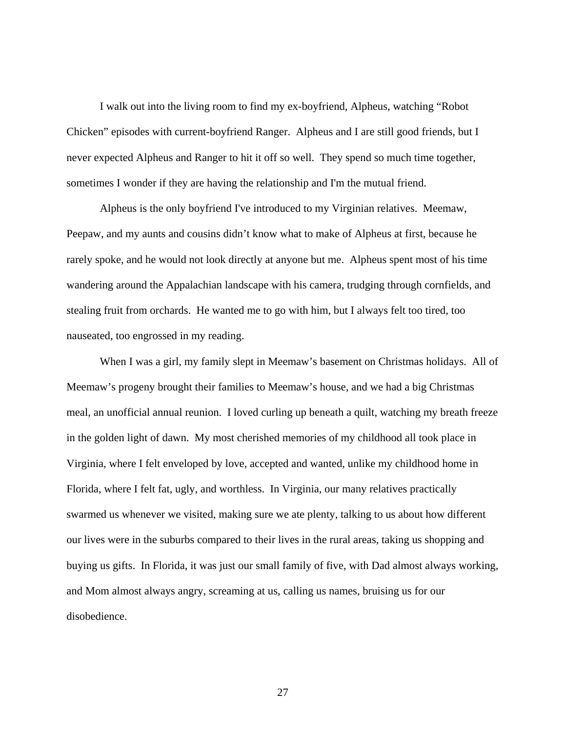I walk out into the living room to find my ex-boyfriend, Alpheus, watching "Robot Chicken" episodes with current-boyfriend Ranger. Alpheus and I are still good friends, but I never expected Alpheus and Ranger to hit it off so well. They spend so much time together, sometimes I wonder if they are having the relationship and I'm the mutual friend.

Alpheus is the only boyfriend I've introduced to my Virginian relatives. Meemaw, Peepaw, and my aunts and cousins didn't know what to make of Alpheus at first, because he rarely spoke, and he would not look directly at anyone but me. Alpheus spent most of his time wandering around the Appalachian landscape with his camera, trudging through cornfields, and stealing fruit from orchards. He wanted me to go with him, but I always felt too tired, too nauseated, too engrossed in my reading.

When I was a girl, my family slept in Meemaw's basement on Christmas holidays. All of Meemaw's progeny brought their families to Meemaw's house, and we had a big Christmas meal, an unofficial annual reunion. I loved curling up beneath a quilt, watching my breath freeze in the golden light of dawn. My most cherished memories of my childhood all took place in Virginia, where I felt enveloped by love, accepted and wanted, unlike my childhood home in Florida, where I felt fat, ugly, and worthless. In Virginia, our many relatives practically swarmed us whenever we visited, making sure we ate plenty, talking to us about how different our lives were in the suburbs compared to their lives in the rural areas, taking us shopping and buying us gifts. In Florida, it was just our small family of five, with Dad almost always working, and Mom almost always angry, screaming at us, calling us names, bruising us for our disobedience.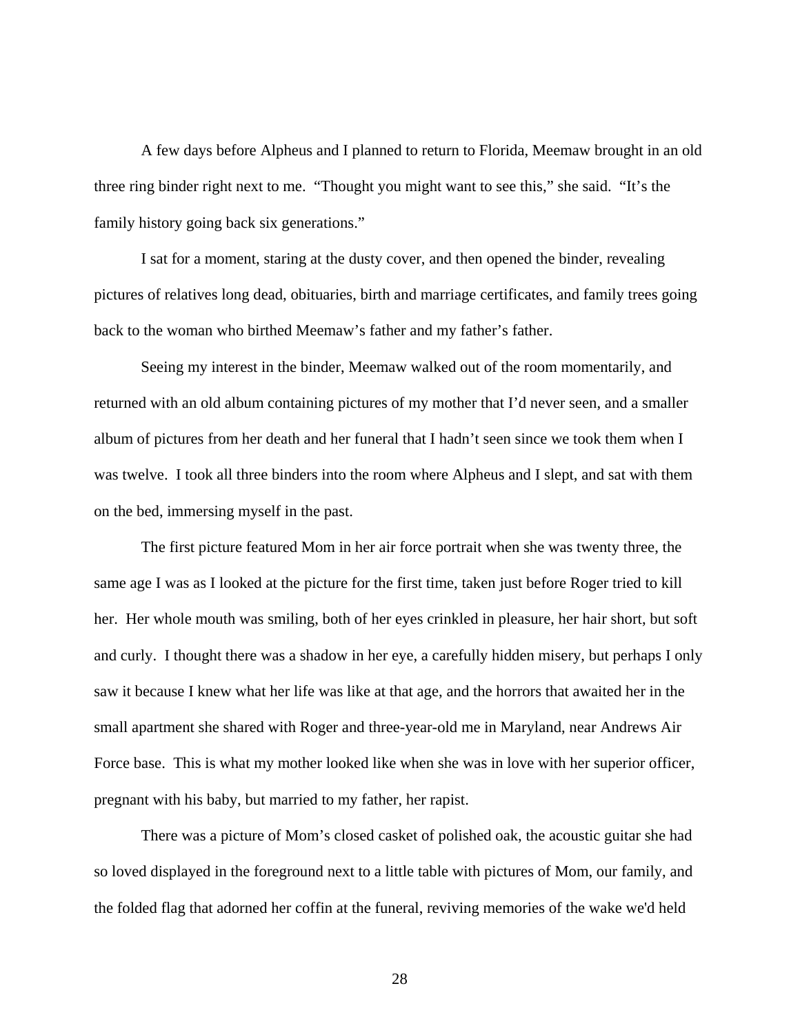A few days before Alpheus and I planned to return to Florida, Meemaw brought in an old three ring binder right next to me. "Thought you might want to see this," she said. "It's the family history going back six generations."

I sat for a moment, staring at the dusty cover, and then opened the binder, revealing pictures of relatives long dead, obituaries, birth and marriage certificates, and family trees going back to the woman who birthed Meemaw's father and my father's father.

Seeing my interest in the binder, Meemaw walked out of the room momentarily, and returned with an old album containing pictures of my mother that I'd never seen, and a smaller album of pictures from her death and her funeral that I hadn't seen since we took them when I was twelve. I took all three binders into the room where Alpheus and I slept, and sat with them on the bed, immersing myself in the past.

The first picture featured Mom in her air force portrait when she was twenty three, the same age I was as I looked at the picture for the first time, taken just before Roger tried to kill her. Her whole mouth was smiling, both of her eyes crinkled in pleasure, her hair short, but soft and curly. I thought there was a shadow in her eye, a carefully hidden misery, but perhaps I only saw it because I knew what her life was like at that age, and the horrors that awaited her in the small apartment she shared with Roger and three-year-old me in Maryland, near Andrews Air Force base. This is what my mother looked like when she was in love with her superior officer, pregnant with his baby, but married to my father, her rapist.

There was a picture of Mom's closed casket of polished oak, the acoustic guitar she had so loved displayed in the foreground next to a little table with pictures of Mom, our family, and the folded flag that adorned her coffin at the funeral, reviving memories of the wake we'd held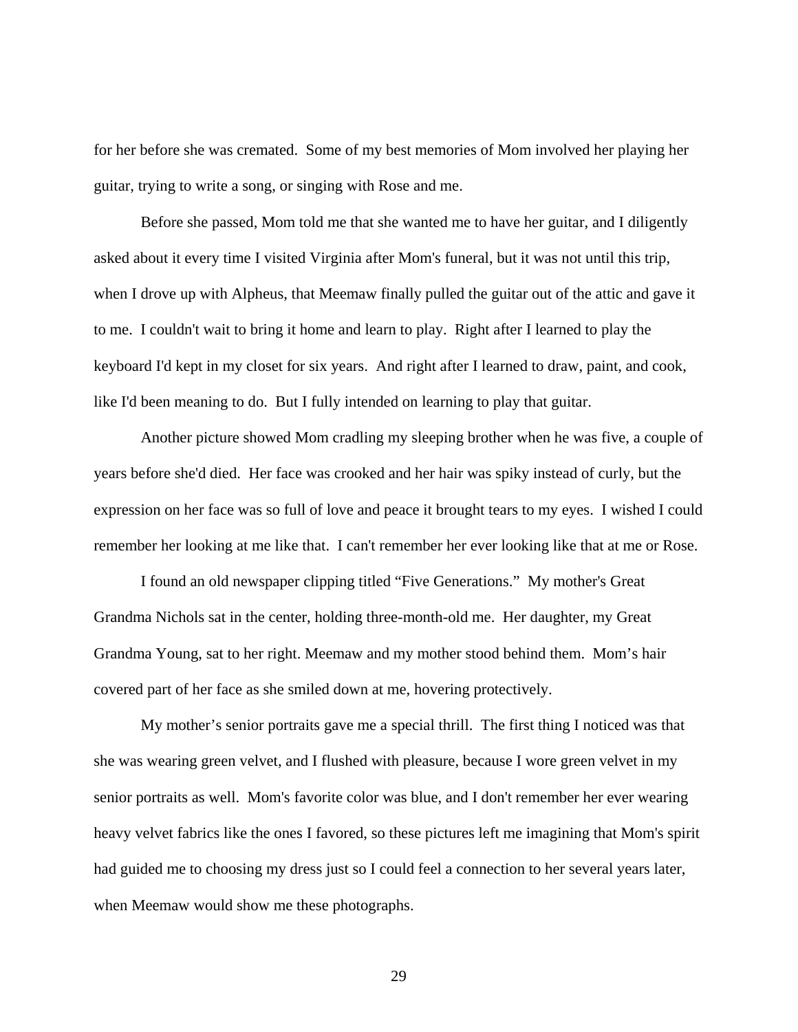for her before she was cremated. Some of my best memories of Mom involved her playing her guitar, trying to write a song, or singing with Rose and me.

Before she passed, Mom told me that she wanted me to have her guitar, and I diligently asked about it every time I visited Virginia after Mom's funeral, but it was not until this trip, when I drove up with Alpheus, that Meemaw finally pulled the guitar out of the attic and gave it to me. I couldn't wait to bring it home and learn to play. Right after I learned to play the keyboard I'd kept in my closet for six years. And right after I learned to draw, paint, and cook, like I'd been meaning to do. But I fully intended on learning to play that guitar.

Another picture showed Mom cradling my sleeping brother when he was five, a couple of years before she'd died. Her face was crooked and her hair was spiky instead of curly, but the expression on her face was so full of love and peace it brought tears to my eyes. I wished I could remember her looking at me like that. I can't remember her ever looking like that at me or Rose.

I found an old newspaper clipping titled "Five Generations." My mother's Great Grandma Nichols sat in the center, holding three-month-old me. Her daughter, my Great Grandma Young, sat to her right. Meemaw and my mother stood behind them. Mom's hair covered part of her face as she smiled down at me, hovering protectively.

My mother's senior portraits gave me a special thrill. The first thing I noticed was that she was wearing green velvet, and I flushed with pleasure, because I wore green velvet in my senior portraits as well. Mom's favorite color was blue, and I don't remember her ever wearing heavy velvet fabrics like the ones I favored, so these pictures left me imagining that Mom's spirit had guided me to choosing my dress just so I could feel a connection to her several years later, when Meemaw would show me these photographs.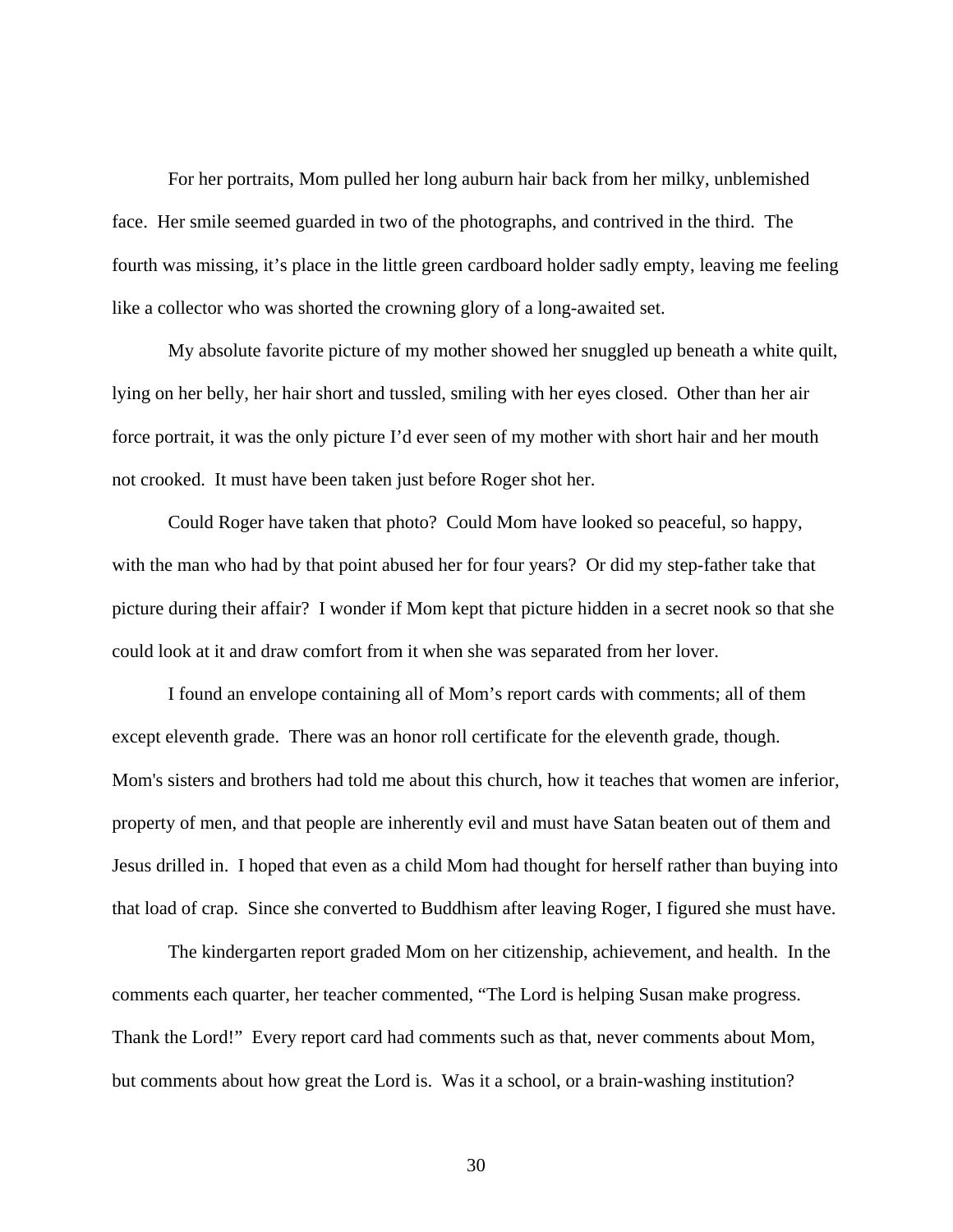For her portraits, Mom pulled her long auburn hair back from her milky, unblemished face. Her smile seemed guarded in two of the photographs, and contrived in the third. The fourth was missing, it's place in the little green cardboard holder sadly empty, leaving me feeling like a collector who was shorted the crowning glory of a long-awaited set.

My absolute favorite picture of my mother showed her snuggled up beneath a white quilt, lying on her belly, her hair short and tussled, smiling with her eyes closed. Other than her air force portrait, it was the only picture I'd ever seen of my mother with short hair and her mouth not crooked. It must have been taken just before Roger shot her.

Could Roger have taken that photo? Could Mom have looked so peaceful, so happy, with the man who had by that point abused her for four years? Or did my step-father take that picture during their affair? I wonder if Mom kept that picture hidden in a secret nook so that she could look at it and draw comfort from it when she was separated from her lover.

I found an envelope containing all of Mom's report cards with comments; all of them except eleventh grade. There was an honor roll certificate for the eleventh grade, though. Mom's sisters and brothers had told me about this church, how it teaches that women are inferior, property of men, and that people are inherently evil and must have Satan beaten out of them and Jesus drilled in. I hoped that even as a child Mom had thought for herself rather than buying into that load of crap. Since she converted to Buddhism after leaving Roger, I figured she must have.

The kindergarten report graded Mom on her citizenship, achievement, and health. In the comments each quarter, her teacher commented, "The Lord is helping Susan make progress. Thank the Lord!" Every report card had comments such as that, never comments about Mom, but comments about how great the Lord is. Was it a school, or a brain-washing institution?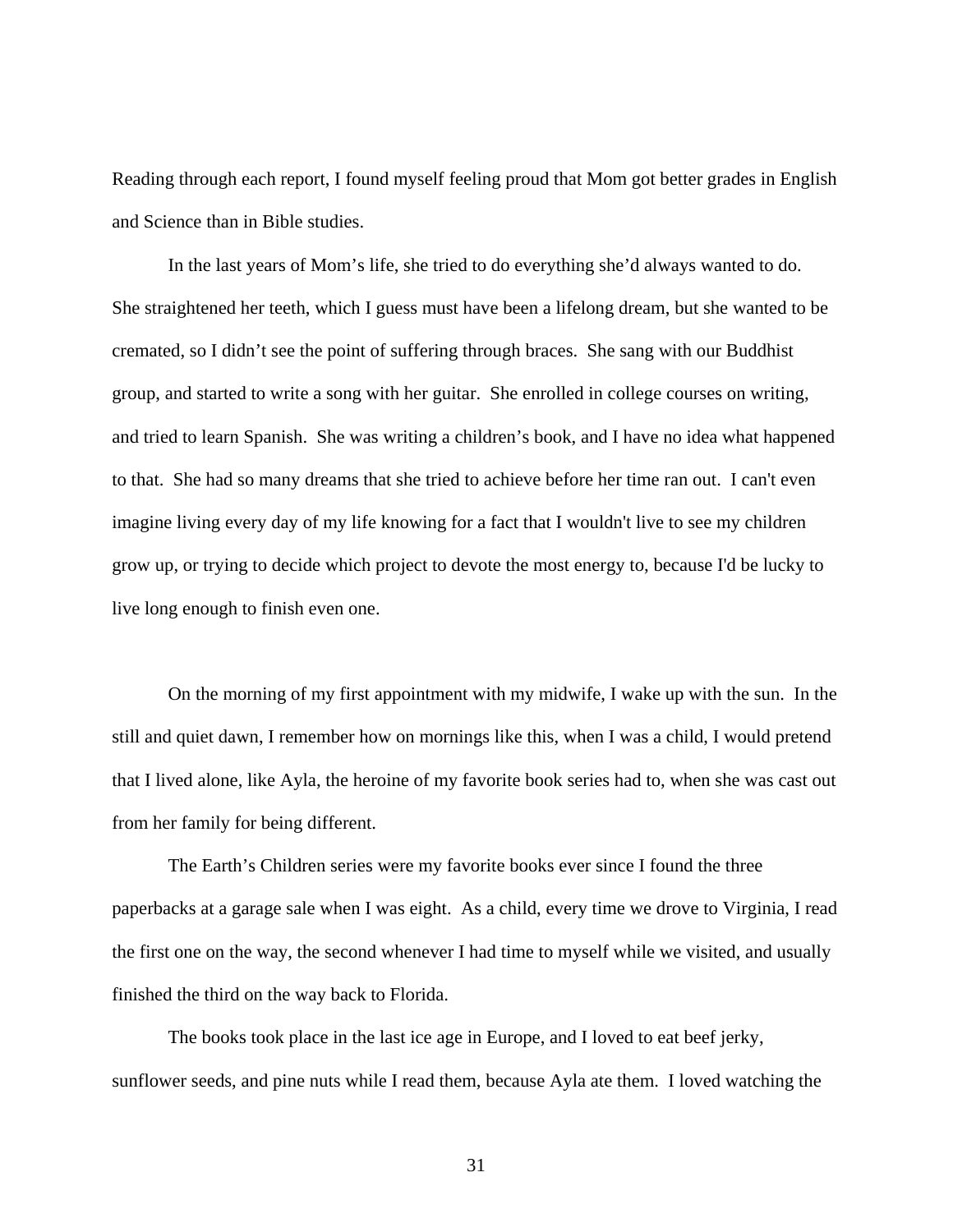Reading through each report, I found myself feeling proud that Mom got better grades in English and Science than in Bible studies.

In the last years of Mom's life, she tried to do everything she'd always wanted to do. She straightened her teeth, which I guess must have been a lifelong dream, but she wanted to be cremated, so I didn't see the point of suffering through braces. She sang with our Buddhist group, and started to write a song with her guitar. She enrolled in college courses on writing, and tried to learn Spanish. She was writing a children's book, and I have no idea what happened to that. She had so many dreams that she tried to achieve before her time ran out. I can't even imagine living every day of my life knowing for a fact that I wouldn't live to see my children grow up, or trying to decide which project to devote the most energy to, because I'd be lucky to live long enough to finish even one.

On the morning of my first appointment with my midwife, I wake up with the sun. In the still and quiet dawn, I remember how on mornings like this, when I was a child, I would pretend that I lived alone, like Ayla, the heroine of my favorite book series had to, when she was cast out from her family for being different.

The Earth's Children series were my favorite books ever since I found the three paperbacks at a garage sale when I was eight. As a child, every time we drove to Virginia, I read the first one on the way, the second whenever I had time to myself while we visited, and usually finished the third on the way back to Florida.

The books took place in the last ice age in Europe, and I loved to eat beef jerky, sunflower seeds, and pine nuts while I read them, because Ayla ate them. I loved watching the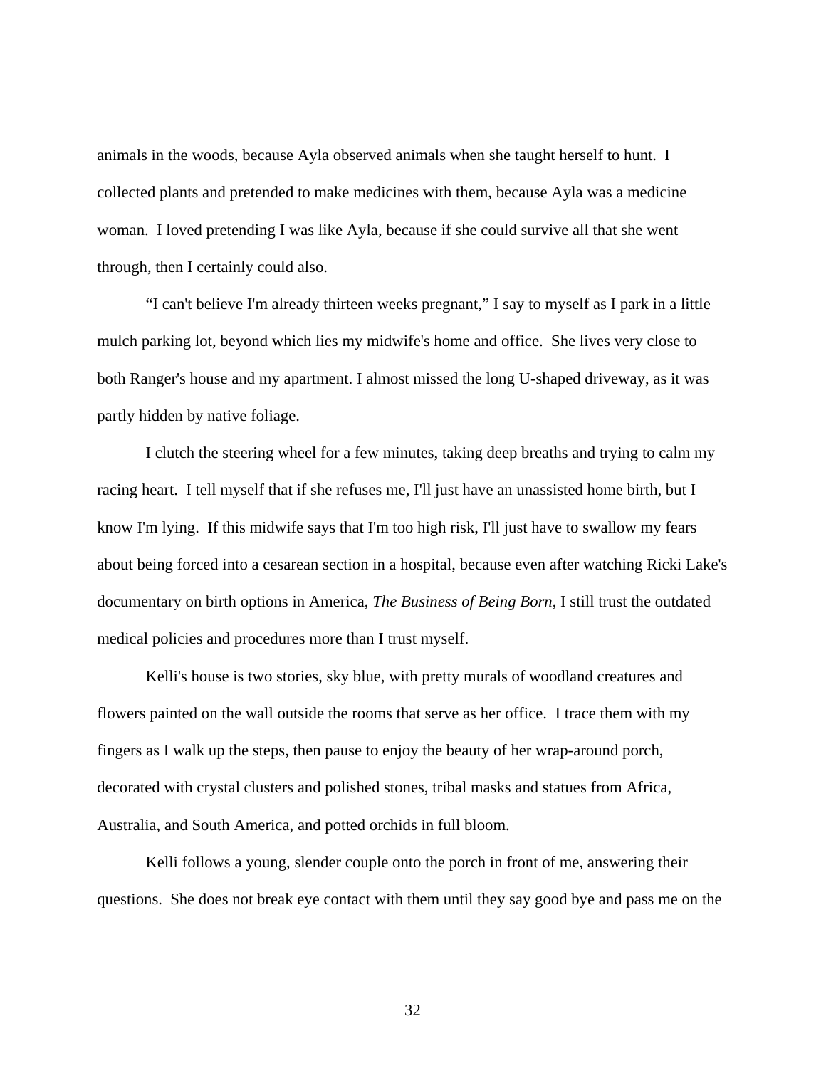animals in the woods, because Ayla observed animals when she taught herself to hunt. I collected plants and pretended to make medicines with them, because Ayla was a medicine woman. I loved pretending I was like Ayla, because if she could survive all that she went through, then I certainly could also.

“I can't believe I'm already thirteen weeks pregnant,” I say to myself as I park in a little mulch parking lot, beyond which lies my midwife's home and office. She lives very close to both Ranger's house and my apartment. I almost missed the long U-shaped driveway, as it was partly hidden by native foliage.

I clutch the steering wheel for a few minutes, taking deep breaths and trying to calm my racing heart. I tell myself that if she refuses me, I'll just have an unassisted home birth, but I know I'm lying. If this midwife says that I'm too high risk, I'll just have to swallow my fears about being forced into a cesarean section in a hospital, because even after watching Ricki Lake's documentary on birth options in America, *The Business of Being Born*, I still trust the outdated medical policies and procedures more than I trust myself.

Kelli's house is two stories, sky blue, with pretty murals of woodland creatures and flowers painted on the wall outside the rooms that serve as her office. I trace them with my fingers as I walk up the steps, then pause to enjoy the beauty of her wrap-around porch, decorated with crystal clusters and polished stones, tribal masks and statues from Africa, Australia, and South America, and potted orchids in full bloom.

Kelli follows a young, slender couple onto the porch in front of me, answering their questions. She does not break eye contact with them until they say good bye and pass me on the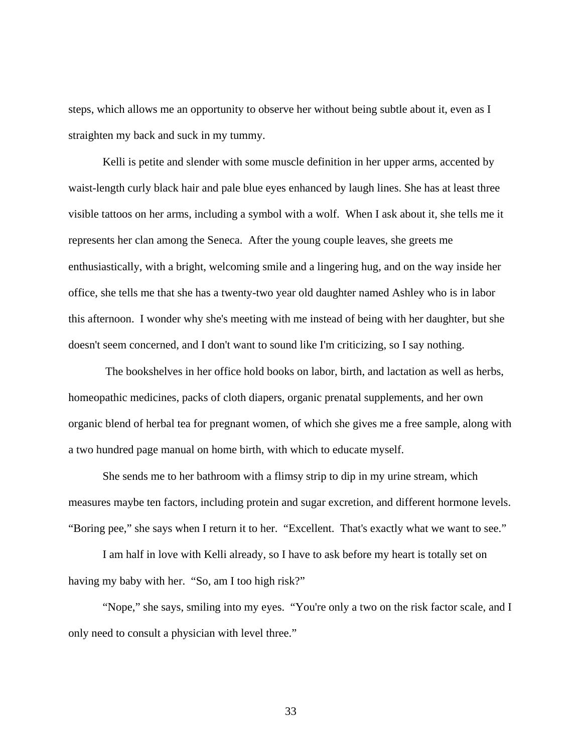steps, which allows me an opportunity to observe her without being subtle about it, even as I straighten my back and suck in my tummy.

Kelli is petite and slender with some muscle definition in her upper arms, accented by waist-length curly black hair and pale blue eyes enhanced by laugh lines. She has at least three visible tattoos on her arms, including a symbol with a wolf. When I ask about it, she tells me it represents her clan among the Seneca. After the young couple leaves, she greets me enthusiastically, with a bright, welcoming smile and a lingering hug, and on the way inside her office, she tells me that she has a twenty-two year old daughter named Ashley who is in labor this afternoon. I wonder why she's meeting with me instead of being with her daughter, but she doesn't seem concerned, and I don't want to sound like I'm criticizing, so I say nothing.

The bookshelves in her office hold books on labor, birth, and lactation as well as herbs, homeopathic medicines, packs of cloth diapers, organic prenatal supplements, and her own organic blend of herbal tea for pregnant women, of which she gives me a free sample, along with a two hundred page manual on home birth, with which to educate myself.

She sends me to her bathroom with a flimsy strip to dip in my urine stream, which measures maybe ten factors, including protein and sugar excretion, and different hormone levels. "Boring pee," she says when I return it to her. "Excellent. That's exactly what we want to see."

I am half in love with Kelli already, so I have to ask before my heart is totally set on having my baby with her. "So, am I too high risk?"

"Nope," she says, smiling into my eyes. "You're only a two on the risk factor scale, and I only need to consult a physician with level three."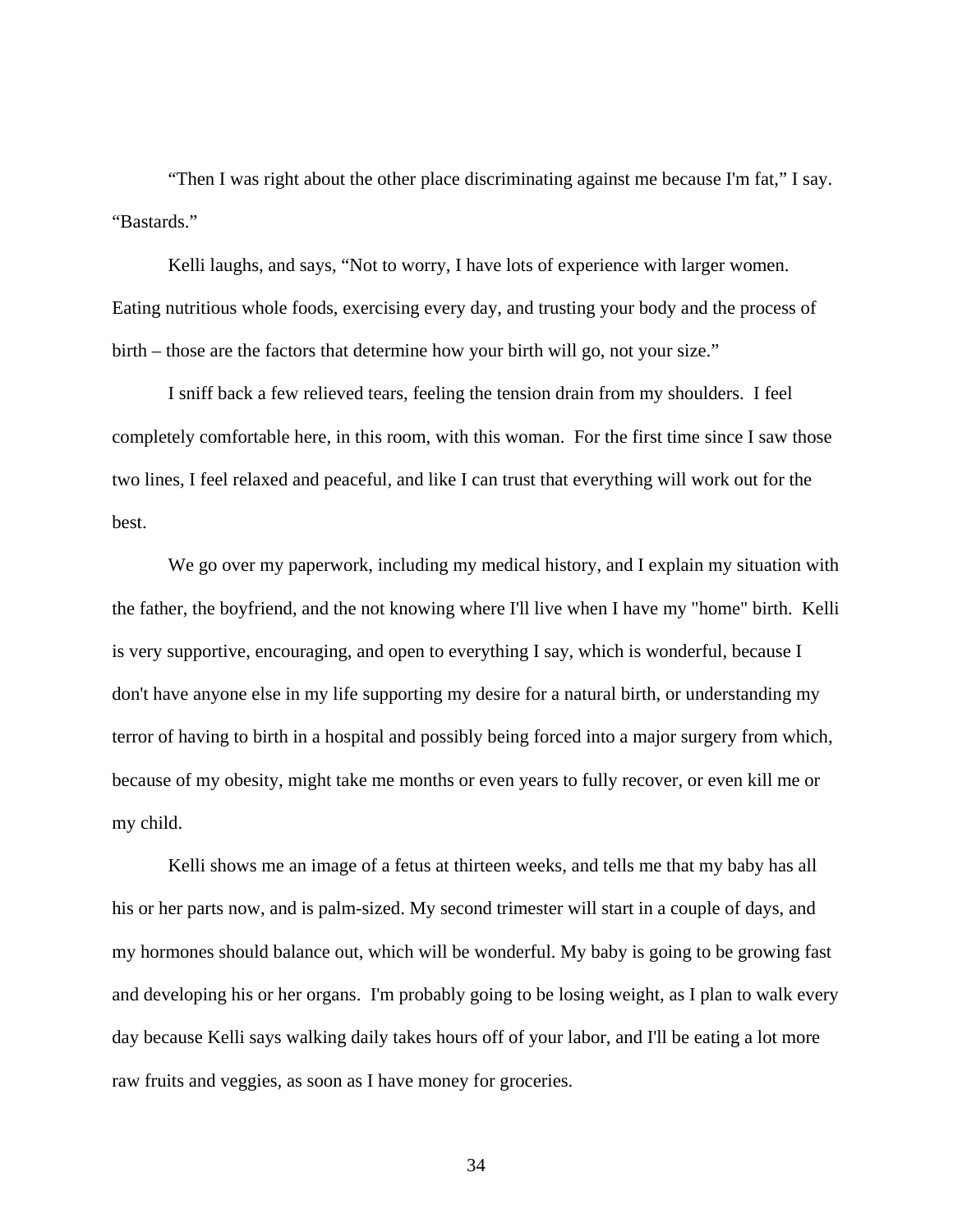“Then I was right about the other place discriminating against me because I'm fat,” I say. “Bastards.”

Kelli laughs, and says, “Not to worry, I have lots of experience with larger women. Eating nutritious whole foods, exercising every day, and trusting your body and the process of birth – those are the factors that determine how your birth will go, not your size.”

I sniff back a few relieved tears, feeling the tension drain from my shoulders. I feel completely comfortable here, in this room, with this woman. For the first time since I saw those two lines, I feel relaxed and peaceful, and like I can trust that everything will work out for the best.

We go over my paperwork, including my medical history, and I explain my situation with the father, the boyfriend, and the not knowing where I'll live when I have my "home" birth. Kelli is very supportive, encouraging, and open to everything I say, which is wonderful, because I don't have anyone else in my life supporting my desire for a natural birth, or understanding my terror of having to birth in a hospital and possibly being forced into a major surgery from which, because of my obesity, might take me months or even years to fully recover, or even kill me or my child.

Kelli shows me an image of a fetus at thirteen weeks, and tells me that my baby has all his or her parts now, and is palm-sized. My second trimester will start in a couple of days, and my hormones should balance out, which will be wonderful. My baby is going to be growing fast and developing his or her organs. I'm probably going to be losing weight, as I plan to walk every day because Kelli says walking daily takes hours off of your labor, and I'll be eating a lot more raw fruits and veggies, as soon as I have money for groceries.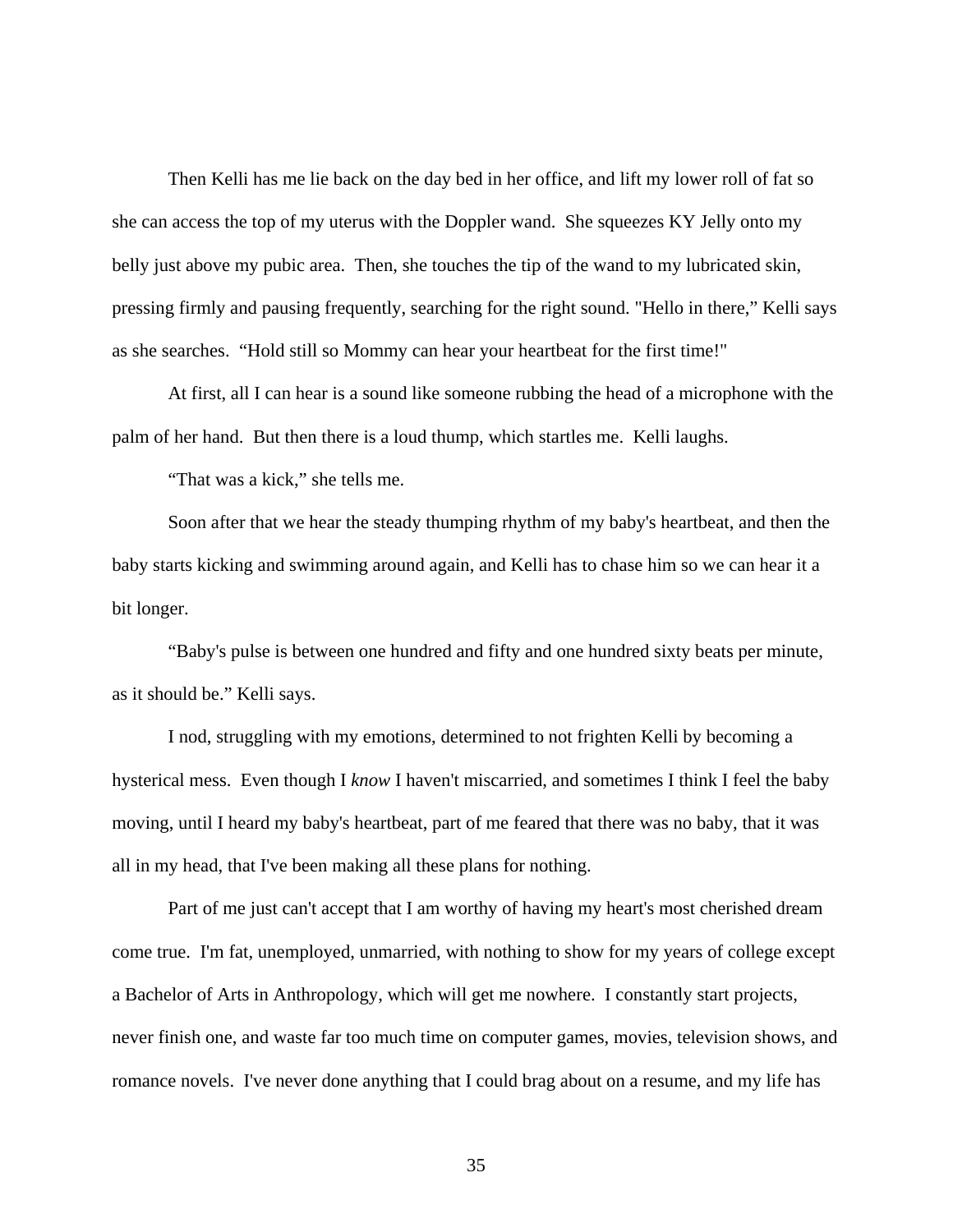Then Kelli has me lie back on the day bed in her office, and lift my lower roll of fat so she can access the top of my uterus with the Doppler wand. She squeezes KY Jelly onto my belly just above my pubic area. Then, she touches the tip of the wand to my lubricated skin, pressing firmly and pausing frequently, searching for the right sound. "Hello in there," Kelli says as she searches. "Hold still so Mommy can hear your heartbeat for the first time!"

At first, all I can hear is a sound like someone rubbing the head of a microphone with the palm of her hand. But then there is a loud thump, which startles me. Kelli laughs.

"That was a kick," she tells me.

Soon after that we hear the steady thumping rhythm of my baby's heartbeat, and then the baby starts kicking and swimming around again, and Kelli has to chase him so we can hear it a bit longer.

"Baby's pulse is between one hundred and fifty and one hundred sixty beats per minute, as it should be." Kelli says.

I nod, struggling with my emotions, determined to not frighten Kelli by becoming a hysterical mess. Even though I *know* I haven't miscarried, and sometimes I think I feel the baby moving, until I heard my baby's heartbeat, part of me feared that there was no baby, that it was all in my head, that I've been making all these plans for nothing.

Part of me just can't accept that I am worthy of having my heart's most cherished dream come true. I'm fat, unemployed, unmarried, with nothing to show for my years of college except a Bachelor of Arts in Anthropology, which will get me nowhere. I constantly start projects, never finish one, and waste far too much time on computer games, movies, television shows, and romance novels. I've never done anything that I could brag about on a resume, and my life has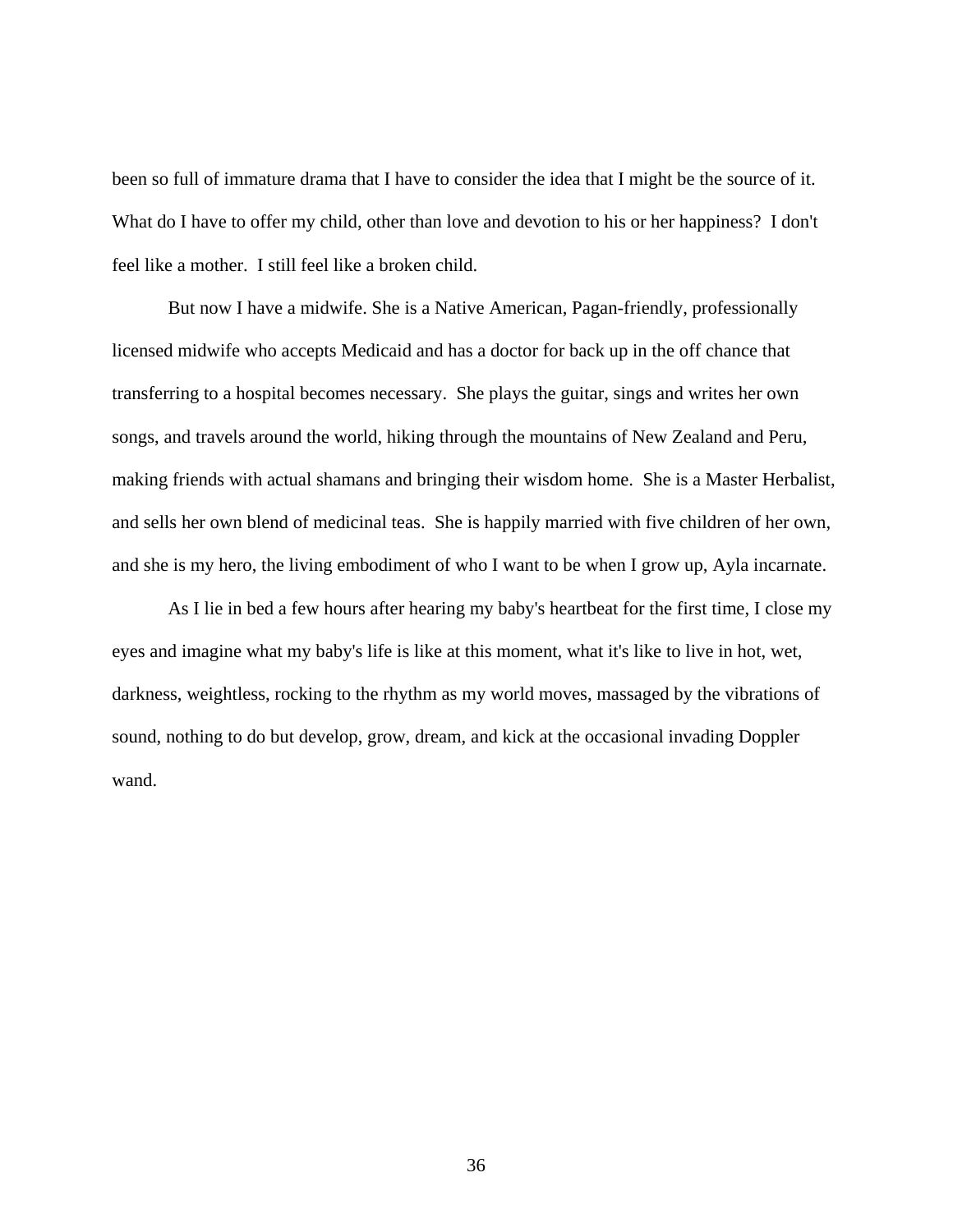been so full of immature drama that I have to consider the idea that I might be the source of it. What do I have to offer my child, other than love and devotion to his or her happiness? I don't feel like a mother. I still feel like a broken child.

But now I have a midwife. She is a Native American, Pagan-friendly, professionally licensed midwife who accepts Medicaid and has a doctor for back up in the off chance that transferring to a hospital becomes necessary. She plays the guitar, sings and writes her own songs, and travels around the world, hiking through the mountains of New Zealand and Peru, making friends with actual shamans and bringing their wisdom home. She is a Master Herbalist, and sells her own blend of medicinal teas. She is happily married with five children of her own, and she is my hero, the living embodiment of who I want to be when I grow up, Ayla incarnate.

As I lie in bed a few hours after hearing my baby's heartbeat for the first time, I close my eyes and imagine what my baby's life is like at this moment, what it's like to live in hot, wet, darkness, weightless, rocking to the rhythm as my world moves, massaged by the vibrations of sound, nothing to do but develop, grow, dream, and kick at the occasional invading Doppler wand.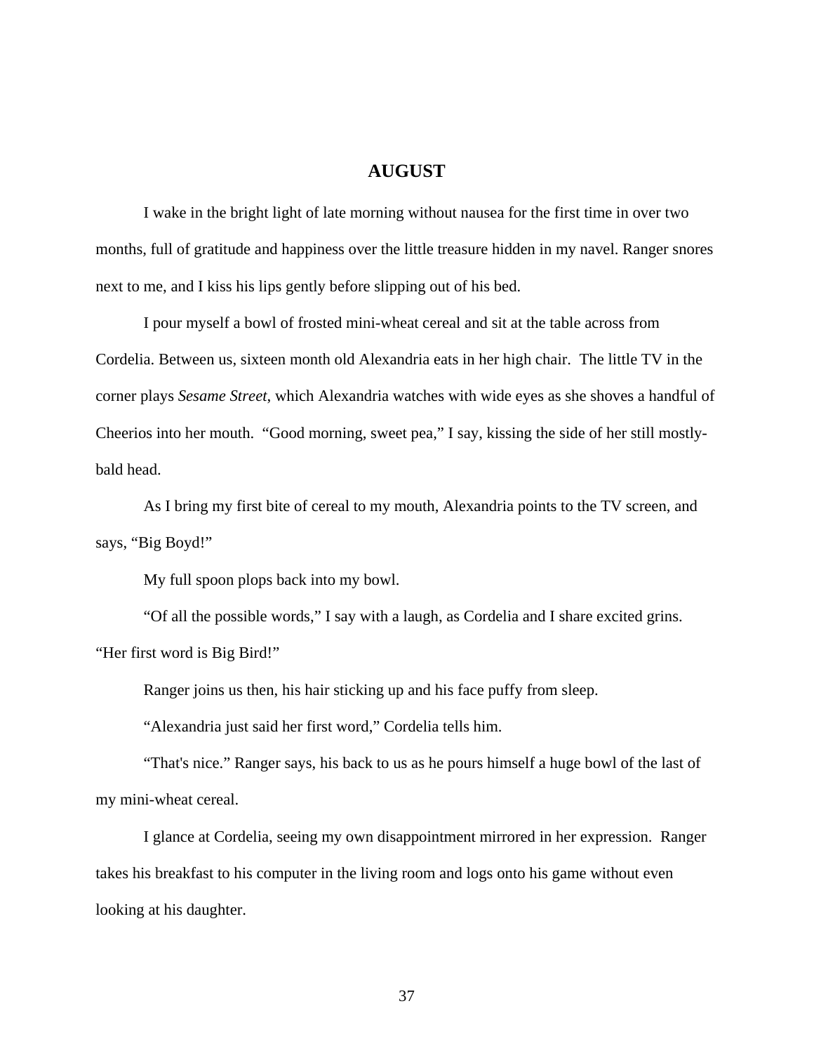## AUGUST

I wake in the bright light of late morning without nausea for the first time in over two months, full of gratitude and happiness over the little treasure hidden in my navel. Ranger snores next to me, and I kiss his lips gently before slipping out of his bed.

I pour myself a bowl of frosted mini-wheat cereal and sit at the table across from Cordelia. Between us, sixteen month old Alexandria eats in her high chair.  The little TV in the corner plays *Sesame Street*, which Alexandria watches with wide eyes as she shoves a handful of Cheerios into her mouth.  "Good morning, sweet pea," I say, kissing the side of her still mostly-bald head.

As I bring my first bite of cereal to my mouth, Alexandria points to the TV screen, and says, "Big Boyd!"

My full spoon plops back into my bowl.

"Of all the possible words," I say with a laugh, as Cordelia and I share excited grins. "Her first word is Big Bird!"

Ranger joins us then, his hair sticking up and his face puffy from sleep.

"Alexandria just said her first word," Cordelia tells him.

"That's nice." Ranger says, his back to us as he pours himself a huge bowl of the last of my mini-wheat cereal.

I glance at Cordelia, seeing my own disappointment mirrored in her expression.  Ranger takes his breakfast to his computer in the living room and logs onto his game without even looking at his daughter.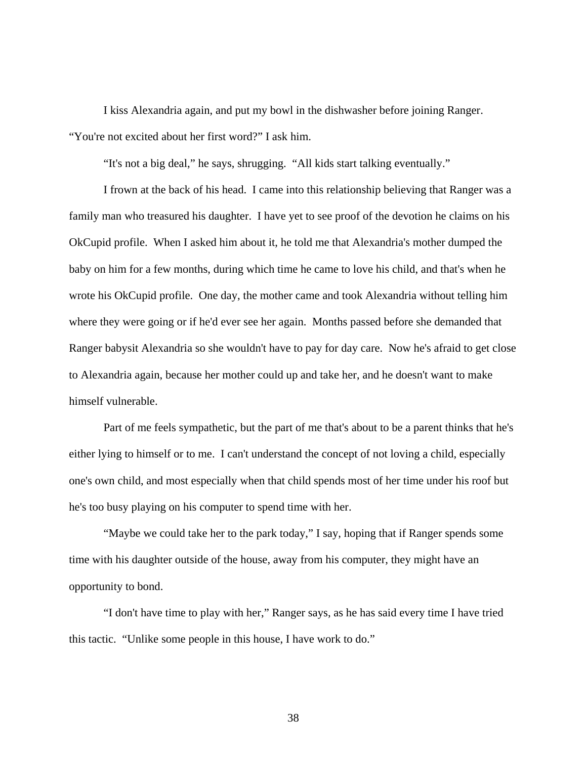I kiss Alexandria again, and put my bowl in the dishwasher before joining Ranger. "You're not excited about her first word?" I ask him.

"It's not a big deal," he says, shrugging. "All kids start talking eventually."

I frown at the back of his head. I came into this relationship believing that Ranger was a family man who treasured his daughter. I have yet to see proof of the devotion he claims on his OkCupid profile. When I asked him about it, he told me that Alexandria's mother dumped the baby on him for a few months, during which time he came to love his child, and that's when he wrote his OkCupid profile. One day, the mother came and took Alexandria without telling him where they were going or if he'd ever see her again. Months passed before she demanded that Ranger babysit Alexandria so she wouldn't have to pay for day care. Now he's afraid to get close to Alexandria again, because her mother could up and take her, and he doesn't want to make himself vulnerable.

Part of me feels sympathetic, but the part of me that's about to be a parent thinks that he's either lying to himself or to me. I can't understand the concept of not loving a child, especially one's own child, and most especially when that child spends most of her time under his roof but he's too busy playing on his computer to spend time with her.

"Maybe we could take her to the park today," I say, hoping that if Ranger spends some time with his daughter outside of the house, away from his computer, they might have an opportunity to bond.

"I don't have time to play with her," Ranger says, as he has said every time I have tried this tactic. "Unlike some people in this house, I have work to do."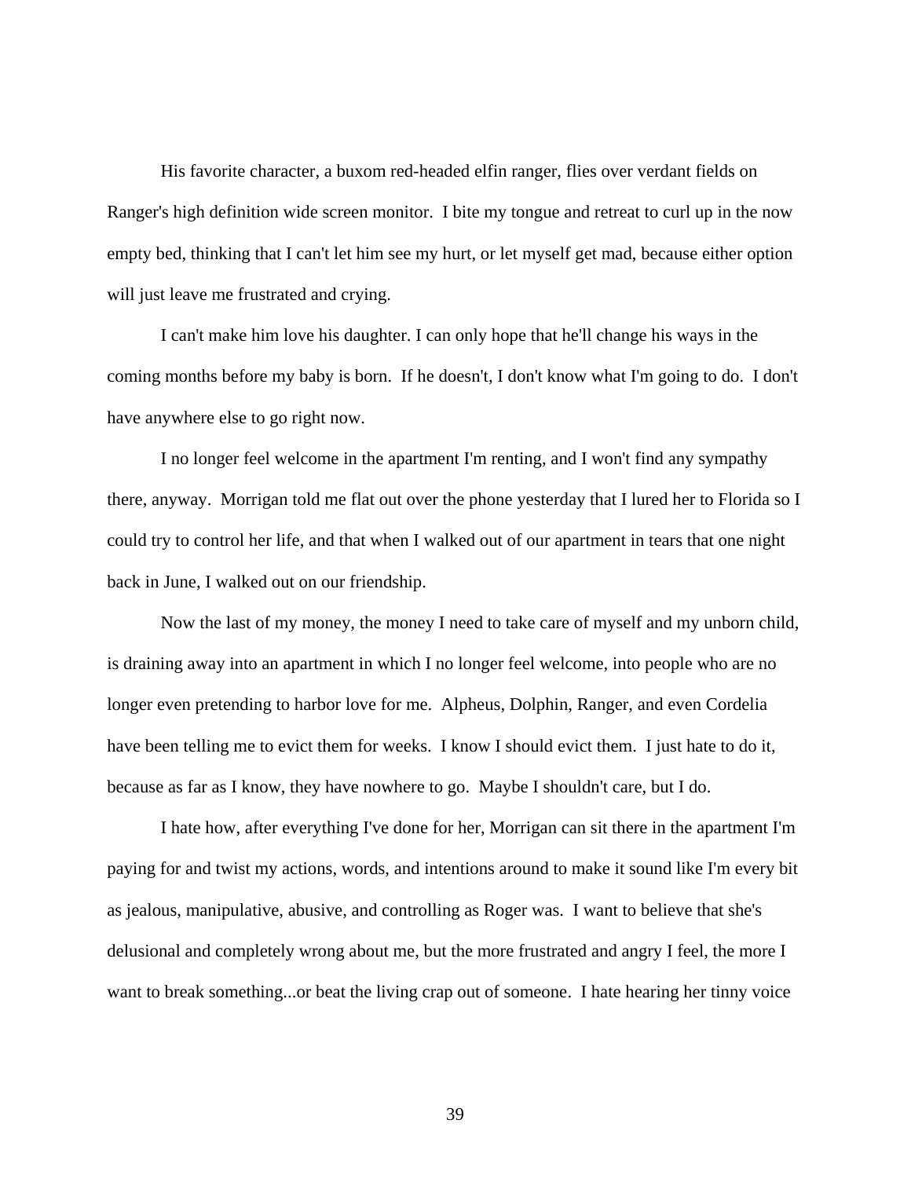His favorite character, a buxom red-headed elfin ranger, flies over verdant fields on Ranger's high definition wide screen monitor.  I bite my tongue and retreat to curl up in the now empty bed, thinking that I can't let him see my hurt, or let myself get mad, because either option will just leave me frustrated and crying.

I can't make him love his daughter. I can only hope that he'll change his ways in the coming months before my baby is born.  If he doesn't, I don't know what I'm going to do.  I don't have anywhere else to go right now.

I no longer feel welcome in the apartment I'm renting, and I won't find any sympathy there, anyway.  Morrigan told me flat out over the phone yesterday that I lured her to Florida so I could try to control her life, and that when I walked out of our apartment in tears that one night back in June, I walked out on our friendship.

Now the last of my money, the money I need to take care of myself and my unborn child, is draining away into an apartment in which I no longer feel welcome, into people who are no longer even pretending to harbor love for me.  Alpheus, Dolphin, Ranger, and even Cordelia have been telling me to evict them for weeks.  I know I should evict them.  I just hate to do it, because as far as I know, they have nowhere to go.  Maybe I shouldn't care, but I do.

I hate how, after everything I've done for her, Morrigan can sit there in the apartment I'm paying for and twist my actions, words, and intentions around to make it sound like I'm every bit as jealous, manipulative, abusive, and controlling as Roger was.  I want to believe that she's delusional and completely wrong about me, but the more frustrated and angry I feel, the more I want to break something...or beat the living crap out of someone.  I hate hearing her tinny voice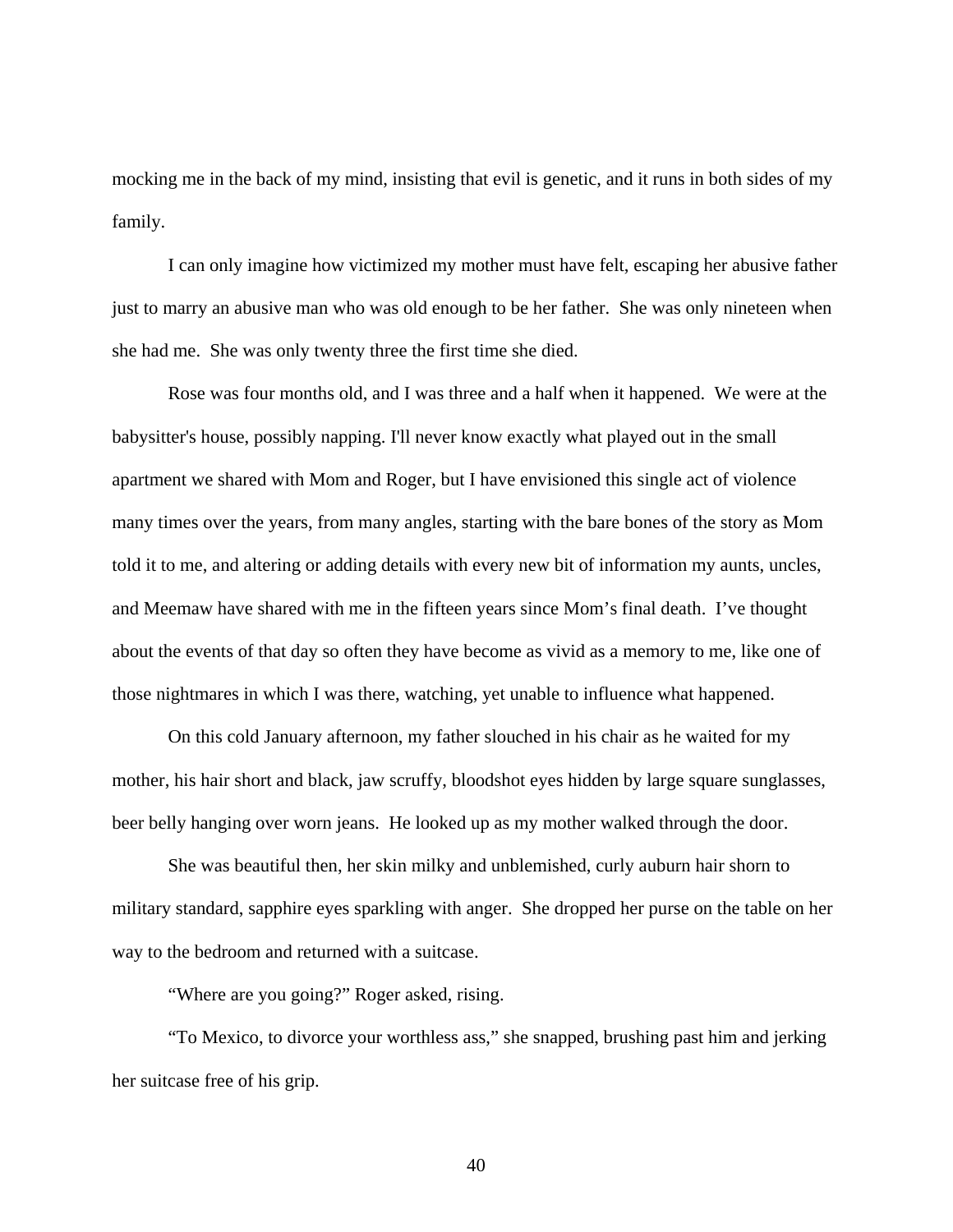mocking me in the back of my mind, insisting that evil is genetic, and it runs in both sides of my family.

I can only imagine how victimized my mother must have felt, escaping her abusive father just to marry an abusive man who was old enough to be her father. She was only nineteen when she had me. She was only twenty three the first time she died.

Rose was four months old, and I was three and a half when it happened. We were at the babysitter's house, possibly napping. I'll never know exactly what played out in the small apartment we shared with Mom and Roger, but I have envisioned this single act of violence many times over the years, from many angles, starting with the bare bones of the story as Mom told it to me, and altering or adding details with every new bit of information my aunts, uncles, and Meemaw have shared with me in the fifteen years since Mom's final death. I've thought about the events of that day so often they have become as vivid as a memory to me, like one of those nightmares in which I was there, watching, yet unable to influence what happened.

On this cold January afternoon, my father slouched in his chair as he waited for my mother, his hair short and black, jaw scruffy, bloodshot eyes hidden by large square sunglasses, beer belly hanging over worn jeans. He looked up as my mother walked through the door.

She was beautiful then, her skin milky and unblemished, curly auburn hair shorn to military standard, sapphire eyes sparkling with anger. She dropped her purse on the table on her way to the bedroom and returned with a suitcase.

"Where are you going?" Roger asked, rising.

"To Mexico, to divorce your worthless ass," she snapped, brushing past him and jerking her suitcase free of his grip.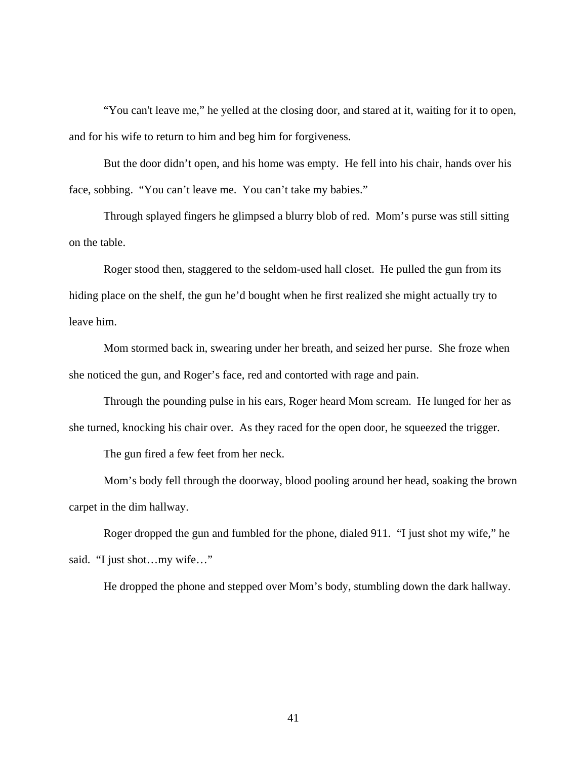"You can't leave me," he yelled at the closing door, and stared at it, waiting for it to open, and for his wife to return to him and beg him for forgiveness.

But the door didn't open, and his home was empty. He fell into his chair, hands over his face, sobbing. "You can't leave me. You can't take my babies."

Through splayed fingers he glimpsed a blurry blob of red. Mom's purse was still sitting on the table.

Roger stood then, staggered to the seldom-used hall closet. He pulled the gun from its hiding place on the shelf, the gun he'd bought when he first realized she might actually try to leave him.

Mom stormed back in, swearing under her breath, and seized her purse. She froze when she noticed the gun, and Roger's face, red and contorted with rage and pain.

Through the pounding pulse in his ears, Roger heard Mom scream. He lunged for her as she turned, knocking his chair over. As they raced for the open door, he squeezed the trigger.

The gun fired a few feet from her neck.

Mom's body fell through the doorway, blood pooling around her head, soaking the brown carpet in the dim hallway.

Roger dropped the gun and fumbled for the phone, dialed 911. "I just shot my wife," he said. "I just shot…my wife…"

He dropped the phone and stepped over Mom's body, stumbling down the dark hallway.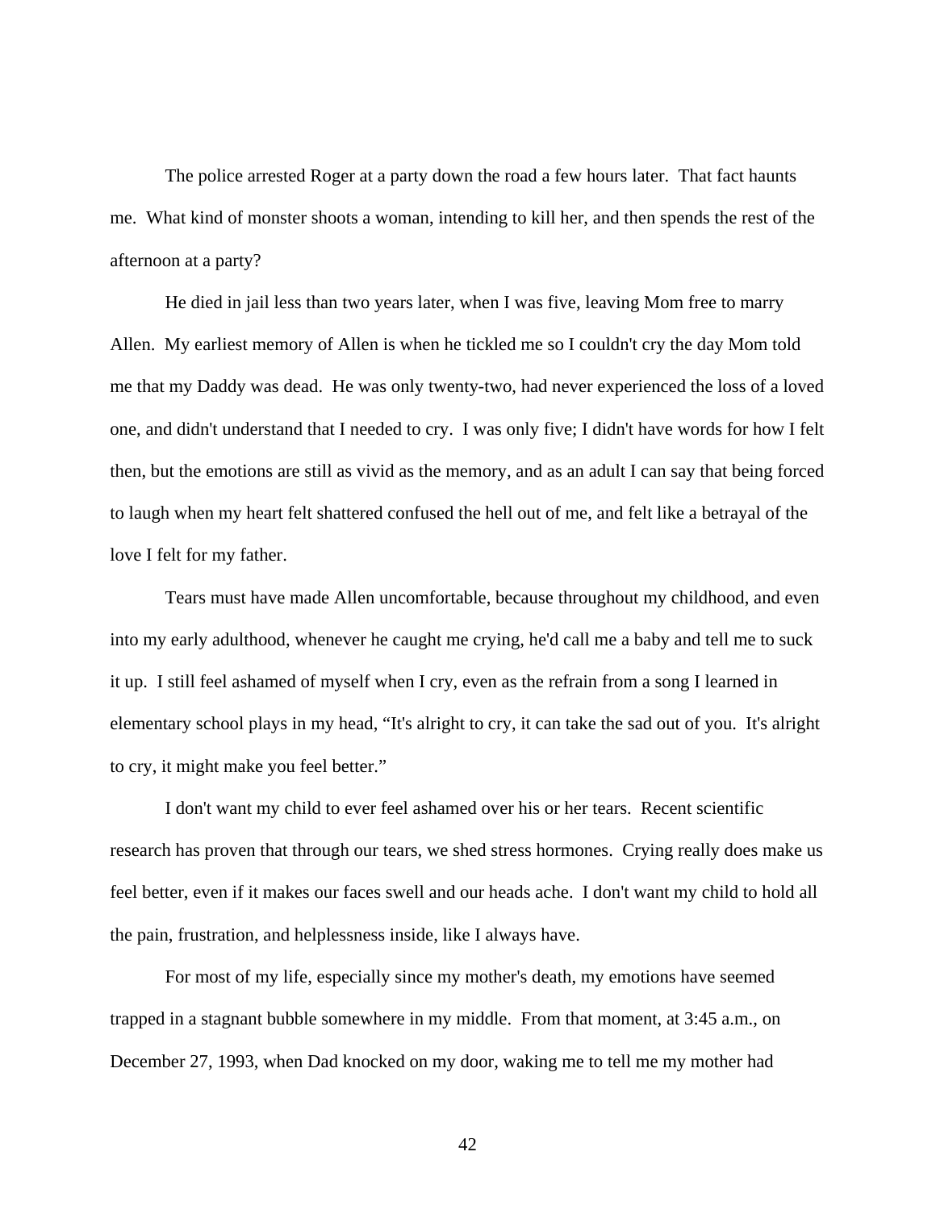The police arrested Roger at a party down the road a few hours later. That fact haunts me. What kind of monster shoots a woman, intending to kill her, and then spends the rest of the afternoon at a party?

He died in jail less than two years later, when I was five, leaving Mom free to marry Allen. My earliest memory of Allen is when he tickled me so I couldn't cry the day Mom told me that my Daddy was dead. He was only twenty-two, had never experienced the loss of a loved one, and didn't understand that I needed to cry. I was only five; I didn't have words for how I felt then, but the emotions are still as vivid as the memory, and as an adult I can say that being forced to laugh when my heart felt shattered confused the hell out of me, and felt like a betrayal of the love I felt for my father.

Tears must have made Allen uncomfortable, because throughout my childhood, and even into my early adulthood, whenever he caught me crying, he'd call me a baby and tell me to suck it up. I still feel ashamed of myself when I cry, even as the refrain from a song I learned in elementary school plays in my head, "It's alright to cry, it can take the sad out of you. It's alright to cry, it might make you feel better."

I don't want my child to ever feel ashamed over his or her tears. Recent scientific research has proven that through our tears, we shed stress hormones. Crying really does make us feel better, even if it makes our faces swell and our heads ache. I don't want my child to hold all the pain, frustration, and helplessness inside, like I always have.

For most of my life, especially since my mother's death, my emotions have seemed trapped in a stagnant bubble somewhere in my middle. From that moment, at 3:45 a.m., on December 27, 1993, when Dad knocked on my door, waking me to tell me my mother had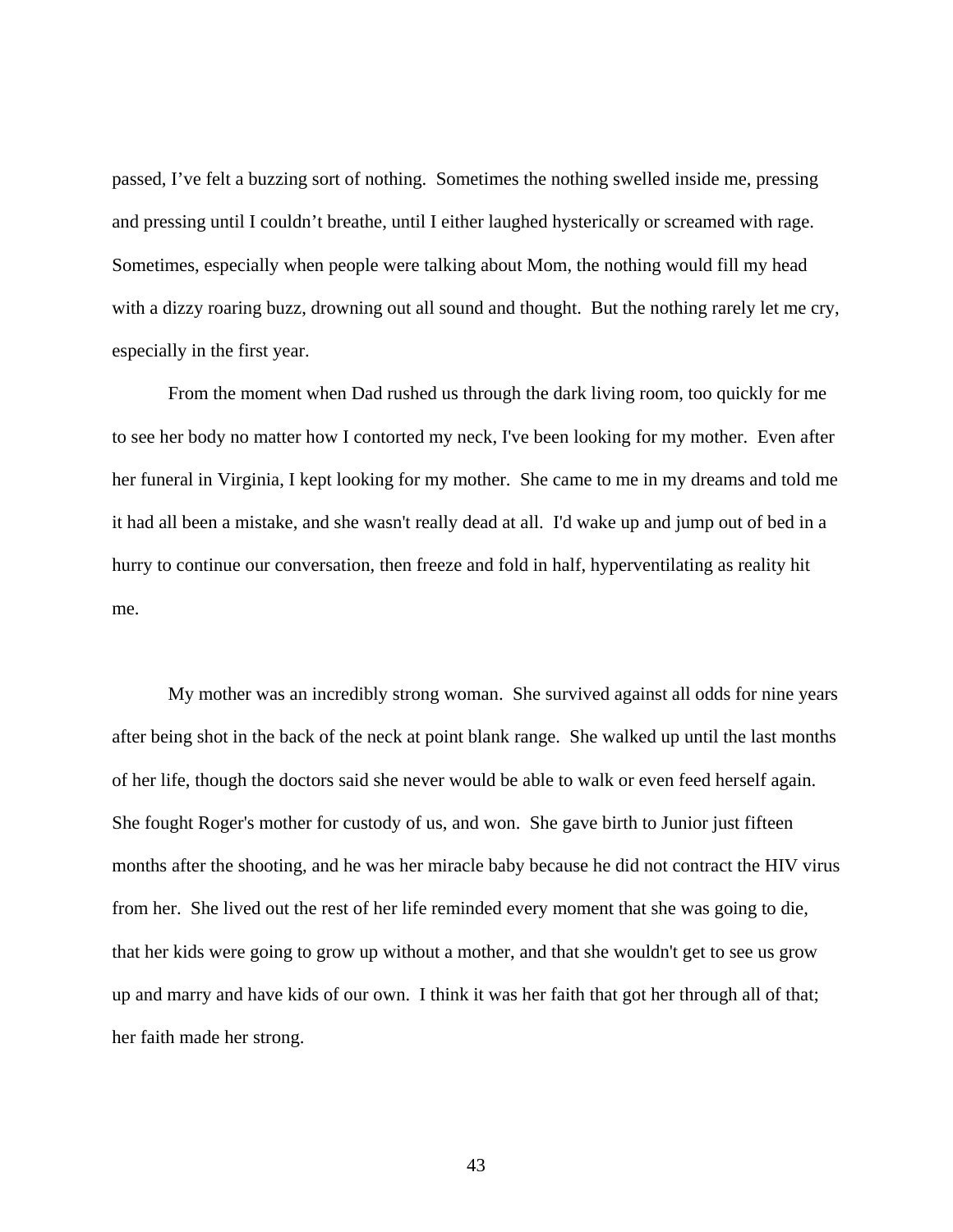passed, I've felt a buzzing sort of nothing. Sometimes the nothing swelled inside me, pressing and pressing until I couldn't breathe, until I either laughed hysterically or screamed with rage. Sometimes, especially when people were talking about Mom, the nothing would fill my head with a dizzy roaring buzz, drowning out all sound and thought. But the nothing rarely let me cry, especially in the first year.

From the moment when Dad rushed us through the dark living room, too quickly for me to see her body no matter how I contorted my neck, I've been looking for my mother. Even after her funeral in Virginia, I kept looking for my mother. She came to me in my dreams and told me it had all been a mistake, and she wasn't really dead at all. I'd wake up and jump out of bed in a hurry to continue our conversation, then freeze and fold in half, hyperventilating as reality hit me.

My mother was an incredibly strong woman. She survived against all odds for nine years after being shot in the back of the neck at point blank range. She walked up until the last months of her life, though the doctors said she never would be able to walk or even feed herself again. She fought Roger's mother for custody of us, and won. She gave birth to Junior just fifteen months after the shooting, and he was her miracle baby because he did not contract the HIV virus from her. She lived out the rest of her life reminded every moment that she was going to die, that her kids were going to grow up without a mother, and that she wouldn't get to see us grow up and marry and have kids of our own. I think it was her faith that got her through all of that; her faith made her strong.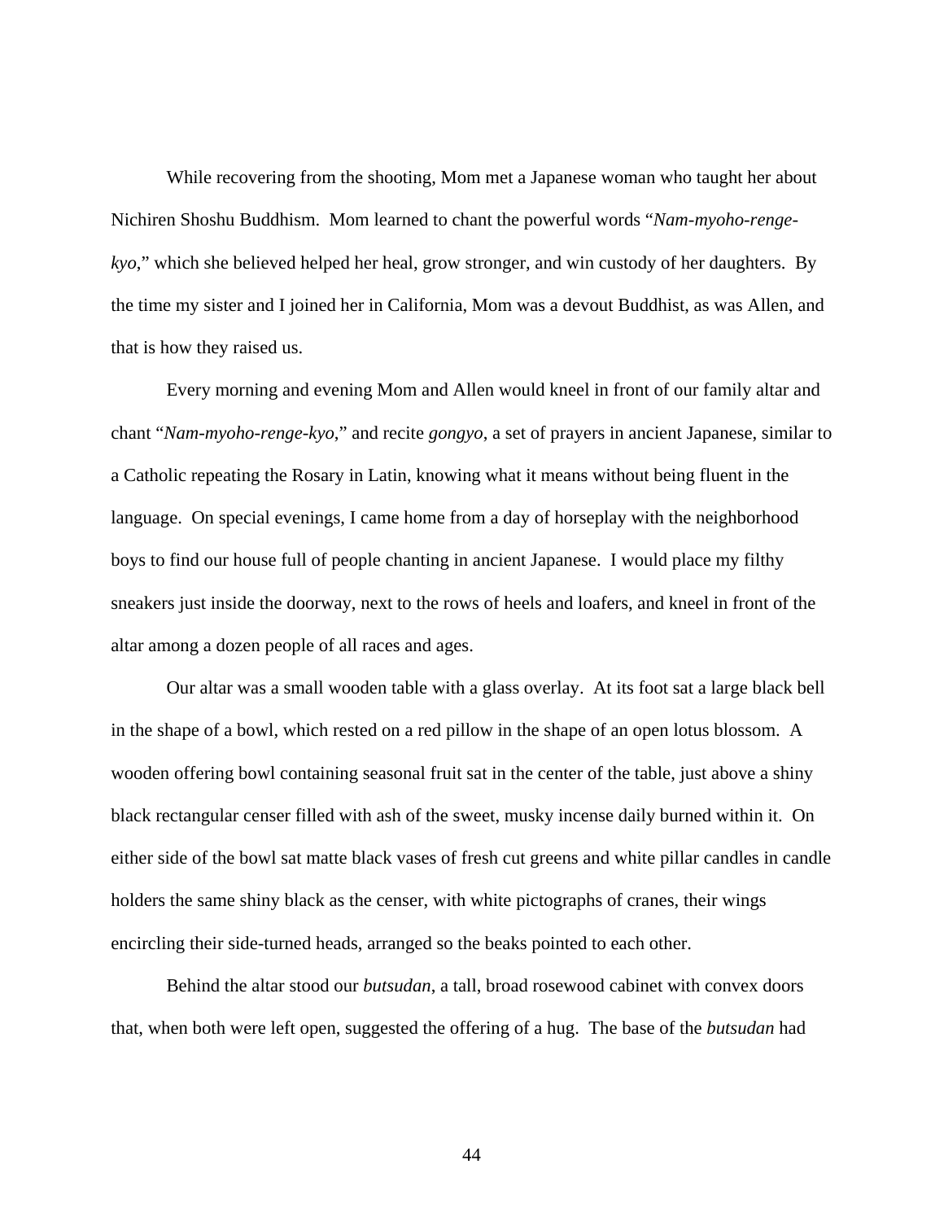While recovering from the shooting, Mom met a Japanese woman who taught her about Nichiren Shoshu Buddhism. Mom learned to chant the powerful words "*Nam-myoho-renge-kyo*," which she believed helped her heal, grow stronger, and win custody of her daughters. By the time my sister and I joined her in California, Mom was a devout Buddhist, as was Allen, and that is how they raised us.

Every morning and evening Mom and Allen would kneel in front of our family altar and chant "*Nam-myoho-renge-kyo*," and recite *gongyo*, a set of prayers in ancient Japanese, similar to a Catholic repeating the Rosary in Latin, knowing what it means without being fluent in the language. On special evenings, I came home from a day of horseplay with the neighborhood boys to find our house full of people chanting in ancient Japanese. I would place my filthy sneakers just inside the doorway, next to the rows of heels and loafers, and kneel in front of the altar among a dozen people of all races and ages.

Our altar was a small wooden table with a glass overlay. At its foot sat a large black bell in the shape of a bowl, which rested on a red pillow in the shape of an open lotus blossom. A wooden offering bowl containing seasonal fruit sat in the center of the table, just above a shiny black rectangular censer filled with ash of the sweet, musky incense daily burned within it. On either side of the bowl sat matte black vases of fresh cut greens and white pillar candles in candle holders the same shiny black as the censer, with white pictographs of cranes, their wings encircling their side-turned heads, arranged so the beaks pointed to each other.

Behind the altar stood our *butsudan*, a tall, broad rosewood cabinet with convex doors that, when both were left open, suggested the offering of a hug. The base of the *butsudan* had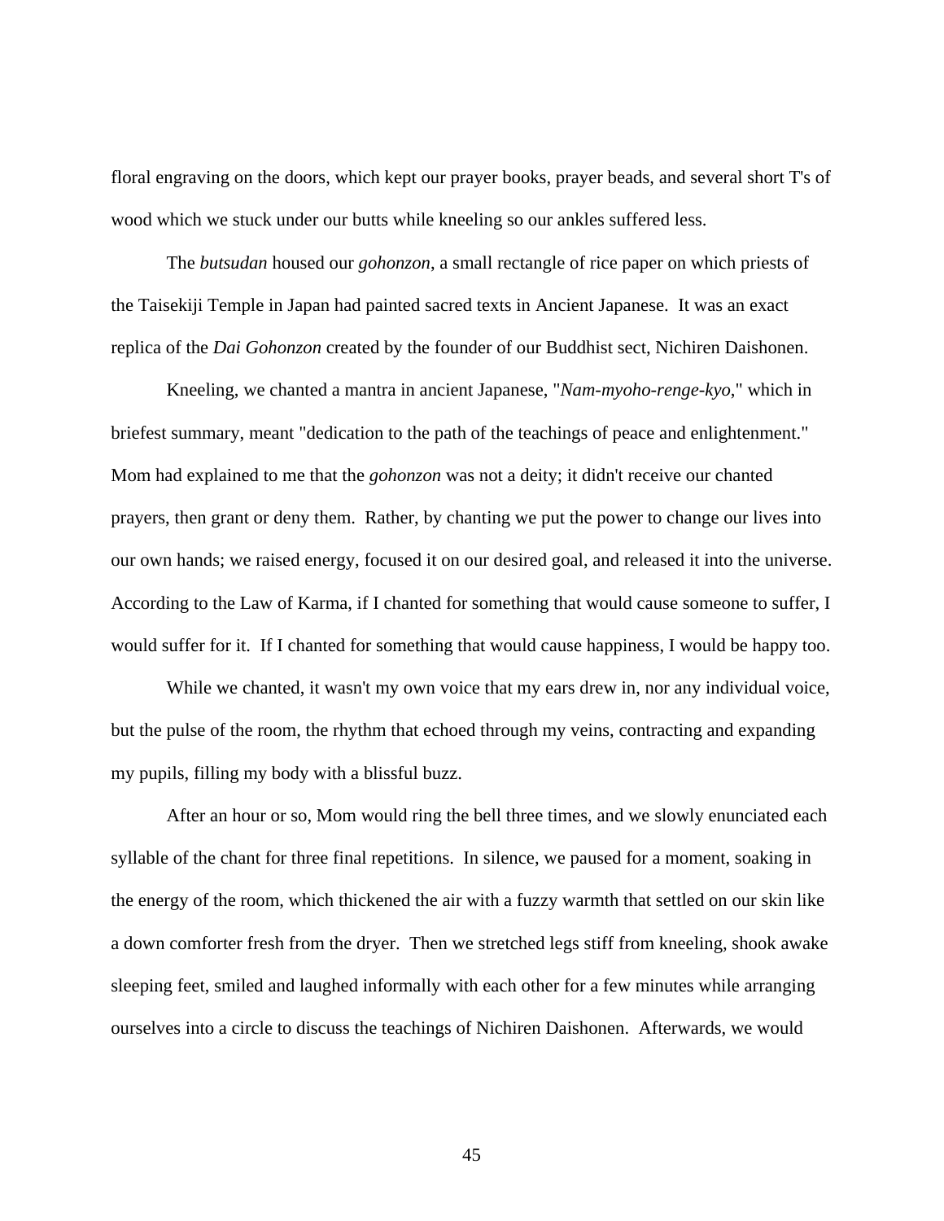floral engraving on the doors, which kept our prayer books, prayer beads, and several short T's of wood which we stuck under our butts while kneeling so our ankles suffered less.

The *butsudan* housed our *gohonzon*, a small rectangle of rice paper on which priests of the Taisekiji Temple in Japan had painted sacred texts in Ancient Japanese. It was an exact replica of the *Dai Gohonzon* created by the founder of our Buddhist sect, Nichiren Daishonen.

Kneeling, we chanted a mantra in ancient Japanese, "*Nam-myoho-renge-kyo*," which in briefest summary, meant "dedication to the path of the teachings of peace and enlightenment." Mom had explained to me that the *gohonzon* was not a deity; it didn't receive our chanted prayers, then grant or deny them. Rather, by chanting we put the power to change our lives into our own hands; we raised energy, focused it on our desired goal, and released it into the universe. According to the Law of Karma, if I chanted for something that would cause someone to suffer, I would suffer for it. If I chanted for something that would cause happiness, I would be happy too.

While we chanted, it wasn't my own voice that my ears drew in, nor any individual voice, but the pulse of the room, the rhythm that echoed through my veins, contracting and expanding my pupils, filling my body with a blissful buzz.

After an hour or so, Mom would ring the bell three times, and we slowly enunciated each syllable of the chant for three final repetitions. In silence, we paused for a moment, soaking in the energy of the room, which thickened the air with a fuzzy warmth that settled on our skin like a down comforter fresh from the dryer. Then we stretched legs stiff from kneeling, shook awake sleeping feet, smiled and laughed informally with each other for a few minutes while arranging ourselves into a circle to discuss the teachings of Nichiren Daishonen. Afterwards, we would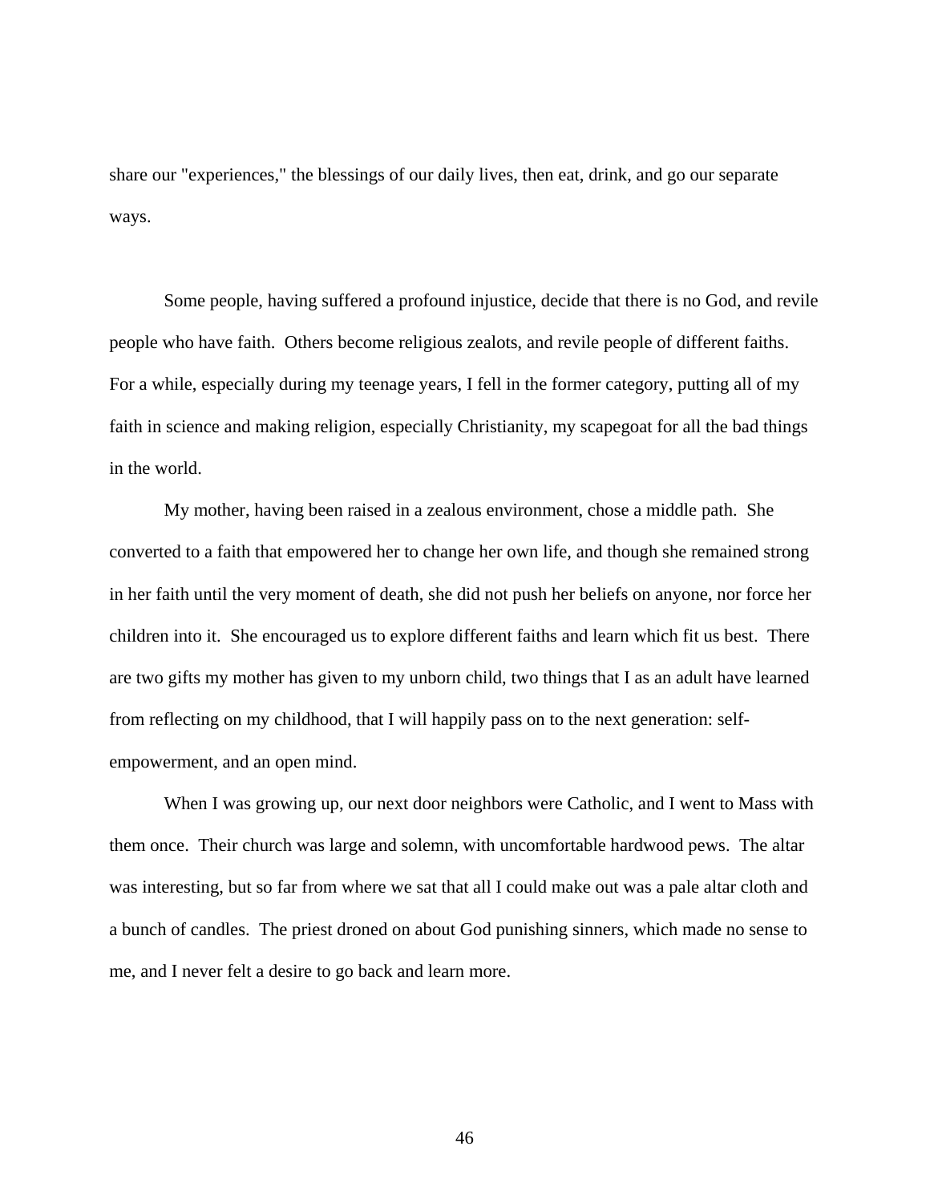share our "experiences," the blessings of our daily lives, then eat, drink, and go our separate ways.

Some people, having suffered a profound injustice, decide that there is no God, and revile people who have faith. Others become religious zealots, and revile people of different faiths. For a while, especially during my teenage years, I fell in the former category, putting all of my faith in science and making religion, especially Christianity, my scapegoat for all the bad things in the world.

My mother, having been raised in a zealous environment, chose a middle path. She converted to a faith that empowered her to change her own life, and though she remained strong in her faith until the very moment of death, she did not push her beliefs on anyone, nor force her children into it. She encouraged us to explore different faiths and learn which fit us best. There are two gifts my mother has given to my unborn child, two things that I as an adult have learned from reflecting on my childhood, that I will happily pass on to the next generation: self-empowerment, and an open mind.

When I was growing up, our next door neighbors were Catholic, and I went to Mass with them once. Their church was large and solemn, with uncomfortable hardwood pews. The altar was interesting, but so far from where we sat that all I could make out was a pale altar cloth and a bunch of candles. The priest droned on about God punishing sinners, which made no sense to me, and I never felt a desire to go back and learn more.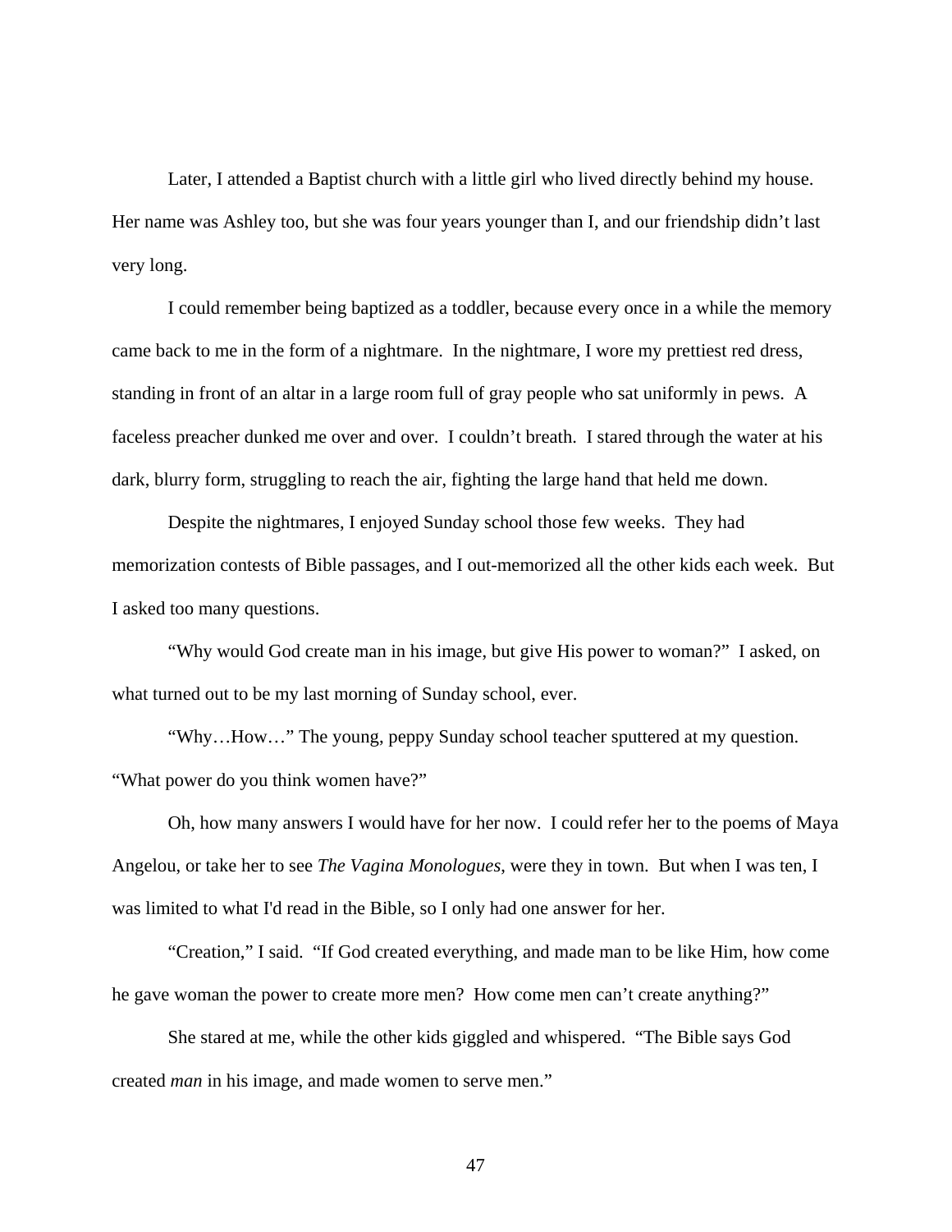Later, I attended a Baptist church with a little girl who lived directly behind my house. Her name was Ashley too, but she was four years younger than I, and our friendship didn't last very long.

I could remember being baptized as a toddler, because every once in a while the memory came back to me in the form of a nightmare. In the nightmare, I wore my prettiest red dress, standing in front of an altar in a large room full of gray people who sat uniformly in pews. A faceless preacher dunked me over and over. I couldn't breath. I stared through the water at his dark, blurry form, struggling to reach the air, fighting the large hand that held me down.

Despite the nightmares, I enjoyed Sunday school those few weeks. They had memorization contests of Bible passages, and I out-memorized all the other kids each week. But I asked too many questions.

"Why would God create man in his image, but give His power to woman?" I asked, on what turned out to be my last morning of Sunday school, ever.

"Why…How…" The young, peppy Sunday school teacher sputtered at my question. "What power do you think women have?"

Oh, how many answers I would have for her now. I could refer her to the poems of Maya Angelou, or take her to see *The Vagina Monologues*, were they in town. But when I was ten, I was limited to what I'd read in the Bible, so I only had one answer for her.

"Creation," I said. "If God created everything, and made man to be like Him, how come he gave woman the power to create more men? How come men can't create anything?"

She stared at me, while the other kids giggled and whispered. "The Bible says God created *man* in his image, and made women to serve men."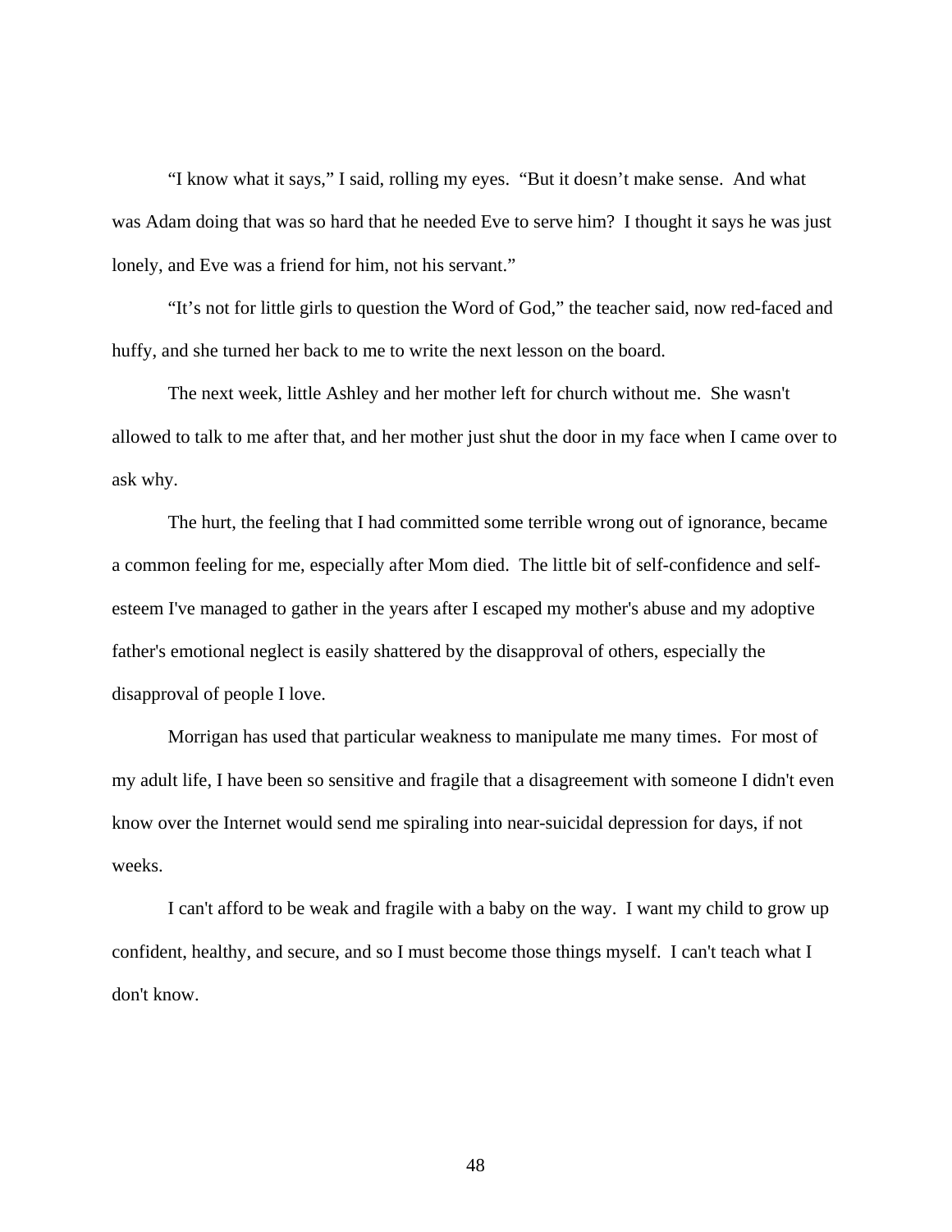“I know what it says,” I said, rolling my eyes. “But it doesn’t make sense. And what was Adam doing that was so hard that he needed Eve to serve him? I thought it says he was just lonely, and Eve was a friend for him, not his servant.”

“It’s not for little girls to question the Word of God,” the teacher said, now red-faced and huffy, and she turned her back to me to write the next lesson on the board.

The next week, little Ashley and her mother left for church without me. She wasn't allowed to talk to me after that, and her mother just shut the door in my face when I came over to ask why.

The hurt, the feeling that I had committed some terrible wrong out of ignorance, became a common feeling for me, especially after Mom died. The little bit of self-confidence and self-esteem I've managed to gather in the years after I escaped my mother's abuse and my adoptive father's emotional neglect is easily shattered by the disapproval of others, especially the disapproval of people I love.

Morrigan has used that particular weakness to manipulate me many times. For most of my adult life, I have been so sensitive and fragile that a disagreement with someone I didn't even know over the Internet would send me spiraling into near-suicidal depression for days, if not weeks.

I can't afford to be weak and fragile with a baby on the way. I want my child to grow up confident, healthy, and secure, and so I must become those things myself. I can't teach what I don't know.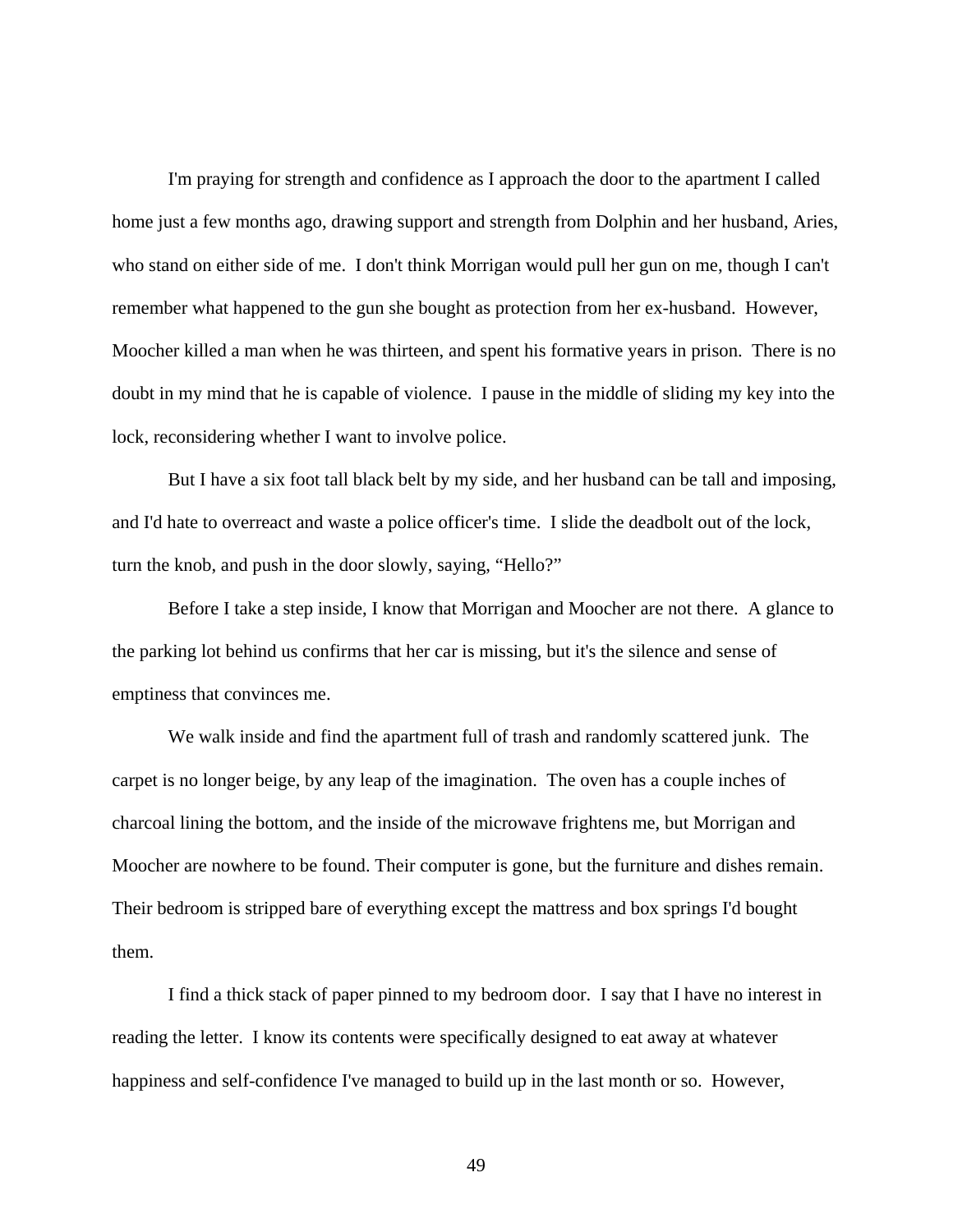I'm praying for strength and confidence as I approach the door to the apartment I called home just a few months ago, drawing support and strength from Dolphin and her husband, Aries, who stand on either side of me. I don't think Morrigan would pull her gun on me, though I can't remember what happened to the gun she bought as protection from her ex-husband. However, Moocher killed a man when he was thirteen, and spent his formative years in prison. There is no doubt in my mind that he is capable of violence. I pause in the middle of sliding my key into the lock, reconsidering whether I want to involve police.

But I have a six foot tall black belt by my side, and her husband can be tall and imposing, and I'd hate to overreact and waste a police officer's time. I slide the deadbolt out of the lock, turn the knob, and push in the door slowly, saying, "Hello?"

Before I take a step inside, I know that Morrigan and Moocher are not there. A glance to the parking lot behind us confirms that her car is missing, but it's the silence and sense of emptiness that convinces me.

We walk inside and find the apartment full of trash and randomly scattered junk. The carpet is no longer beige, by any leap of the imagination. The oven has a couple inches of charcoal lining the bottom, and the inside of the microwave frightens me, but Morrigan and Moocher are nowhere to be found. Their computer is gone, but the furniture and dishes remain. Their bedroom is stripped bare of everything except the mattress and box springs I'd bought them.

I find a thick stack of paper pinned to my bedroom door. I say that I have no interest in reading the letter. I know its contents were specifically designed to eat away at whatever happiness and self-confidence I've managed to build up in the last month or so. However,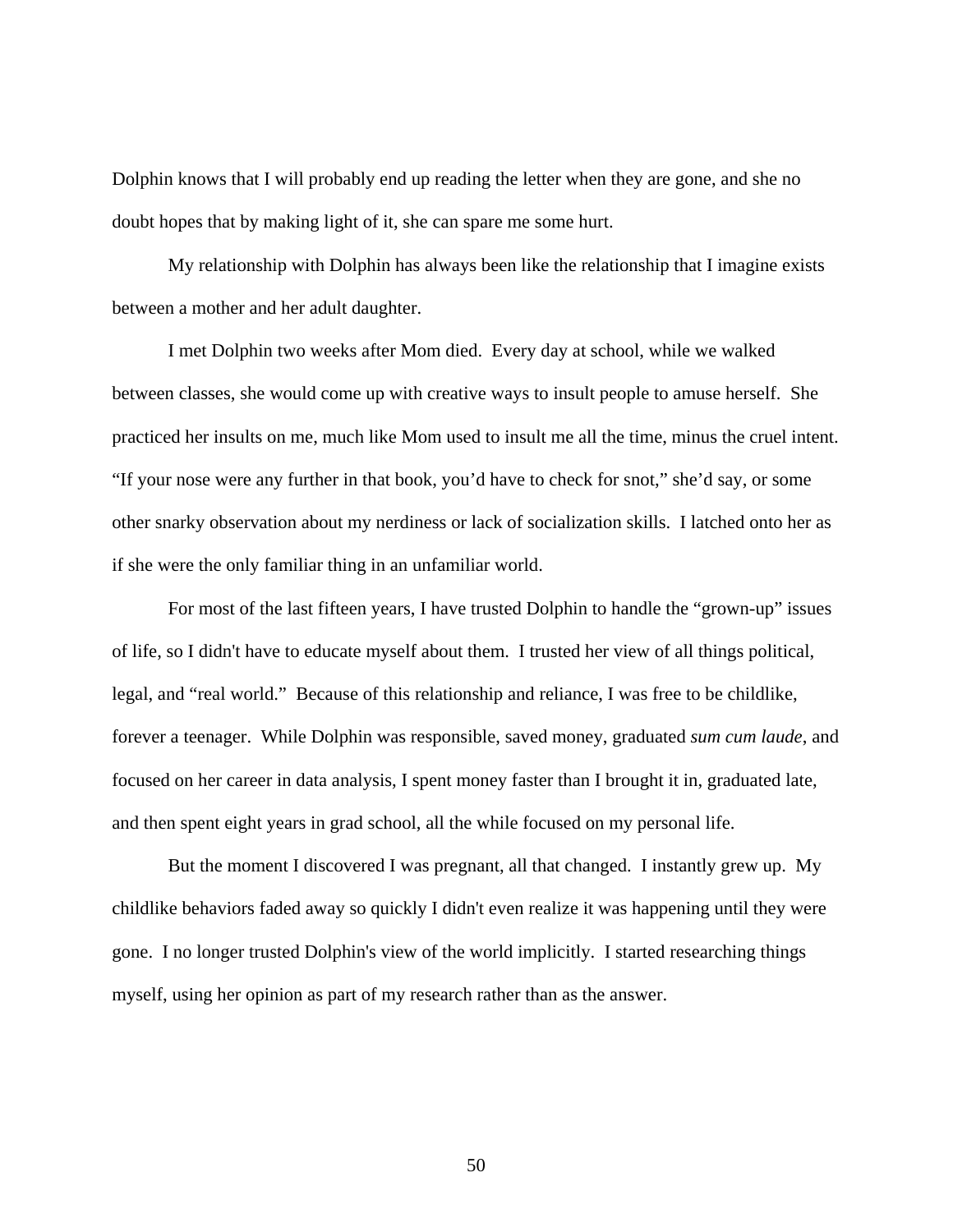Dolphin knows that I will probably end up reading the letter when they are gone, and she no doubt hopes that by making light of it, she can spare me some hurt.

My relationship with Dolphin has always been like the relationship that I imagine exists between a mother and her adult daughter.

I met Dolphin two weeks after Mom died. Every day at school, while we walked between classes, she would come up with creative ways to insult people to amuse herself. She practiced her insults on me, much like Mom used to insult me all the time, minus the cruel intent. “If your nose were any further in that book, you’d have to check for snot,” she’d say, or some other snarky observation about my nerdiness or lack of socialization skills. I latched onto her as if she were the only familiar thing in an unfamiliar world.

For most of the last fifteen years, I have trusted Dolphin to handle the “grown-up” issues of life, so I didn't have to educate myself about them. I trusted her view of all things political, legal, and “real world.” Because of this relationship and reliance, I was free to be childlike, forever a teenager. While Dolphin was responsible, saved money, graduated *sum cum laude*, and focused on her career in data analysis, I spent money faster than I brought it in, graduated late, and then spent eight years in grad school, all the while focused on my personal life.

But the moment I discovered I was pregnant, all that changed. I instantly grew up. My childlike behaviors faded away so quickly I didn't even realize it was happening until they were gone. I no longer trusted Dolphin's view of the world implicitly. I started researching things myself, using her opinion as part of my research rather than as the answer.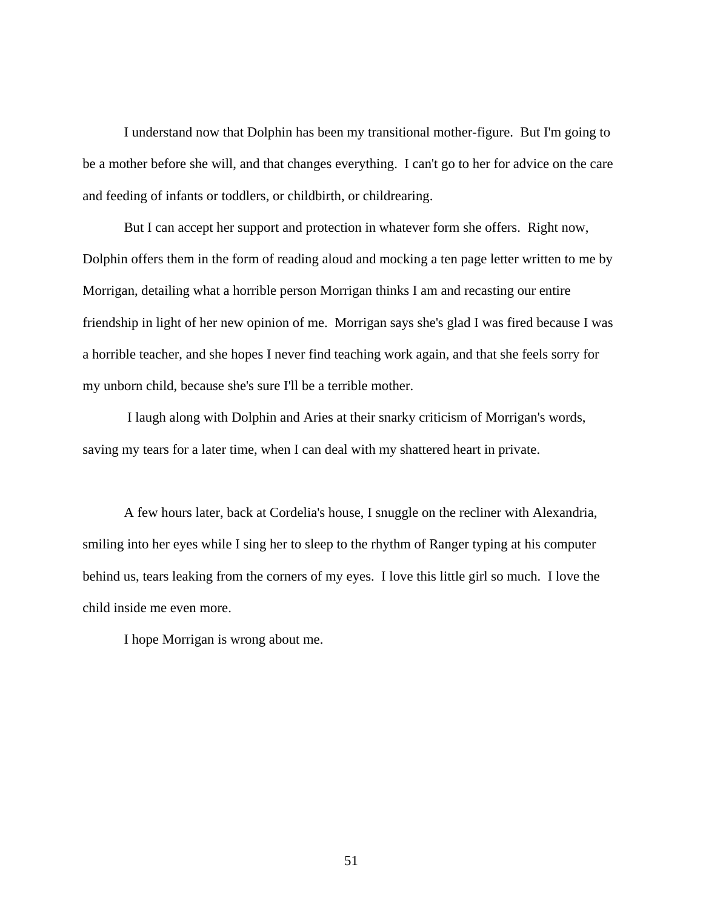I understand now that Dolphin has been my transitional mother-figure. But I'm going to be a mother before she will, and that changes everything. I can't go to her for advice on the care and feeding of infants or toddlers, or childbirth, or childrearing.

But I can accept her support and protection in whatever form she offers. Right now, Dolphin offers them in the form of reading aloud and mocking a ten page letter written to me by Morrigan, detailing what a horrible person Morrigan thinks I am and recasting our entire friendship in light of her new opinion of me. Morrigan says she's glad I was fired because I was a horrible teacher, and she hopes I never find teaching work again, and that she feels sorry for my unborn child, because she's sure I'll be a terrible mother.

I laugh along with Dolphin and Aries at their snarky criticism of Morrigan's words, saving my tears for a later time, when I can deal with my shattered heart in private.

A few hours later, back at Cordelia's house, I snuggle on the recliner with Alexandria, smiling into her eyes while I sing her to sleep to the rhythm of Ranger typing at his computer behind us, tears leaking from the corners of my eyes. I love this little girl so much. I love the child inside me even more.

I hope Morrigan is wrong about me.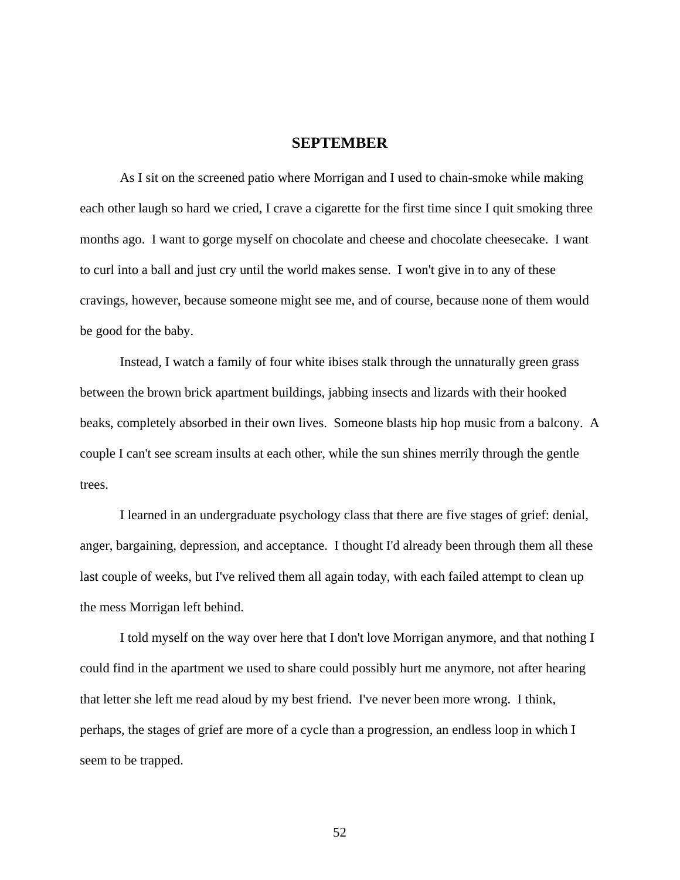## SEPTEMBER

As I sit on the screened patio where Morrigan and I used to chain-smoke while making each other laugh so hard we cried, I crave a cigarette for the first time since I quit smoking three months ago. I want to gorge myself on chocolate and cheese and chocolate cheesecake. I want to curl into a ball and just cry until the world makes sense. I won't give in to any of these cravings, however, because someone might see me, and of course, because none of them would be good for the baby.

Instead, I watch a family of four white ibises stalk through the unnaturally green grass between the brown brick apartment buildings, jabbing insects and lizards with their hooked beaks, completely absorbed in their own lives. Someone blasts hip hop music from a balcony. A couple I can't see scream insults at each other, while the sun shines merrily through the gentle trees.

I learned in an undergraduate psychology class that there are five stages of grief: denial, anger, bargaining, depression, and acceptance. I thought I'd already been through them all these last couple of weeks, but I've relived them all again today, with each failed attempt to clean up the mess Morrigan left behind.

I told myself on the way over here that I don't love Morrigan anymore, and that nothing I could find in the apartment we used to share could possibly hurt me anymore, not after hearing that letter she left me read aloud by my best friend. I've never been more wrong. I think, perhaps, the stages of grief are more of a cycle than a progression, an endless loop in which I seem to be trapped.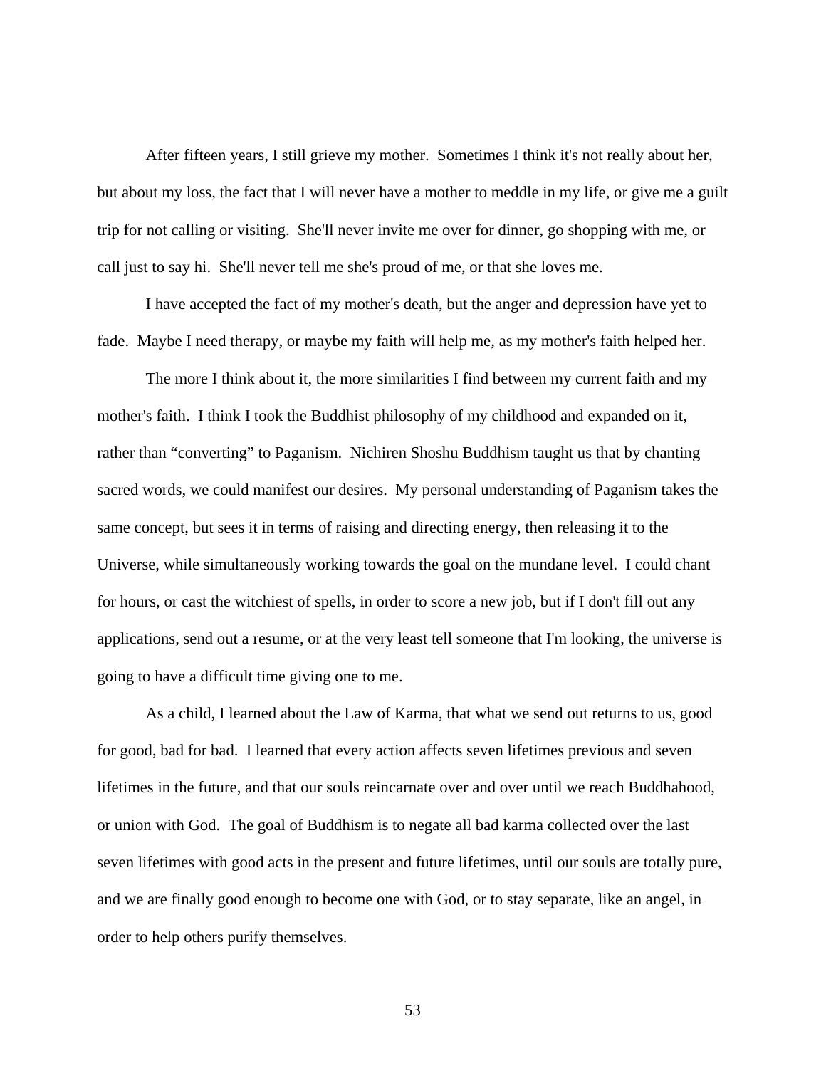After fifteen years, I still grieve my mother. Sometimes I think it's not really about her, but about my loss, the fact that I will never have a mother to meddle in my life, or give me a guilt trip for not calling or visiting. She'll never invite me over for dinner, go shopping with me, or call just to say hi. She'll never tell me she's proud of me, or that she loves me.

I have accepted the fact of my mother's death, but the anger and depression have yet to fade. Maybe I need therapy, or maybe my faith will help me, as my mother's faith helped her.

The more I think about it, the more similarities I find between my current faith and my mother's faith. I think I took the Buddhist philosophy of my childhood and expanded on it, rather than "converting" to Paganism. Nichiren Shoshu Buddhism taught us that by chanting sacred words, we could manifest our desires. My personal understanding of Paganism takes the same concept, but sees it in terms of raising and directing energy, then releasing it to the Universe, while simultaneously working towards the goal on the mundane level. I could chant for hours, or cast the witchiest of spells, in order to score a new job, but if I don't fill out any applications, send out a resume, or at the very least tell someone that I'm looking, the universe is going to have a difficult time giving one to me.

As a child, I learned about the Law of Karma, that what we send out returns to us, good for good, bad for bad. I learned that every action affects seven lifetimes previous and seven lifetimes in the future, and that our souls reincarnate over and over until we reach Buddhahood, or union with God. The goal of Buddhism is to negate all bad karma collected over the last seven lifetimes with good acts in the present and future lifetimes, until our souls are totally pure, and we are finally good enough to become one with God, or to stay separate, like an angel, in order to help others purify themselves.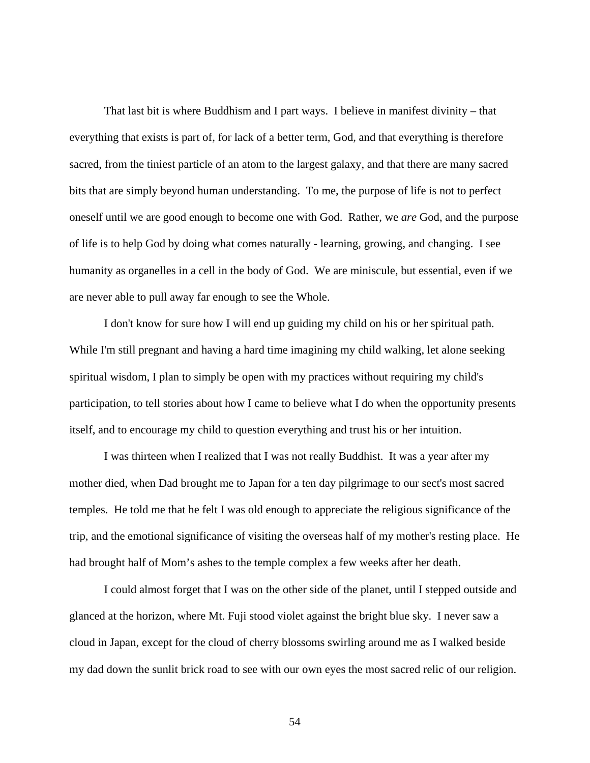That last bit is where Buddhism and I part ways. I believe in manifest divinity – that everything that exists is part of, for lack of a better term, God, and that everything is therefore sacred, from the tiniest particle of an atom to the largest galaxy, and that there are many sacred bits that are simply beyond human understanding. To me, the purpose of life is not to perfect oneself until we are good enough to become one with God. Rather, we *are* God, and the purpose of life is to help God by doing what comes naturally - learning, growing, and changing. I see humanity as organelles in a cell in the body of God. We are miniscule, but essential, even if we are never able to pull away far enough to see the Whole.

I don't know for sure how I will end up guiding my child on his or her spiritual path. While I'm still pregnant and having a hard time imagining my child walking, let alone seeking spiritual wisdom, I plan to simply be open with my practices without requiring my child's participation, to tell stories about how I came to believe what I do when the opportunity presents itself, and to encourage my child to question everything and trust his or her intuition.

I was thirteen when I realized that I was not really Buddhist. It was a year after my mother died, when Dad brought me to Japan for a ten day pilgrimage to our sect's most sacred temples. He told me that he felt I was old enough to appreciate the religious significance of the trip, and the emotional significance of visiting the overseas half of my mother's resting place. He had brought half of Mom's ashes to the temple complex a few weeks after her death.

I could almost forget that I was on the other side of the planet, until I stepped outside and glanced at the horizon, where Mt. Fuji stood violet against the bright blue sky. I never saw a cloud in Japan, except for the cloud of cherry blossoms swirling around me as I walked beside my dad down the sunlit brick road to see with our own eyes the most sacred relic of our religion.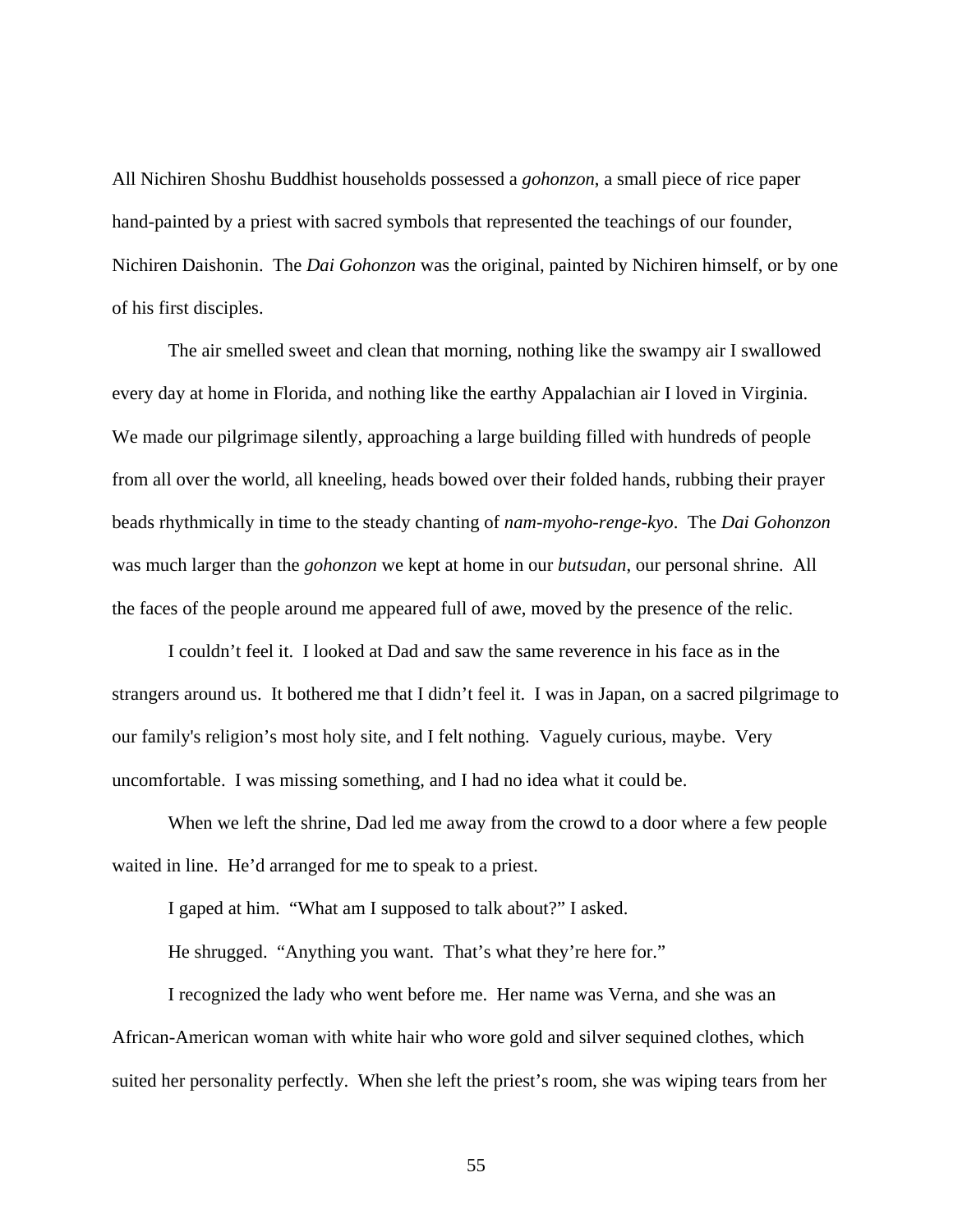All Nichiren Shoshu Buddhist households possessed a *gohonzon*, a small piece of rice paper hand-painted by a priest with sacred symbols that represented the teachings of our founder, Nichiren Daishonin. The *Dai Gohonzon* was the original, painted by Nichiren himself, or by one of his first disciples.

The air smelled sweet and clean that morning, nothing like the swampy air I swallowed every day at home in Florida, and nothing like the earthy Appalachian air I loved in Virginia. We made our pilgrimage silently, approaching a large building filled with hundreds of people from all over the world, all kneeling, heads bowed over their folded hands, rubbing their prayer beads rhythmically in time to the steady chanting of *nam-myoho-renge-kyo*. The *Dai Gohonzon* was much larger than the *gohonzon* we kept at home in our *butsudan*, our personal shrine. All the faces of the people around me appeared full of awe, moved by the presence of the relic.

I couldn't feel it. I looked at Dad and saw the same reverence in his face as in the strangers around us. It bothered me that I didn't feel it. I was in Japan, on a sacred pilgrimage to our family's religion's most holy site, and I felt nothing. Vaguely curious, maybe. Very uncomfortable. I was missing something, and I had no idea what it could be.

When we left the shrine, Dad led me away from the crowd to a door where a few people waited in line. He'd arranged for me to speak to a priest.

I gaped at him. "What am I supposed to talk about?" I asked.

He shrugged. "Anything you want. That's what they're here for."

I recognized the lady who went before me. Her name was Verna, and she was an African-American woman with white hair who wore gold and silver sequined clothes, which suited her personality perfectly. When she left the priest's room, she was wiping tears from her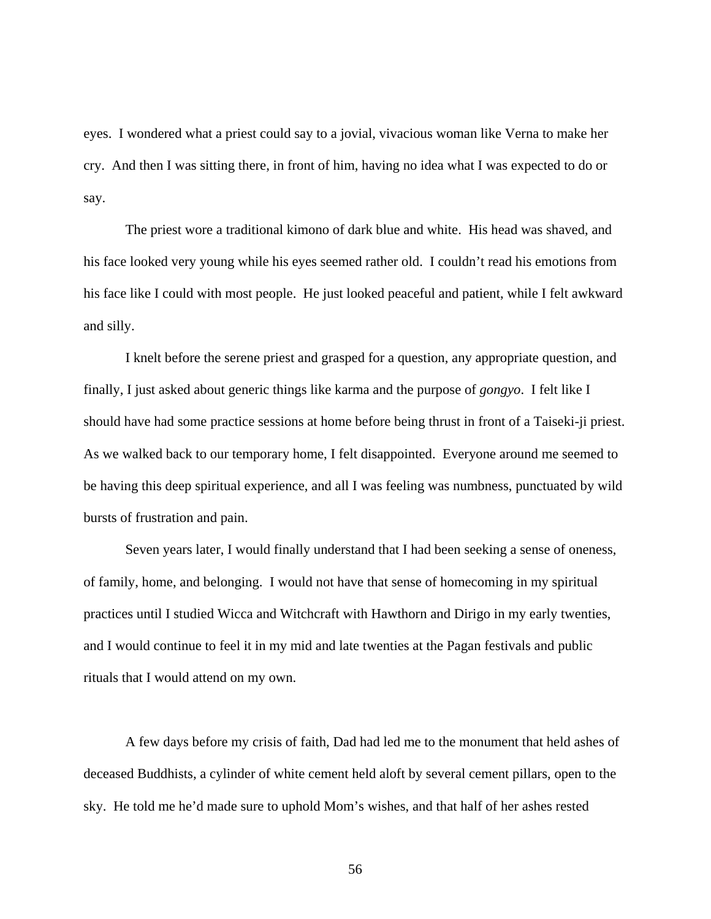eyes. I wondered what a priest could say to a jovial, vivacious woman like Verna to make her cry. And then I was sitting there, in front of him, having no idea what I was expected to do or say.

The priest wore a traditional kimono of dark blue and white. His head was shaved, and his face looked very young while his eyes seemed rather old. I couldn't read his emotions from his face like I could with most people. He just looked peaceful and patient, while I felt awkward and silly.

I knelt before the serene priest and grasped for a question, any appropriate question, and finally, I just asked about generic things like karma and the purpose of *gongyo*. I felt like I should have had some practice sessions at home before being thrust in front of a Taiseki-ji priest. As we walked back to our temporary home, I felt disappointed. Everyone around me seemed to be having this deep spiritual experience, and all I was feeling was numbness, punctuated by wild bursts of frustration and pain.

Seven years later, I would finally understand that I had been seeking a sense of oneness, of family, home, and belonging. I would not have that sense of homecoming in my spiritual practices until I studied Wicca and Witchcraft with Hawthorn and Dirigo in my early twenties, and I would continue to feel it in my mid and late twenties at the Pagan festivals and public rituals that I would attend on my own.

A few days before my crisis of faith, Dad had led me to the monument that held ashes of deceased Buddhists, a cylinder of white cement held aloft by several cement pillars, open to the sky. He told me he'd made sure to uphold Mom's wishes, and that half of her ashes rested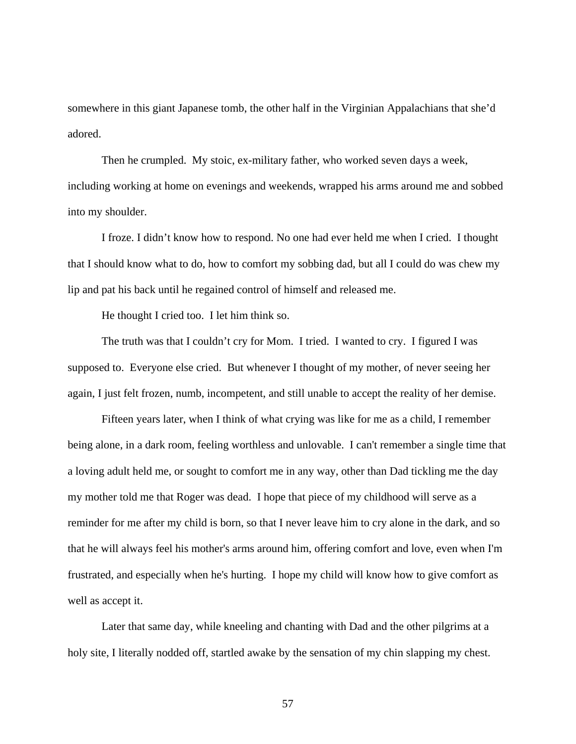somewhere in this giant Japanese tomb, the other half in the Virginian Appalachians that she'd adored.

Then he crumpled. My stoic, ex-military father, who worked seven days a week, including working at home on evenings and weekends, wrapped his arms around me and sobbed into my shoulder.

I froze. I didn't know how to respond. No one had ever held me when I cried. I thought that I should know what to do, how to comfort my sobbing dad, but all I could do was chew my lip and pat his back until he regained control of himself and released me.

He thought I cried too. I let him think so.

The truth was that I couldn't cry for Mom. I tried. I wanted to cry. I figured I was supposed to. Everyone else cried. But whenever I thought of my mother, of never seeing her again, I just felt frozen, numb, incompetent, and still unable to accept the reality of her demise.

Fifteen years later, when I think of what crying was like for me as a child, I remember being alone, in a dark room, feeling worthless and unlovable. I can't remember a single time that a loving adult held me, or sought to comfort me in any way, other than Dad tickling me the day my mother told me that Roger was dead. I hope that piece of my childhood will serve as a reminder for me after my child is born, so that I never leave him to cry alone in the dark, and so that he will always feel his mother's arms around him, offering comfort and love, even when I'm frustrated, and especially when he's hurting. I hope my child will know how to give comfort as well as accept it.

Later that same day, while kneeling and chanting with Dad and the other pilgrims at a holy site, I literally nodded off, startled awake by the sensation of my chin slapping my chest.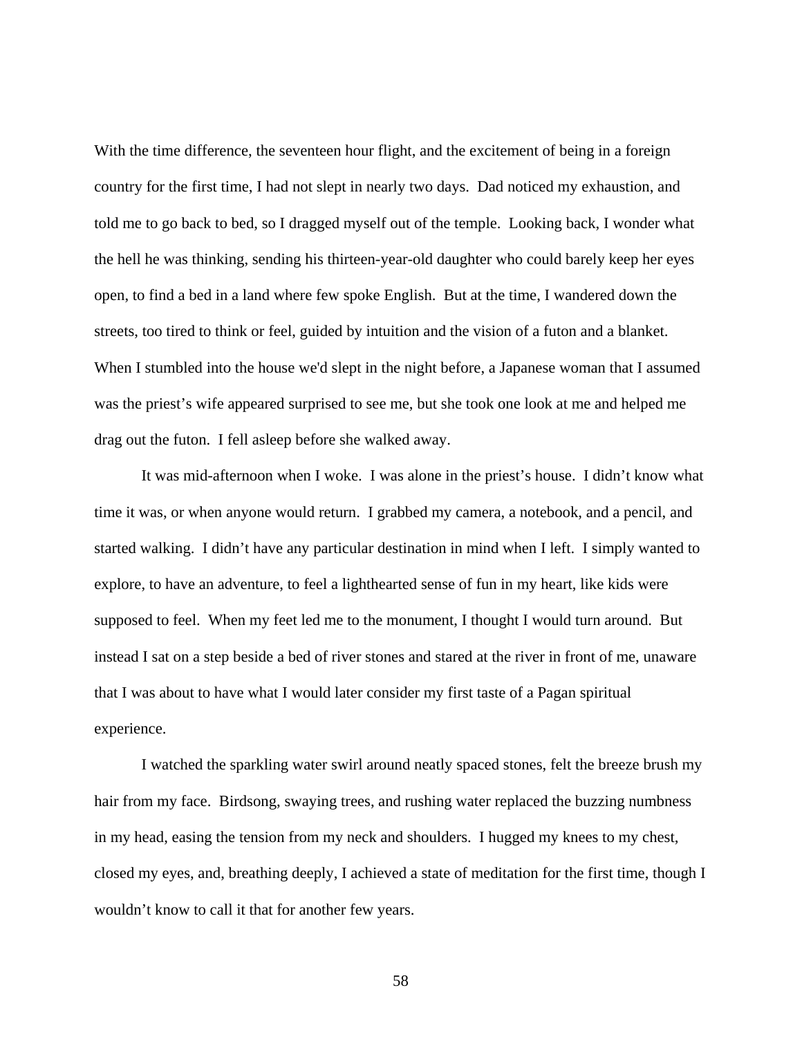With the time difference, the seventeen hour flight, and the excitement of being in a foreign country for the first time, I had not slept in nearly two days. Dad noticed my exhaustion, and told me to go back to bed, so I dragged myself out of the temple. Looking back, I wonder what the hell he was thinking, sending his thirteen-year-old daughter who could barely keep her eyes open, to find a bed in a land where few spoke English. But at the time, I wandered down the streets, too tired to think or feel, guided by intuition and the vision of a futon and a blanket. When I stumbled into the house we'd slept in the night before, a Japanese woman that I assumed was the priest's wife appeared surprised to see me, but she took one look at me and helped me drag out the futon. I fell asleep before she walked away.

It was mid-afternoon when I woke. I was alone in the priest's house. I didn't know what time it was, or when anyone would return. I grabbed my camera, a notebook, and a pencil, and started walking. I didn't have any particular destination in mind when I left. I simply wanted to explore, to have an adventure, to feel a lighthearted sense of fun in my heart, like kids were supposed to feel. When my feet led me to the monument, I thought I would turn around. But instead I sat on a step beside a bed of river stones and stared at the river in front of me, unaware that I was about to have what I would later consider my first taste of a Pagan spiritual experience.

I watched the sparkling water swirl around neatly spaced stones, felt the breeze brush my hair from my face. Birdsong, swaying trees, and rushing water replaced the buzzing numbness in my head, easing the tension from my neck and shoulders. I hugged my knees to my chest, closed my eyes, and, breathing deeply, I achieved a state of meditation for the first time, though I wouldn't know to call it that for another few years.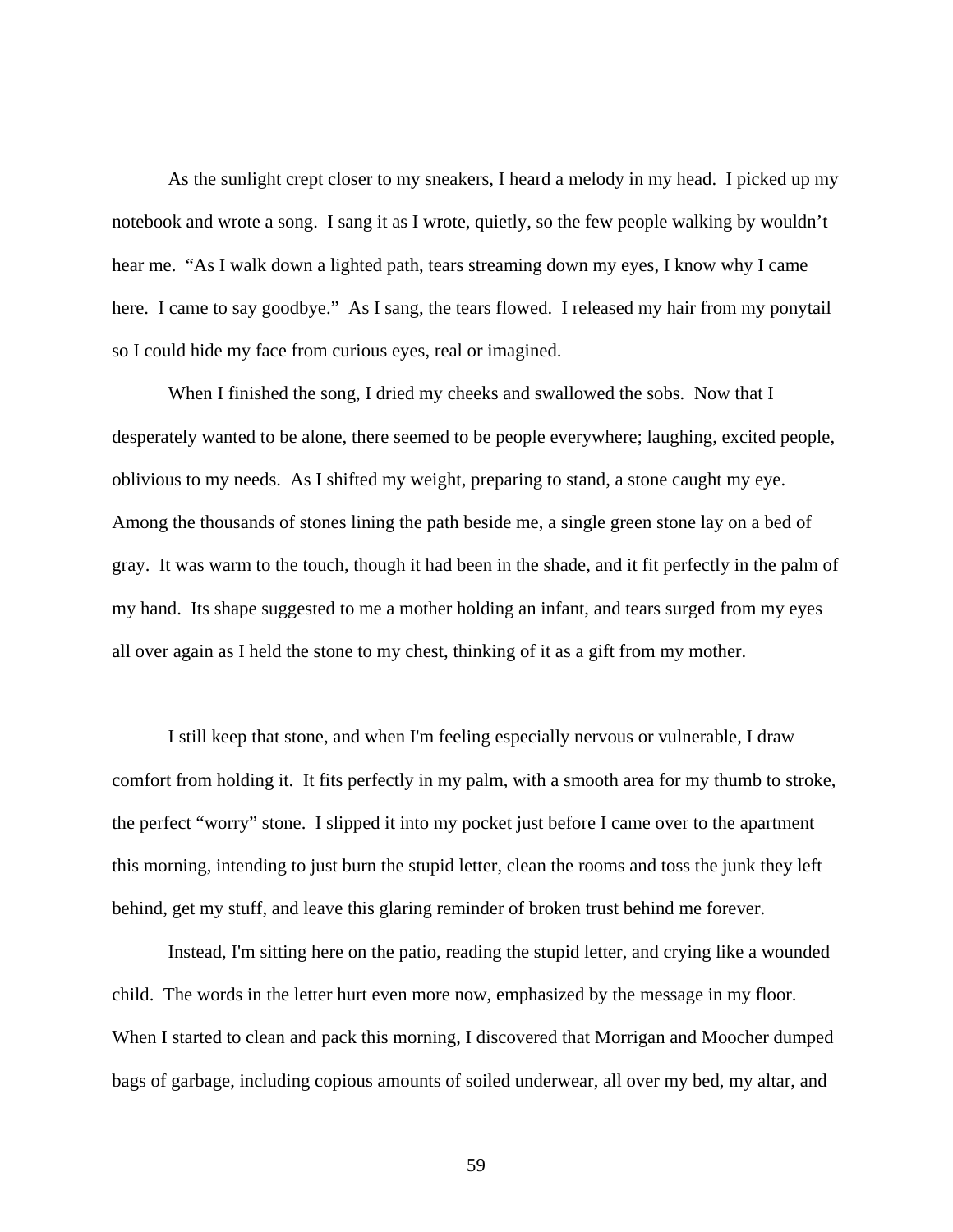As the sunlight crept closer to my sneakers, I heard a melody in my head. I picked up my notebook and wrote a song. I sang it as I wrote, quietly, so the few people walking by wouldn't hear me. "As I walk down a lighted path, tears streaming down my eyes, I know why I came here. I came to say goodbye." As I sang, the tears flowed. I released my hair from my ponytail so I could hide my face from curious eyes, real or imagined.

When I finished the song, I dried my cheeks and swallowed the sobs. Now that I desperately wanted to be alone, there seemed to be people everywhere; laughing, excited people, oblivious to my needs. As I shifted my weight, preparing to stand, a stone caught my eye. Among the thousands of stones lining the path beside me, a single green stone lay on a bed of gray. It was warm to the touch, though it had been in the shade, and it fit perfectly in the palm of my hand. Its shape suggested to me a mother holding an infant, and tears surged from my eyes all over again as I held the stone to my chest, thinking of it as a gift from my mother.

I still keep that stone, and when I'm feeling especially nervous or vulnerable, I draw comfort from holding it. It fits perfectly in my palm, with a smooth area for my thumb to stroke, the perfect "worry" stone. I slipped it into my pocket just before I came over to the apartment this morning, intending to just burn the stupid letter, clean the rooms and toss the junk they left behind, get my stuff, and leave this glaring reminder of broken trust behind me forever.

Instead, I'm sitting here on the patio, reading the stupid letter, and crying like a wounded child. The words in the letter hurt even more now, emphasized by the message in my floor. When I started to clean and pack this morning, I discovered that Morrigan and Moocher dumped bags of garbage, including copious amounts of soiled underwear, all over my bed, my altar, and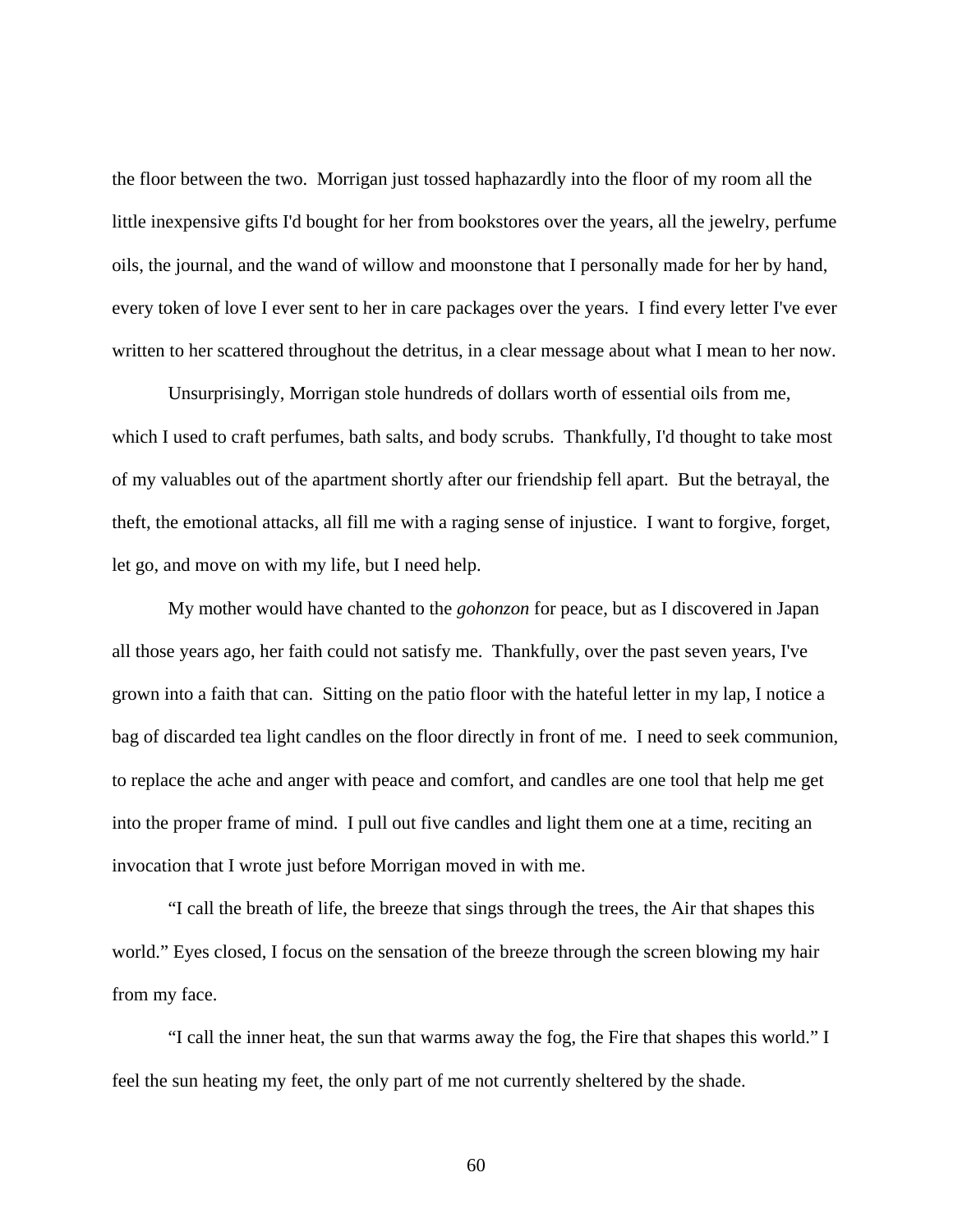the floor between the two.  Morrigan just tossed haphazardly into the floor of my room all the little inexpensive gifts I'd bought for her from bookstores over the years, all the jewelry, perfume oils, the journal, and the wand of willow and moonstone that I personally made for her by hand, every token of love I ever sent to her in care packages over the years.  I find every letter I've ever written to her scattered throughout the detritus, in a clear message about what I mean to her now.

Unsurprisingly, Morrigan stole hundreds of dollars worth of essential oils from me, which I used to craft perfumes, bath salts, and body scrubs.  Thankfully, I'd thought to take most of my valuables out of the apartment shortly after our friendship fell apart.  But the betrayal, the theft, the emotional attacks, all fill me with a raging sense of injustice.  I want to forgive, forget, let go, and move on with my life, but I need help.

My mother would have chanted to the *gohonzon* for peace, but as I discovered in Japan all those years ago, her faith could not satisfy me.  Thankfully, over the past seven years, I've grown into a faith that can.  Sitting on the patio floor with the hateful letter in my lap, I notice a bag of discarded tea light candles on the floor directly in front of me.  I need to seek communion, to replace the ache and anger with peace and comfort, and candles are one tool that help me get into the proper frame of mind.  I pull out five candles and light them one at a time, reciting an invocation that I wrote just before Morrigan moved in with me.

"I call the breath of life, the breeze that sings through the trees, the Air that shapes this world." Eyes closed, I focus on the sensation of the breeze through the screen blowing my hair from my face.

"I call the inner heat, the sun that warms away the fog, the Fire that shapes this world." I feel the sun heating my feet, the only part of me not currently sheltered by the shade.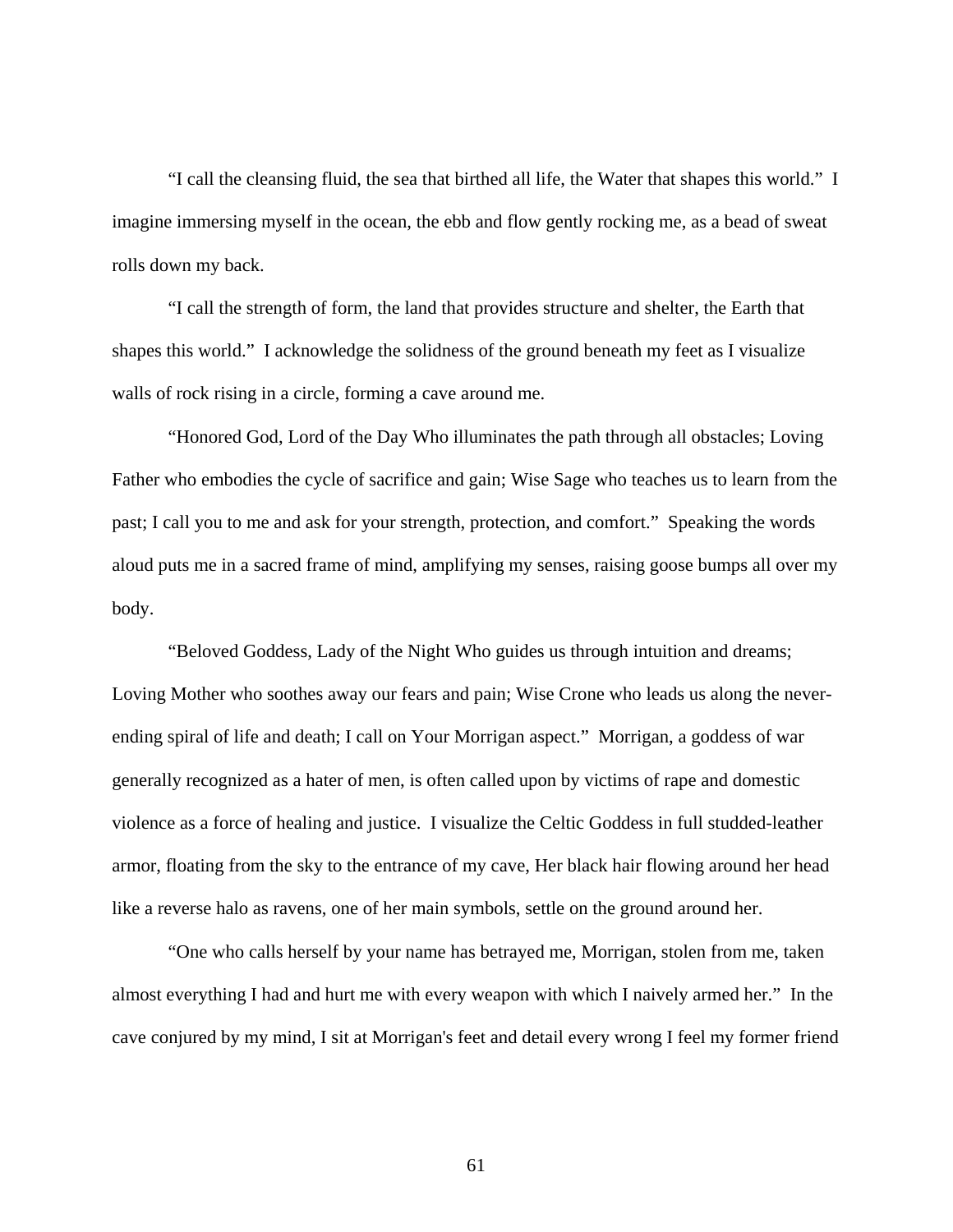“I call the cleansing fluid, the sea that birthed all life, the Water that shapes this world.” I imagine immersing myself in the ocean, the ebb and flow gently rocking me, as a bead of sweat rolls down my back.

“I call the strength of form, the land that provides structure and shelter, the Earth that shapes this world.” I acknowledge the solidness of the ground beneath my feet as I visualize walls of rock rising in a circle, forming a cave around me.

“Honored God, Lord of the Day Who illuminates the path through all obstacles; Loving Father who embodies the cycle of sacrifice and gain; Wise Sage who teaches us to learn from the past; I call you to me and ask for your strength, protection, and comfort.” Speaking the words aloud puts me in a sacred frame of mind, amplifying my senses, raising goose bumps all over my body.

“Beloved Goddess, Lady of the Night Who guides us through intuition and dreams; Loving Mother who soothes away our fears and pain; Wise Crone who leads us along the never-ending spiral of life and death; I call on Your Morrigan aspect.” Morrigan, a goddess of war generally recognized as a hater of men, is often called upon by victims of rape and domestic violence as a force of healing and justice. I visualize the Celtic Goddess in full studded-leather armor, floating from the sky to the entrance of my cave, Her black hair flowing around her head like a reverse halo as ravens, one of her main symbols, settle on the ground around her.

“One who calls herself by your name has betrayed me, Morrigan, stolen from me, taken almost everything I had and hurt me with every weapon with which I naively armed her.” In the cave conjured by my mind, I sit at Morrigan's feet and detail every wrong I feel my former friend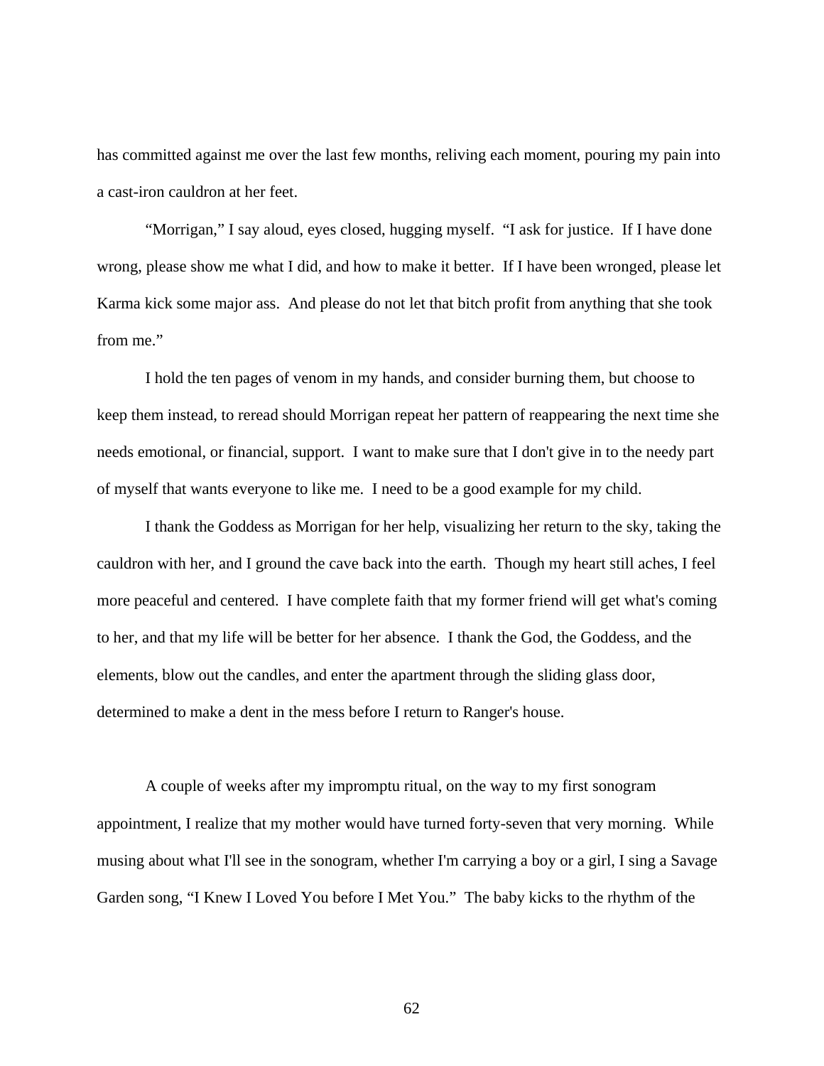has committed against me over the last few months, reliving each moment, pouring my pain into a cast-iron cauldron at her feet.

"Morrigan," I say aloud, eyes closed, hugging myself. "I ask for justice. If I have done wrong, please show me what I did, and how to make it better. If I have been wronged, please let Karma kick some major ass. And please do not let that bitch profit from anything that she took from me."

I hold the ten pages of venom in my hands, and consider burning them, but choose to keep them instead, to reread should Morrigan repeat her pattern of reappearing the next time she needs emotional, or financial, support. I want to make sure that I don't give in to the needy part of myself that wants everyone to like me. I need to be a good example for my child.

I thank the Goddess as Morrigan for her help, visualizing her return to the sky, taking the cauldron with her, and I ground the cave back into the earth. Though my heart still aches, I feel more peaceful and centered. I have complete faith that my former friend will get what's coming to her, and that my life will be better for her absence. I thank the God, the Goddess, and the elements, blow out the candles, and enter the apartment through the sliding glass door, determined to make a dent in the mess before I return to Ranger's house.

A couple of weeks after my impromptu ritual, on the way to my first sonogram appointment, I realize that my mother would have turned forty-seven that very morning. While musing about what I'll see in the sonogram, whether I'm carrying a boy or a girl, I sing a Savage Garden song, "I Knew I Loved You before I Met You." The baby kicks to the rhythm of the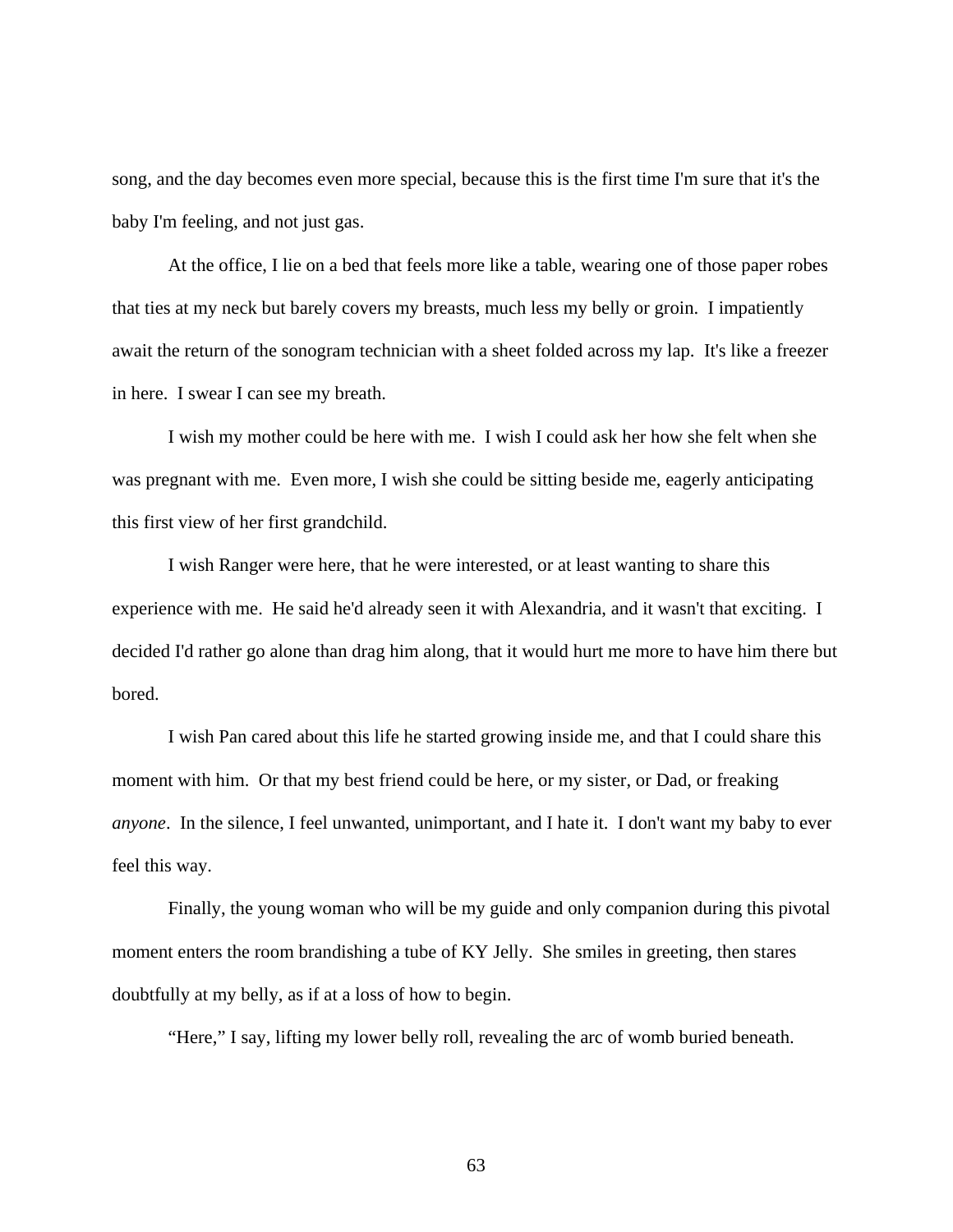song, and the day becomes even more special, because this is the first time I'm sure that it's the baby I'm feeling, and not just gas.

At the office, I lie on a bed that feels more like a table, wearing one of those paper robes that ties at my neck but barely covers my breasts, much less my belly or groin. I impatiently await the return of the sonogram technician with a sheet folded across my lap. It's like a freezer in here. I swear I can see my breath.

I wish my mother could be here with me. I wish I could ask her how she felt when she was pregnant with me. Even more, I wish she could be sitting beside me, eagerly anticipating this first view of her first grandchild.

I wish Ranger were here, that he were interested, or at least wanting to share this experience with me. He said he'd already seen it with Alexandria, and it wasn't that exciting. I decided I'd rather go alone than drag him along, that it would hurt me more to have him there but bored.

I wish Pan cared about this life he started growing inside me, and that I could share this moment with him. Or that my best friend could be here, or my sister, or Dad, or freaking *anyone*. In the silence, I feel unwanted, unimportant, and I hate it. I don't want my baby to ever feel this way.

Finally, the young woman who will be my guide and only companion during this pivotal moment enters the room brandishing a tube of KY Jelly. She smiles in greeting, then stares doubtfully at my belly, as if at a loss of how to begin.

"Here," I say, lifting my lower belly roll, revealing the arc of womb buried beneath.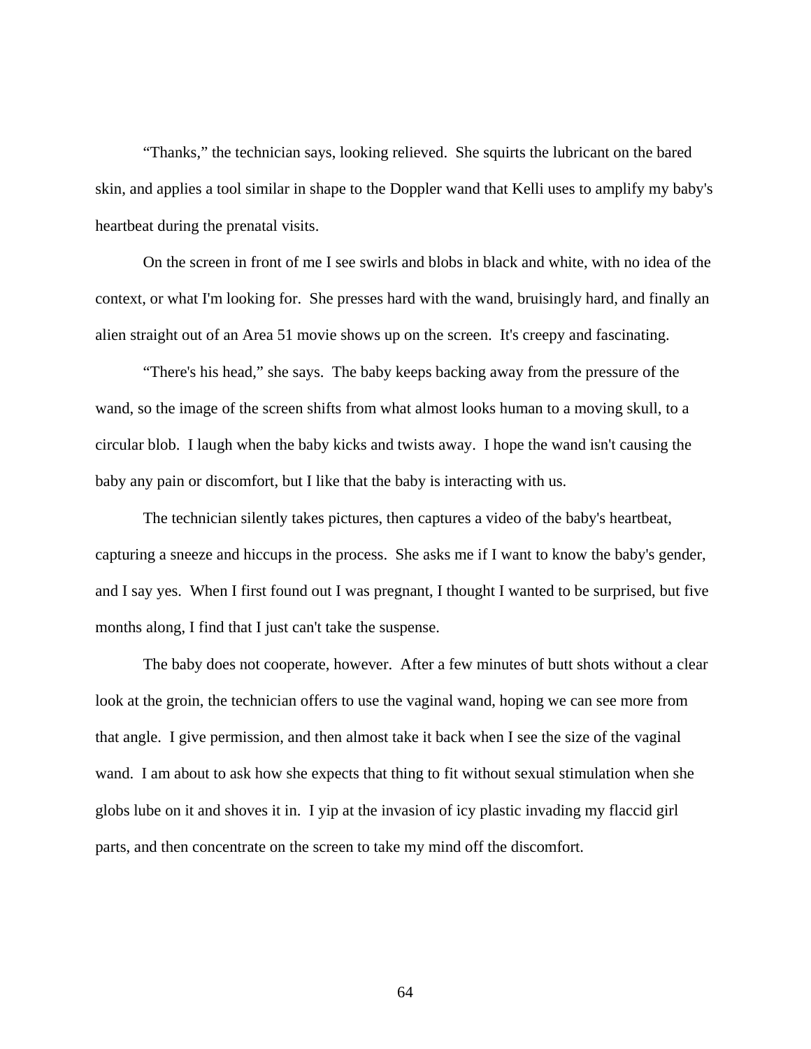"Thanks," the technician says, looking relieved. She squirts the lubricant on the bared skin, and applies a tool similar in shape to the Doppler wand that Kelli uses to amplify my baby's heartbeat during the prenatal visits.

On the screen in front of me I see swirls and blobs in black and white, with no idea of the context, or what I'm looking for. She presses hard with the wand, bruisingly hard, and finally an alien straight out of an Area 51 movie shows up on the screen. It's creepy and fascinating.

"There's his head," she says. The baby keeps backing away from the pressure of the wand, so the image of the screen shifts from what almost looks human to a moving skull, to a circular blob. I laugh when the baby kicks and twists away. I hope the wand isn't causing the baby any pain or discomfort, but I like that the baby is interacting with us.

The technician silently takes pictures, then captures a video of the baby's heartbeat, capturing a sneeze and hiccups in the process. She asks me if I want to know the baby's gender, and I say yes. When I first found out I was pregnant, I thought I wanted to be surprised, but five months along, I find that I just can't take the suspense.

The baby does not cooperate, however. After a few minutes of butt shots without a clear look at the groin, the technician offers to use the vaginal wand, hoping we can see more from that angle. I give permission, and then almost take it back when I see the size of the vaginal wand. I am about to ask how she expects that thing to fit without sexual stimulation when she globs lube on it and shoves it in. I yip at the invasion of icy plastic invading my flaccid girl parts, and then concentrate on the screen to take my mind off the discomfort.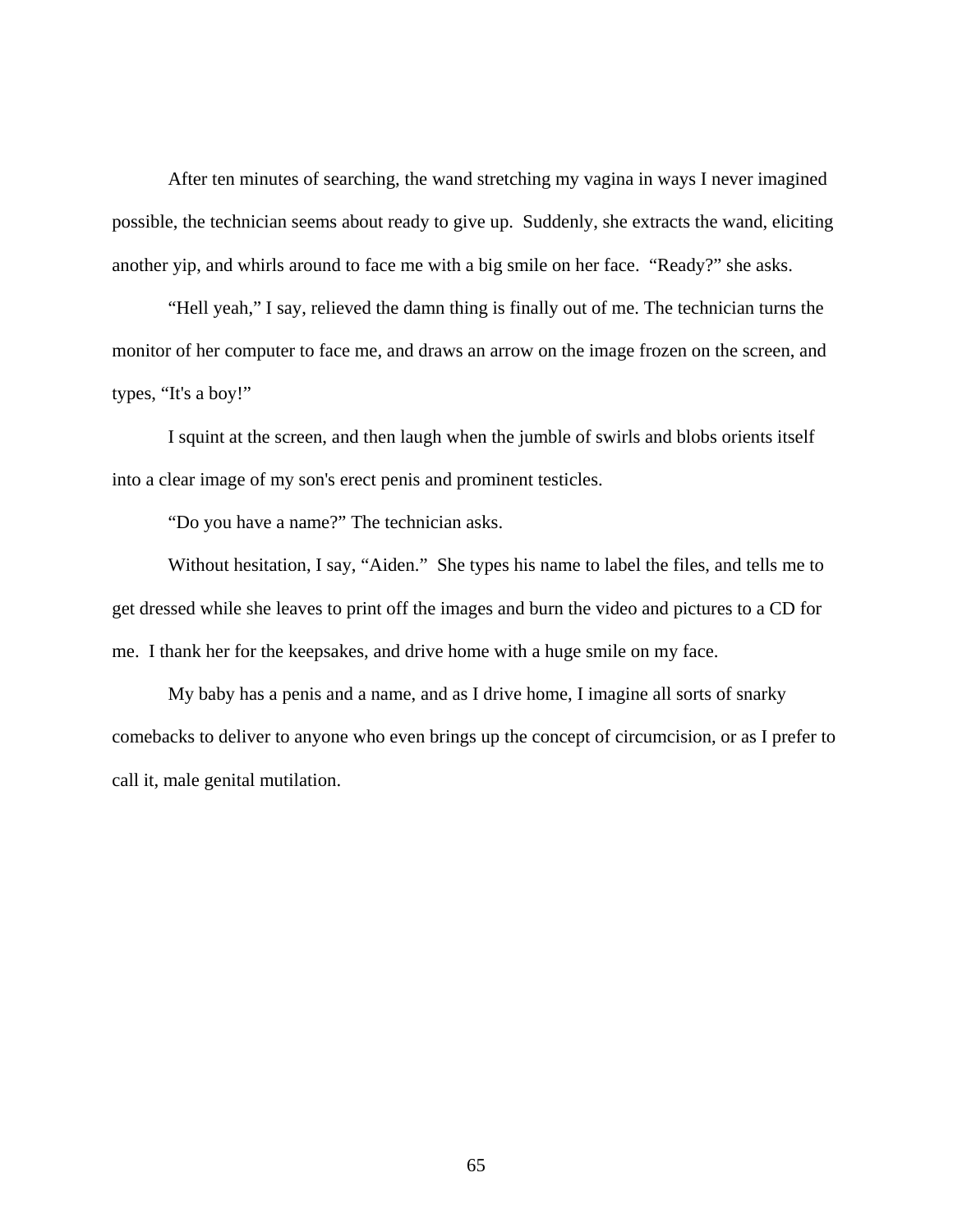After ten minutes of searching, the wand stretching my vagina in ways I never imagined possible, the technician seems about ready to give up.  Suddenly, she extracts the wand, eliciting another yip, and whirls around to face me with a big smile on her face.  "Ready?" she asks.

"Hell yeah," I say, relieved the damn thing is finally out of me. The technician turns the monitor of her computer to face me, and draws an arrow on the image frozen on the screen, and types, "It's a boy!"

I squint at the screen, and then laugh when the jumble of swirls and blobs orients itself into a clear image of my son's erect penis and prominent testicles.

"Do you have a name?" The technician asks.

Without hesitation, I say, "Aiden."  She types his name to label the files, and tells me to get dressed while she leaves to print off the images and burn the video and pictures to a CD for me.  I thank her for the keepsakes, and drive home with a huge smile on my face.

My baby has a penis and a name, and as I drive home, I imagine all sorts of snarky comebacks to deliver to anyone who even brings up the concept of circumcision, or as I prefer to call it, male genital mutilation.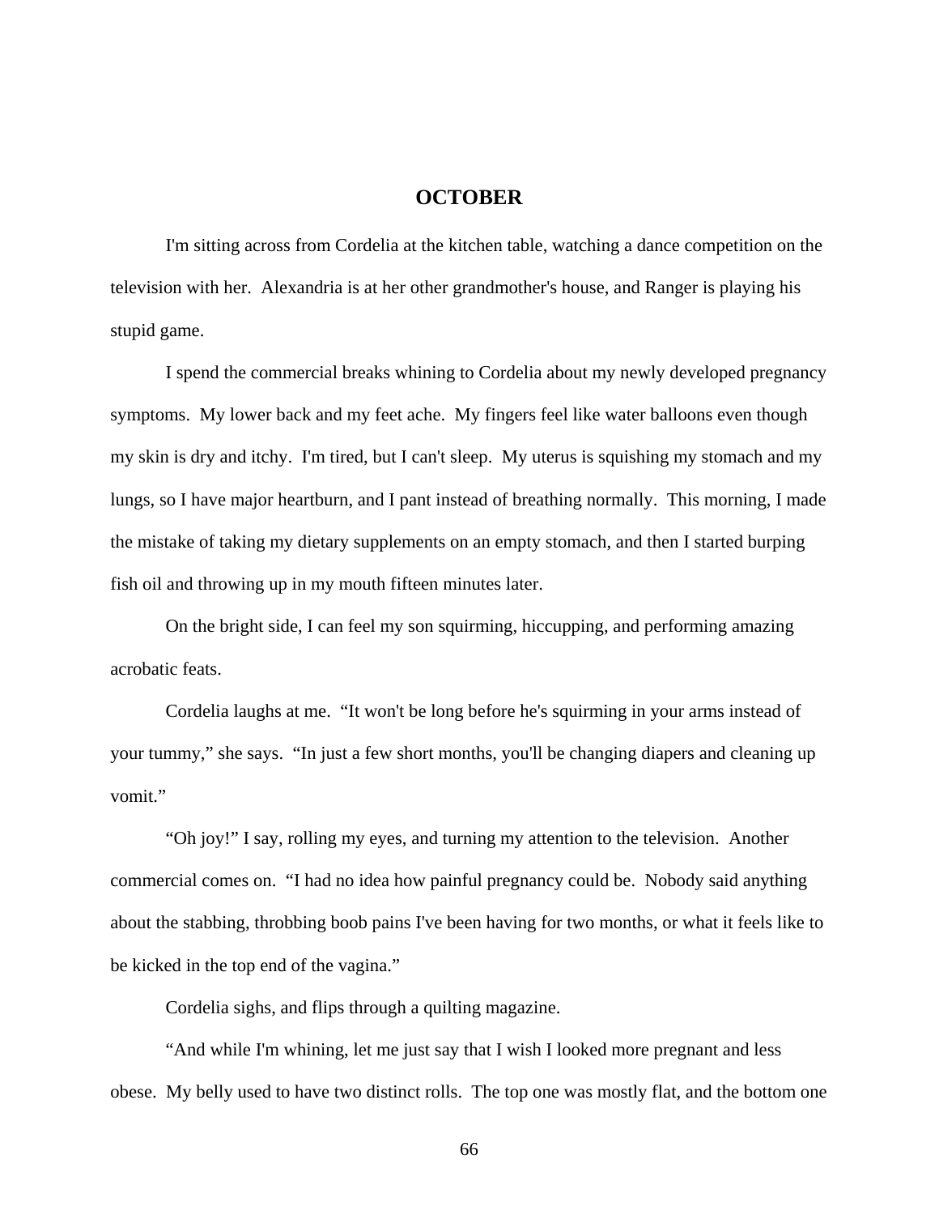## OCTOBER

I'm sitting across from Cordelia at the kitchen table, watching a dance competition on the television with her. Alexandria is at her other grandmother's house, and Ranger is playing his stupid game.

I spend the commercial breaks whining to Cordelia about my newly developed pregnancy symptoms. My lower back and my feet ache. My fingers feel like water balloons even though my skin is dry and itchy. I'm tired, but I can't sleep. My uterus is squishing my stomach and my lungs, so I have major heartburn, and I pant instead of breathing normally. This morning, I made the mistake of taking my dietary supplements on an empty stomach, and then I started burping fish oil and throwing up in my mouth fifteen minutes later.

On the bright side, I can feel my son squirming, hiccupping, and performing amazing acrobatic feats.

Cordelia laughs at me. "It won't be long before he's squirming in your arms instead of your tummy," she says. "In just a few short months, you'll be changing diapers and cleaning up vomit."

"Oh joy!" I say, rolling my eyes, and turning my attention to the television. Another commercial comes on. "I had no idea how painful pregnancy could be. Nobody said anything about the stabbing, throbbing boob pains I've been having for two months, or what it feels like to be kicked in the top end of the vagina."

Cordelia sighs, and flips through a quilting magazine.

"And while I'm whining, let me just say that I wish I looked more pregnant and less obese. My belly used to have two distinct rolls. The top one was mostly flat, and the bottom one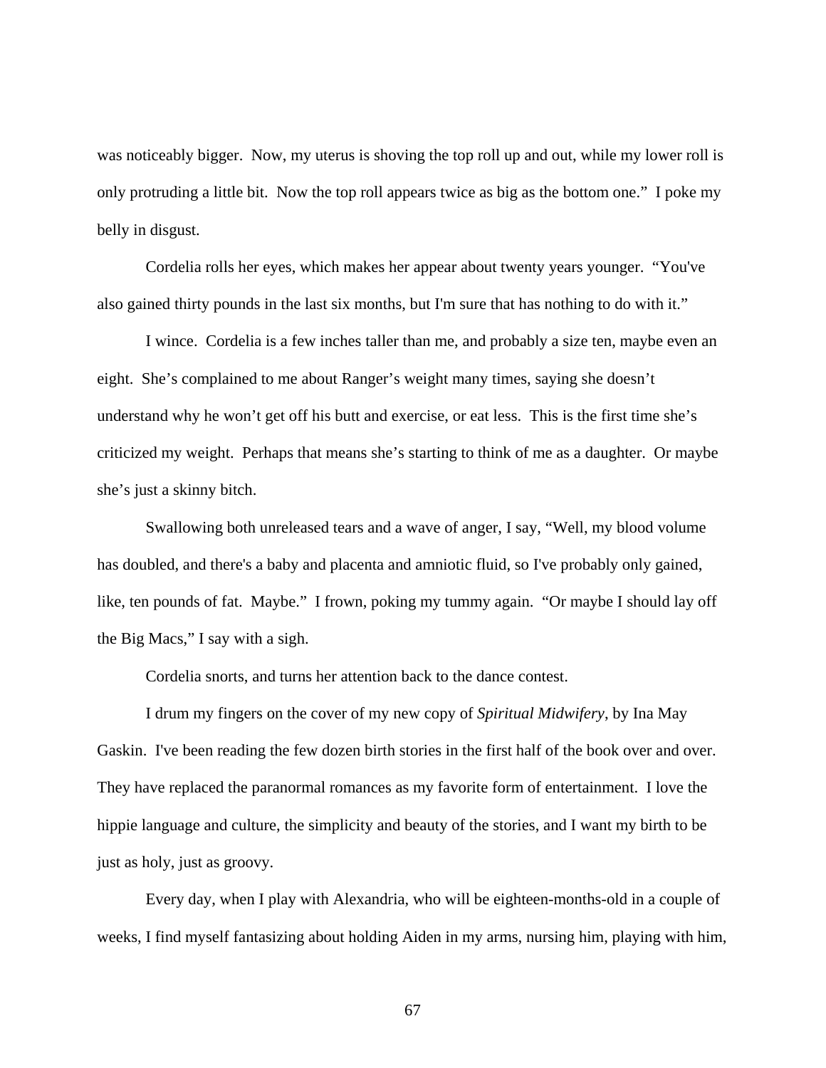was noticeably bigger. Now, my uterus is shoving the top roll up and out, while my lower roll is only protruding a little bit. Now the top roll appears twice as big as the bottom one." I poke my belly in disgust.

Cordelia rolls her eyes, which makes her appear about twenty years younger. "You've also gained thirty pounds in the last six months, but I'm sure that has nothing to do with it."

I wince. Cordelia is a few inches taller than me, and probably a size ten, maybe even an eight. She's complained to me about Ranger's weight many times, saying she doesn't understand why he won't get off his butt and exercise, or eat less. This is the first time she's criticized my weight. Perhaps that means she's starting to think of me as a daughter. Or maybe she's just a skinny bitch.

Swallowing both unreleased tears and a wave of anger, I say, "Well, my blood volume has doubled, and there's a baby and placenta and amniotic fluid, so I've probably only gained, like, ten pounds of fat. Maybe." I frown, poking my tummy again. "Or maybe I should lay off the Big Macs," I say with a sigh.

Cordelia snorts, and turns her attention back to the dance contest.

I drum my fingers on the cover of my new copy of *Spiritual Midwifery*, by Ina May Gaskin. I've been reading the few dozen birth stories in the first half of the book over and over. They have replaced the paranormal romances as my favorite form of entertainment. I love the hippie language and culture, the simplicity and beauty of the stories, and I want my birth to be just as holy, just as groovy.

Every day, when I play with Alexandria, who will be eighteen-months-old in a couple of weeks, I find myself fantasizing about holding Aiden in my arms, nursing him, playing with him,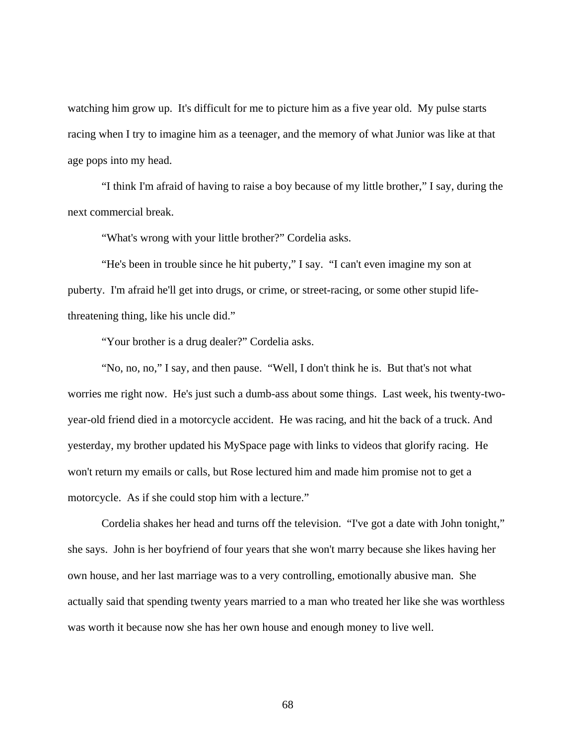watching him grow up. It's difficult for me to picture him as a five year old. My pulse starts racing when I try to imagine him as a teenager, and the memory of what Junior was like at that age pops into my head.

"I think I'm afraid of having to raise a boy because of my little brother," I say, during the next commercial break.

"What's wrong with your little brother?" Cordelia asks.

"He's been in trouble since he hit puberty," I say. "I can't even imagine my son at puberty. I'm afraid he'll get into drugs, or crime, or street-racing, or some other stupid life-threatening thing, like his uncle did."

"Your brother is a drug dealer?" Cordelia asks.

"No, no, no," I say, and then pause. "Well, I don't think he is. But that's not what worries me right now. He's just such a dumb-ass about some things. Last week, his twenty-two-year-old friend died in a motorcycle accident. He was racing, and hit the back of a truck. And yesterday, my brother updated his MySpace page with links to videos that glorify racing. He won't return my emails or calls, but Rose lectured him and made him promise not to get a motorcycle. As if she could stop him with a lecture."

Cordelia shakes her head and turns off the television. "I've got a date with John tonight," she says. John is her boyfriend of four years that she won't marry because she likes having her own house, and her last marriage was to a very controlling, emotionally abusive man. She actually said that spending twenty years married to a man who treated her like she was worthless was worth it because now she has her own house and enough money to live well.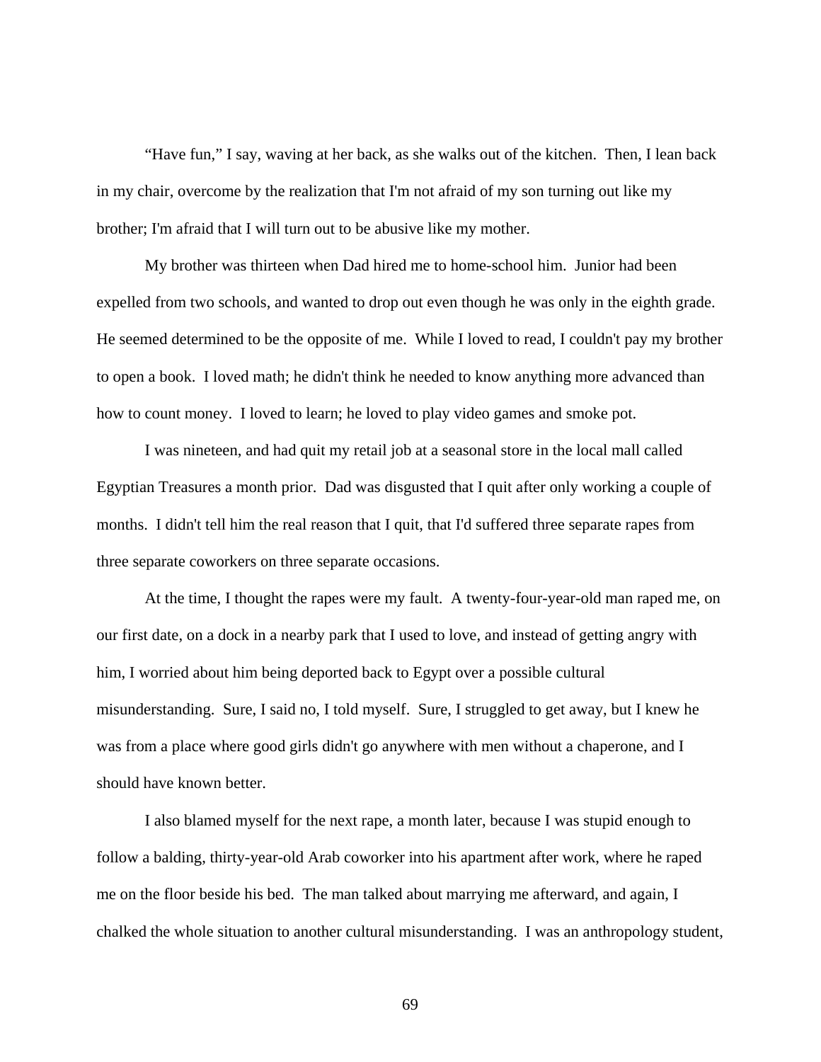“Have fun,” I say, waving at her back, as she walks out of the kitchen.  Then, I lean back in my chair, overcome by the realization that I'm not afraid of my son turning out like my brother; I'm afraid that I will turn out to be abusive like my mother.

My brother was thirteen when Dad hired me to home-school him.  Junior had been expelled from two schools, and wanted to drop out even though he was only in the eighth grade.  He seemed determined to be the opposite of me.  While I loved to read, I couldn't pay my brother to open a book.  I loved math; he didn't think he needed to know anything more advanced than how to count money.  I loved to learn; he loved to play video games and smoke pot.

I was nineteen, and had quit my retail job at a seasonal store in the local mall called Egyptian Treasures a month prior.  Dad was disgusted that I quit after only working a couple of months.  I didn't tell him the real reason that I quit, that I'd suffered three separate rapes from three separate coworkers on three separate occasions.

At the time, I thought the rapes were my fault.  A twenty-four-year-old man raped me, on our first date, on a dock in a nearby park that I used to love, and instead of getting angry with him, I worried about him being deported back to Egypt over a possible cultural misunderstanding.  Sure, I said no, I told myself.  Sure, I struggled to get away, but I knew he was from a place where good girls didn't go anywhere with men without a chaperone, and I should have known better.

I also blamed myself for the next rape, a month later, because I was stupid enough to follow a balding, thirty-year-old Arab coworker into his apartment after work, where he raped me on the floor beside his bed.  The man talked about marrying me afterward, and again, I chalked the whole situation to another cultural misunderstanding.  I was an anthropology student,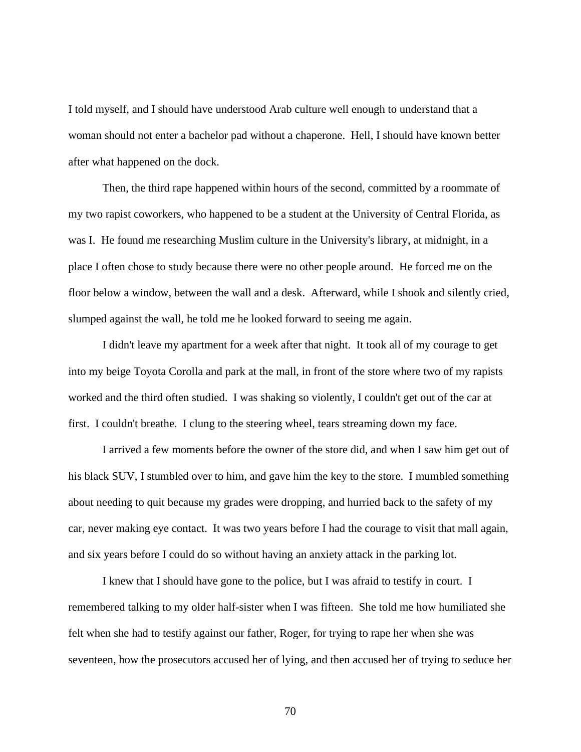I told myself, and I should have understood Arab culture well enough to understand that a woman should not enter a bachelor pad without a chaperone. Hell, I should have known better after what happened on the dock.

Then, the third rape happened within hours of the second, committed by a roommate of my two rapist coworkers, who happened to be a student at the University of Central Florida, as was I. He found me researching Muslim culture in the University's library, at midnight, in a place I often chose to study because there were no other people around. He forced me on the floor below a window, between the wall and a desk. Afterward, while I shook and silently cried, slumped against the wall, he told me he looked forward to seeing me again.

I didn't leave my apartment for a week after that night. It took all of my courage to get into my beige Toyota Corolla and park at the mall, in front of the store where two of my rapists worked and the third often studied. I was shaking so violently, I couldn't get out of the car at first. I couldn't breathe. I clung to the steering wheel, tears streaming down my face.

I arrived a few moments before the owner of the store did, and when I saw him get out of his black SUV, I stumbled over to him, and gave him the key to the store. I mumbled something about needing to quit because my grades were dropping, and hurried back to the safety of my car, never making eye contact. It was two years before I had the courage to visit that mall again, and six years before I could do so without having an anxiety attack in the parking lot.

I knew that I should have gone to the police, but I was afraid to testify in court. I remembered talking to my older half-sister when I was fifteen. She told me how humiliated she felt when she had to testify against our father, Roger, for trying to rape her when she was seventeen, how the prosecutors accused her of lying, and then accused her of trying to seduce her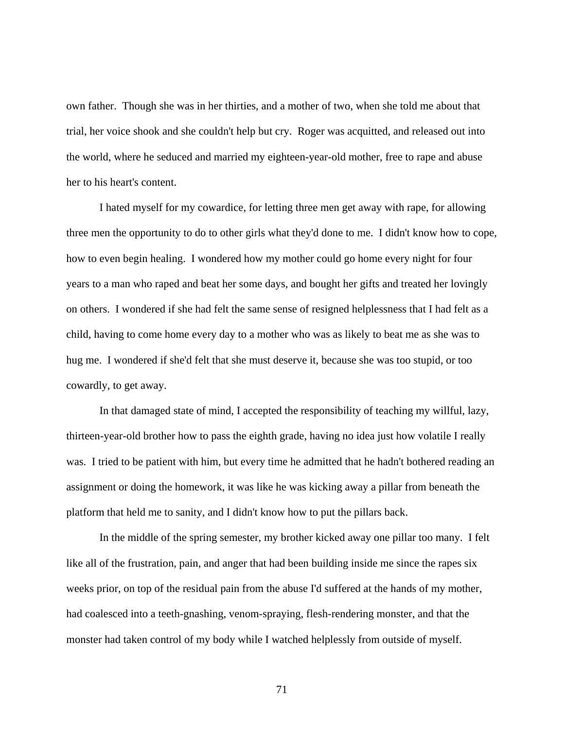own father. Though she was in her thirties, and a mother of two, when she told me about that trial, her voice shook and she couldn't help but cry. Roger was acquitted, and released out into the world, where he seduced and married my eighteen-year-old mother, free to rape and abuse her to his heart's content.

I hated myself for my cowardice, for letting three men get away with rape, for allowing three men the opportunity to do to other girls what they'd done to me. I didn't know how to cope, how to even begin healing. I wondered how my mother could go home every night for four years to a man who raped and beat her some days, and bought her gifts and treated her lovingly on others. I wondered if she had felt the same sense of resigned helplessness that I had felt as a child, having to come home every day to a mother who was as likely to beat me as she was to hug me. I wondered if she'd felt that she must deserve it, because she was too stupid, or too cowardly, to get away.

In that damaged state of mind, I accepted the responsibility of teaching my willful, lazy, thirteen-year-old brother how to pass the eighth grade, having no idea just how volatile I really was. I tried to be patient with him, but every time he admitted that he hadn't bothered reading an assignment or doing the homework, it was like he was kicking away a pillar from beneath the platform that held me to sanity, and I didn't know how to put the pillars back.

In the middle of the spring semester, my brother kicked away one pillar too many. I felt like all of the frustration, pain, and anger that had been building inside me since the rapes six weeks prior, on top of the residual pain from the abuse I'd suffered at the hands of my mother, had coalesced into a teeth-gnashing, venom-spraying, flesh-rendering monster, and that the monster had taken control of my body while I watched helplessly from outside of myself.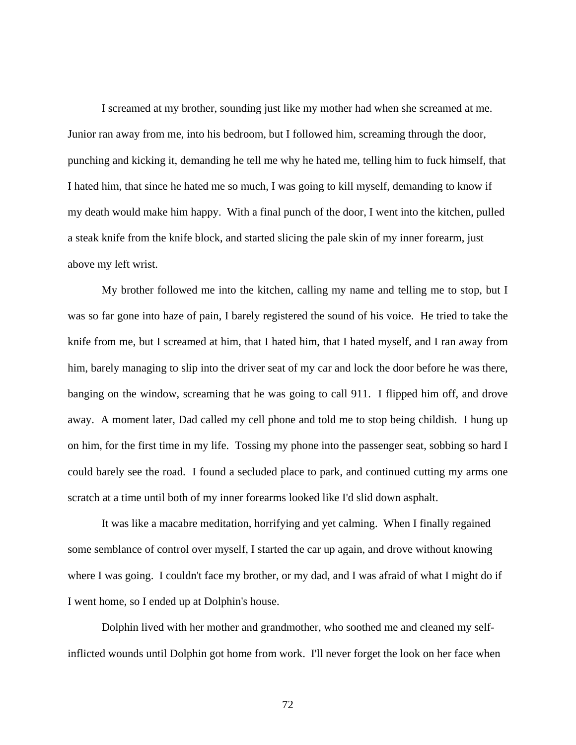I screamed at my brother, sounding just like my mother had when she screamed at me. Junior ran away from me, into his bedroom, but I followed him, screaming through the door, punching and kicking it, demanding he tell me why he hated me, telling him to fuck himself, that I hated him, that since he hated me so much, I was going to kill myself, demanding to know if my death would make him happy. With a final punch of the door, I went into the kitchen, pulled a steak knife from the knife block, and started slicing the pale skin of my inner forearm, just above my left wrist.

My brother followed me into the kitchen, calling my name and telling me to stop, but I was so far gone into haze of pain, I barely registered the sound of his voice. He tried to take the knife from me, but I screamed at him, that I hated him, that I hated myself, and I ran away from him, barely managing to slip into the driver seat of my car and lock the door before he was there, banging on the window, screaming that he was going to call 911. I flipped him off, and drove away. A moment later, Dad called my cell phone and told me to stop being childish. I hung up on him, for the first time in my life. Tossing my phone into the passenger seat, sobbing so hard I could barely see the road. I found a secluded place to park, and continued cutting my arms one scratch at a time until both of my inner forearms looked like I'd slid down asphalt.

It was like a macabre meditation, horrifying and yet calming. When I finally regained some semblance of control over myself, I started the car up again, and drove without knowing where I was going. I couldn't face my brother, or my dad, and I was afraid of what I might do if I went home, so I ended up at Dolphin's house.

Dolphin lived with her mother and grandmother, who soothed me and cleaned my self-inflicted wounds until Dolphin got home from work. I'll never forget the look on her face when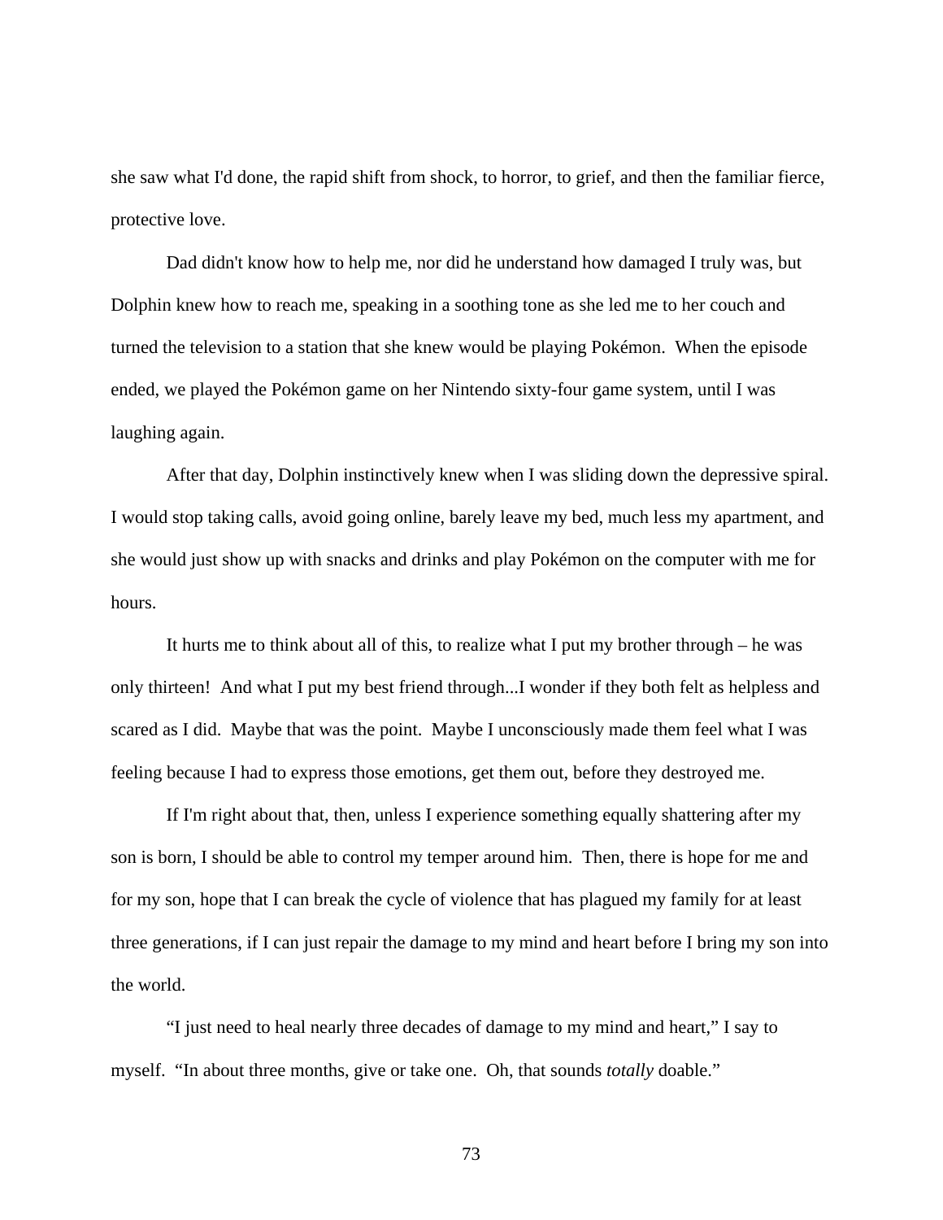she saw what I'd done, the rapid shift from shock, to horror, to grief, and then the familiar fierce, protective love.

Dad didn't know how to help me, nor did he understand how damaged I truly was, but Dolphin knew how to reach me, speaking in a soothing tone as she led me to her couch and turned the television to a station that she knew would be playing Pokémon. When the episode ended, we played the Pokémon game on her Nintendo sixty-four game system, until I was laughing again.

After that day, Dolphin instinctively knew when I was sliding down the depressive spiral. I would stop taking calls, avoid going online, barely leave my bed, much less my apartment, and she would just show up with snacks and drinks and play Pokémon on the computer with me for hours.

It hurts me to think about all of this, to realize what I put my brother through – he was only thirteen! And what I put my best friend through...I wonder if they both felt as helpless and scared as I did. Maybe that was the point. Maybe I unconsciously made them feel what I was feeling because I had to express those emotions, get them out, before they destroyed me.

If I'm right about that, then, unless I experience something equally shattering after my son is born, I should be able to control my temper around him. Then, there is hope for me and for my son, hope that I can break the cycle of violence that has plagued my family for at least three generations, if I can just repair the damage to my mind and heart before I bring my son into the world.

"I just need to heal nearly three decades of damage to my mind and heart," I say to myself. "In about three months, give or take one. Oh, that sounds *totally* doable."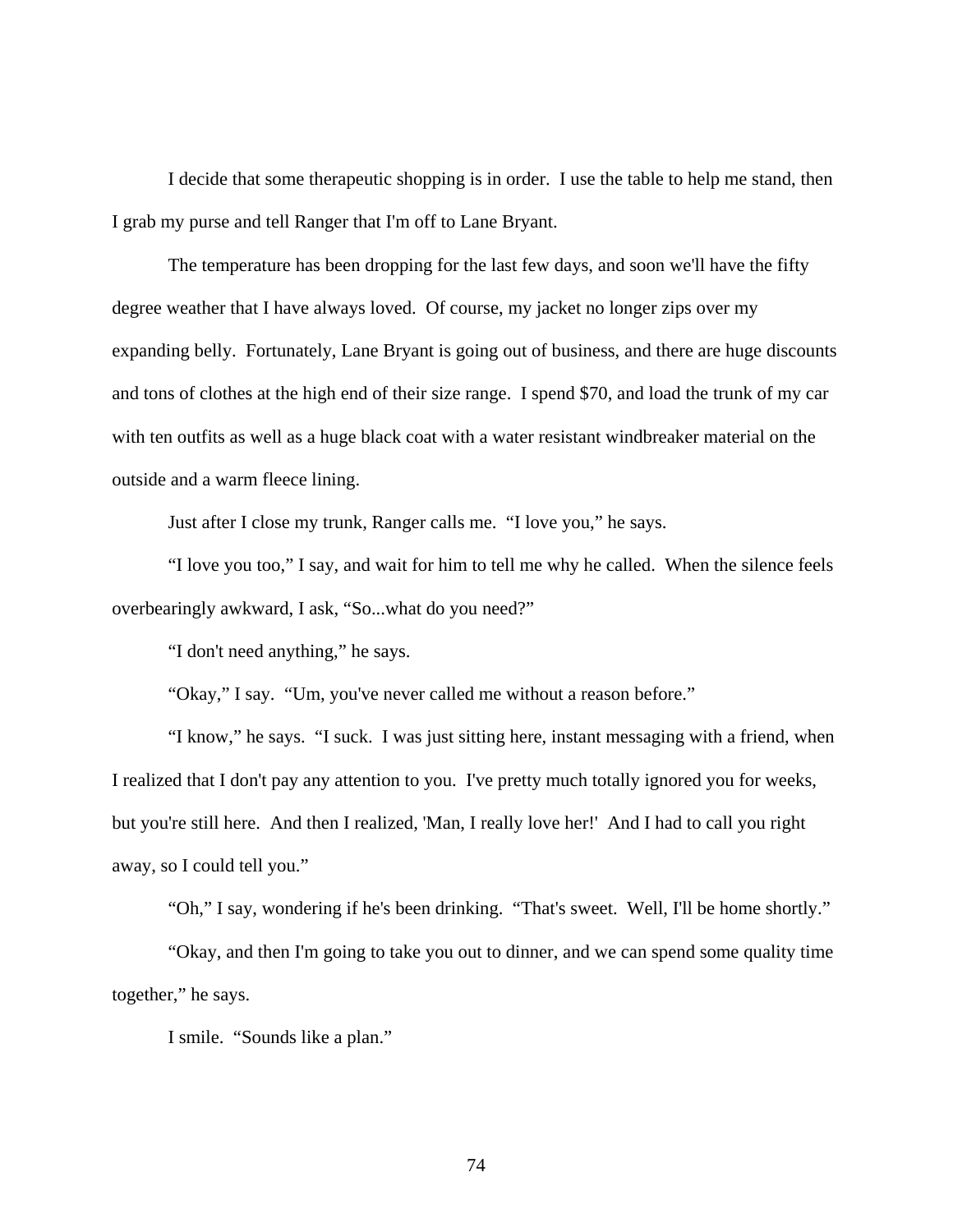I decide that some therapeutic shopping is in order.  I use the table to help me stand, then I grab my purse and tell Ranger that I'm off to Lane Bryant.

The temperature has been dropping for the last few days, and soon we'll have the fifty degree weather that I have always loved.  Of course, my jacket no longer zips over my expanding belly.  Fortunately, Lane Bryant is going out of business, and there are huge discounts and tons of clothes at the high end of their size range.  I spend $70, and load the trunk of my car with ten outfits as well as a huge black coat with a water resistant windbreaker material on the outside and a warm fleece lining.

Just after I close my trunk, Ranger calls me.  "I love you," he says.

"I love you too," I say, and wait for him to tell me why he called.  When the silence feels overbearingly awkward, I ask, "So...what do you need?"

"I don't need anything," he says.

"Okay," I say.  "Um, you've never called me without a reason before."

"I know," he says.  "I suck.  I was just sitting here, instant messaging with a friend, when I realized that I don't pay any attention to you.  I've pretty much totally ignored you for weeks, but you're still here.  And then I realized, 'Man, I really love her!'  And I had to call you right away, so I could tell you."

"Oh," I say, wondering if he's been drinking.  "That's sweet.  Well, I'll be home shortly."

"Okay, and then I'm going to take you out to dinner, and we can spend some quality time together," he says.

I smile.  "Sounds like a plan."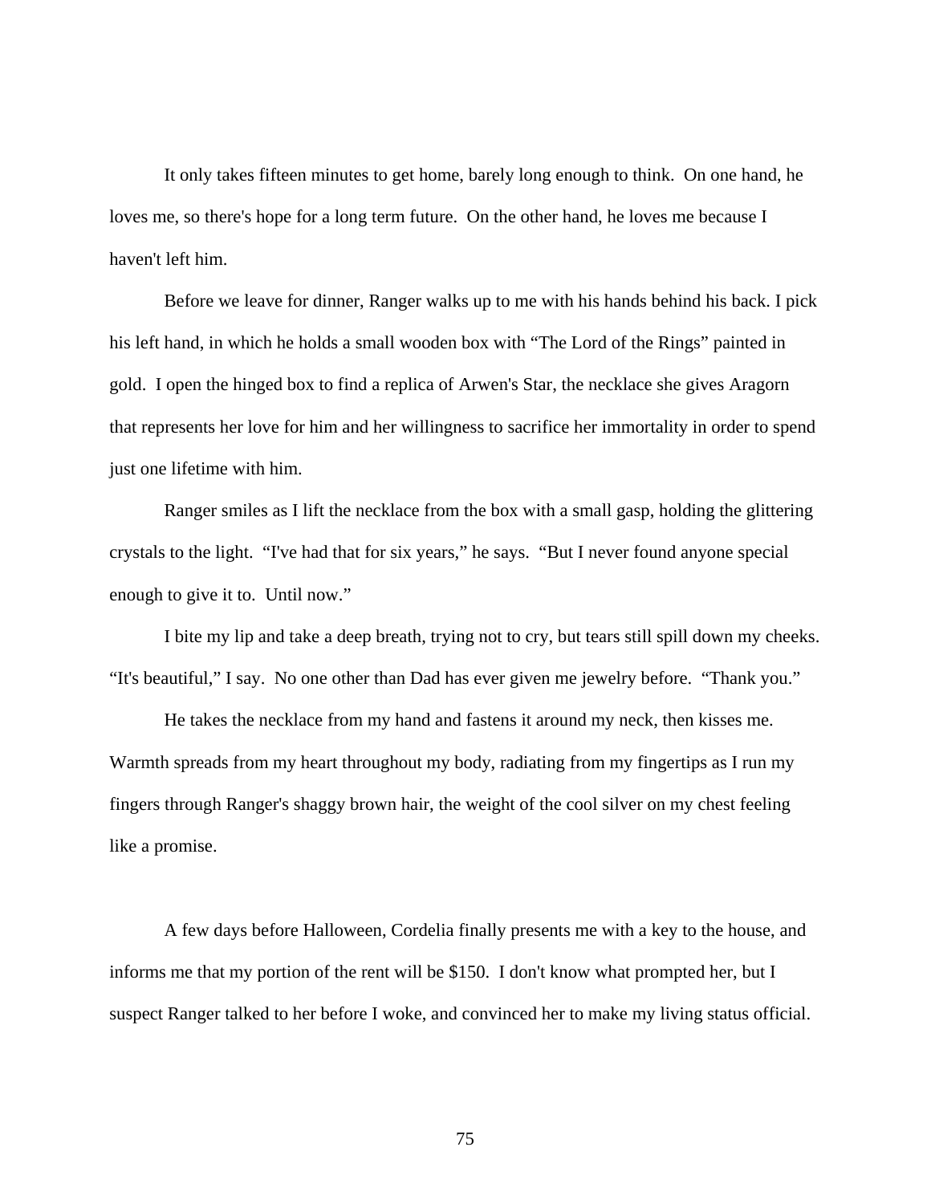It only takes fifteen minutes to get home, barely long enough to think. On one hand, he loves me, so there's hope for a long term future. On the other hand, he loves me because I haven't left him.

Before we leave for dinner, Ranger walks up to me with his hands behind his back. I pick his left hand, in which he holds a small wooden box with "The Lord of the Rings" painted in gold. I open the hinged box to find a replica of Arwen's Star, the necklace she gives Aragorn that represents her love for him and her willingness to sacrifice her immortality in order to spend just one lifetime with him.

Ranger smiles as I lift the necklace from the box with a small gasp, holding the glittering crystals to the light. "I've had that for six years," he says. "But I never found anyone special enough to give it to. Until now."

I bite my lip and take a deep breath, trying not to cry, but tears still spill down my cheeks. "It's beautiful," I say. No one other than Dad has ever given me jewelry before. "Thank you."

He takes the necklace from my hand and fastens it around my neck, then kisses me. Warmth spreads from my heart throughout my body, radiating from my fingertips as I run my fingers through Ranger's shaggy brown hair, the weight of the cool silver on my chest feeling like a promise.

A few days before Halloween, Cordelia finally presents me with a key to the house, and informs me that my portion of the rent will be $150. I don't know what prompted her, but I suspect Ranger talked to her before I woke, and convinced her to make my living status official.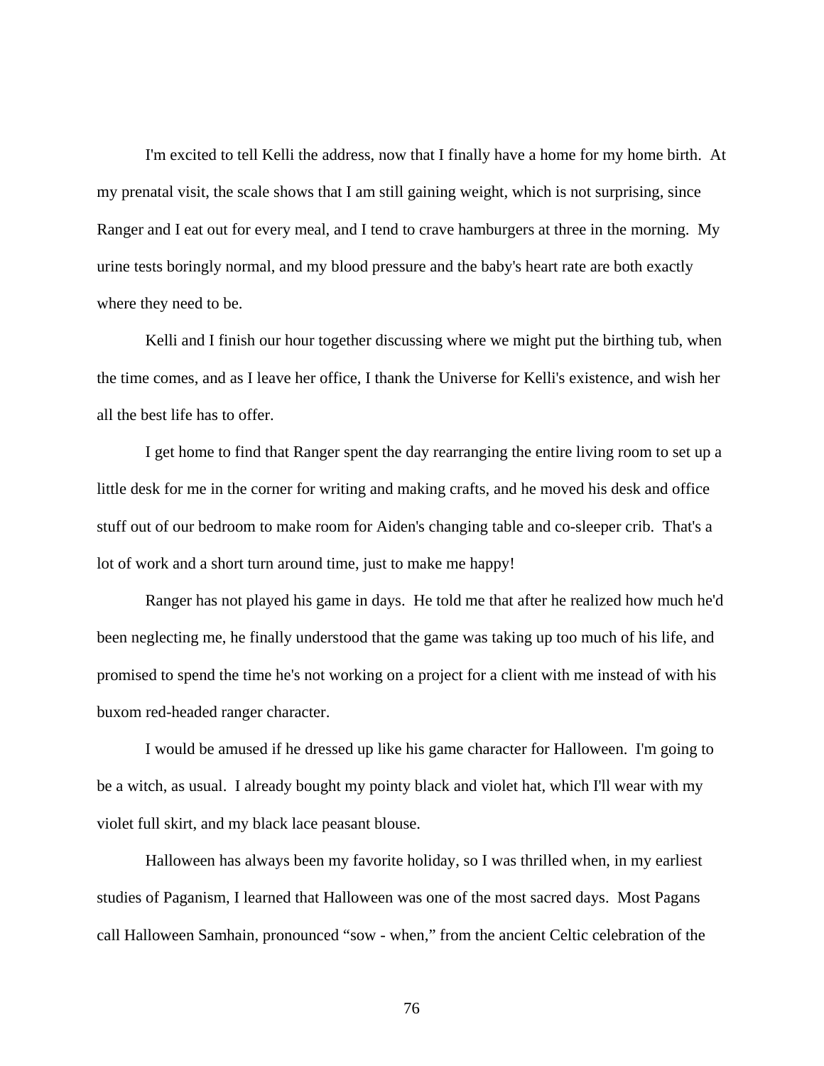I'm excited to tell Kelli the address, now that I finally have a home for my home birth. At my prenatal visit, the scale shows that I am still gaining weight, which is not surprising, since Ranger and I eat out for every meal, and I tend to crave hamburgers at three in the morning. My urine tests boringly normal, and my blood pressure and the baby's heart rate are both exactly where they need to be.

Kelli and I finish our hour together discussing where we might put the birthing tub, when the time comes, and as I leave her office, I thank the Universe for Kelli's existence, and wish her all the best life has to offer.

I get home to find that Ranger spent the day rearranging the entire living room to set up a little desk for me in the corner for writing and making crafts, and he moved his desk and office stuff out of our bedroom to make room for Aiden's changing table and co-sleeper crib. That's a lot of work and a short turn around time, just to make me happy!

Ranger has not played his game in days. He told me that after he realized how much he'd been neglecting me, he finally understood that the game was taking up too much of his life, and promised to spend the time he's not working on a project for a client with me instead of with his buxom red-headed ranger character.

I would be amused if he dressed up like his game character for Halloween. I'm going to be a witch, as usual. I already bought my pointy black and violet hat, which I'll wear with my violet full skirt, and my black lace peasant blouse.

Halloween has always been my favorite holiday, so I was thrilled when, in my earliest studies of Paganism, I learned that Halloween was one of the most sacred days. Most Pagans call Halloween Samhain, pronounced "sow - when," from the ancient Celtic celebration of the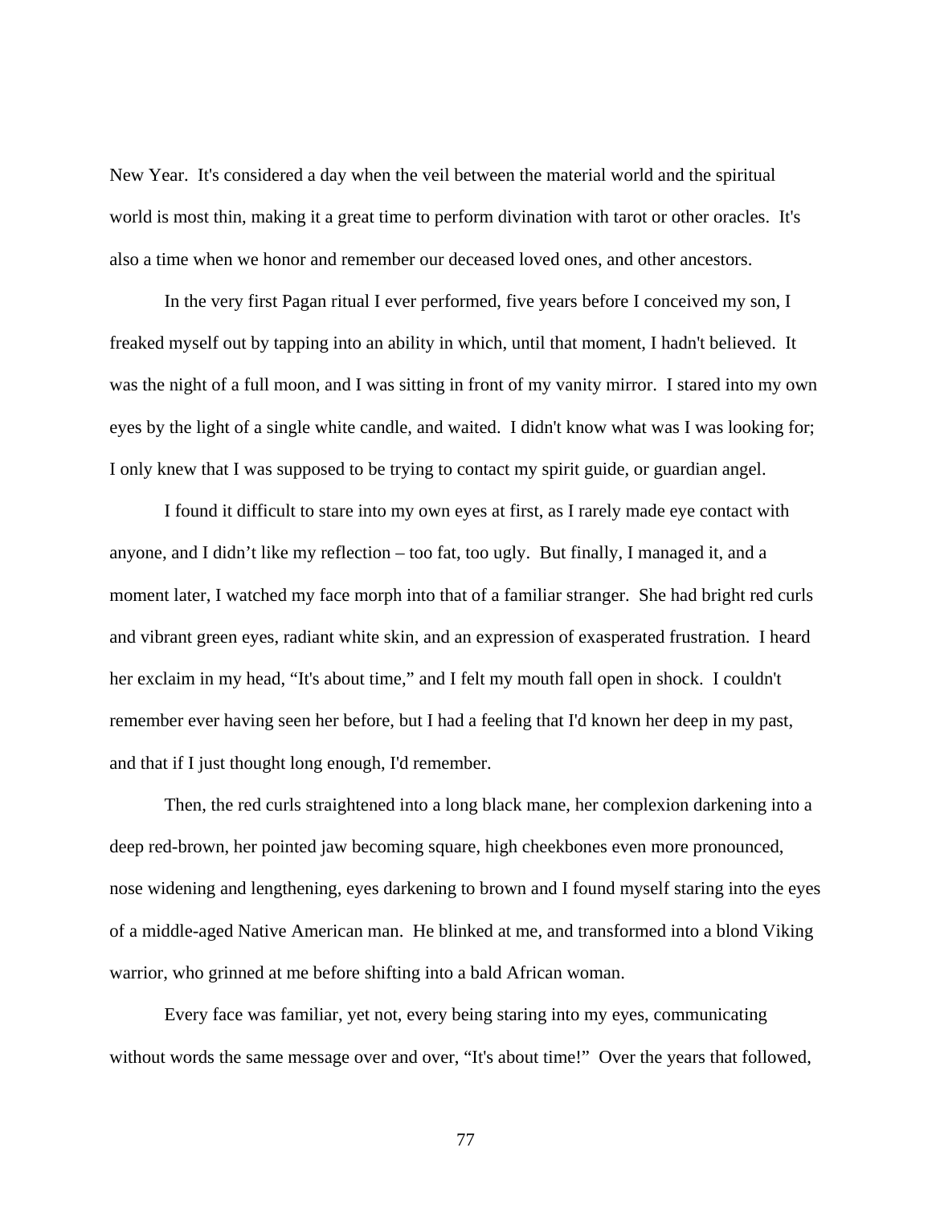New Year. It's considered a day when the veil between the material world and the spiritual world is most thin, making it a great time to perform divination with tarot or other oracles. It's also a time when we honor and remember our deceased loved ones, and other ancestors.

In the very first Pagan ritual I ever performed, five years before I conceived my son, I freaked myself out by tapping into an ability in which, until that moment, I hadn't believed. It was the night of a full moon, and I was sitting in front of my vanity mirror. I stared into my own eyes by the light of a single white candle, and waited. I didn't know what was I was looking for; I only knew that I was supposed to be trying to contact my spirit guide, or guardian angel.

I found it difficult to stare into my own eyes at first, as I rarely made eye contact with anyone, and I didn't like my reflection – too fat, too ugly. But finally, I managed it, and a moment later, I watched my face morph into that of a familiar stranger. She had bright red curls and vibrant green eyes, radiant white skin, and an expression of exasperated frustration. I heard her exclaim in my head, "It's about time," and I felt my mouth fall open in shock. I couldn't remember ever having seen her before, but I had a feeling that I'd known her deep in my past, and that if I just thought long enough, I'd remember.

Then, the red curls straightened into a long black mane, her complexion darkening into a deep red-brown, her pointed jaw becoming square, high cheekbones even more pronounced, nose widening and lengthening, eyes darkening to brown and I found myself staring into the eyes of a middle-aged Native American man. He blinked at me, and transformed into a blond Viking warrior, who grinned at me before shifting into a bald African woman.

Every face was familiar, yet not, every being staring into my eyes, communicating without words the same message over and over, "It's about time!" Over the years that followed,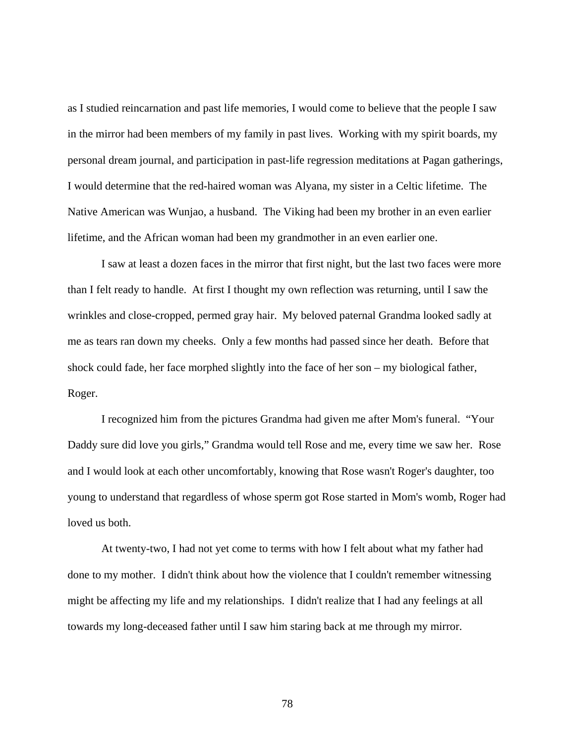as I studied reincarnation and past life memories, I would come to believe that the people I saw in the mirror had been members of my family in past lives. Working with my spirit boards, my personal dream journal, and participation in past-life regression meditations at Pagan gatherings, I would determine that the red-haired woman was Alyana, my sister in a Celtic lifetime. The Native American was Wunjao, a husband. The Viking had been my brother in an even earlier lifetime, and the African woman had been my grandmother in an even earlier one.

I saw at least a dozen faces in the mirror that first night, but the last two faces were more than I felt ready to handle. At first I thought my own reflection was returning, until I saw the wrinkles and close-cropped, permed gray hair. My beloved paternal Grandma looked sadly at me as tears ran down my cheeks. Only a few months had passed since her death. Before that shock could fade, her face morphed slightly into the face of her son – my biological father, Roger.

I recognized him from the pictures Grandma had given me after Mom's funeral. "Your Daddy sure did love you girls," Grandma would tell Rose and me, every time we saw her. Rose and I would look at each other uncomfortably, knowing that Rose wasn't Roger's daughter, too young to understand that regardless of whose sperm got Rose started in Mom's womb, Roger had loved us both.

At twenty-two, I had not yet come to terms with how I felt about what my father had done to my mother. I didn't think about how the violence that I couldn't remember witnessing might be affecting my life and my relationships. I didn't realize that I had any feelings at all towards my long-deceased father until I saw him staring back at me through my mirror.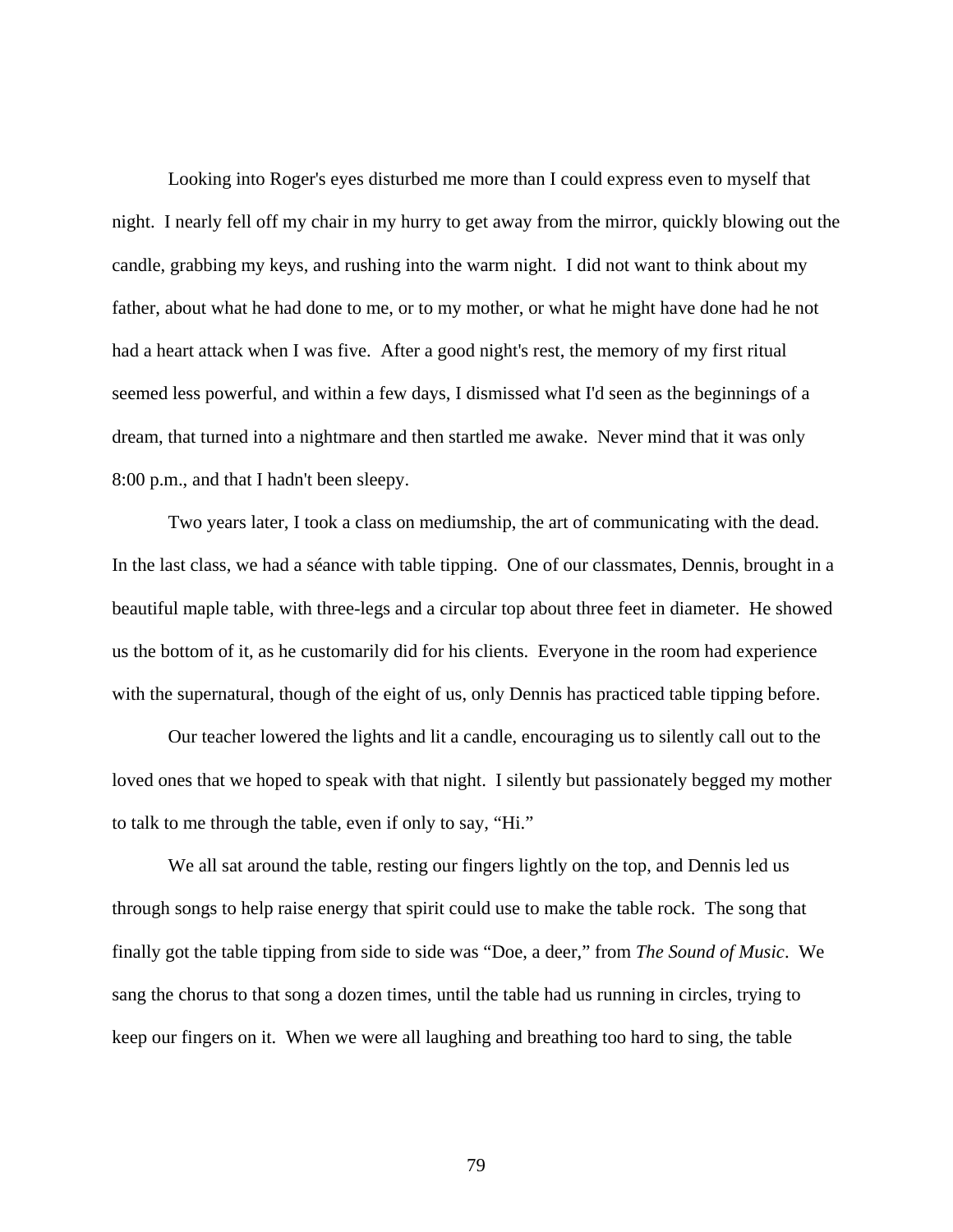Looking into Roger's eyes disturbed me more than I could express even to myself that night. I nearly fell off my chair in my hurry to get away from the mirror, quickly blowing out the candle, grabbing my keys, and rushing into the warm night. I did not want to think about my father, about what he had done to me, or to my mother, or what he might have done had he not had a heart attack when I was five. After a good night's rest, the memory of my first ritual seemed less powerful, and within a few days, I dismissed what I'd seen as the beginnings of a dream, that turned into a nightmare and then startled me awake. Never mind that it was only 8:00 p.m., and that I hadn't been sleepy.

Two years later, I took a class on mediumship, the art of communicating with the dead. In the last class, we had a séance with table tipping. One of our classmates, Dennis, brought in a beautiful maple table, with three-legs and a circular top about three feet in diameter. He showed us the bottom of it, as he customarily did for his clients. Everyone in the room had experience with the supernatural, though of the eight of us, only Dennis has practiced table tipping before.

Our teacher lowered the lights and lit a candle, encouraging us to silently call out to the loved ones that we hoped to speak with that night. I silently but passionately begged my mother to talk to me through the table, even if only to say, "Hi."

We all sat around the table, resting our fingers lightly on the top, and Dennis led us through songs to help raise energy that spirit could use to make the table rock. The song that finally got the table tipping from side to side was "Doe, a deer," from *The Sound of Music*. We sang the chorus to that song a dozen times, until the table had us running in circles, trying to keep our fingers on it. When we were all laughing and breathing too hard to sing, the table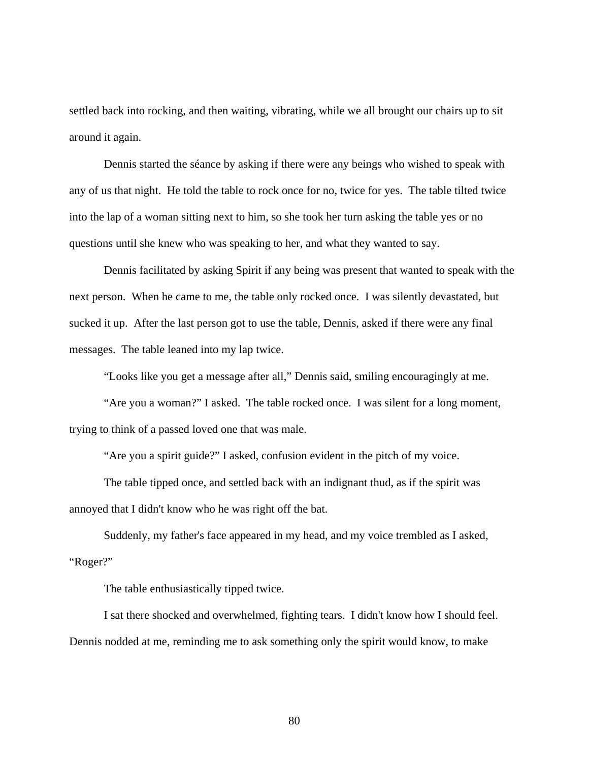settled back into rocking, and then waiting, vibrating, while we all brought our chairs up to sit around it again.

Dennis started the séance by asking if there were any beings who wished to speak with any of us that night. He told the table to rock once for no, twice for yes. The table tilted twice into the lap of a woman sitting next to him, so she took her turn asking the table yes or no questions until she knew who was speaking to her, and what they wanted to say.

Dennis facilitated by asking Spirit if any being was present that wanted to speak with the next person. When he came to me, the table only rocked once. I was silently devastated, but sucked it up. After the last person got to use the table, Dennis, asked if there were any final messages. The table leaned into my lap twice.

"Looks like you get a message after all," Dennis said, smiling encouragingly at me.

"Are you a woman?" I asked. The table rocked once. I was silent for a long moment, trying to think of a passed loved one that was male.

"Are you a spirit guide?" I asked, confusion evident in the pitch of my voice.

The table tipped once, and settled back with an indignant thud, as if the spirit was annoyed that I didn't know who he was right off the bat.

Suddenly, my father's face appeared in my head, and my voice trembled as I asked, "Roger?"

The table enthusiastically tipped twice.

I sat there shocked and overwhelmed, fighting tears. I didn't know how I should feel. Dennis nodded at me, reminding me to ask something only the spirit would know, to make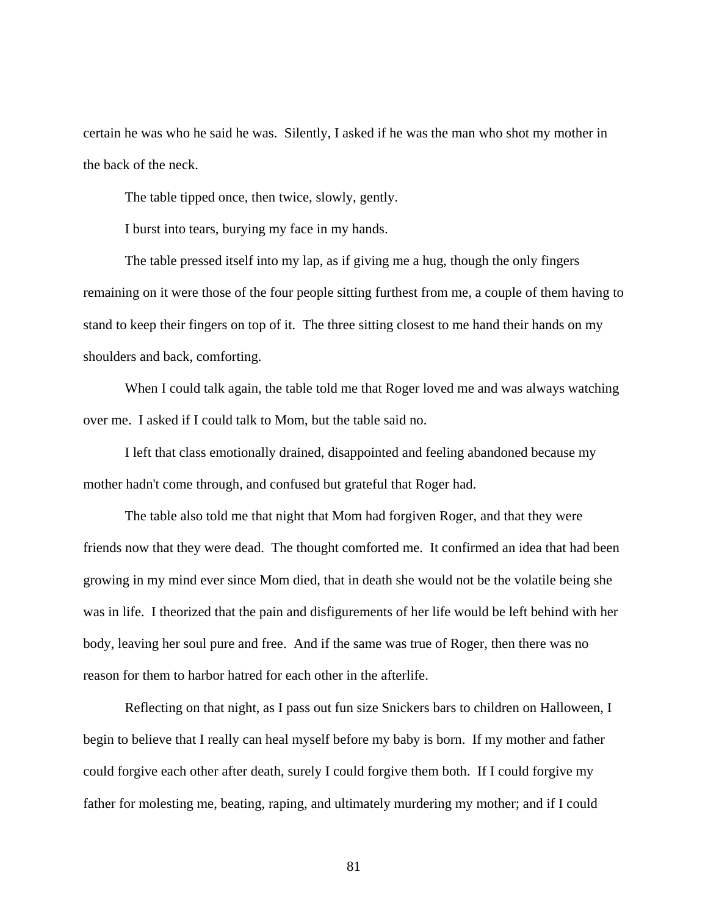certain he was who he said he was. Silently, I asked if he was the man who shot my mother in the back of the neck.

The table tipped once, then twice, slowly, gently.

I burst into tears, burying my face in my hands.

The table pressed itself into my lap, as if giving me a hug, though the only fingers remaining on it were those of the four people sitting furthest from me, a couple of them having to stand to keep their fingers on top of it. The three sitting closest to me hand their hands on my shoulders and back, comforting.

When I could talk again, the table told me that Roger loved me and was always watching over me. I asked if I could talk to Mom, but the table said no.

I left that class emotionally drained, disappointed and feeling abandoned because my mother hadn't come through, and confused but grateful that Roger had.

The table also told me that night that Mom had forgiven Roger, and that they were friends now that they were dead. The thought comforted me. It confirmed an idea that had been growing in my mind ever since Mom died, that in death she would not be the volatile being she was in life. I theorized that the pain and disfigurements of her life would be left behind with her body, leaving her soul pure and free. And if the same was true of Roger, then there was no reason for them to harbor hatred for each other in the afterlife.

Reflecting on that night, as I pass out fun size Snickers bars to children on Halloween, I begin to believe that I really can heal myself before my baby is born. If my mother and father could forgive each other after death, surely I could forgive them both. If I could forgive my father for molesting me, beating, raping, and ultimately murdering my mother; and if I could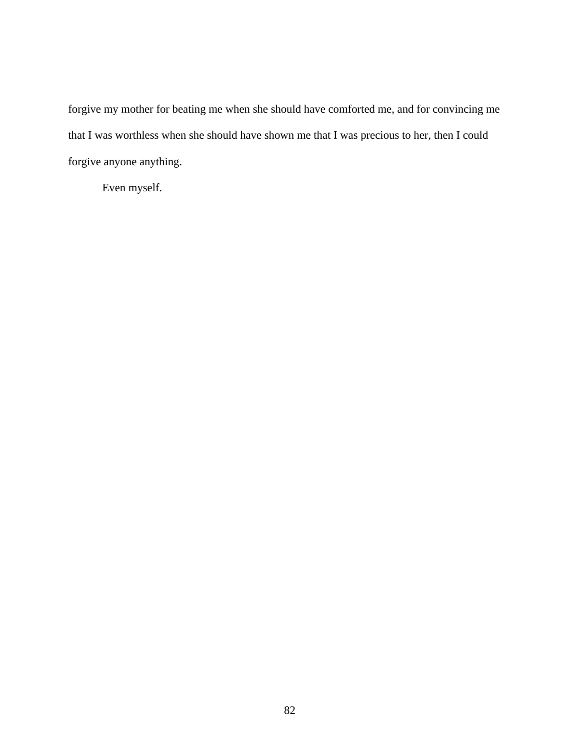forgive my mother for beating me when she should have comforted me, and for convincing me that I was worthless when she should have shown me that I was precious to her, then I could forgive anyone anything.

Even myself.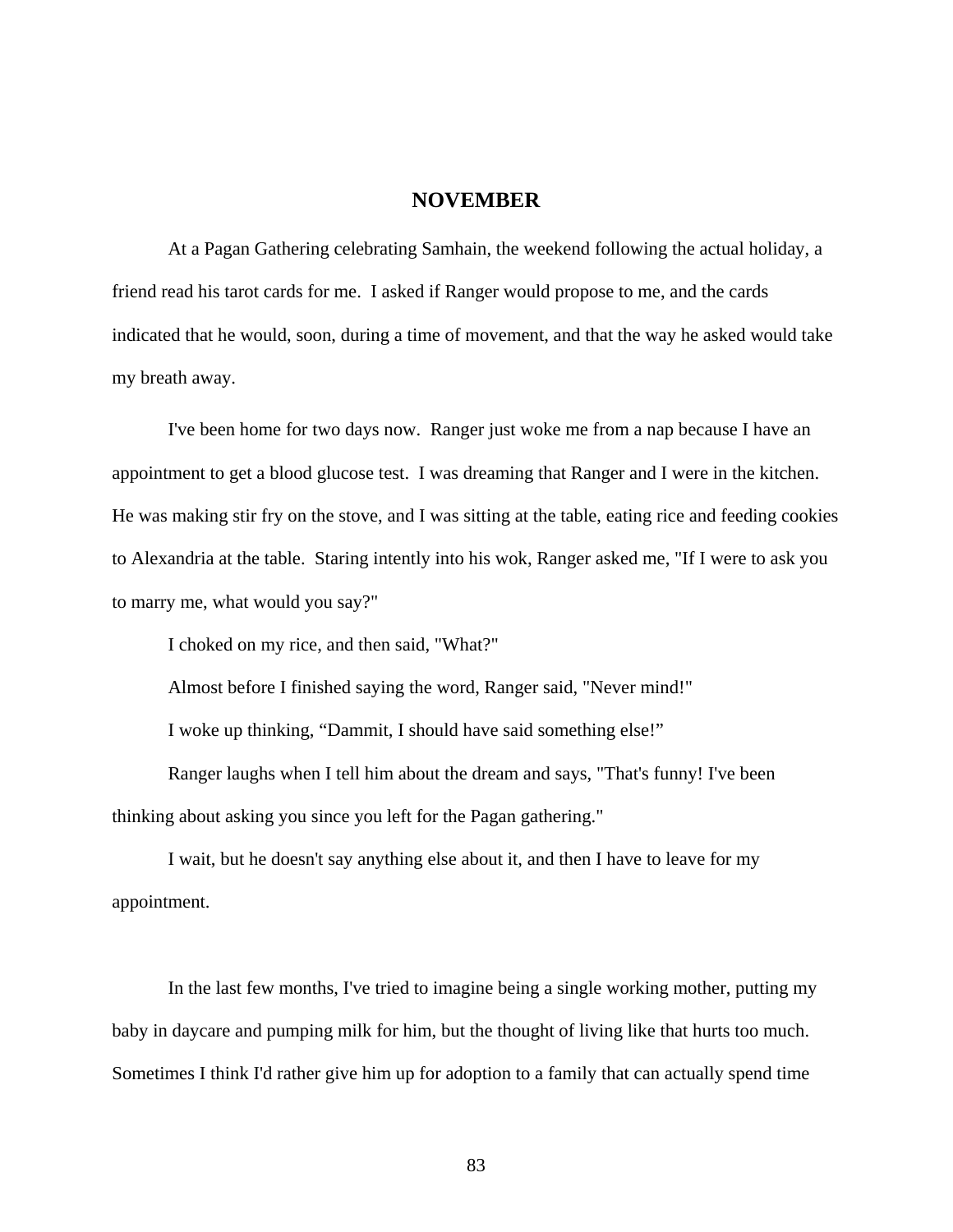## NOVEMBER

At a Pagan Gathering celebrating Samhain, the weekend following the actual holiday, a friend read his tarot cards for me. I asked if Ranger would propose to me, and the cards indicated that he would, soon, during a time of movement, and that the way he asked would take my breath away.

I've been home for two days now. Ranger just woke me from a nap because I have an appointment to get a blood glucose test. I was dreaming that Ranger and I were in the kitchen. He was making stir fry on the stove, and I was sitting at the table, eating rice and feeding cookies to Alexandria at the table. Staring intently into his wok, Ranger asked me, "If I were to ask you to marry me, what would you say?"

I choked on my rice, and then said, "What?"

Almost before I finished saying the word, Ranger said, "Never mind!"

I woke up thinking, "Dammit, I should have said something else!"

Ranger laughs when I tell him about the dream and says, "That's funny! I've been thinking about asking you since you left for the Pagan gathering."

I wait, but he doesn't say anything else about it, and then I have to leave for my appointment.

In the last few months, I've tried to imagine being a single working mother, putting my baby in daycare and pumping milk for him, but the thought of living like that hurts too much. Sometimes I think I'd rather give him up for adoption to a family that can actually spend time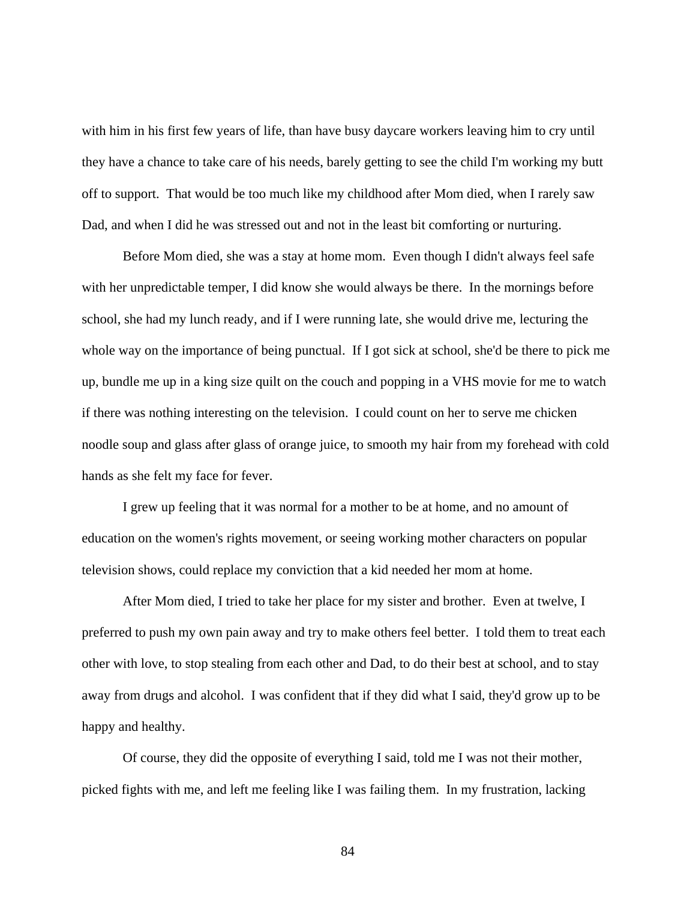with him in his first few years of life, than have busy daycare workers leaving him to cry until they have a chance to take care of his needs, barely getting to see the child I'm working my butt off to support. That would be too much like my childhood after Mom died, when I rarely saw Dad, and when I did he was stressed out and not in the least bit comforting or nurturing.

Before Mom died, she was a stay at home mom. Even though I didn't always feel safe with her unpredictable temper, I did know she would always be there. In the mornings before school, she had my lunch ready, and if I were running late, she would drive me, lecturing the whole way on the importance of being punctual. If I got sick at school, she'd be there to pick me up, bundle me up in a king size quilt on the couch and popping in a VHS movie for me to watch if there was nothing interesting on the television. I could count on her to serve me chicken noodle soup and glass after glass of orange juice, to smooth my hair from my forehead with cold hands as she felt my face for fever.

I grew up feeling that it was normal for a mother to be at home, and no amount of education on the women's rights movement, or seeing working mother characters on popular television shows, could replace my conviction that a kid needed her mom at home.

After Mom died, I tried to take her place for my sister and brother. Even at twelve, I preferred to push my own pain away and try to make others feel better. I told them to treat each other with love, to stop stealing from each other and Dad, to do their best at school, and to stay away from drugs and alcohol. I was confident that if they did what I said, they'd grow up to be happy and healthy.

Of course, they did the opposite of everything I said, told me I was not their mother, picked fights with me, and left me feeling like I was failing them. In my frustration, lacking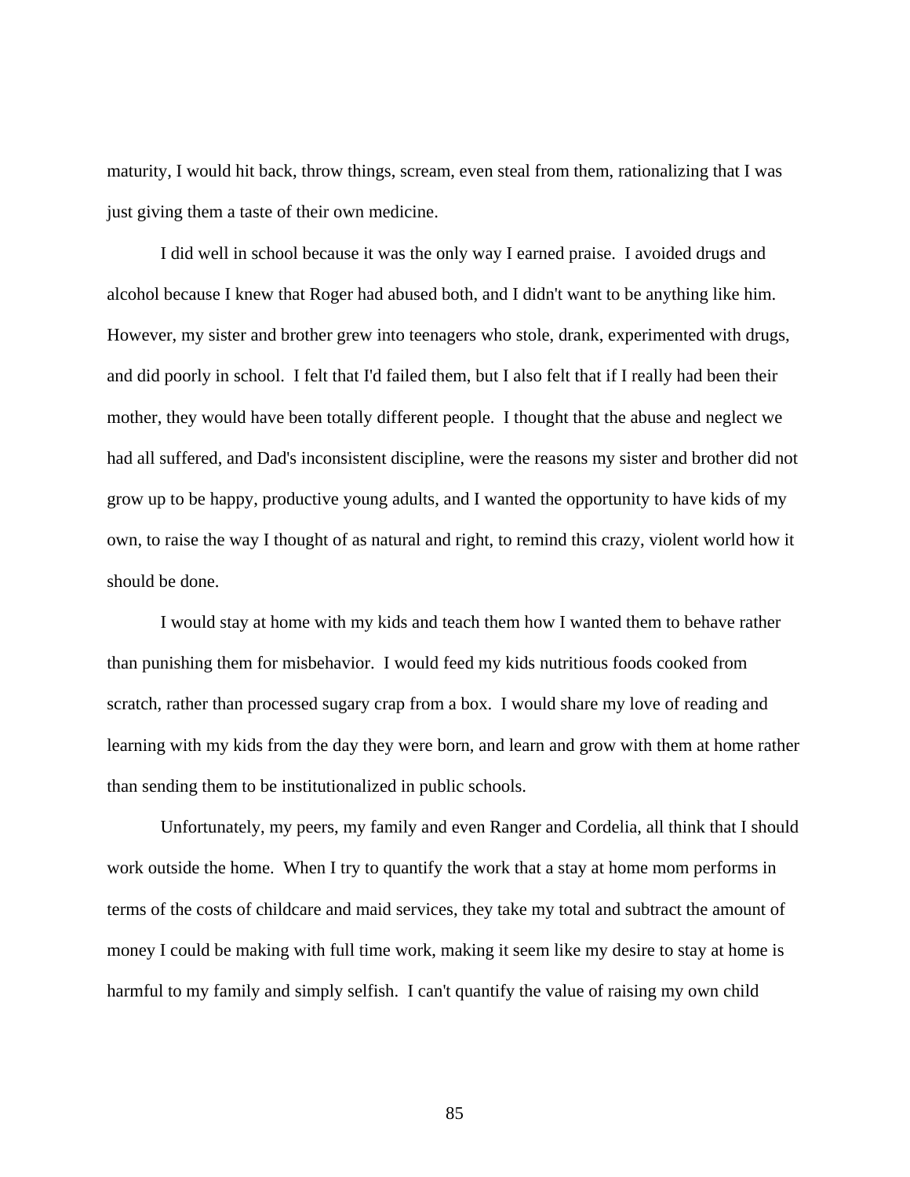maturity, I would hit back, throw things, scream, even steal from them, rationalizing that I was just giving them a taste of their own medicine.

I did well in school because it was the only way I earned praise. I avoided drugs and alcohol because I knew that Roger had abused both, and I didn't want to be anything like him. However, my sister and brother grew into teenagers who stole, drank, experimented with drugs, and did poorly in school. I felt that I'd failed them, but I also felt that if I really had been their mother, they would have been totally different people. I thought that the abuse and neglect we had all suffered, and Dad's inconsistent discipline, were the reasons my sister and brother did not grow up to be happy, productive young adults, and I wanted the opportunity to have kids of my own, to raise the way I thought of as natural and right, to remind this crazy, violent world how it should be done.

I would stay at home with my kids and teach them how I wanted them to behave rather than punishing them for misbehavior. I would feed my kids nutritious foods cooked from scratch, rather than processed sugary crap from a box. I would share my love of reading and learning with my kids from the day they were born, and learn and grow with them at home rather than sending them to be institutionalized in public schools.

Unfortunately, my peers, my family and even Ranger and Cordelia, all think that I should work outside the home. When I try to quantify the work that a stay at home mom performs in terms of the costs of childcare and maid services, they take my total and subtract the amount of money I could be making with full time work, making it seem like my desire to stay at home is harmful to my family and simply selfish. I can't quantify the value of raising my own child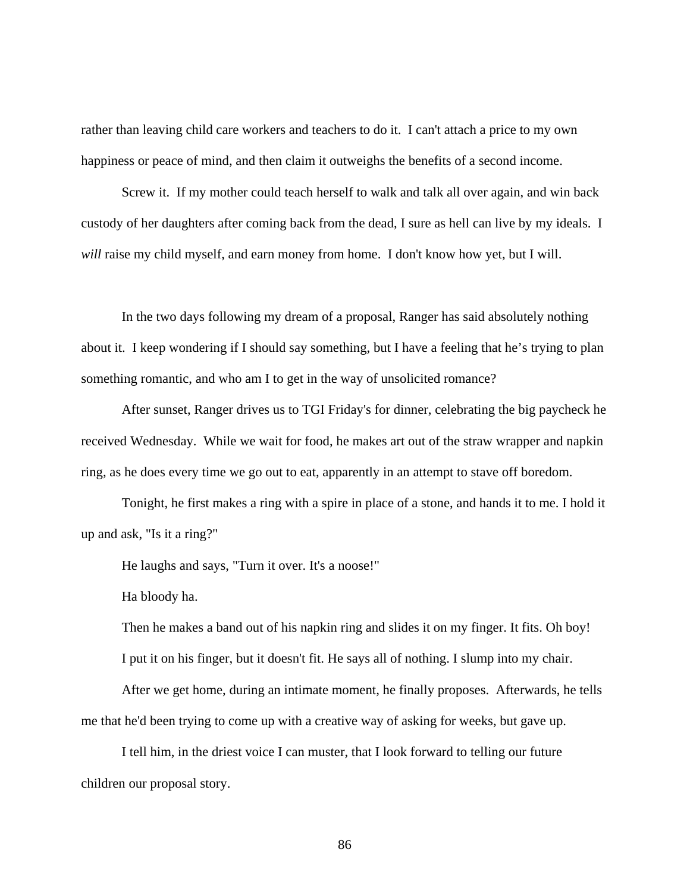rather than leaving child care workers and teachers to do it. I can't attach a price to my own happiness or peace of mind, and then claim it outweighs the benefits of a second income.

Screw it. If my mother could teach herself to walk and talk all over again, and win back custody of her daughters after coming back from the dead, I sure as hell can live by my ideals. I *will* raise my child myself, and earn money from home. I don't know how yet, but I will.

In the two days following my dream of a proposal, Ranger has said absolutely nothing about it. I keep wondering if I should say something, but I have a feeling that he's trying to plan something romantic, and who am I to get in the way of unsolicited romance?

After sunset, Ranger drives us to TGI Friday's for dinner, celebrating the big paycheck he received Wednesday. While we wait for food, he makes art out of the straw wrapper and napkin ring, as he does every time we go out to eat, apparently in an attempt to stave off boredom.

Tonight, he first makes a ring with a spire in place of a stone, and hands it to me. I hold it up and ask, "Is it a ring?"

He laughs and says, "Turn it over. It's a noose!"

Ha bloody ha.

Then he makes a band out of his napkin ring and slides it on my finger. It fits. Oh boy!

I put it on his finger, but it doesn't fit. He says all of nothing. I slump into my chair.

After we get home, during an intimate moment, he finally proposes. Afterwards, he tells me that he'd been trying to come up with a creative way of asking for weeks, but gave up.

I tell him, in the driest voice I can muster, that I look forward to telling our future children our proposal story.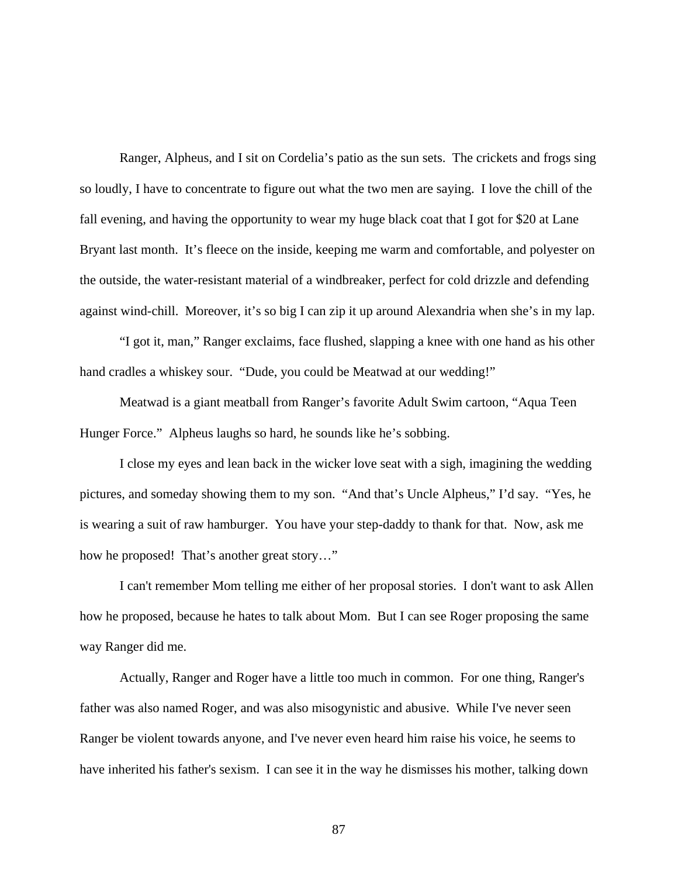Ranger, Alpheus, and I sit on Cordelia’s patio as the sun sets. The crickets and frogs sing so loudly, I have to concentrate to figure out what the two men are saying. I love the chill of the fall evening, and having the opportunity to wear my huge black coat that I got for $20 at Lane Bryant last month. It’s fleece on the inside, keeping me warm and comfortable, and polyester on the outside, the water-resistant material of a windbreaker, perfect for cold drizzle and defending against wind-chill. Moreover, it’s so big I can zip it up around Alexandria when she’s in my lap.

“I got it, man,” Ranger exclaims, face flushed, slapping a knee with one hand as his other hand cradles a whiskey sour. “Dude, you could be Meatwad at our wedding!”

Meatwad is a giant meatball from Ranger’s favorite Adult Swim cartoon, “Aqua Teen Hunger Force.” Alpheus laughs so hard, he sounds like he’s sobbing.

I close my eyes and lean back in the wicker love seat with a sigh, imagining the wedding pictures, and someday showing them to my son. “And that’s Uncle Alpheus,” I’d say. “Yes, he is wearing a suit of raw hamburger. You have your step-daddy to thank for that. Now, ask me how he proposed! That’s another great story…”

I can't remember Mom telling me either of her proposal stories. I don't want to ask Allen how he proposed, because he hates to talk about Mom. But I can see Roger proposing the same way Ranger did me.

Actually, Ranger and Roger have a little too much in common. For one thing, Ranger's father was also named Roger, and was also misogynistic and abusive. While I've never seen Ranger be violent towards anyone, and I've never even heard him raise his voice, he seems to have inherited his father's sexism. I can see it in the way he dismisses his mother, talking down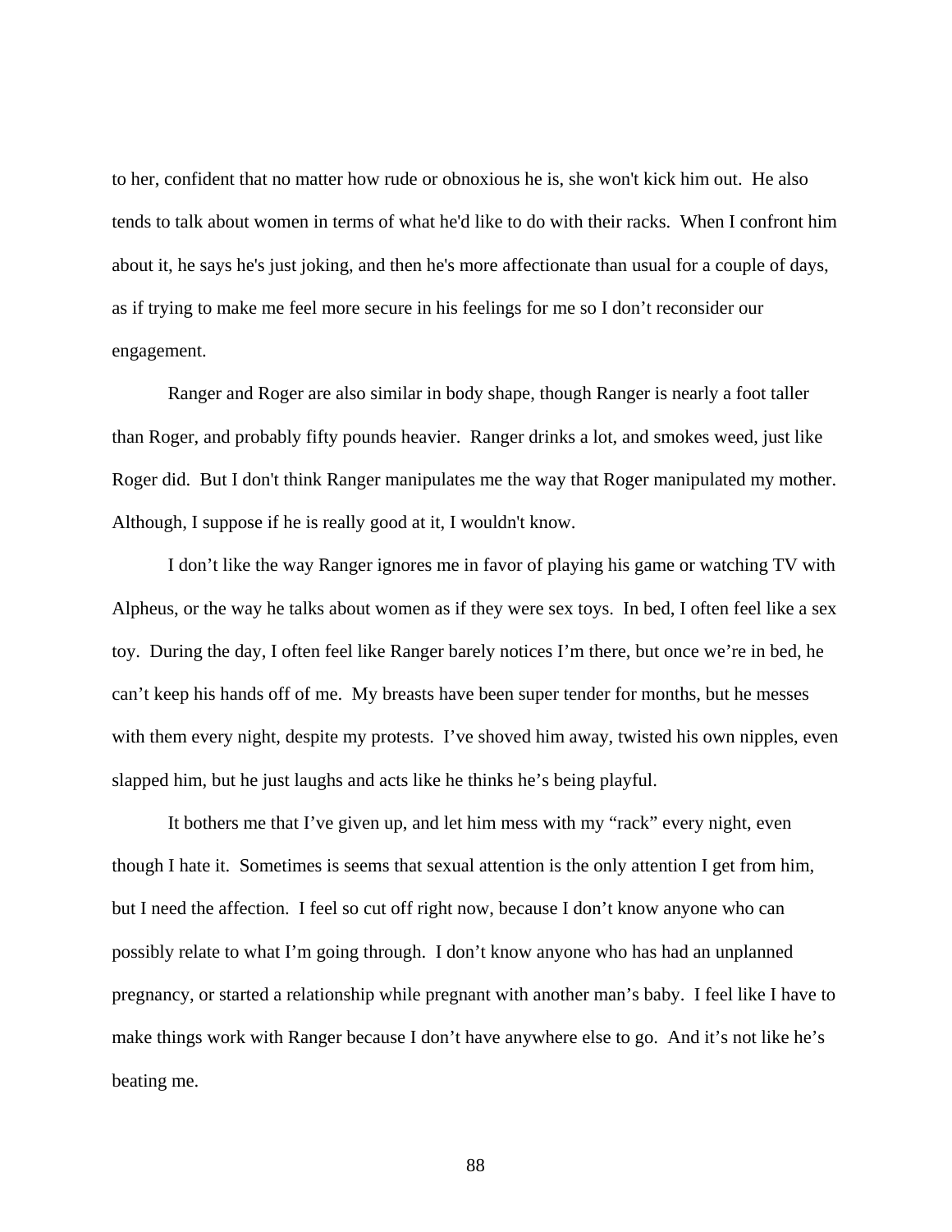to her, confident that no matter how rude or obnoxious he is, she won't kick him out. He also tends to talk about women in terms of what he'd like to do with their racks. When I confront him about it, he says he's just joking, and then he's more affectionate than usual for a couple of days, as if trying to make me feel more secure in his feelings for me so I don't reconsider our engagement.

Ranger and Roger are also similar in body shape, though Ranger is nearly a foot taller than Roger, and probably fifty pounds heavier. Ranger drinks a lot, and smokes weed, just like Roger did. But I don't think Ranger manipulates me the way that Roger manipulated my mother. Although, I suppose if he is really good at it, I wouldn't know.

I don't like the way Ranger ignores me in favor of playing his game or watching TV with Alpheus, or the way he talks about women as if they were sex toys. In bed, I often feel like a sex toy. During the day, I often feel like Ranger barely notices I'm there, but once we're in bed, he can't keep his hands off of me. My breasts have been super tender for months, but he messes with them every night, despite my protests. I've shoved him away, twisted his own nipples, even slapped him, but he just laughs and acts like he thinks he's being playful.

It bothers me that I've given up, and let him mess with my "rack" every night, even though I hate it. Sometimes is seems that sexual attention is the only attention I get from him, but I need the affection. I feel so cut off right now, because I don't know anyone who can possibly relate to what I'm going through. I don't know anyone who has had an unplanned pregnancy, or started a relationship while pregnant with another man's baby. I feel like I have to make things work with Ranger because I don't have anywhere else to go. And it's not like he's beating me.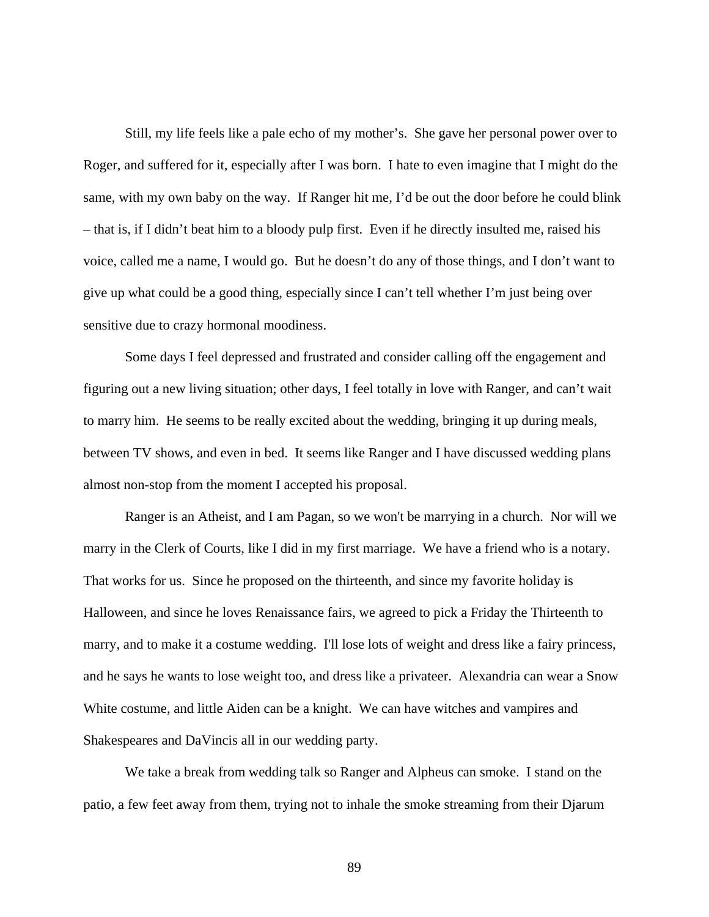Still, my life feels like a pale echo of my mother's. She gave her personal power over to Roger, and suffered for it, especially after I was born. I hate to even imagine that I might do the same, with my own baby on the way. If Ranger hit me, I'd be out the door before he could blink – that is, if I didn't beat him to a bloody pulp first. Even if he directly insulted me, raised his voice, called me a name, I would go. But he doesn't do any of those things, and I don't want to give up what could be a good thing, especially since I can't tell whether I'm just being over sensitive due to crazy hormonal moodiness.

Some days I feel depressed and frustrated and consider calling off the engagement and figuring out a new living situation; other days, I feel totally in love with Ranger, and can't wait to marry him. He seems to be really excited about the wedding, bringing it up during meals, between TV shows, and even in bed. It seems like Ranger and I have discussed wedding plans almost non-stop from the moment I accepted his proposal.

Ranger is an Atheist, and I am Pagan, so we won't be marrying in a church. Nor will we marry in the Clerk of Courts, like I did in my first marriage. We have a friend who is a notary. That works for us. Since he proposed on the thirteenth, and since my favorite holiday is Halloween, and since he loves Renaissance fairs, we agreed to pick a Friday the Thirteenth to marry, and to make it a costume wedding. I'll lose lots of weight and dress like a fairy princess, and he says he wants to lose weight too, and dress like a privateer. Alexandria can wear a Snow White costume, and little Aiden can be a knight. We can have witches and vampires and Shakespeares and DaVincis all in our wedding party.

We take a break from wedding talk so Ranger and Alpheus can smoke. I stand on the patio, a few feet away from them, trying not to inhale the smoke streaming from their Djarum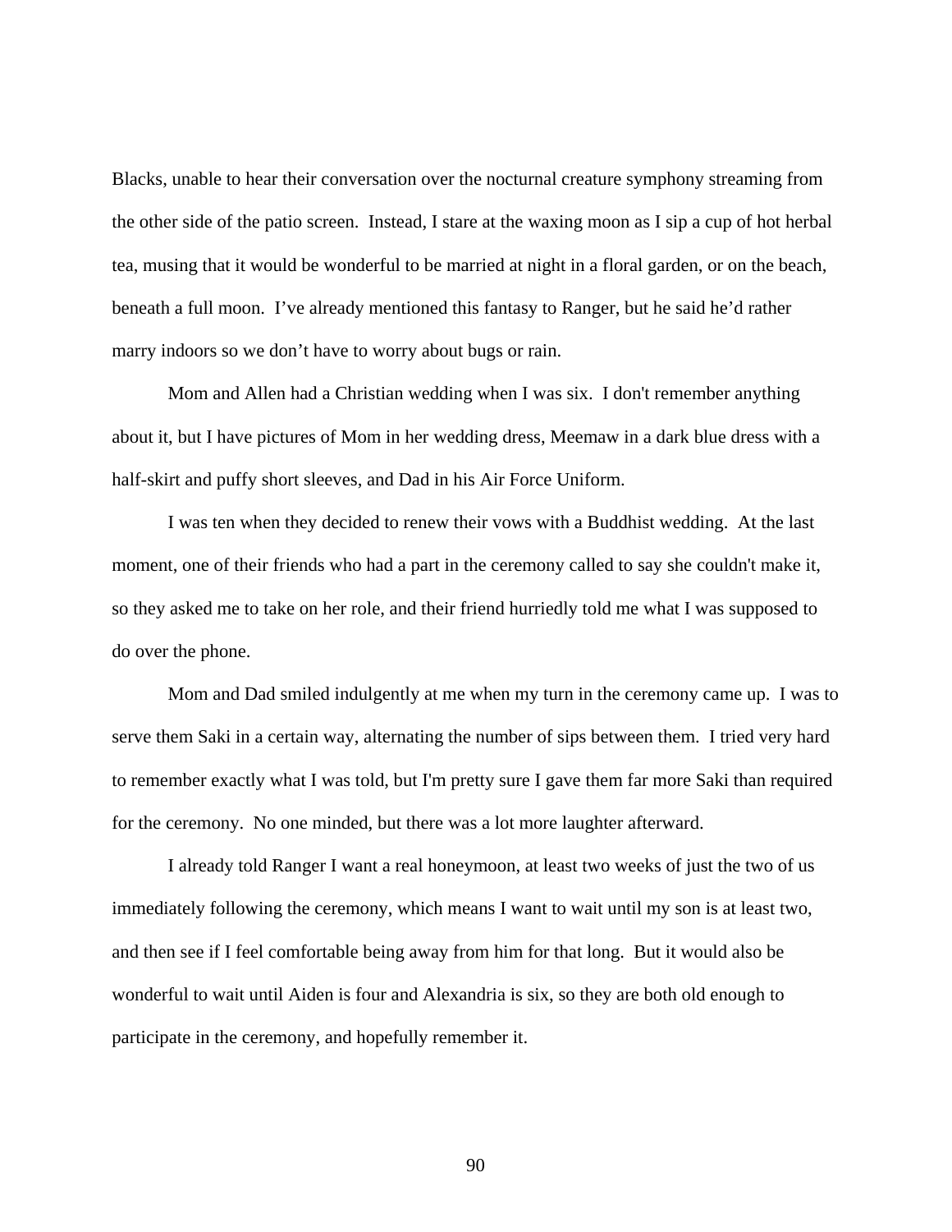Blacks, unable to hear their conversation over the nocturnal creature symphony streaming from the other side of the patio screen. Instead, I stare at the waxing moon as I sip a cup of hot herbal tea, musing that it would be wonderful to be married at night in a floral garden, or on the beach, beneath a full moon. I've already mentioned this fantasy to Ranger, but he said he'd rather marry indoors so we don't have to worry about bugs or rain.

Mom and Allen had a Christian wedding when I was six. I don't remember anything about it, but I have pictures of Mom in her wedding dress, Meemaw in a dark blue dress with a half-skirt and puffy short sleeves, and Dad in his Air Force Uniform.

I was ten when they decided to renew their vows with a Buddhist wedding. At the last moment, one of their friends who had a part in the ceremony called to say she couldn't make it, so they asked me to take on her role, and their friend hurriedly told me what I was supposed to do over the phone.

Mom and Dad smiled indulgently at me when my turn in the ceremony came up. I was to serve them Saki in a certain way, alternating the number of sips between them. I tried very hard to remember exactly what I was told, but I'm pretty sure I gave them far more Saki than required for the ceremony. No one minded, but there was a lot more laughter afterward.

I already told Ranger I want a real honeymoon, at least two weeks of just the two of us immediately following the ceremony, which means I want to wait until my son is at least two, and then see if I feel comfortable being away from him for that long. But it would also be wonderful to wait until Aiden is four and Alexandria is six, so they are both old enough to participate in the ceremony, and hopefully remember it.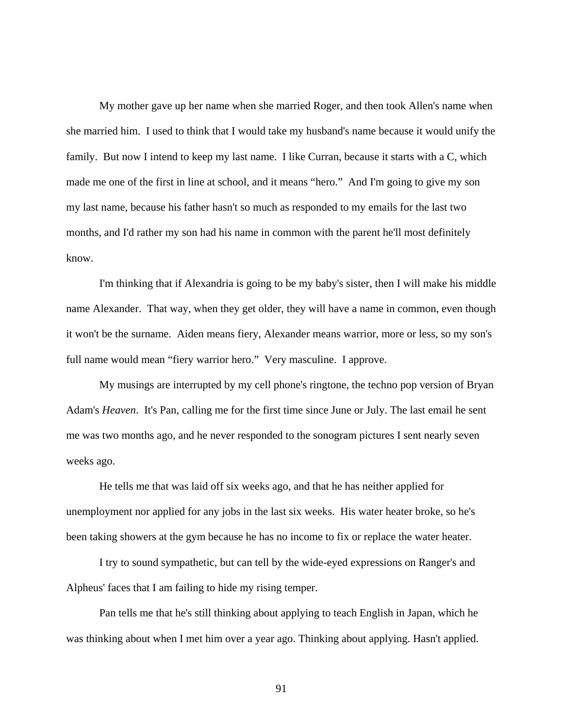My mother gave up her name when she married Roger, and then took Allen's name when she married him. I used to think that I would take my husband's name because it would unify the family. But now I intend to keep my last name. I like Curran, because it starts with a C, which made me one of the first in line at school, and it means "hero." And I'm going to give my son my last name, because his father hasn't so much as responded to my emails for the last two months, and I'd rather my son had his name in common with the parent he'll most definitely know.

I'm thinking that if Alexandria is going to be my baby's sister, then I will make his middle name Alexander. That way, when they get older, they will have a name in common, even though it won't be the surname. Aiden means fiery, Alexander means warrior, more or less, so my son's full name would mean "fiery warrior hero." Very masculine. I approve.

My musings are interrupted by my cell phone's ringtone, the techno pop version of Bryan Adam's *Heaven*. It's Pan, calling me for the first time since June or July. The last email he sent me was two months ago, and he never responded to the sonogram pictures I sent nearly seven weeks ago.

He tells me that was laid off six weeks ago, and that he has neither applied for unemployment nor applied for any jobs in the last six weeks. His water heater broke, so he's been taking showers at the gym because he has no income to fix or replace the water heater.

I try to sound sympathetic, but can tell by the wide-eyed expressions on Ranger's and Alpheus' faces that I am failing to hide my rising temper.

Pan tells me that he's still thinking about applying to teach English in Japan, which he was thinking about when I met him over a year ago. Thinking about applying. Hasn't applied.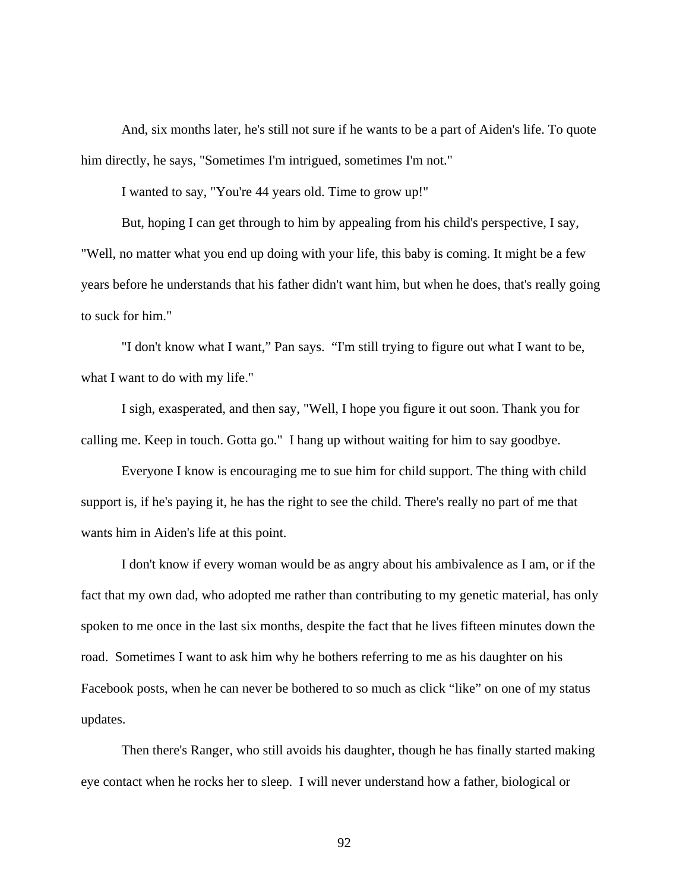And, six months later, he's still not sure if he wants to be a part of Aiden's life. To quote him directly, he says, "Sometimes I'm intrigued, sometimes I'm not."

I wanted to say, "You're 44 years old. Time to grow up!"

But, hoping I can get through to him by appealing from his child's perspective, I say, "Well, no matter what you end up doing with your life, this baby is coming. It might be a few years before he understands that his father didn't want him, but when he does, that's really going to suck for him."

"I don't know what I want," Pan says. "I'm still trying to figure out what I want to be, what I want to do with my life."

I sigh, exasperated, and then say, "Well, I hope you figure it out soon. Thank you for calling me. Keep in touch. Gotta go." I hang up without waiting for him to say goodbye.

Everyone I know is encouraging me to sue him for child support. The thing with child support is, if he's paying it, he has the right to see the child. There's really no part of me that wants him in Aiden's life at this point.

I don't know if every woman would be as angry about his ambivalence as I am, or if the fact that my own dad, who adopted me rather than contributing to my genetic material, has only spoken to me once in the last six months, despite the fact that he lives fifteen minutes down the road. Sometimes I want to ask him why he bothers referring to me as his daughter on his Facebook posts, when he can never be bothered to so much as click "like" on one of my status updates.

Then there's Ranger, who still avoids his daughter, though he has finally started making eye contact when he rocks her to sleep. I will never understand how a father, biological or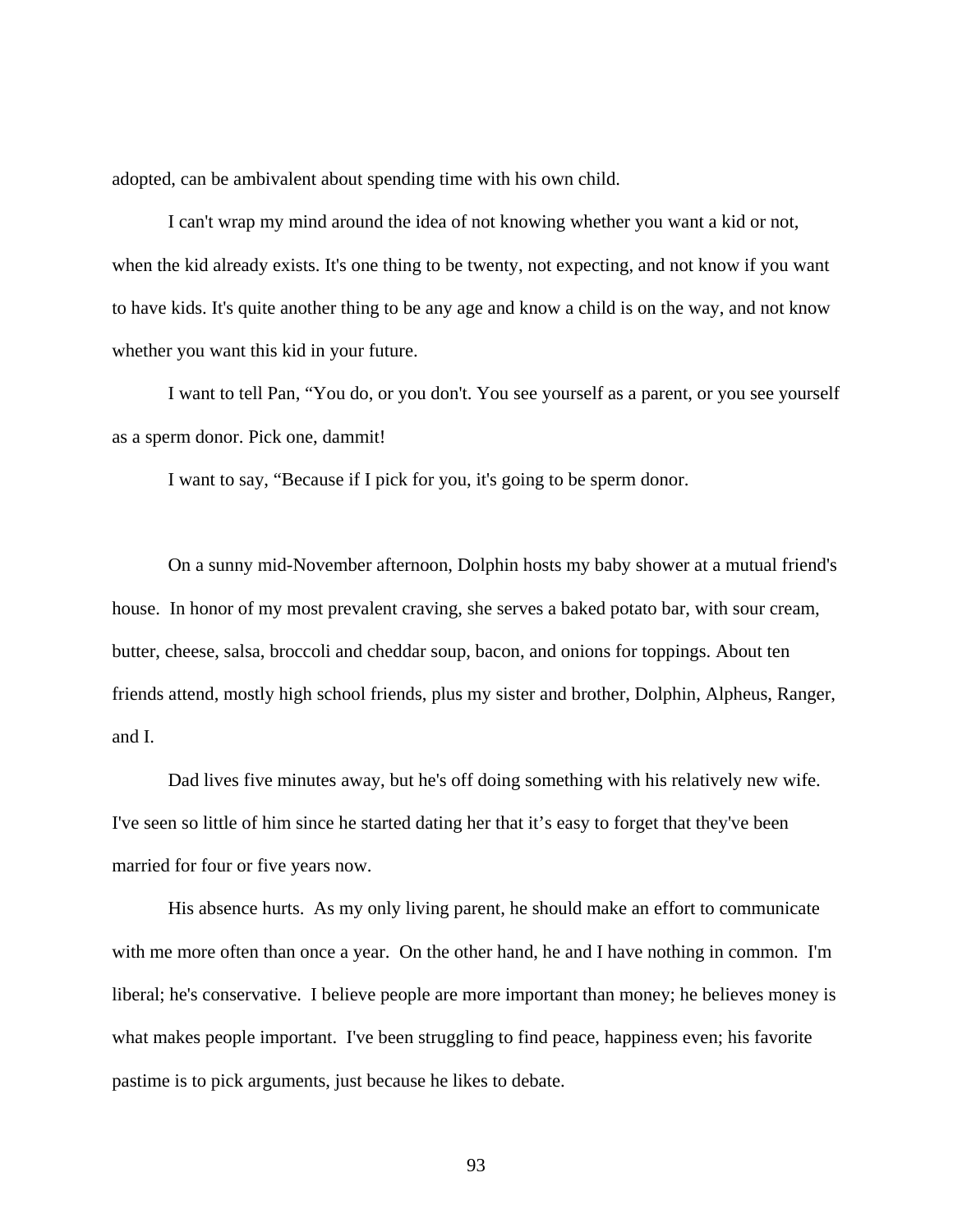adopted, can be ambivalent about spending time with his own child.

I can't wrap my mind around the idea of not knowing whether you want a kid or not, when the kid already exists. It's one thing to be twenty, not expecting, and not know if you want to have kids. It's quite another thing to be any age and know a child is on the way, and not know whether you want this kid in your future.

I want to tell Pan, “You do, or you don't. You see yourself as a parent, or you see yourself as a sperm donor. Pick one, dammit!

I want to say, “Because if I pick for you, it's going to be sperm donor.

On a sunny mid-November afternoon, Dolphin hosts my baby shower at a mutual friend's house. In honor of my most prevalent craving, she serves a baked potato bar, with sour cream, butter, cheese, salsa, broccoli and cheddar soup, bacon, and onions for toppings. About ten friends attend, mostly high school friends, plus my sister and brother, Dolphin, Alpheus, Ranger, and I.

Dad lives five minutes away, but he's off doing something with his relatively new wife. I've seen so little of him since he started dating her that it’s easy to forget that they've been married for four or five years now.

His absence hurts. As my only living parent, he should make an effort to communicate with me more often than once a year. On the other hand, he and I have nothing in common. I'm liberal; he's conservative. I believe people are more important than money; he believes money is what makes people important. I've been struggling to find peace, happiness even; his favorite pastime is to pick arguments, just because he likes to debate.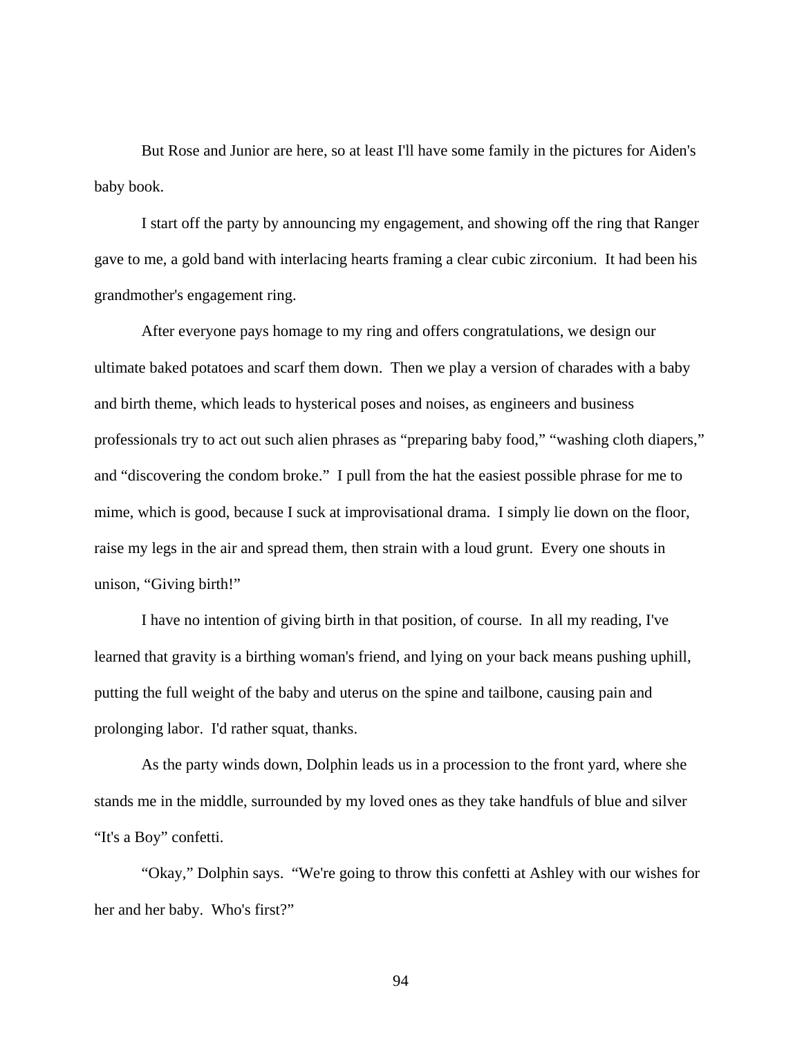But Rose and Junior are here, so at least I'll have some family in the pictures for Aiden's baby book.

I start off the party by announcing my engagement, and showing off the ring that Ranger gave to me, a gold band with interlacing hearts framing a clear cubic zirconium. It had been his grandmother's engagement ring.

After everyone pays homage to my ring and offers congratulations, we design our ultimate baked potatoes and scarf them down. Then we play a version of charades with a baby and birth theme, which leads to hysterical poses and noises, as engineers and business professionals try to act out such alien phrases as "preparing baby food," "washing cloth diapers," and "discovering the condom broke." I pull from the hat the easiest possible phrase for me to mime, which is good, because I suck at improvisational drama. I simply lie down on the floor, raise my legs in the air and spread them, then strain with a loud grunt. Every one shouts in unison, "Giving birth!"

I have no intention of giving birth in that position, of course. In all my reading, I've learned that gravity is a birthing woman's friend, and lying on your back means pushing uphill, putting the full weight of the baby and uterus on the spine and tailbone, causing pain and prolonging labor. I'd rather squat, thanks.

As the party winds down, Dolphin leads us in a procession to the front yard, where she stands me in the middle, surrounded by my loved ones as they take handfuls of blue and silver "It's a Boy" confetti.

"Okay," Dolphin says. "We're going to throw this confetti at Ashley with our wishes for her and her baby. Who's first?"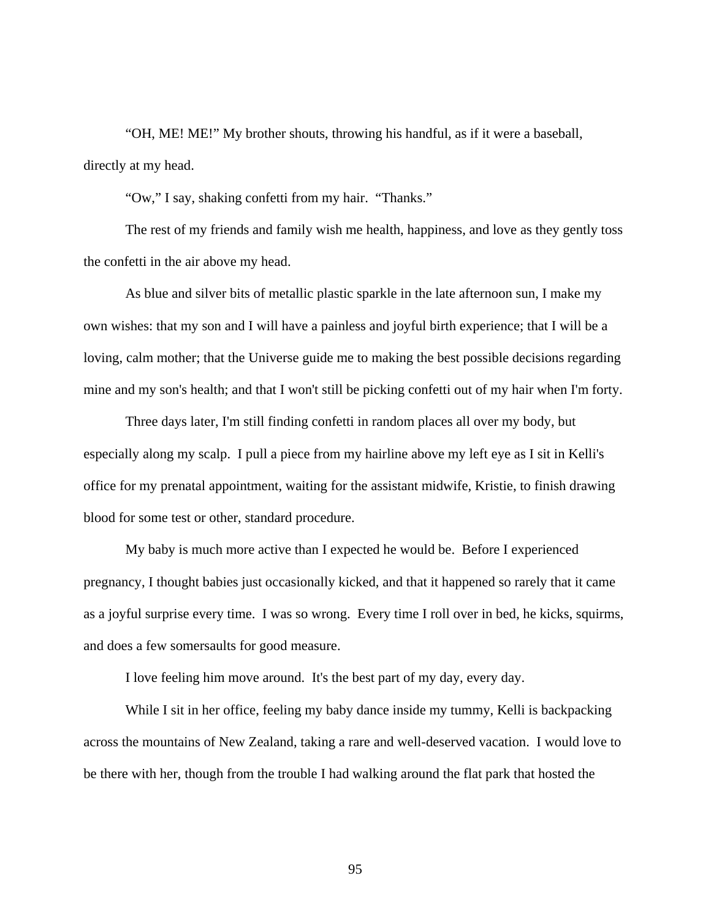“OH, ME! ME!” My brother shouts, throwing his handful, as if it were a baseball, directly at my head.

“Ow,” I say, shaking confetti from my hair. “Thanks.”

The rest of my friends and family wish me health, happiness, and love as they gently toss the confetti in the air above my head.

As blue and silver bits of metallic plastic sparkle in the late afternoon sun, I make my own wishes: that my son and I will have a painless and joyful birth experience; that I will be a loving, calm mother; that the Universe guide me to making the best possible decisions regarding mine and my son's health; and that I won't still be picking confetti out of my hair when I'm forty.

Three days later, I'm still finding confetti in random places all over my body, but especially along my scalp. I pull a piece from my hairline above my left eye as I sit in Kelli's office for my prenatal appointment, waiting for the assistant midwife, Kristie, to finish drawing blood for some test or other, standard procedure.

My baby is much more active than I expected he would be. Before I experienced pregnancy, I thought babies just occasionally kicked, and that it happened so rarely that it came as a joyful surprise every time. I was so wrong. Every time I roll over in bed, he kicks, squirms, and does a few somersaults for good measure.

I love feeling him move around. It's the best part of my day, every day.

While I sit in her office, feeling my baby dance inside my tummy, Kelli is backpacking across the mountains of New Zealand, taking a rare and well-deserved vacation. I would love to be there with her, though from the trouble I had walking around the flat park that hosted the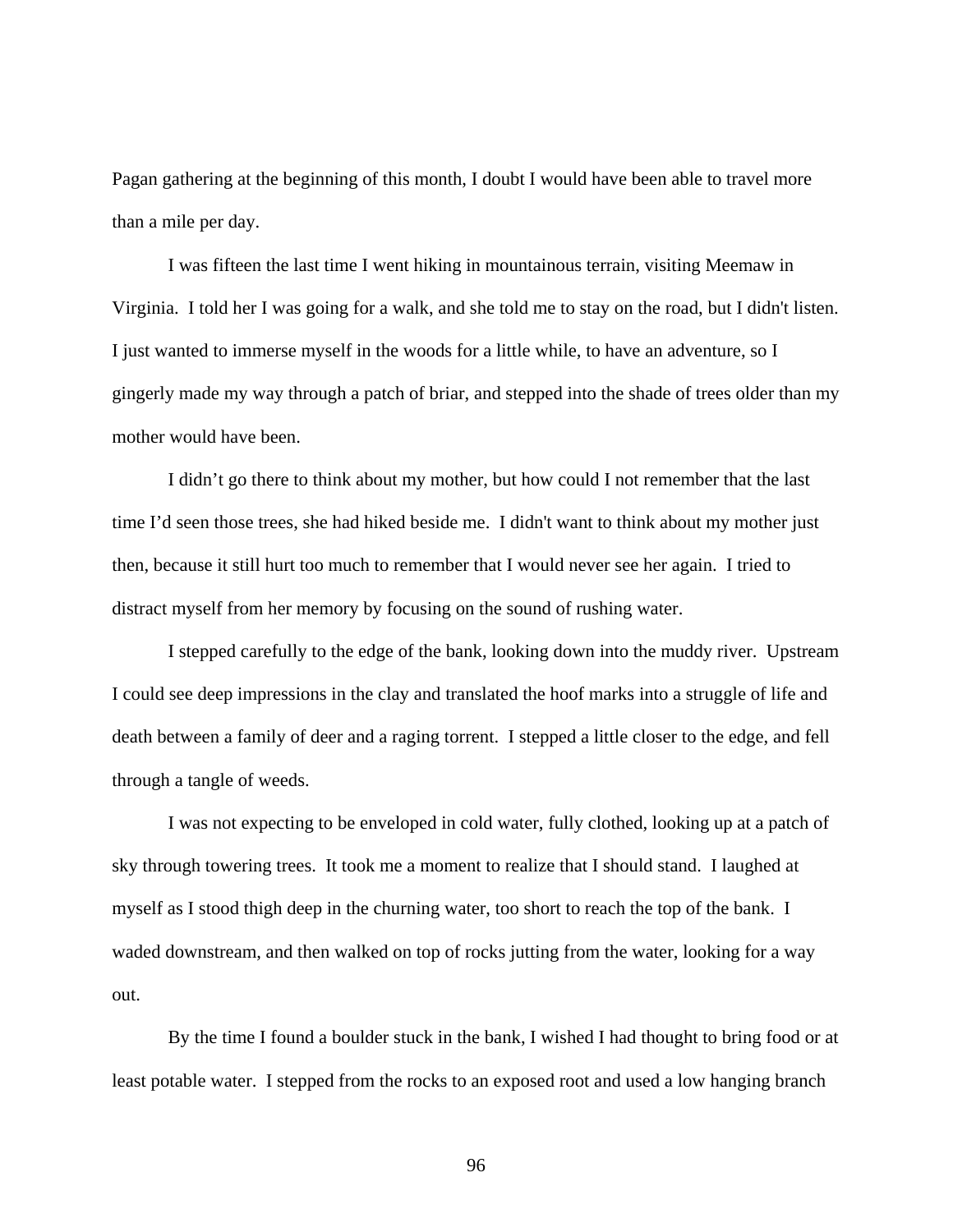Pagan gathering at the beginning of this month, I doubt I would have been able to travel more than a mile per day.

I was fifteen the last time I went hiking in mountainous terrain, visiting Meemaw in Virginia. I told her I was going for a walk, and she told me to stay on the road, but I didn't listen. I just wanted to immerse myself in the woods for a little while, to have an adventure, so I gingerly made my way through a patch of briar, and stepped into the shade of trees older than my mother would have been.

I didn't go there to think about my mother, but how could I not remember that the last time I'd seen those trees, she had hiked beside me. I didn't want to think about my mother just then, because it still hurt too much to remember that I would never see her again. I tried to distract myself from her memory by focusing on the sound of rushing water.

I stepped carefully to the edge of the bank, looking down into the muddy river. Upstream I could see deep impressions in the clay and translated the hoof marks into a struggle of life and death between a family of deer and a raging torrent. I stepped a little closer to the edge, and fell through a tangle of weeds.

I was not expecting to be enveloped in cold water, fully clothed, looking up at a patch of sky through towering trees. It took me a moment to realize that I should stand. I laughed at myself as I stood thigh deep in the churning water, too short to reach the top of the bank. I waded downstream, and then walked on top of rocks jutting from the water, looking for a way out.

By the time I found a boulder stuck in the bank, I wished I had thought to bring food or at least potable water. I stepped from the rocks to an exposed root and used a low hanging branch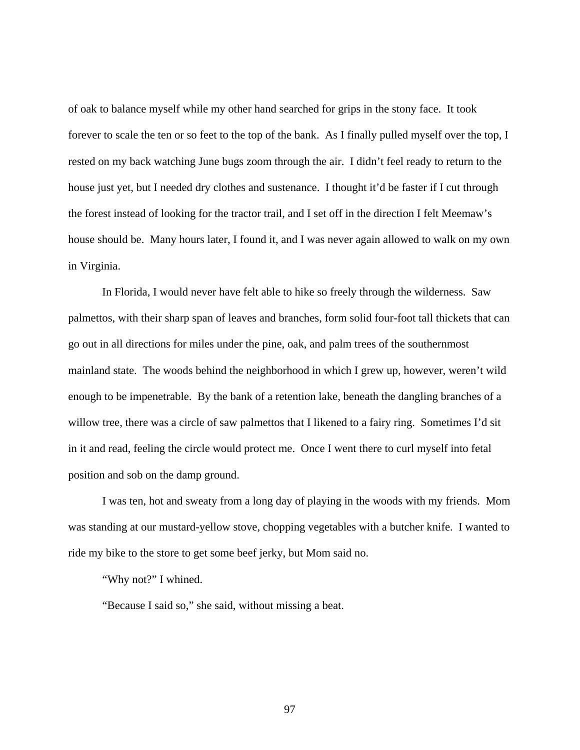of oak to balance myself while my other hand searched for grips in the stony face. It took forever to scale the ten or so feet to the top of the bank. As I finally pulled myself over the top, I rested on my back watching June bugs zoom through the air. I didn't feel ready to return to the house just yet, but I needed dry clothes and sustenance. I thought it'd be faster if I cut through the forest instead of looking for the tractor trail, and I set off in the direction I felt Meemaw's house should be. Many hours later, I found it, and I was never again allowed to walk on my own in Virginia.

In Florida, I would never have felt able to hike so freely through the wilderness. Saw palmettos, with their sharp span of leaves and branches, form solid four-foot tall thickets that can go out in all directions for miles under the pine, oak, and palm trees of the southernmost mainland state. The woods behind the neighborhood in which I grew up, however, weren't wild enough to be impenetrable. By the bank of a retention lake, beneath the dangling branches of a willow tree, there was a circle of saw palmettos that I likened to a fairy ring. Sometimes I'd sit in it and read, feeling the circle would protect me. Once I went there to curl myself into fetal position and sob on the damp ground.

I was ten, hot and sweaty from a long day of playing in the woods with my friends. Mom was standing at our mustard-yellow stove, chopping vegetables with a butcher knife. I wanted to ride my bike to the store to get some beef jerky, but Mom said no.

"Why not?" I whined.

"Because I said so," she said, without missing a beat.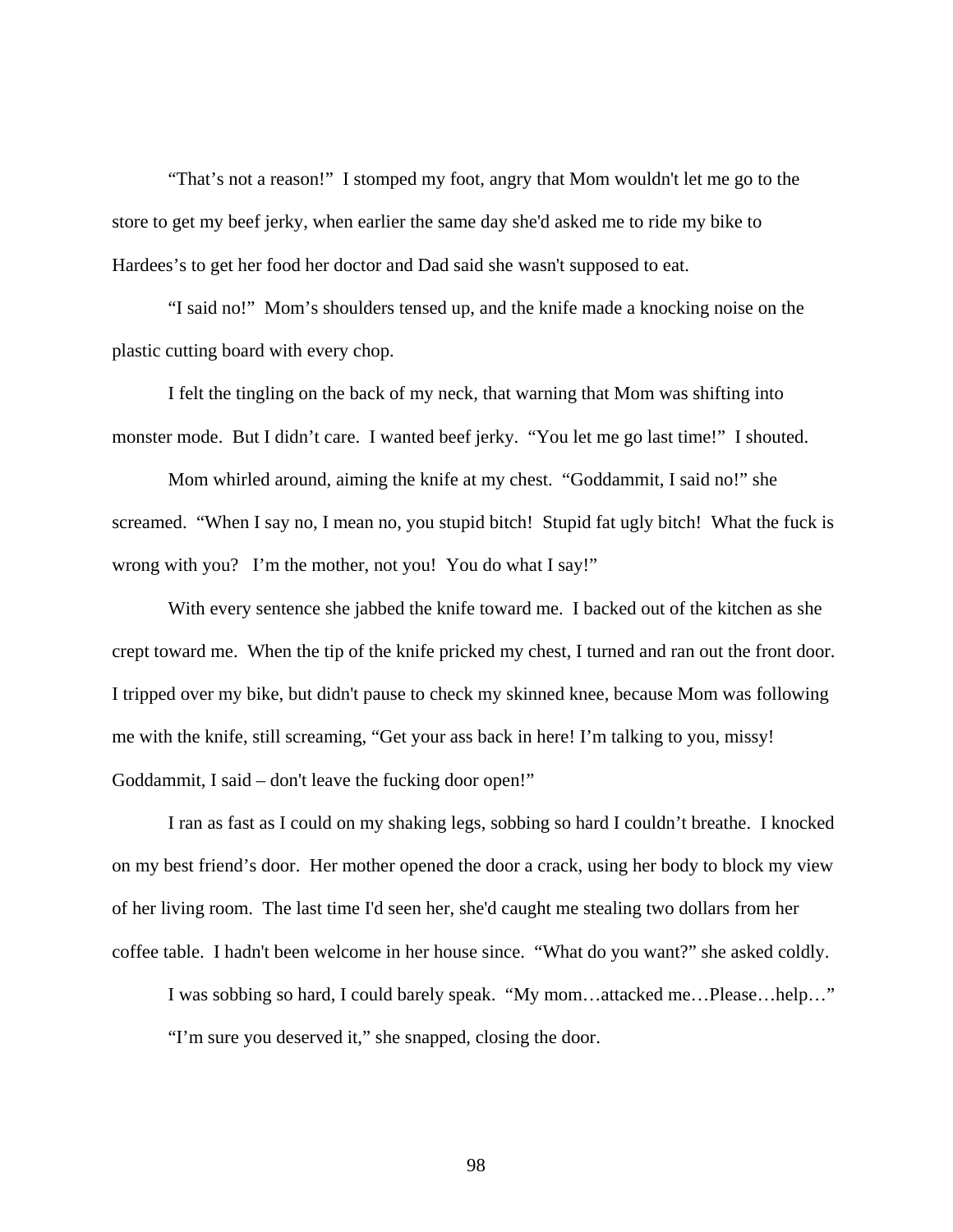"That's not a reason!" I stomped my foot, angry that Mom wouldn't let me go to the store to get my beef jerky, when earlier the same day she'd asked me to ride my bike to Hardees's to get her food her doctor and Dad said she wasn't supposed to eat.

"I said no!" Mom's shoulders tensed up, and the knife made a knocking noise on the plastic cutting board with every chop.

I felt the tingling on the back of my neck, that warning that Mom was shifting into monster mode. But I didn't care. I wanted beef jerky. "You let me go last time!" I shouted.

Mom whirled around, aiming the knife at my chest. "Goddammit, I said no!" she screamed. "When I say no, I mean no, you stupid bitch! Stupid fat ugly bitch! What the fuck is wrong with you? I'm the mother, not you! You do what I say!"

With every sentence she jabbed the knife toward me. I backed out of the kitchen as she crept toward me. When the tip of the knife pricked my chest, I turned and ran out the front door. I tripped over my bike, but didn't pause to check my skinned knee, because Mom was following me with the knife, still screaming, "Get your ass back in here! I'm talking to you, missy! Goddammit, I said – don't leave the fucking door open!"

I ran as fast as I could on my shaking legs, sobbing so hard I couldn't breathe. I knocked on my best friend's door. Her mother opened the door a crack, using her body to block my view of her living room. The last time I'd seen her, she'd caught me stealing two dollars from her coffee table. I hadn't been welcome in her house since. "What do you want?" she asked coldly.

I was sobbing so hard, I could barely speak. "My mom…attacked me…Please…help…"

"I'm sure you deserved it," she snapped, closing the door.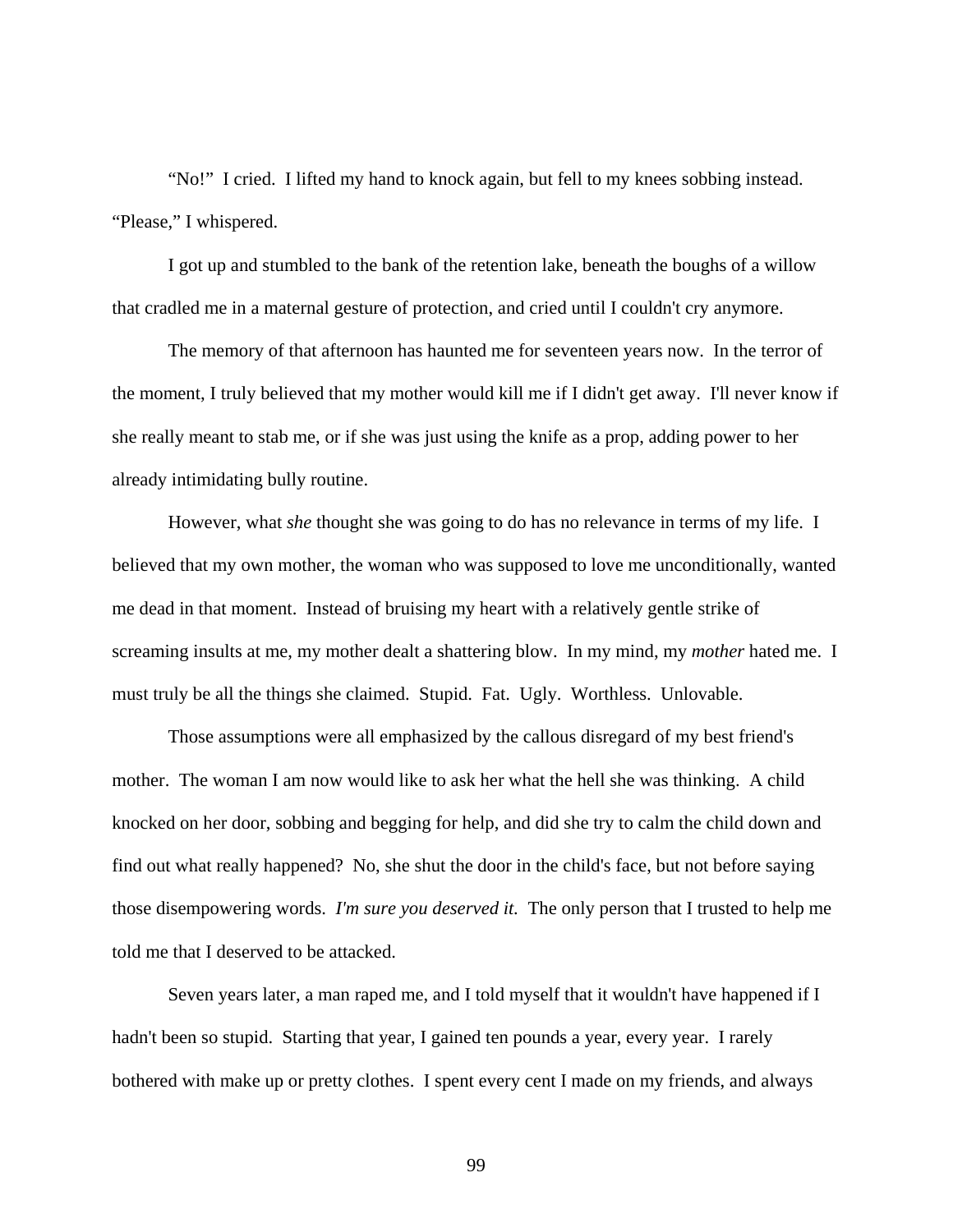“No!” I cried. I lifted my hand to knock again, but fell to my knees sobbing instead. “Please,” I whispered.

I got up and stumbled to the bank of the retention lake, beneath the boughs of a willow that cradled me in a maternal gesture of protection, and cried until I couldn't cry anymore.

The memory of that afternoon has haunted me for seventeen years now. In the terror of the moment, I truly believed that my mother would kill me if I didn't get away. I'll never know if she really meant to stab me, or if she was just using the knife as a prop, adding power to her already intimidating bully routine.

However, what *she* thought she was going to do has no relevance in terms of my life. I believed that my own mother, the woman who was supposed to love me unconditionally, wanted me dead in that moment. Instead of bruising my heart with a relatively gentle strike of screaming insults at me, my mother dealt a shattering blow. In my mind, my *mother* hated me. I must truly be all the things she claimed. Stupid. Fat. Ugly. Worthless. Unlovable.

Those assumptions were all emphasized by the callous disregard of my best friend's mother. The woman I am now would like to ask her what the hell she was thinking. A child knocked on her door, sobbing and begging for help, and did she try to calm the child down and find out what really happened? No, she shut the door in the child's face, but not before saying those disempowering words. *I'm sure you deserved it.* The only person that I trusted to help me told me that I deserved to be attacked.

Seven years later, a man raped me, and I told myself that it wouldn't have happened if I hadn't been so stupid. Starting that year, I gained ten pounds a year, every year. I rarely bothered with make up or pretty clothes. I spent every cent I made on my friends, and always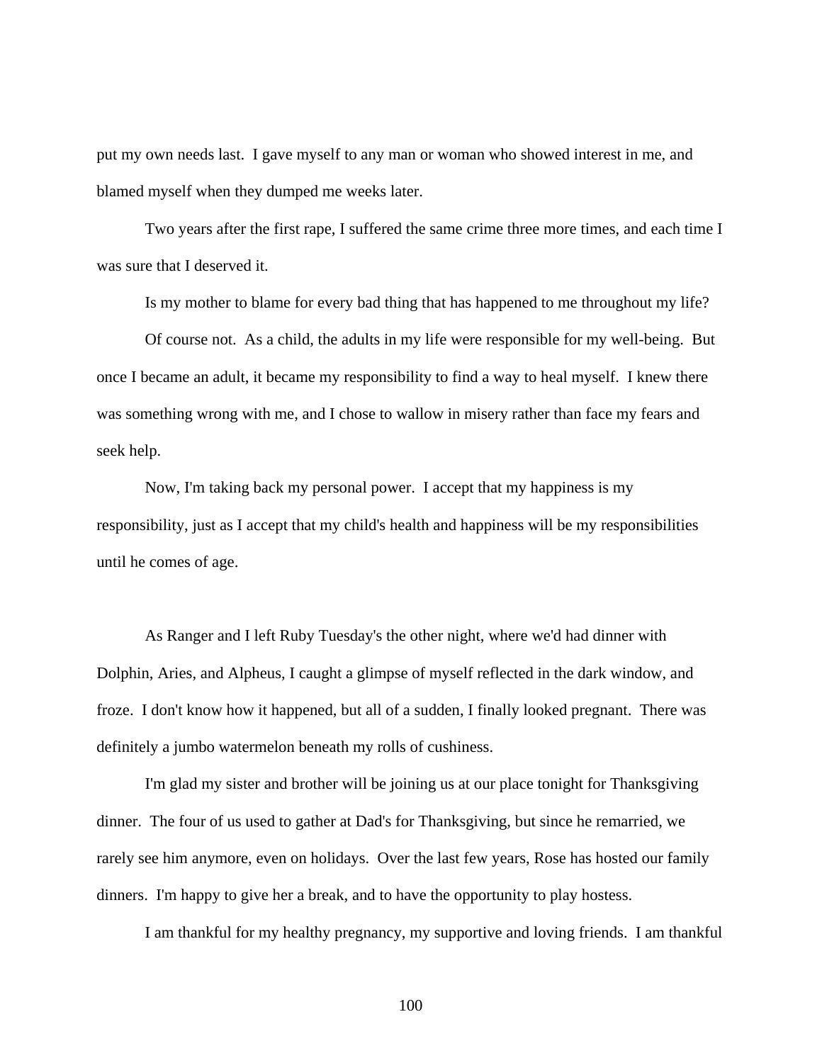put my own needs last. I gave myself to any man or woman who showed interest in me, and blamed myself when they dumped me weeks later.

Two years after the first rape, I suffered the same crime three more times, and each time I was sure that I deserved it.

Is my mother to blame for every bad thing that has happened to me throughout my life?

Of course not. As a child, the adults in my life were responsible for my well-being. But once I became an adult, it became my responsibility to find a way to heal myself. I knew there was something wrong with me, and I chose to wallow in misery rather than face my fears and seek help.

Now, I'm taking back my personal power. I accept that my happiness is my responsibility, just as I accept that my child's health and happiness will be my responsibilities until he comes of age.

As Ranger and I left Ruby Tuesday's the other night, where we'd had dinner with Dolphin, Aries, and Alpheus, I caught a glimpse of myself reflected in the dark window, and froze. I don't know how it happened, but all of a sudden, I finally looked pregnant. There was definitely a jumbo watermelon beneath my rolls of cushiness.

I'm glad my sister and brother will be joining us at our place tonight for Thanksgiving dinner. The four of us used to gather at Dad's for Thanksgiving, but since he remarried, we rarely see him anymore, even on holidays. Over the last few years, Rose has hosted our family dinners. I'm happy to give her a break, and to have the opportunity to play hostess.

I am thankful for my healthy pregnancy, my supportive and loving friends. I am thankful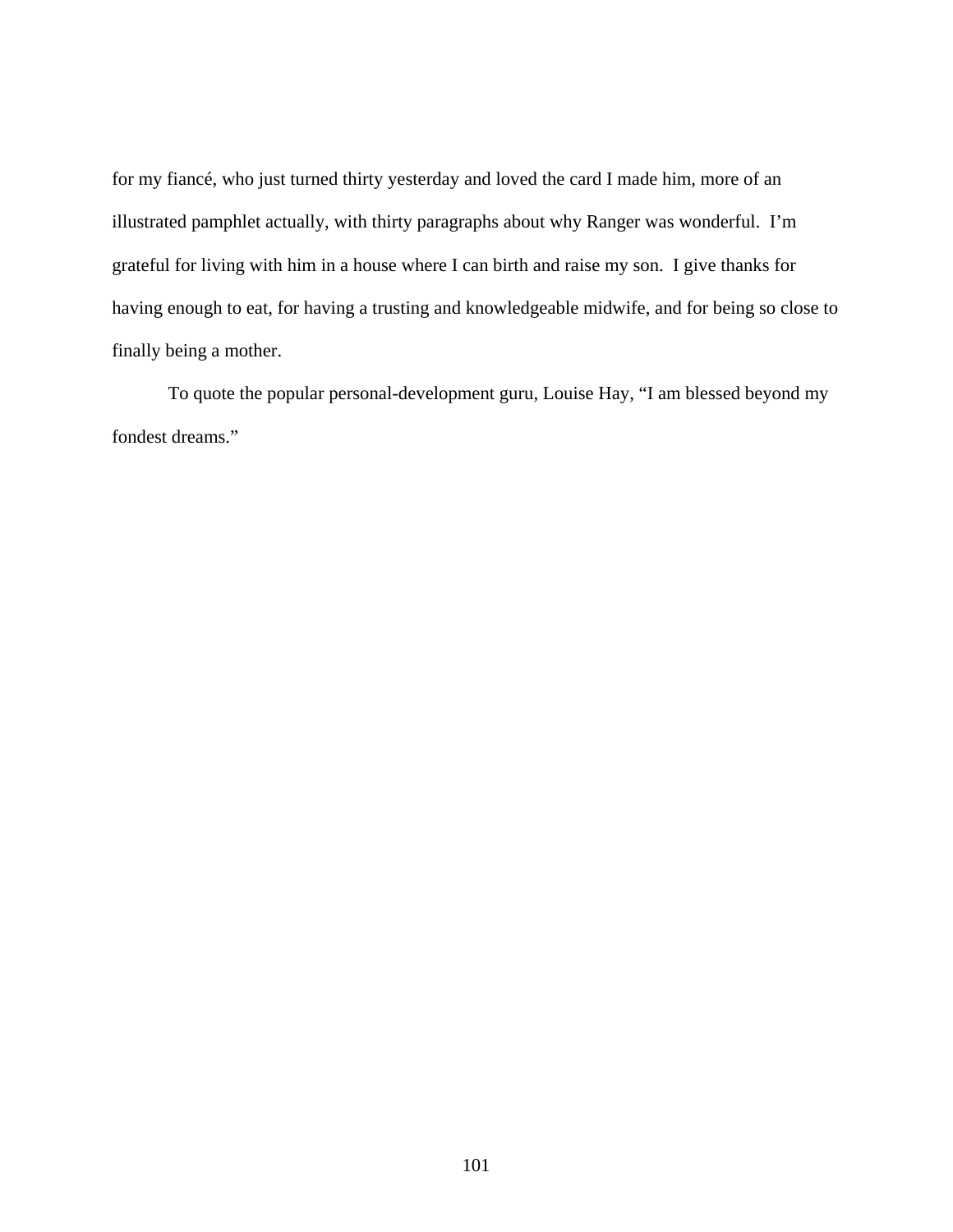for my fiancé, who just turned thirty yesterday and loved the card I made him, more of an illustrated pamphlet actually, with thirty paragraphs about why Ranger was wonderful.  I'm grateful for living with him in a house where I can birth and raise my son.  I give thanks for having enough to eat, for having a trusting and knowledgeable midwife, and for being so close to finally being a mother.

To quote the popular personal-development guru, Louise Hay, "I am blessed beyond my fondest dreams."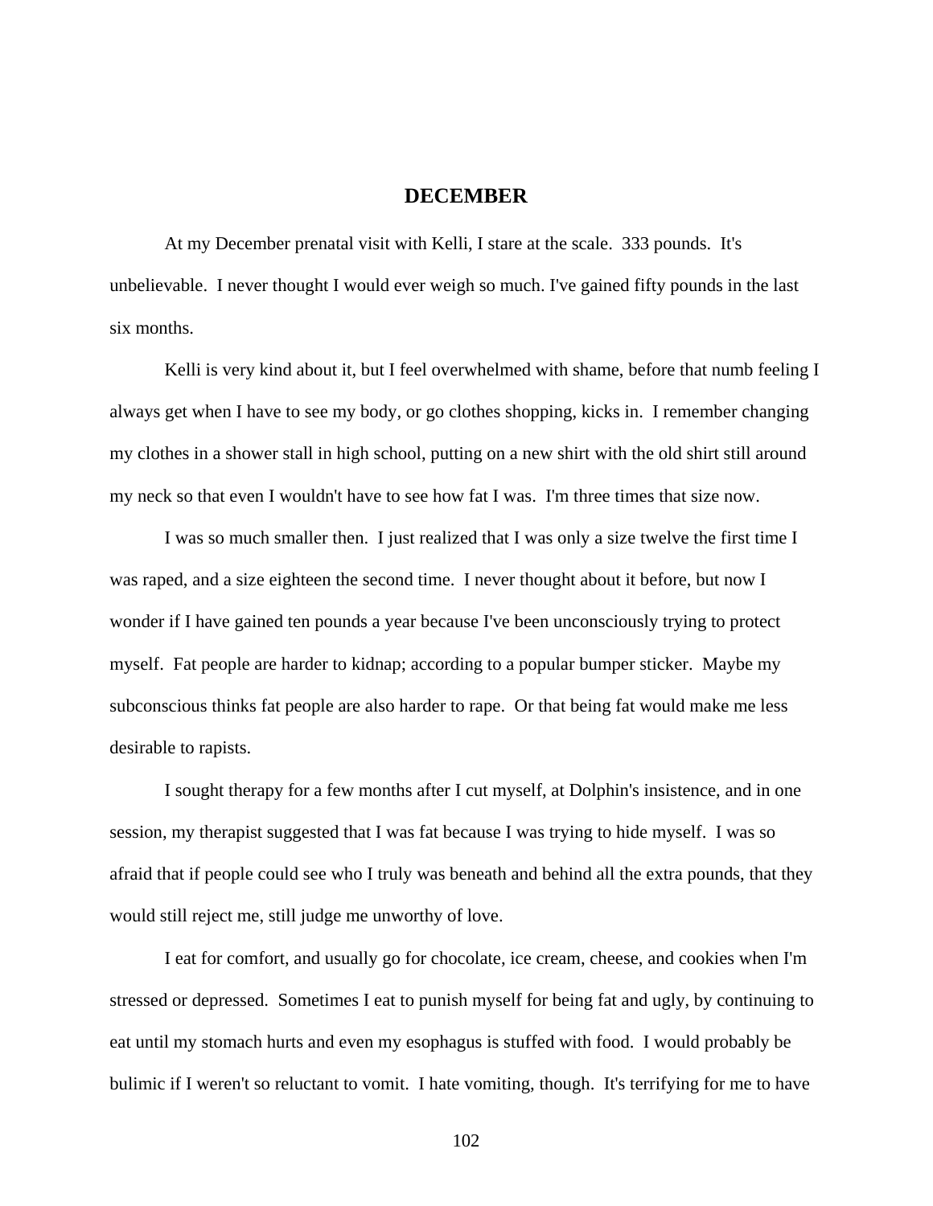# DECEMBER

At my December prenatal visit with Kelli, I stare at the scale. 333 pounds. It's unbelievable. I never thought I would ever weigh so much. I've gained fifty pounds in the last six months.

Kelli is very kind about it, but I feel overwhelmed with shame, before that numb feeling I always get when I have to see my body, or go clothes shopping, kicks in. I remember changing my clothes in a shower stall in high school, putting on a new shirt with the old shirt still around my neck so that even I wouldn't have to see how fat I was. I'm three times that size now.

I was so much smaller then. I just realized that I was only a size twelve the first time I was raped, and a size eighteen the second time. I never thought about it before, but now I wonder if I have gained ten pounds a year because I've been unconsciously trying to protect myself. Fat people are harder to kidnap; according to a popular bumper sticker. Maybe my subconscious thinks fat people are also harder to rape. Or that being fat would make me less desirable to rapists.

I sought therapy for a few months after I cut myself, at Dolphin's insistence, and in one session, my therapist suggested that I was fat because I was trying to hide myself. I was so afraid that if people could see who I truly was beneath and behind all the extra pounds, that they would still reject me, still judge me unworthy of love.

I eat for comfort, and usually go for chocolate, ice cream, cheese, and cookies when I'm stressed or depressed. Sometimes I eat to punish myself for being fat and ugly, by continuing to eat until my stomach hurts and even my esophagus is stuffed with food. I would probably be bulimic if I weren't so reluctant to vomit. I hate vomiting, though. It's terrifying for me to have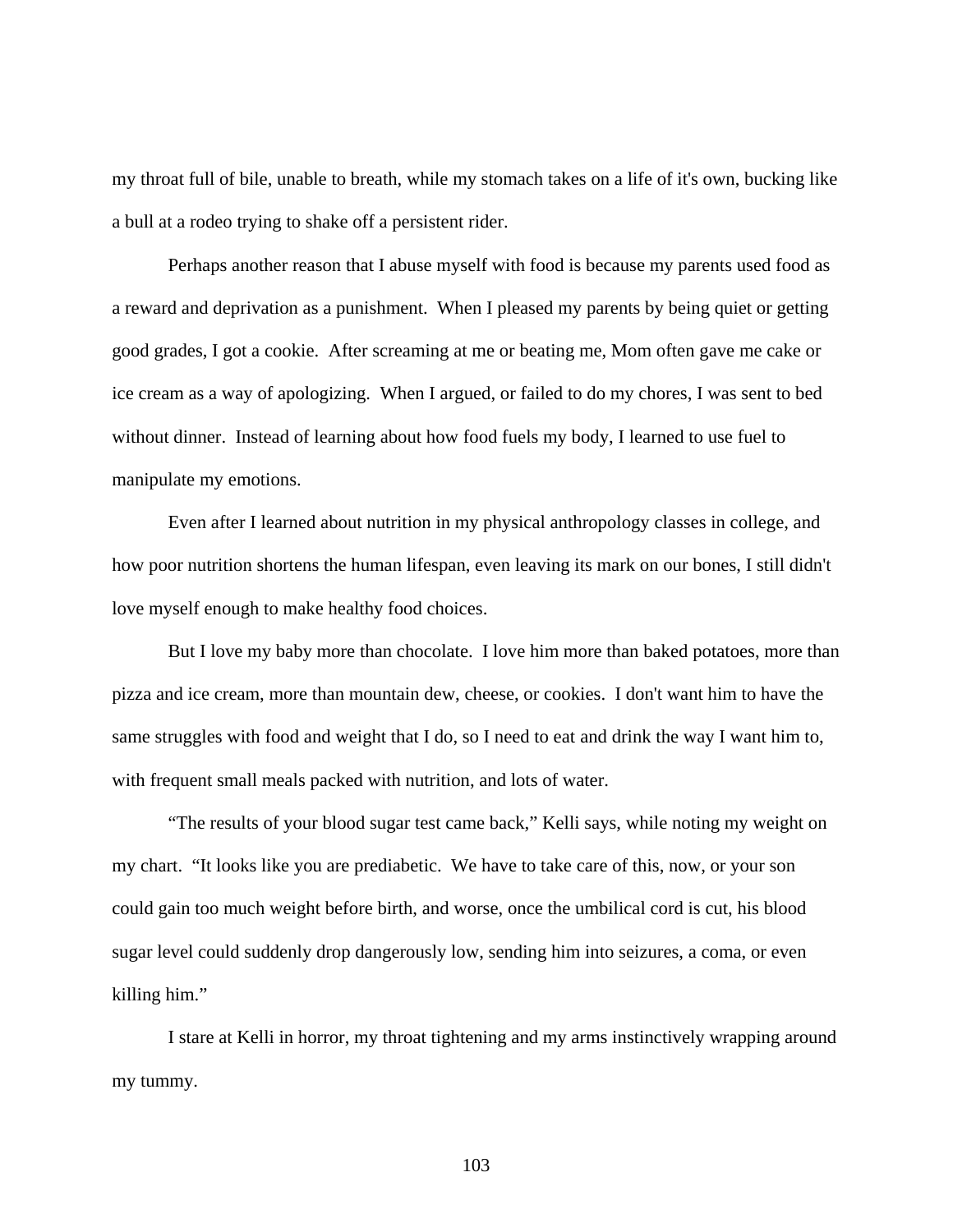my throat full of bile, unable to breath, while my stomach takes on a life of it's own, bucking like a bull at a rodeo trying to shake off a persistent rider.

Perhaps another reason that I abuse myself with food is because my parents used food as a reward and deprivation as a punishment. When I pleased my parents by being quiet or getting good grades, I got a cookie. After screaming at me or beating me, Mom often gave me cake or ice cream as a way of apologizing. When I argued, or failed to do my chores, I was sent to bed without dinner. Instead of learning about how food fuels my body, I learned to use fuel to manipulate my emotions.

Even after I learned about nutrition in my physical anthropology classes in college, and how poor nutrition shortens the human lifespan, even leaving its mark on our bones, I still didn't love myself enough to make healthy food choices.

But I love my baby more than chocolate. I love him more than baked potatoes, more than pizza and ice cream, more than mountain dew, cheese, or cookies. I don't want him to have the same struggles with food and weight that I do, so I need to eat and drink the way I want him to, with frequent small meals packed with nutrition, and lots of water.

"The results of your blood sugar test came back," Kelli says, while noting my weight on my chart. "It looks like you are prediabetic. We have to take care of this, now, or your son could gain too much weight before birth, and worse, once the umbilical cord is cut, his blood sugar level could suddenly drop dangerously low, sending him into seizures, a coma, or even killing him."

I stare at Kelli in horror, my throat tightening and my arms instinctively wrapping around my tummy.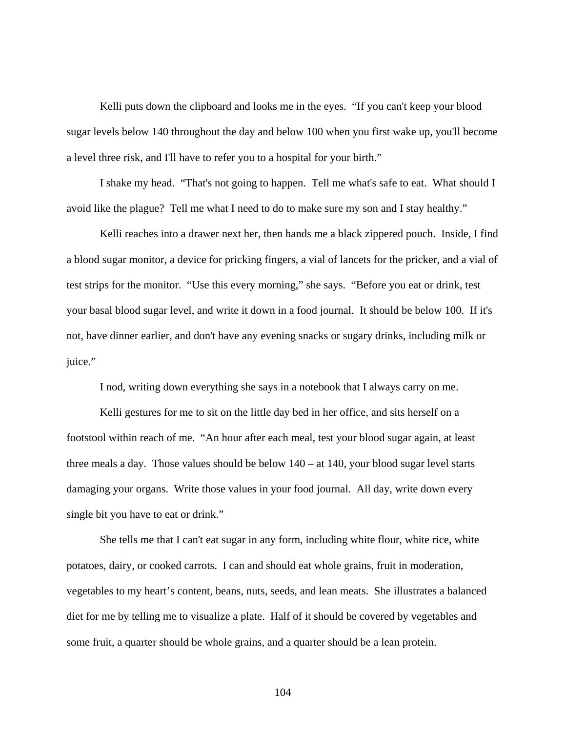Kelli puts down the clipboard and looks me in the eyes. “If you can't keep your blood sugar levels below 140 throughout the day and below 100 when you first wake up, you'll become a level three risk, and I'll have to refer you to a hospital for your birth.”

I shake my head. “That's not going to happen. Tell me what's safe to eat. What should I avoid like the plague? Tell me what I need to do to make sure my son and I stay healthy.”

Kelli reaches into a drawer next her, then hands me a black zippered pouch. Inside, I find a blood sugar monitor, a device for pricking fingers, a vial of lancets for the pricker, and a vial of test strips for the monitor. “Use this every morning,” she says. “Before you eat or drink, test your basal blood sugar level, and write it down in a food journal. It should be below 100. If it's not, have dinner earlier, and don't have any evening snacks or sugary drinks, including milk or juice.”

I nod, writing down everything she says in a notebook that I always carry on me.

Kelli gestures for me to sit on the little day bed in her office, and sits herself on a footstool within reach of me. “An hour after each meal, test your blood sugar again, at least three meals a day. Those values should be below 140 – at 140, your blood sugar level starts damaging your organs. Write those values in your food journal. All day, write down every single bit you have to eat or drink.”

She tells me that I can't eat sugar in any form, including white flour, white rice, white potatoes, dairy, or cooked carrots. I can and should eat whole grains, fruit in moderation, vegetables to my heart’s content, beans, nuts, seeds, and lean meats. She illustrates a balanced diet for me by telling me to visualize a plate. Half of it should be covered by vegetables and some fruit, a quarter should be whole grains, and a quarter should be a lean protein.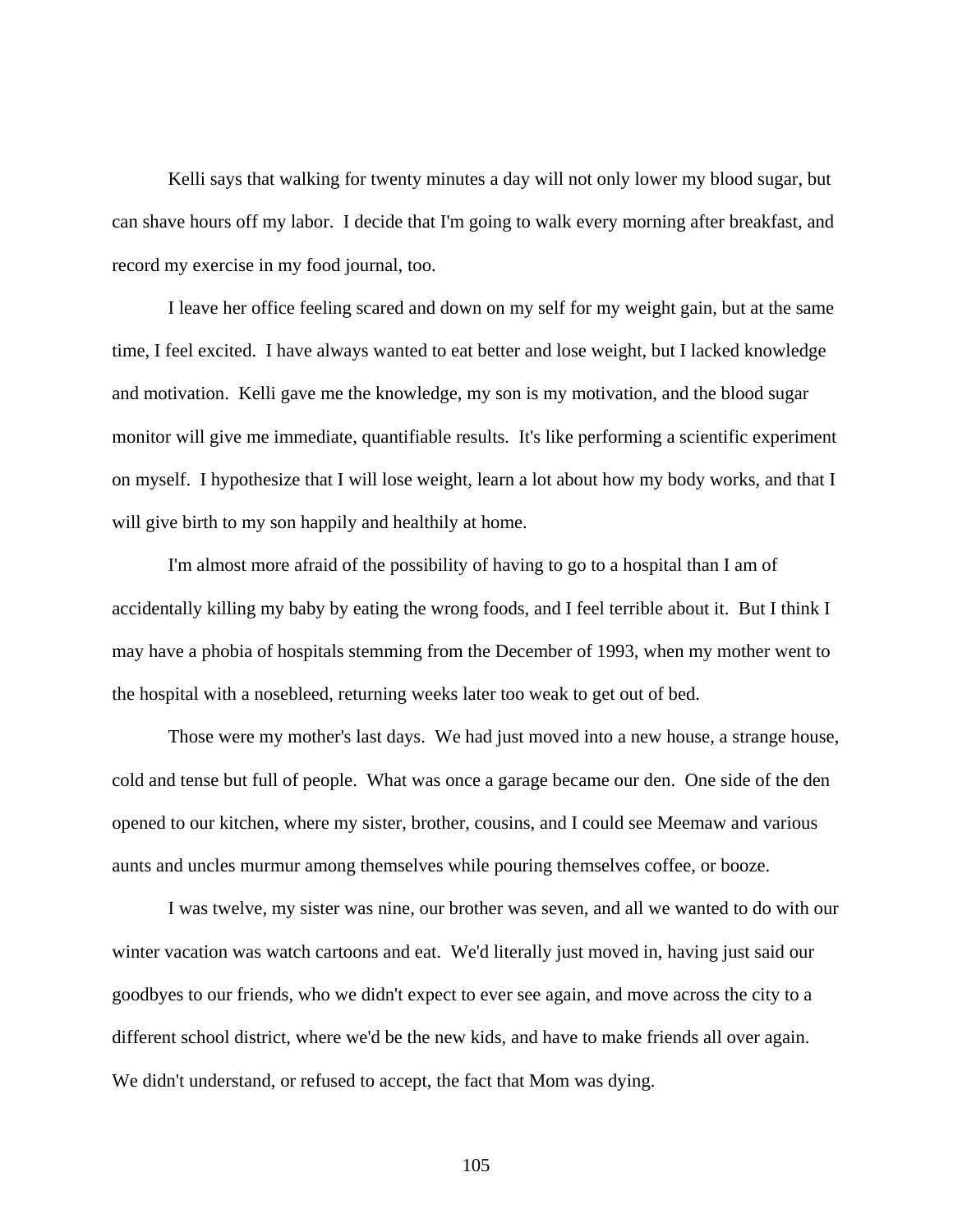Kelli says that walking for twenty minutes a day will not only lower my blood sugar, but can shave hours off my labor. I decide that I'm going to walk every morning after breakfast, and record my exercise in my food journal, too.

I leave her office feeling scared and down on my self for my weight gain, but at the same time, I feel excited. I have always wanted to eat better and lose weight, but I lacked knowledge and motivation. Kelli gave me the knowledge, my son is my motivation, and the blood sugar monitor will give me immediate, quantifiable results. It's like performing a scientific experiment on myself. I hypothesize that I will lose weight, learn a lot about how my body works, and that I will give birth to my son happily and healthily at home.

I'm almost more afraid of the possibility of having to go to a hospital than I am of accidentally killing my baby by eating the wrong foods, and I feel terrible about it. But I think I may have a phobia of hospitals stemming from the December of 1993, when my mother went to the hospital with a nosebleed, returning weeks later too weak to get out of bed.

Those were my mother's last days. We had just moved into a new house, a strange house, cold and tense but full of people. What was once a garage became our den. One side of the den opened to our kitchen, where my sister, brother, cousins, and I could see Meemaw and various aunts and uncles murmur among themselves while pouring themselves coffee, or booze.

I was twelve, my sister was nine, our brother was seven, and all we wanted to do with our winter vacation was watch cartoons and eat. We'd literally just moved in, having just said our goodbyes to our friends, who we didn't expect to ever see again, and move across the city to a different school district, where we'd be the new kids, and have to make friends all over again. We didn't understand, or refused to accept, the fact that Mom was dying.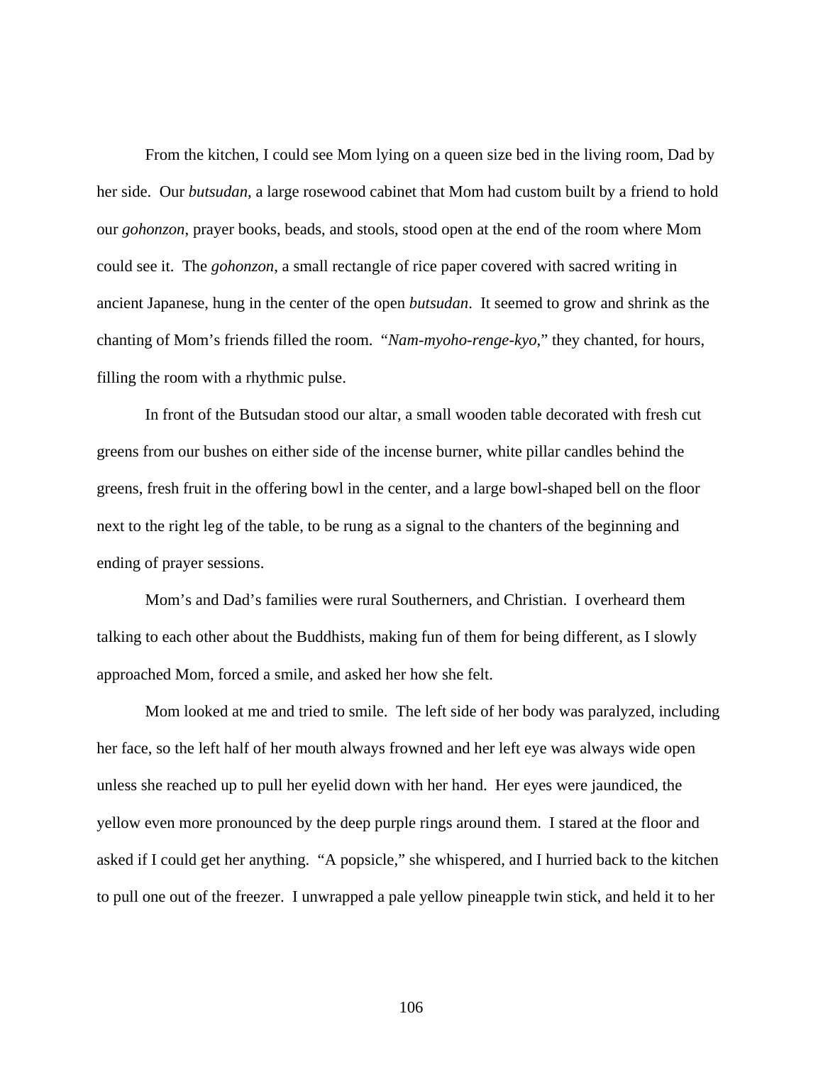From the kitchen, I could see Mom lying on a queen size bed in the living room, Dad by her side. Our *butsudan*, a large rosewood cabinet that Mom had custom built by a friend to hold our *gohonzon*, prayer books, beads, and stools, stood open at the end of the room where Mom could see it. The *gohonzon*, a small rectangle of rice paper covered with sacred writing in ancient Japanese, hung in the center of the open *butsudan*. It seemed to grow and shrink as the chanting of Mom's friends filled the room. "*Nam-myoho-renge-kyo*," they chanted, for hours, filling the room with a rhythmic pulse.

In front of the Butsudan stood our altar, a small wooden table decorated with fresh cut greens from our bushes on either side of the incense burner, white pillar candles behind the greens, fresh fruit in the offering bowl in the center, and a large bowl-shaped bell on the floor next to the right leg of the table, to be rung as a signal to the chanters of the beginning and ending of prayer sessions.

Mom's and Dad's families were rural Southerners, and Christian. I overheard them talking to each other about the Buddhists, making fun of them for being different, as I slowly approached Mom, forced a smile, and asked her how she felt.

Mom looked at me and tried to smile. The left side of her body was paralyzed, including her face, so the left half of her mouth always frowned and her left eye was always wide open unless she reached up to pull her eyelid down with her hand. Her eyes were jaundiced, the yellow even more pronounced by the deep purple rings around them. I stared at the floor and asked if I could get her anything. "A popsicle," she whispered, and I hurried back to the kitchen to pull one out of the freezer. I unwrapped a pale yellow pineapple twin stick, and held it to her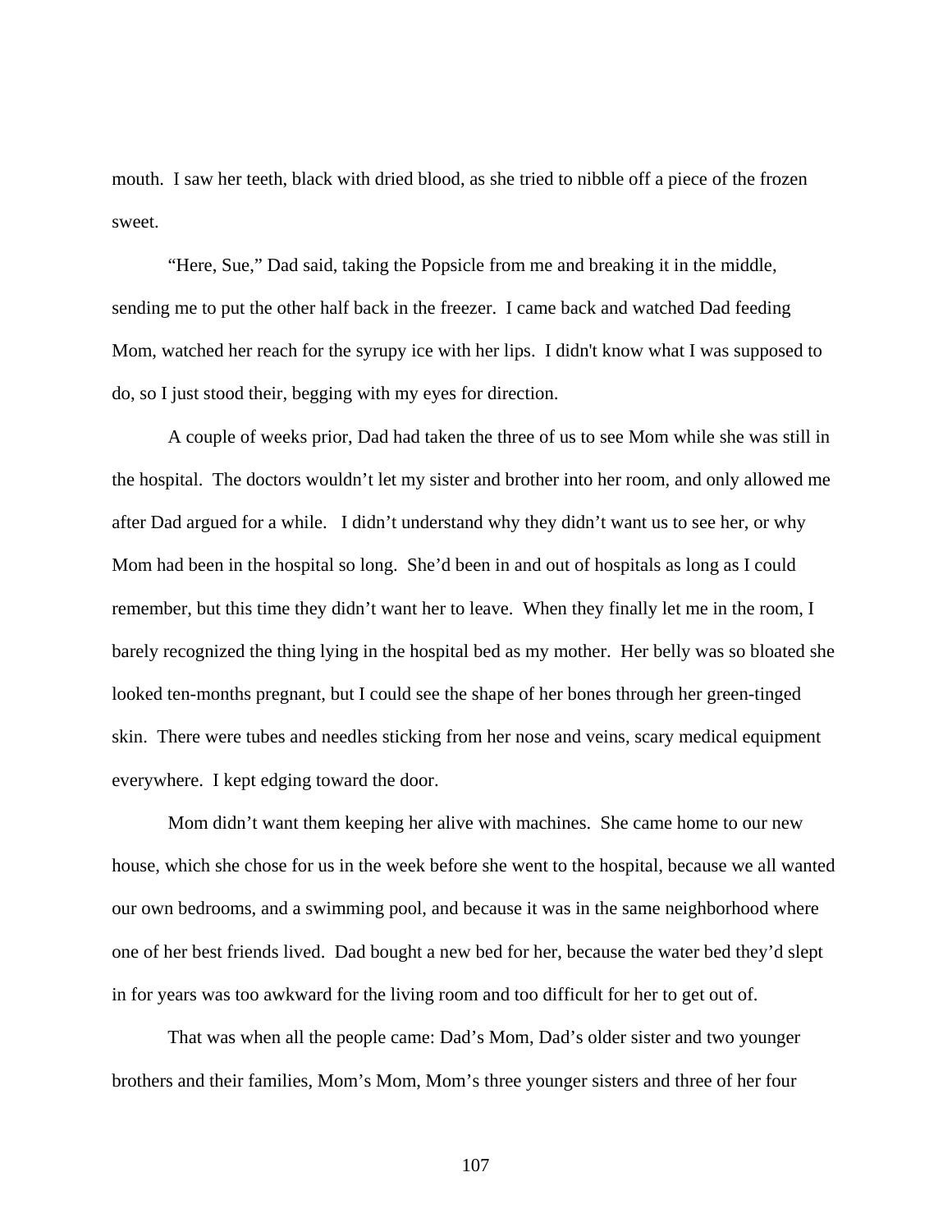mouth. I saw her teeth, black with dried blood, as she tried to nibble off a piece of the frozen sweet.

"Here, Sue," Dad said, taking the Popsicle from me and breaking it in the middle, sending me to put the other half back in the freezer. I came back and watched Dad feeding Mom, watched her reach for the syrupy ice with her lips. I didn't know what I was supposed to do, so I just stood their, begging with my eyes for direction.

A couple of weeks prior, Dad had taken the three of us to see Mom while she was still in the hospital. The doctors wouldn't let my sister and brother into her room, and only allowed me after Dad argued for a while. I didn't understand why they didn't want us to see her, or why Mom had been in the hospital so long. She'd been in and out of hospitals as long as I could remember, but this time they didn't want her to leave. When they finally let me in the room, I barely recognized the thing lying in the hospital bed as my mother. Her belly was so bloated she looked ten-months pregnant, but I could see the shape of her bones through her green-tinged skin. There were tubes and needles sticking from her nose and veins, scary medical equipment everywhere. I kept edging toward the door.

Mom didn't want them keeping her alive with machines. She came home to our new house, which she chose for us in the week before she went to the hospital, because we all wanted our own bedrooms, and a swimming pool, and because it was in the same neighborhood where one of her best friends lived. Dad bought a new bed for her, because the water bed they'd slept in for years was too awkward for the living room and too difficult for her to get out of.

That was when all the people came: Dad's Mom, Dad's older sister and two younger brothers and their families, Mom's Mom, Mom's three younger sisters and three of her four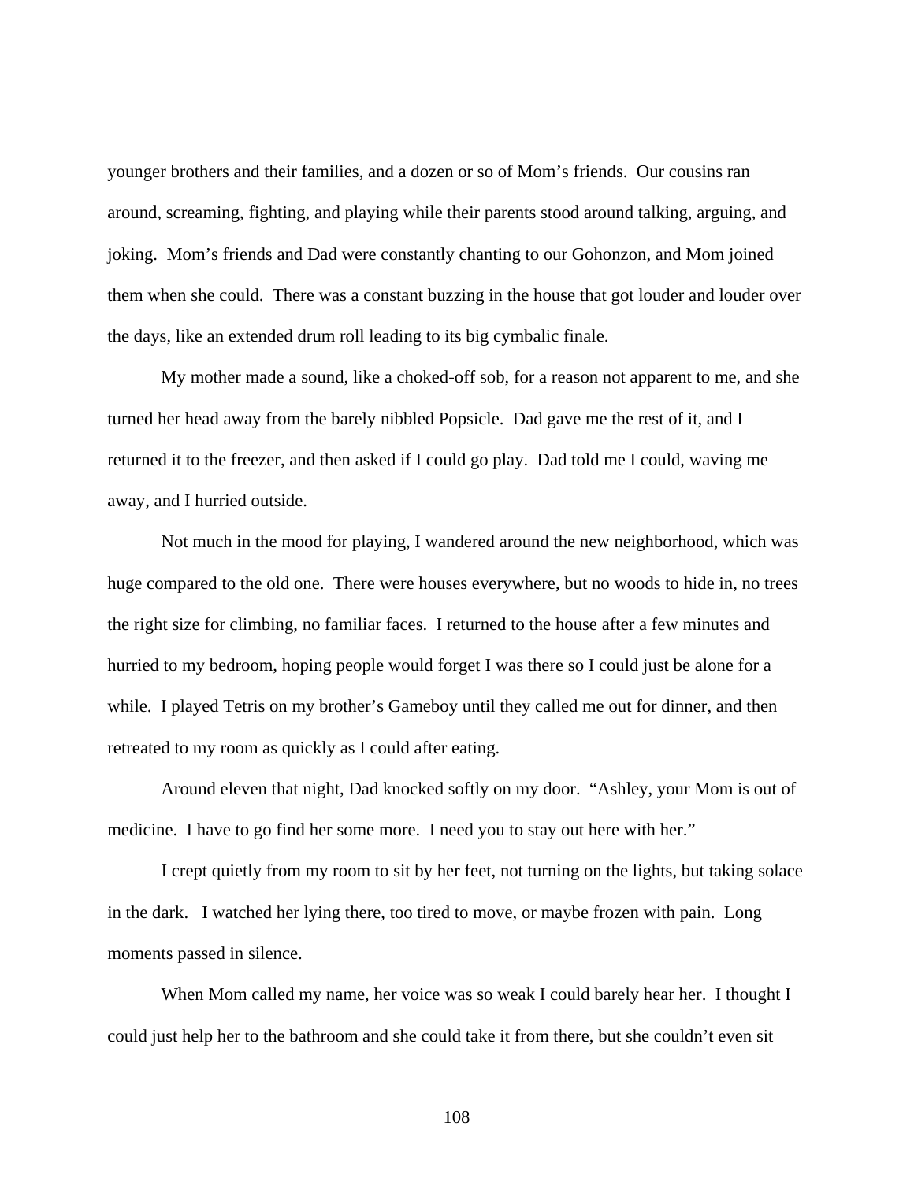younger brothers and their families, and a dozen or so of Mom's friends. Our cousins ran around, screaming, fighting, and playing while their parents stood around talking, arguing, and joking. Mom's friends and Dad were constantly chanting to our Gohonzon, and Mom joined them when she could. There was a constant buzzing in the house that got louder and louder over the days, like an extended drum roll leading to its big cymbalic finale.

My mother made a sound, like a choked-off sob, for a reason not apparent to me, and she turned her head away from the barely nibbled Popsicle. Dad gave me the rest of it, and I returned it to the freezer, and then asked if I could go play. Dad told me I could, waving me away, and I hurried outside.

Not much in the mood for playing, I wandered around the new neighborhood, which was huge compared to the old one. There were houses everywhere, but no woods to hide in, no trees the right size for climbing, no familiar faces. I returned to the house after a few minutes and hurried to my bedroom, hoping people would forget I was there so I could just be alone for a while. I played Tetris on my brother's Gameboy until they called me out for dinner, and then retreated to my room as quickly as I could after eating.

Around eleven that night, Dad knocked softly on my door. "Ashley, your Mom is out of medicine. I have to go find her some more. I need you to stay out here with her."

I crept quietly from my room to sit by her feet, not turning on the lights, but taking solace in the dark. I watched her lying there, too tired to move, or maybe frozen with pain. Long moments passed in silence.

When Mom called my name, her voice was so weak I could barely hear her. I thought I could just help her to the bathroom and she could take it from there, but she couldn't even sit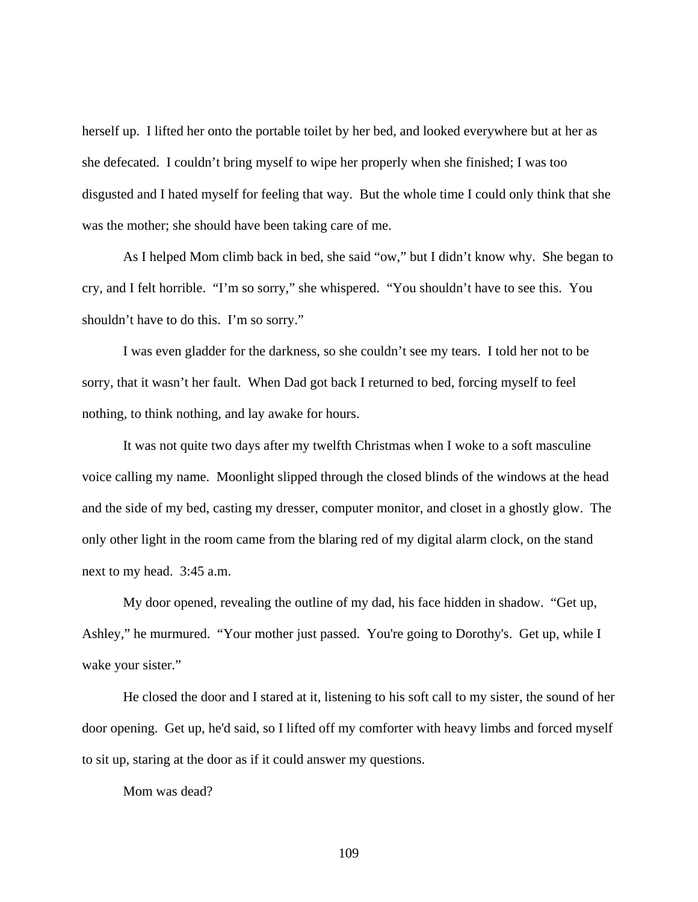herself up. I lifted her onto the portable toilet by her bed, and looked everywhere but at her as she defecated. I couldn't bring myself to wipe her properly when she finished; I was too disgusted and I hated myself for feeling that way. But the whole time I could only think that she was the mother; she should have been taking care of me.

As I helped Mom climb back in bed, she said "ow," but I didn't know why. She began to cry, and I felt horrible. "I'm so sorry," she whispered. "You shouldn't have to see this. You shouldn't have to do this. I'm so sorry."

I was even gladder for the darkness, so she couldn't see my tears. I told her not to be sorry, that it wasn't her fault. When Dad got back I returned to bed, forcing myself to feel nothing, to think nothing, and lay awake for hours.

It was not quite two days after my twelfth Christmas when I woke to a soft masculine voice calling my name. Moonlight slipped through the closed blinds of the windows at the head and the side of my bed, casting my dresser, computer monitor, and closet in a ghostly glow. The only other light in the room came from the blaring red of my digital alarm clock, on the stand next to my head. 3:45 a.m.

My door opened, revealing the outline of my dad, his face hidden in shadow. "Get up, Ashley," he murmured. "Your mother just passed. You're going to Dorothy's. Get up, while I wake your sister."

He closed the door and I stared at it, listening to his soft call to my sister, the sound of her door opening. Get up, he'd said, so I lifted off my comforter with heavy limbs and forced myself to sit up, staring at the door as if it could answer my questions.

Mom was dead?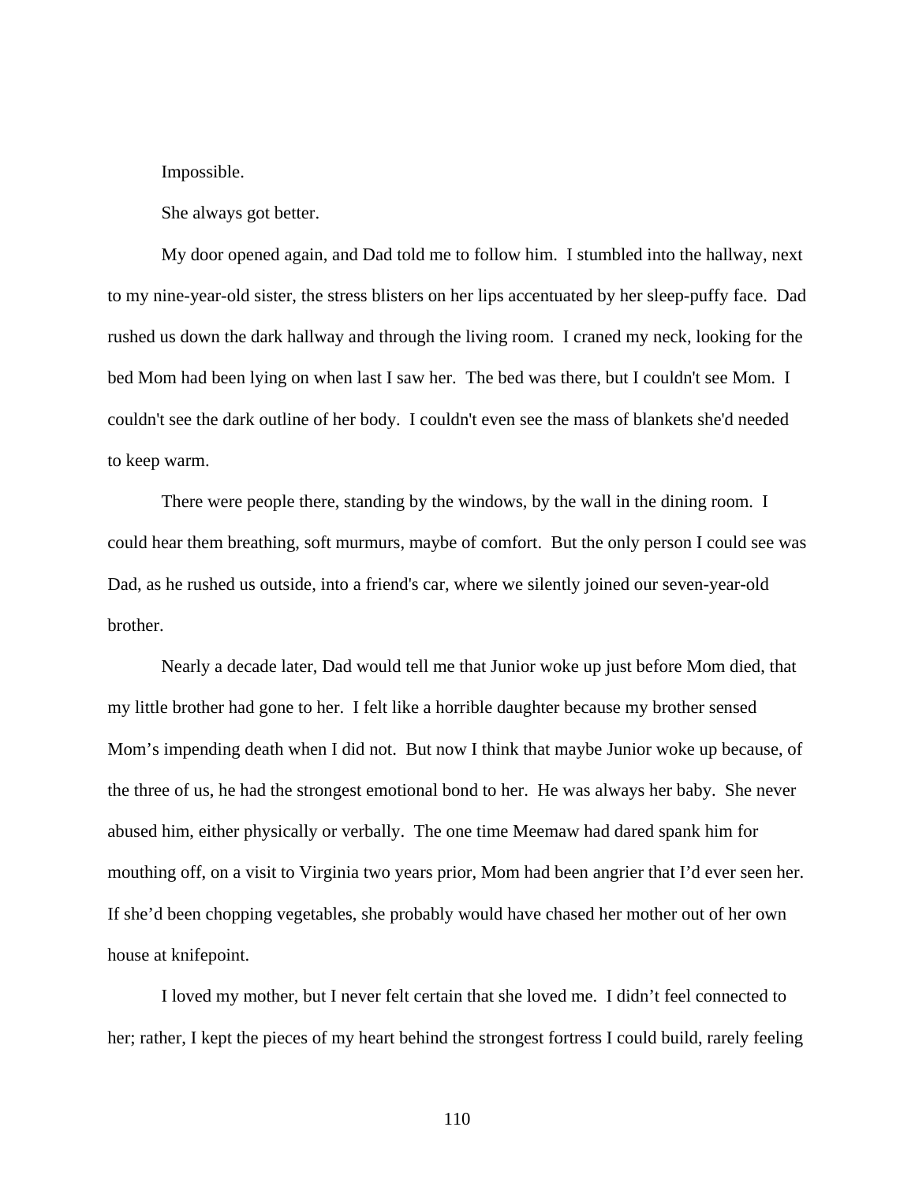Impossible.

She always got better.

My door opened again, and Dad told me to follow him. I stumbled into the hallway, next to my nine-year-old sister, the stress blisters on her lips accentuated by her sleep-puffy face. Dad rushed us down the dark hallway and through the living room. I craned my neck, looking for the bed Mom had been lying on when last I saw her. The bed was there, but I couldn't see Mom. I couldn't see the dark outline of her body. I couldn't even see the mass of blankets she'd needed to keep warm.

There were people there, standing by the windows, by the wall in the dining room. I could hear them breathing, soft murmurs, maybe of comfort. But the only person I could see was Dad, as he rushed us outside, into a friend's car, where we silently joined our seven-year-old brother.

Nearly a decade later, Dad would tell me that Junior woke up just before Mom died, that my little brother had gone to her. I felt like a horrible daughter because my brother sensed Mom's impending death when I did not. But now I think that maybe Junior woke up because, of the three of us, he had the strongest emotional bond to her. He was always her baby. She never abused him, either physically or verbally. The one time Meemaw had dared spank him for mouthing off, on a visit to Virginia two years prior, Mom had been angrier that I'd ever seen her. If she'd been chopping vegetables, she probably would have chased her mother out of her own house at knifepoint.

I loved my mother, but I never felt certain that she loved me. I didn't feel connected to her; rather, I kept the pieces of my heart behind the strongest fortress I could build, rarely feeling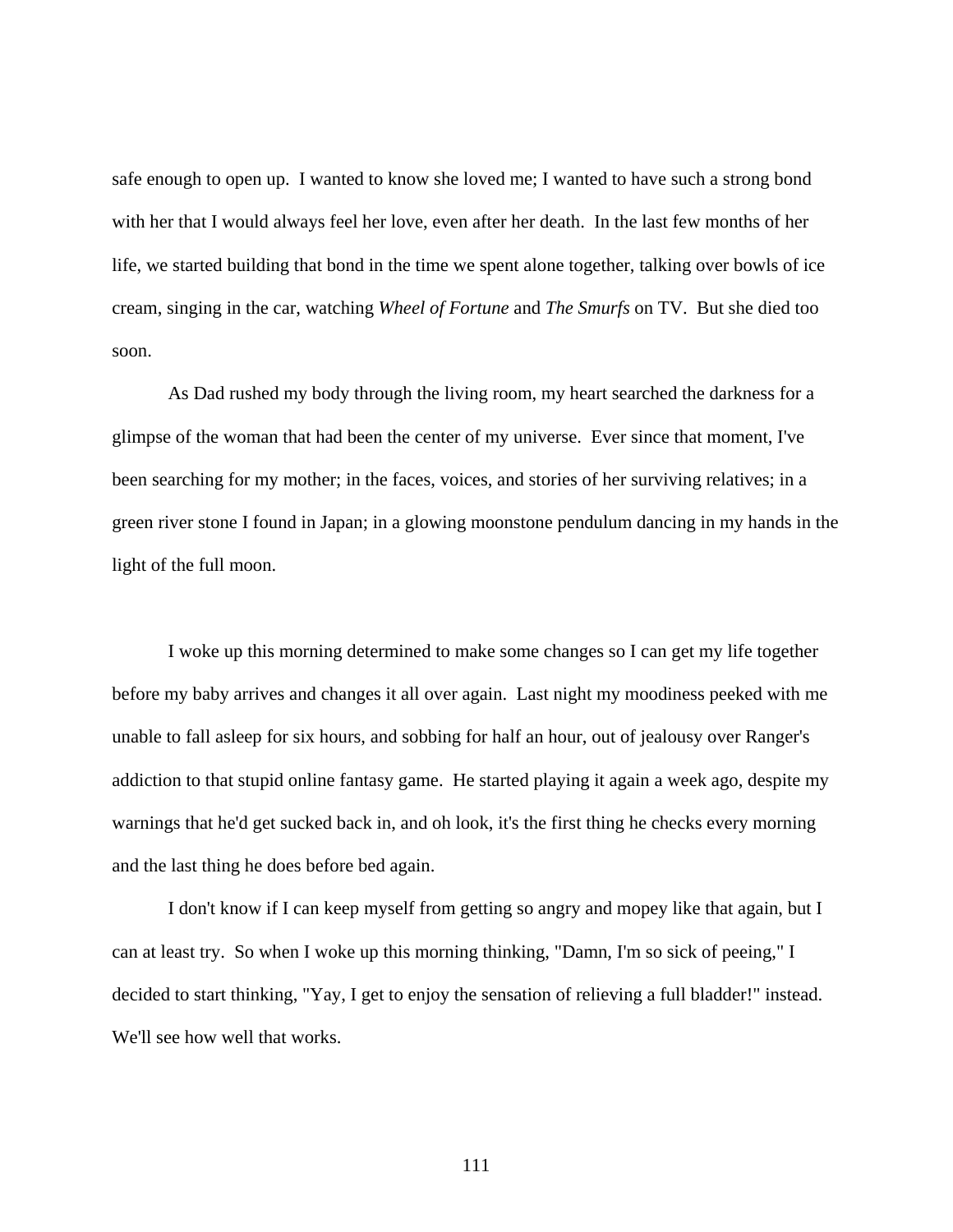safe enough to open up. I wanted to know she loved me; I wanted to have such a strong bond with her that I would always feel her love, even after her death. In the last few months of her life, we started building that bond in the time we spent alone together, talking over bowls of ice cream, singing in the car, watching *Wheel of Fortune* and *The Smurfs* on TV. But she died too soon.

As Dad rushed my body through the living room, my heart searched the darkness for a glimpse of the woman that had been the center of my universe. Ever since that moment, I've been searching for my mother; in the faces, voices, and stories of her surviving relatives; in a green river stone I found in Japan; in a glowing moonstone pendulum dancing in my hands in the light of the full moon.

I woke up this morning determined to make some changes so I can get my life together before my baby arrives and changes it all over again. Last night my moodiness peeked with me unable to fall asleep for six hours, and sobbing for half an hour, out of jealousy over Ranger's addiction to that stupid online fantasy game. He started playing it again a week ago, despite my warnings that he'd get sucked back in, and oh look, it's the first thing he checks every morning and the last thing he does before bed again.

I don't know if I can keep myself from getting so angry and mopey like that again, but I can at least try. So when I woke up this morning thinking, "Damn, I'm so sick of peeing," I decided to start thinking, "Yay, I get to enjoy the sensation of relieving a full bladder!" instead. We'll see how well that works.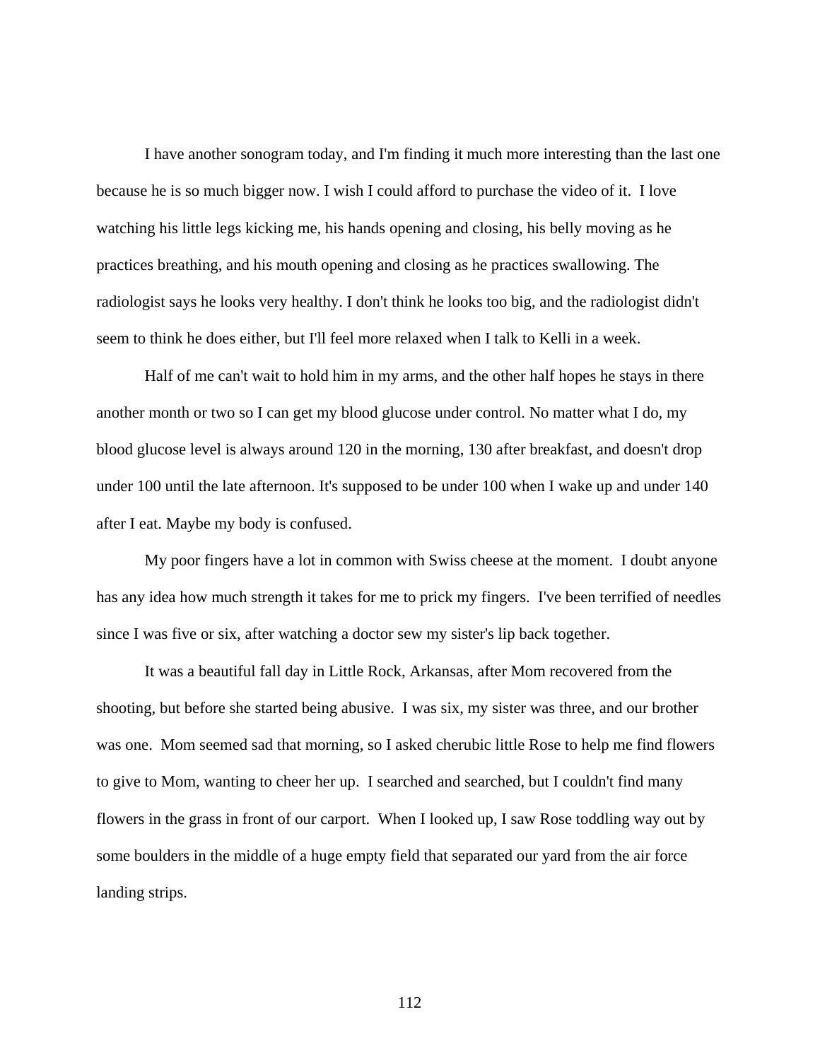I have another sonogram today, and I'm finding it much more interesting than the last one because he is so much bigger now. I wish I could afford to purchase the video of it. I love watching his little legs kicking me, his hands opening and closing, his belly moving as he practices breathing, and his mouth opening and closing as he practices swallowing. The radiologist says he looks very healthy. I don't think he looks too big, and the radiologist didn't seem to think he does either, but I'll feel more relaxed when I talk to Kelli in a week.

Half of me can't wait to hold him in my arms, and the other half hopes he stays in there another month or two so I can get my blood glucose under control. No matter what I do, my blood glucose level is always around 120 in the morning, 130 after breakfast, and doesn't drop under 100 until the late afternoon. It's supposed to be under 100 when I wake up and under 140 after I eat. Maybe my body is confused.

My poor fingers have a lot in common with Swiss cheese at the moment. I doubt anyone has any idea how much strength it takes for me to prick my fingers. I've been terrified of needles since I was five or six, after watching a doctor sew my sister's lip back together.

It was a beautiful fall day in Little Rock, Arkansas, after Mom recovered from the shooting, but before she started being abusive. I was six, my sister was three, and our brother was one. Mom seemed sad that morning, so I asked cherubic little Rose to help me find flowers to give to Mom, wanting to cheer her up. I searched and searched, but I couldn't find many flowers in the grass in front of our carport. When I looked up, I saw Rose toddling way out by some boulders in the middle of a huge empty field that separated our yard from the air force landing strips.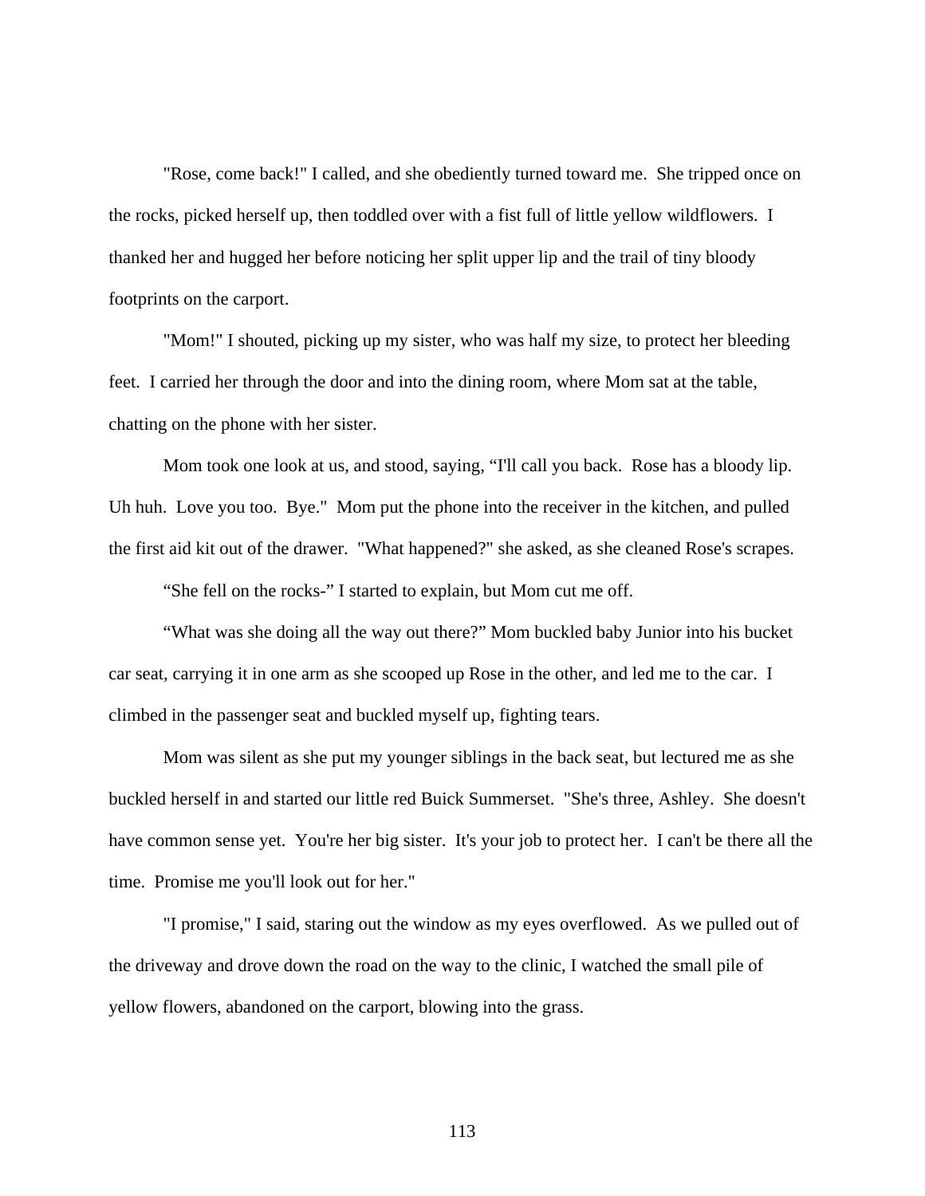"Rose, come back!" I called, and she obediently turned toward me. She tripped once on the rocks, picked herself up, then toddled over with a fist full of little yellow wildflowers. I thanked her and hugged her before noticing her split upper lip and the trail of tiny bloody footprints on the carport.

"Mom!" I shouted, picking up my sister, who was half my size, to protect her bleeding feet. I carried her through the door and into the dining room, where Mom sat at the table, chatting on the phone with her sister.

Mom took one look at us, and stood, saying, "I'll call you back. Rose has a bloody lip. Uh huh. Love you too. Bye." Mom put the phone into the receiver in the kitchen, and pulled the first aid kit out of the drawer. "What happened?" she asked, as she cleaned Rose's scrapes.

"She fell on the rocks-" I started to explain, but Mom cut me off.

"What was she doing all the way out there?" Mom buckled baby Junior into his bucket car seat, carrying it in one arm as she scooped up Rose in the other, and led me to the car. I climbed in the passenger seat and buckled myself up, fighting tears.

Mom was silent as she put my younger siblings in the back seat, but lectured me as she buckled herself in and started our little red Buick Summerset. "She's three, Ashley. She doesn't have common sense yet. You're her big sister. It's your job to protect her. I can't be there all the time. Promise me you'll look out for her."

"I promise," I said, staring out the window as my eyes overflowed. As we pulled out of the driveway and drove down the road on the way to the clinic, I watched the small pile of yellow flowers, abandoned on the carport, blowing into the grass.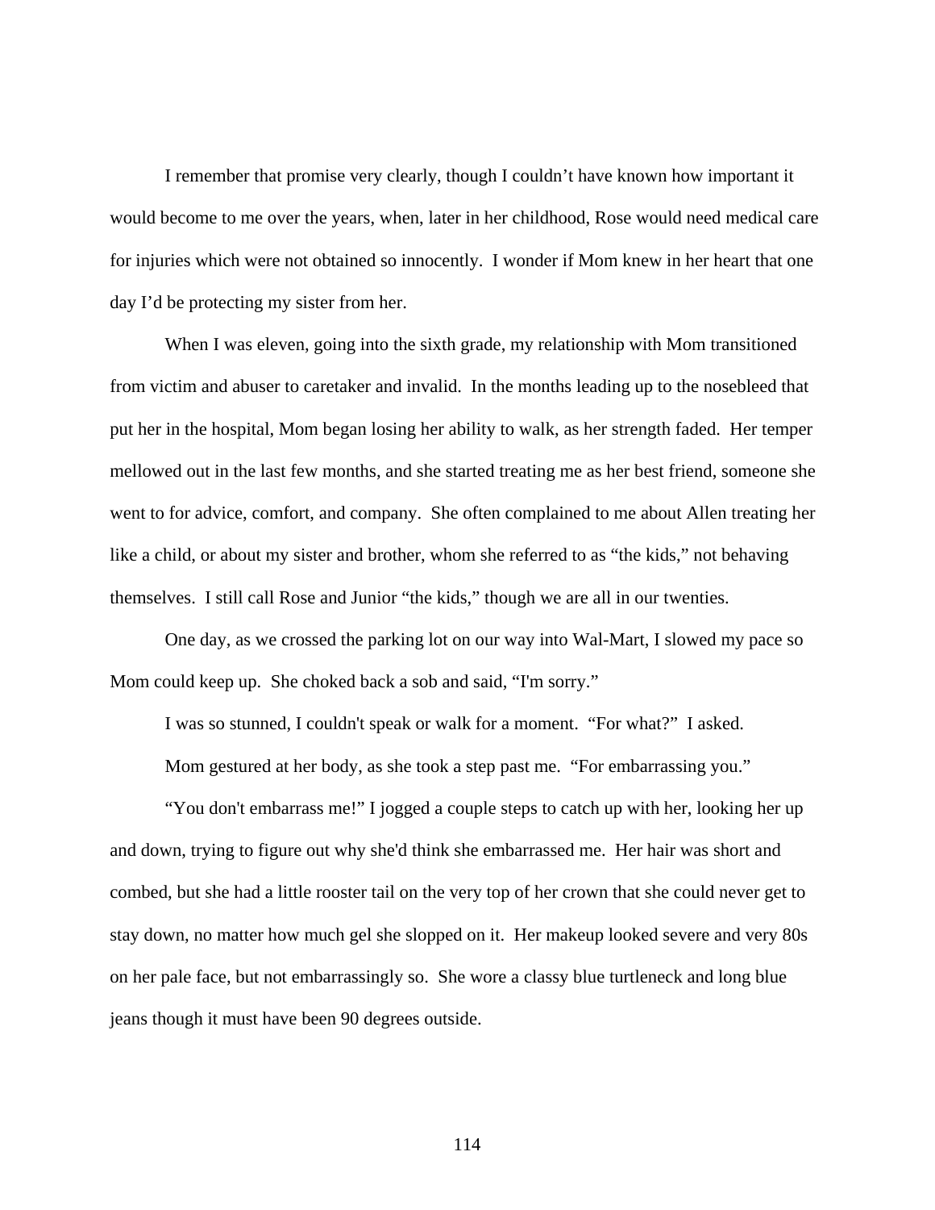I remember that promise very clearly, though I couldn't have known how important it would become to me over the years, when, later in her childhood, Rose would need medical care for injuries which were not obtained so innocently. I wonder if Mom knew in her heart that one day I'd be protecting my sister from her.

When I was eleven, going into the sixth grade, my relationship with Mom transitioned from victim and abuser to caretaker and invalid. In the months leading up to the nosebleed that put her in the hospital, Mom began losing her ability to walk, as her strength faded. Her temper mellowed out in the last few months, and she started treating me as her best friend, someone she went to for advice, comfort, and company. She often complained to me about Allen treating her like a child, or about my sister and brother, whom she referred to as "the kids," not behaving themselves. I still call Rose and Junior "the kids," though we are all in our twenties.

One day, as we crossed the parking lot on our way into Wal-Mart, I slowed my pace so Mom could keep up. She choked back a sob and said, "I'm sorry."

I was so stunned, I couldn't speak or walk for a moment. "For what?" I asked.

Mom gestured at her body, as she took a step past me. "For embarrassing you."

"You don't embarrass me!" I jogged a couple steps to catch up with her, looking her up and down, trying to figure out why she'd think she embarrassed me. Her hair was short and combed, but she had a little rooster tail on the very top of her crown that she could never get to stay down, no matter how much gel she slopped on it. Her makeup looked severe and very 80s on her pale face, but not embarrassingly so. She wore a classy blue turtleneck and long blue jeans though it must have been 90 degrees outside.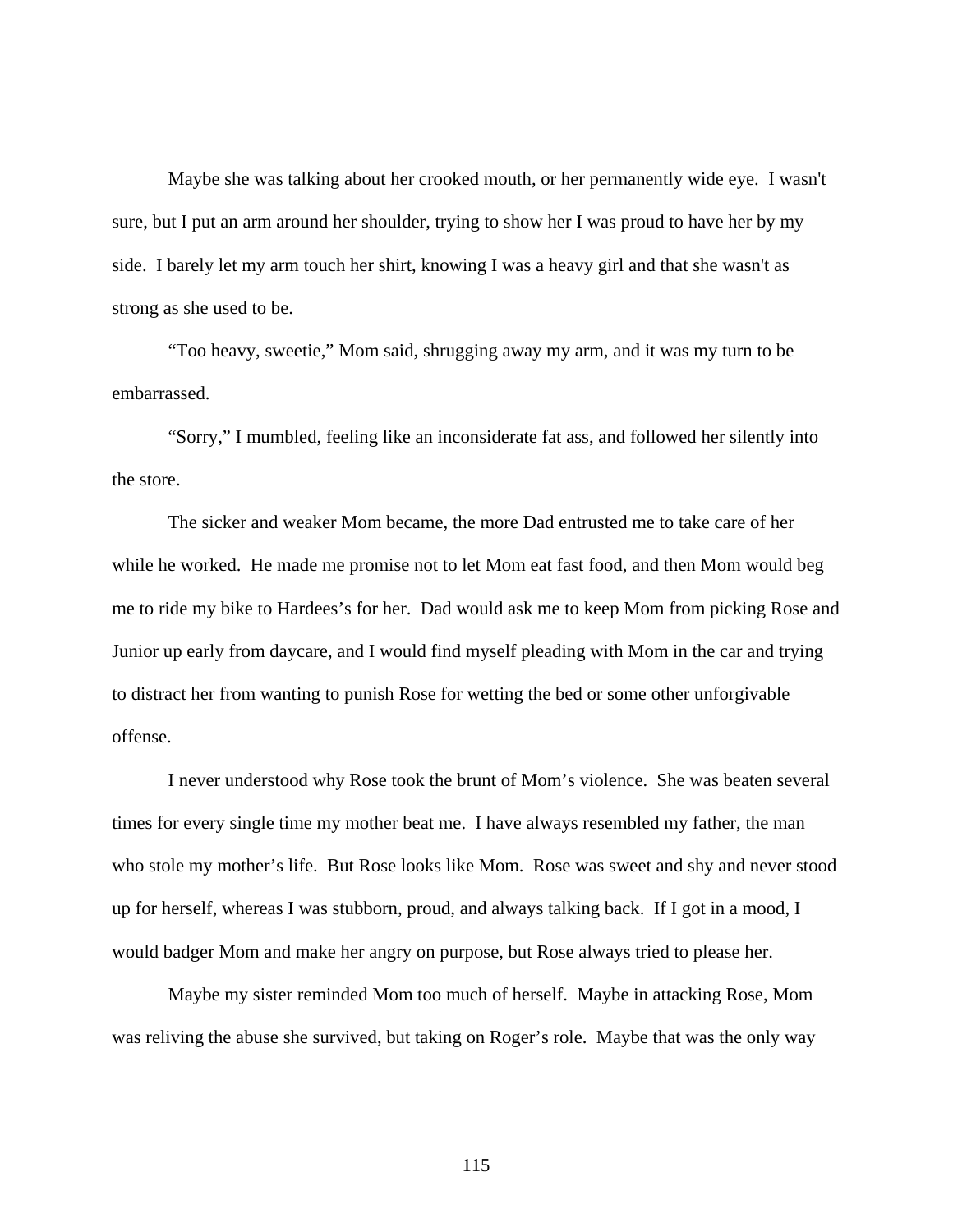Maybe she was talking about her crooked mouth, or her permanently wide eye. I wasn't sure, but I put an arm around her shoulder, trying to show her I was proud to have her by my side. I barely let my arm touch her shirt, knowing I was a heavy girl and that she wasn't as strong as she used to be.

"Too heavy, sweetie," Mom said, shrugging away my arm, and it was my turn to be embarrassed.

"Sorry," I mumbled, feeling like an inconsiderate fat ass, and followed her silently into the store.

The sicker and weaker Mom became, the more Dad entrusted me to take care of her while he worked. He made me promise not to let Mom eat fast food, and then Mom would beg me to ride my bike to Hardees's for her. Dad would ask me to keep Mom from picking Rose and Junior up early from daycare, and I would find myself pleading with Mom in the car and trying to distract her from wanting to punish Rose for wetting the bed or some other unforgivable offense.

I never understood why Rose took the brunt of Mom's violence. She was beaten several times for every single time my mother beat me. I have always resembled my father, the man who stole my mother's life. But Rose looks like Mom. Rose was sweet and shy and never stood up for herself, whereas I was stubborn, proud, and always talking back. If I got in a mood, I would badger Mom and make her angry on purpose, but Rose always tried to please her.

Maybe my sister reminded Mom too much of herself. Maybe in attacking Rose, Mom was reliving the abuse she survived, but taking on Roger's role. Maybe that was the only way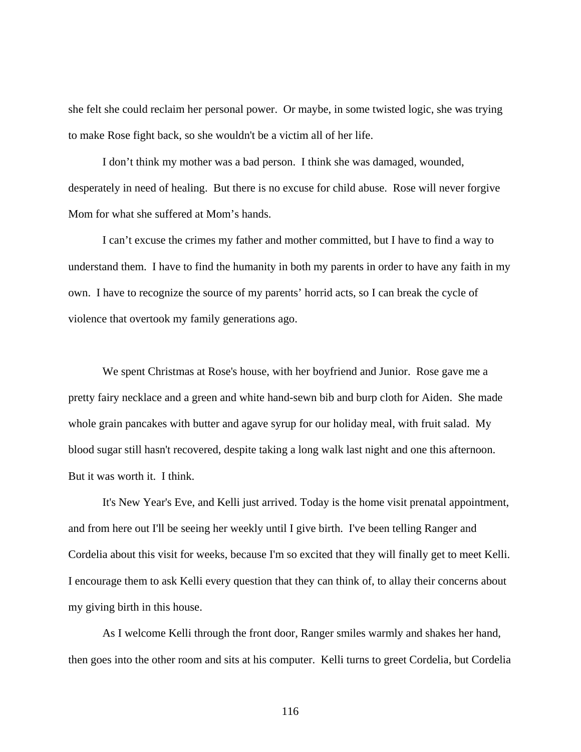she felt she could reclaim her personal power. Or maybe, in some twisted logic, she was trying to make Rose fight back, so she wouldn't be a victim all of her life.

I don't think my mother was a bad person. I think she was damaged, wounded, desperately in need of healing. But there is no excuse for child abuse. Rose will never forgive Mom for what she suffered at Mom's hands.

I can't excuse the crimes my father and mother committed, but I have to find a way to understand them. I have to find the humanity in both my parents in order to have any faith in my own. I have to recognize the source of my parents' horrid acts, so I can break the cycle of violence that overtook my family generations ago.

We spent Christmas at Rose's house, with her boyfriend and Junior. Rose gave me a pretty fairy necklace and a green and white hand-sewn bib and burp cloth for Aiden. She made whole grain pancakes with butter and agave syrup for our holiday meal, with fruit salad. My blood sugar still hasn't recovered, despite taking a long walk last night and one this afternoon. But it was worth it. I think.

It's New Year's Eve, and Kelli just arrived. Today is the home visit prenatal appointment, and from here out I'll be seeing her weekly until I give birth. I've been telling Ranger and Cordelia about this visit for weeks, because I'm so excited that they will finally get to meet Kelli. I encourage them to ask Kelli every question that they can think of, to allay their concerns about my giving birth in this house.

As I welcome Kelli through the front door, Ranger smiles warmly and shakes her hand, then goes into the other room and sits at his computer. Kelli turns to greet Cordelia, but Cordelia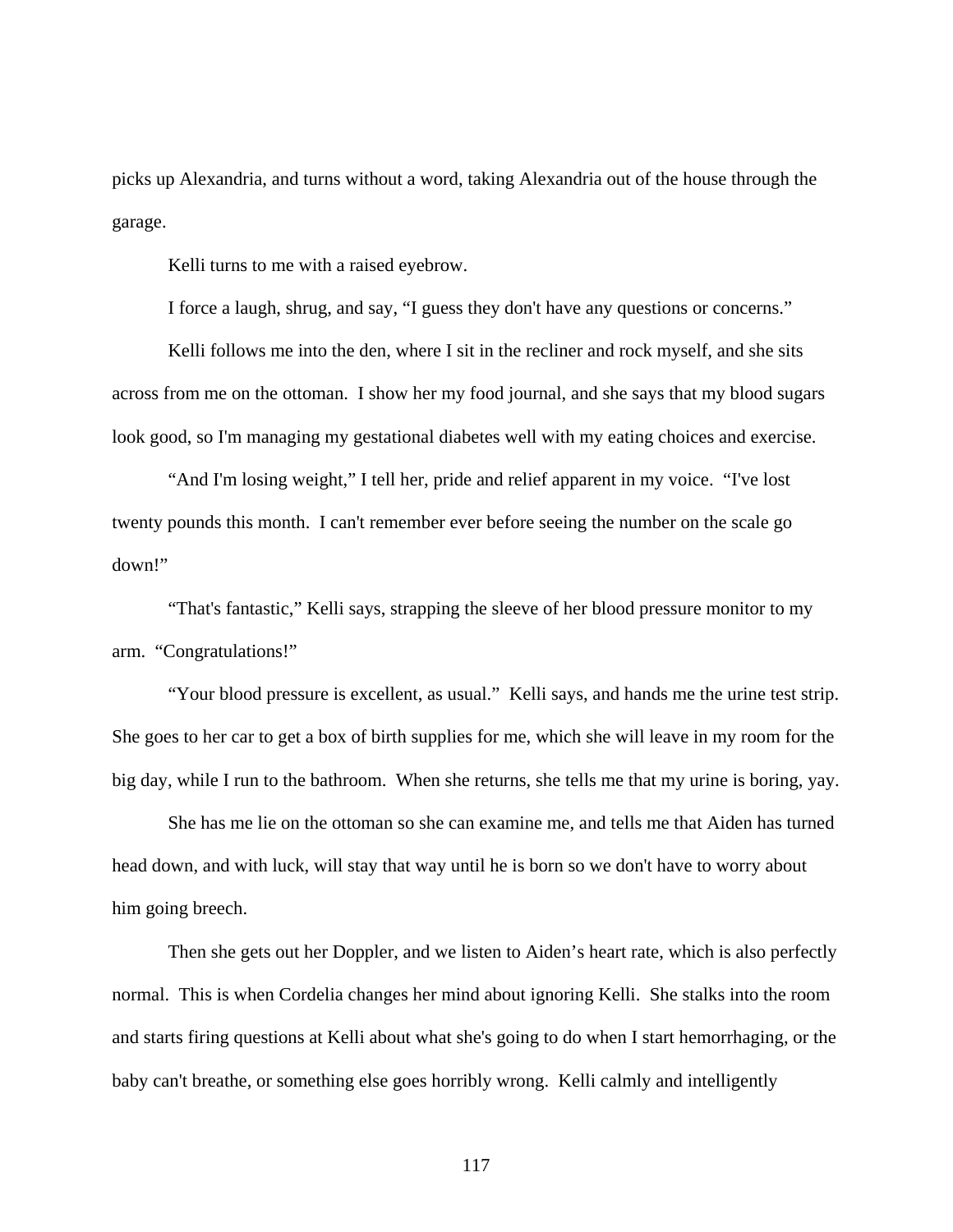picks up Alexandria, and turns without a word, taking Alexandria out of the house through the garage.

Kelli turns to me with a raised eyebrow.

I force a laugh, shrug, and say, “I guess they don't have any questions or concerns.”

Kelli follows me into the den, where I sit in the recliner and rock myself, and she sits across from me on the ottoman. I show her my food journal, and she says that my blood sugars look good, so I'm managing my gestational diabetes well with my eating choices and exercise.

“And I'm losing weight,” I tell her, pride and relief apparent in my voice. “I've lost twenty pounds this month. I can't remember ever before seeing the number on the scale go down!”

“That's fantastic,” Kelli says, strapping the sleeve of her blood pressure monitor to my arm. “Congratulations!”

“Your blood pressure is excellent, as usual.” Kelli says, and hands me the urine test strip. She goes to her car to get a box of birth supplies for me, which she will leave in my room for the big day, while I run to the bathroom. When she returns, she tells me that my urine is boring, yay.

She has me lie on the ottoman so she can examine me, and tells me that Aiden has turned head down, and with luck, will stay that way until he is born so we don't have to worry about him going breech.

Then she gets out her Doppler, and we listen to Aiden’s heart rate, which is also perfectly normal. This is when Cordelia changes her mind about ignoring Kelli. She stalks into the room and starts firing questions at Kelli about what she's going to do when I start hemorrhaging, or the baby can't breathe, or something else goes horribly wrong. Kelli calmly and intelligently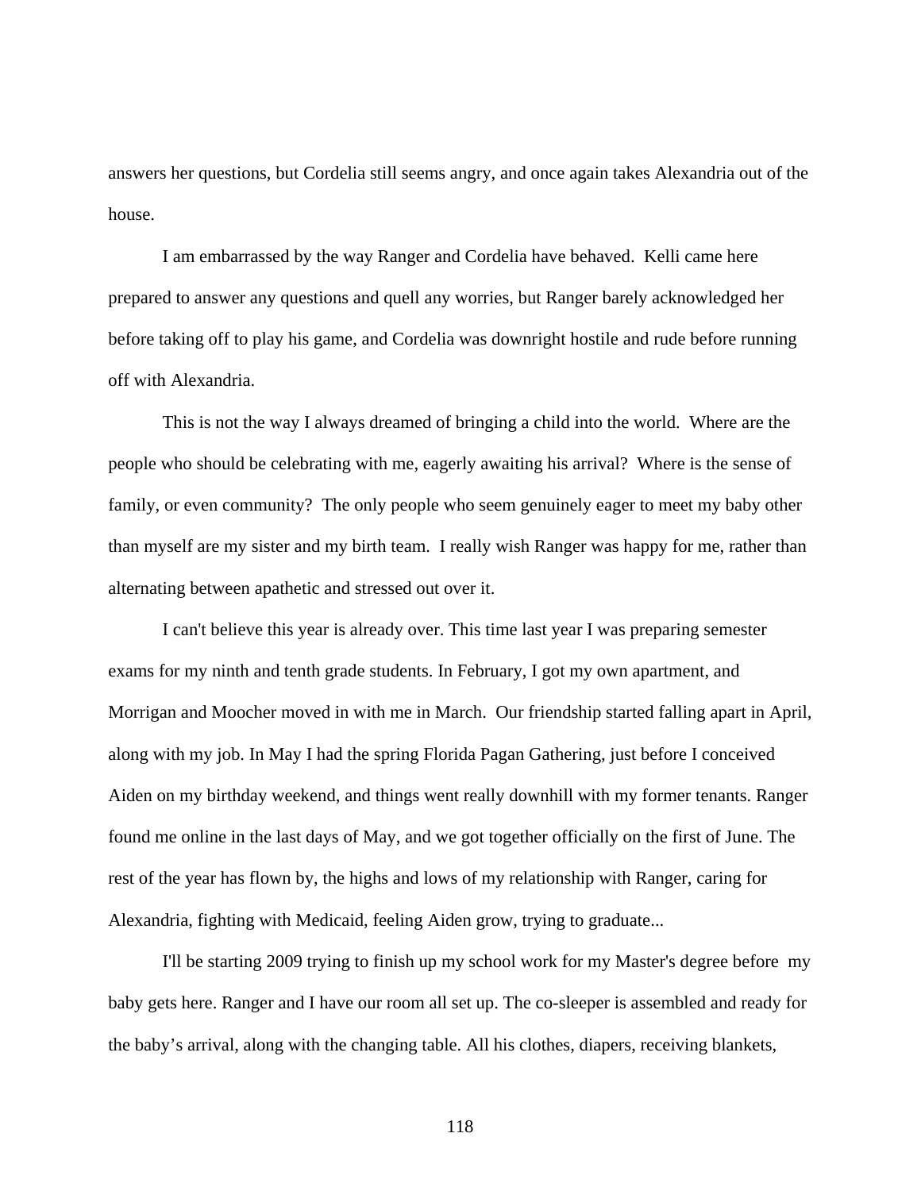answers her questions, but Cordelia still seems angry, and once again takes Alexandria out of the house.

I am embarrassed by the way Ranger and Cordelia have behaved. Kelli came here prepared to answer any questions and quell any worries, but Ranger barely acknowledged her before taking off to play his game, and Cordelia was downright hostile and rude before running off with Alexandria.

This is not the way I always dreamed of bringing a child into the world. Where are the people who should be celebrating with me, eagerly awaiting his arrival? Where is the sense of family, or even community? The only people who seem genuinely eager to meet my baby other than myself are my sister and my birth team. I really wish Ranger was happy for me, rather than alternating between apathetic and stressed out over it.

I can't believe this year is already over. This time last year I was preparing semester exams for my ninth and tenth grade students. In February, I got my own apartment, and Morrigan and Moocher moved in with me in March. Our friendship started falling apart in April, along with my job. In May I had the spring Florida Pagan Gathering, just before I conceived Aiden on my birthday weekend, and things went really downhill with my former tenants. Ranger found me online in the last days of May, and we got together officially on the first of June. The rest of the year has flown by, the highs and lows of my relationship with Ranger, caring for Alexandria, fighting with Medicaid, feeling Aiden grow, trying to graduate...

I'll be starting 2009 trying to finish up my school work for my Master's degree before my baby gets here. Ranger and I have our room all set up. The co-sleeper is assembled and ready for the baby's arrival, along with the changing table. All his clothes, diapers, receiving blankets,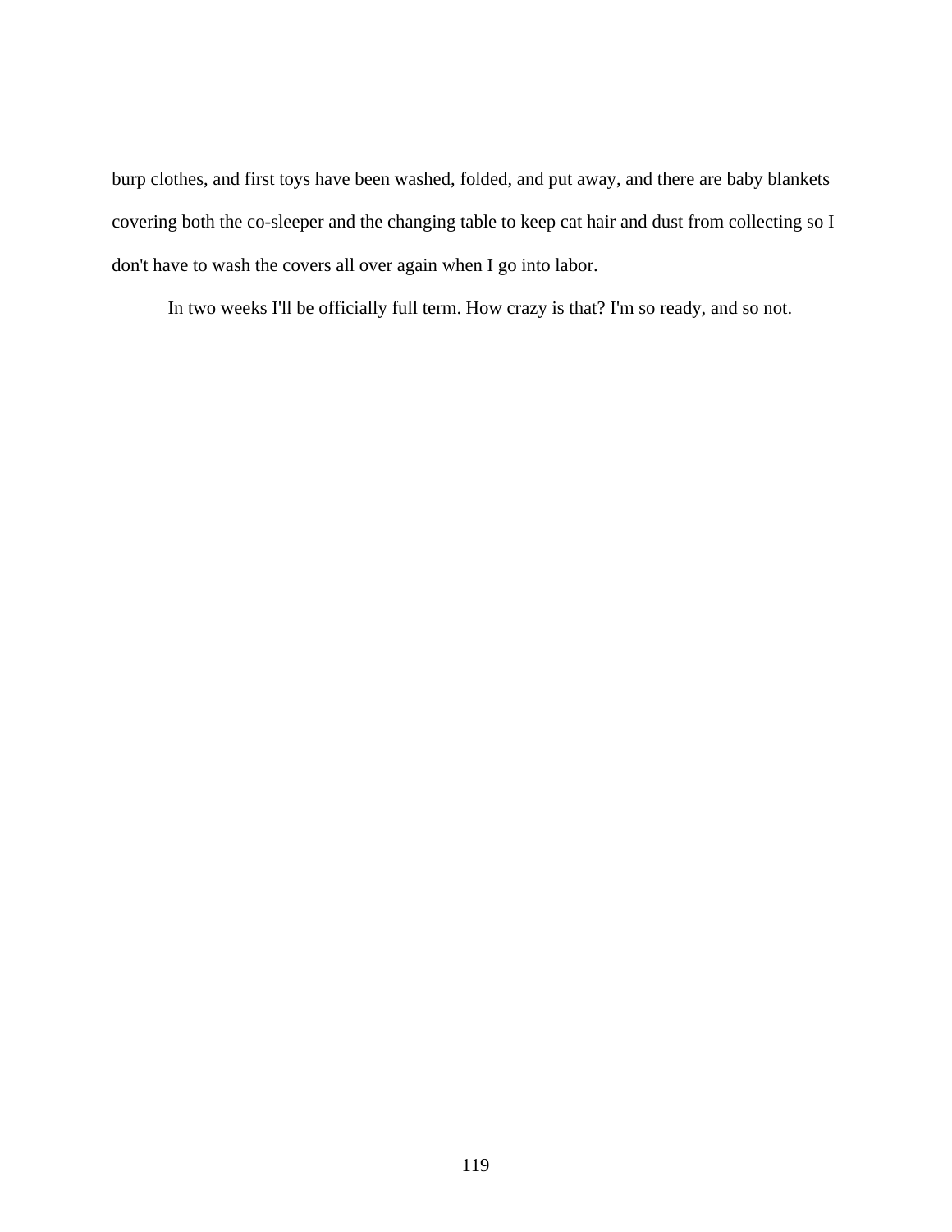burp clothes, and first toys have been washed, folded, and put away, and there are baby blankets covering both the co-sleeper and the changing table to keep cat hair and dust from collecting so I don't have to wash the covers all over again when I go into labor.

In two weeks I'll be officially full term. How crazy is that? I'm so ready, and so not.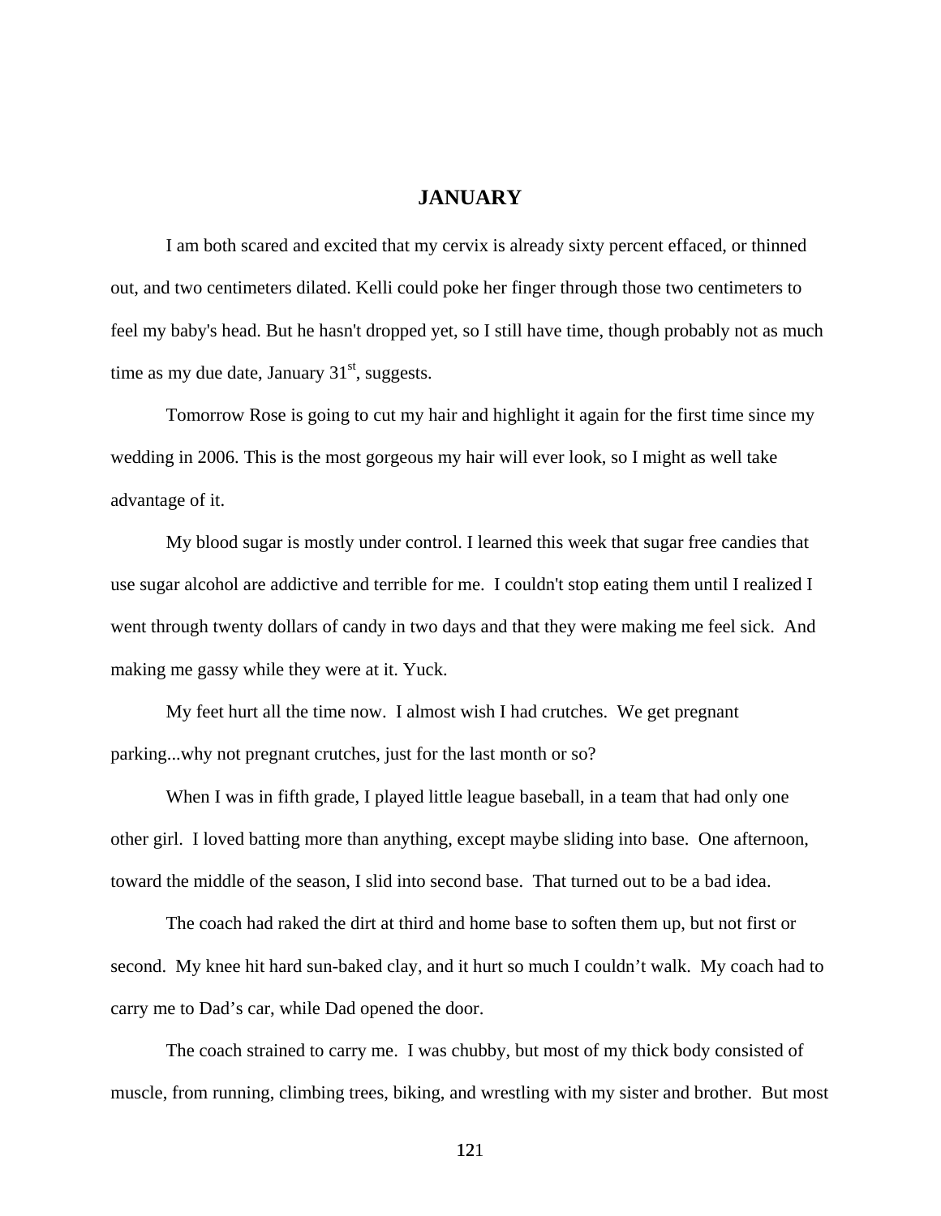## JANUARY

I am both scared and excited that my cervix is already sixty percent effaced, or thinned out, and two centimeters dilated. Kelli could poke her finger through those two centimeters to feel my baby's head. But he hasn't dropped yet, so I still have time, though probably not as much time as my due date, January 31st, suggests.

Tomorrow Rose is going to cut my hair and highlight it again for the first time since my wedding in 2006. This is the most gorgeous my hair will ever look, so I might as well take advantage of it.

My blood sugar is mostly under control. I learned this week that sugar free candies that use sugar alcohol are addictive and terrible for me. I couldn't stop eating them until I realized I went through twenty dollars of candy in two days and that they were making me feel sick. And making me gassy while they were at it. Yuck.

My feet hurt all the time now. I almost wish I had crutches. We get pregnant parking...why not pregnant crutches, just for the last month or so?

When I was in fifth grade, I played little league baseball, in a team that had only one other girl. I loved batting more than anything, except maybe sliding into base. One afternoon, toward the middle of the season, I slid into second base. That turned out to be a bad idea.

The coach had raked the dirt at third and home base to soften them up, but not first or second. My knee hit hard sun-baked clay, and it hurt so much I couldn't walk. My coach had to carry me to Dad's car, while Dad opened the door.

The coach strained to carry me. I was chubby, but most of my thick body consisted of muscle, from running, climbing trees, biking, and wrestling with my sister and brother. But most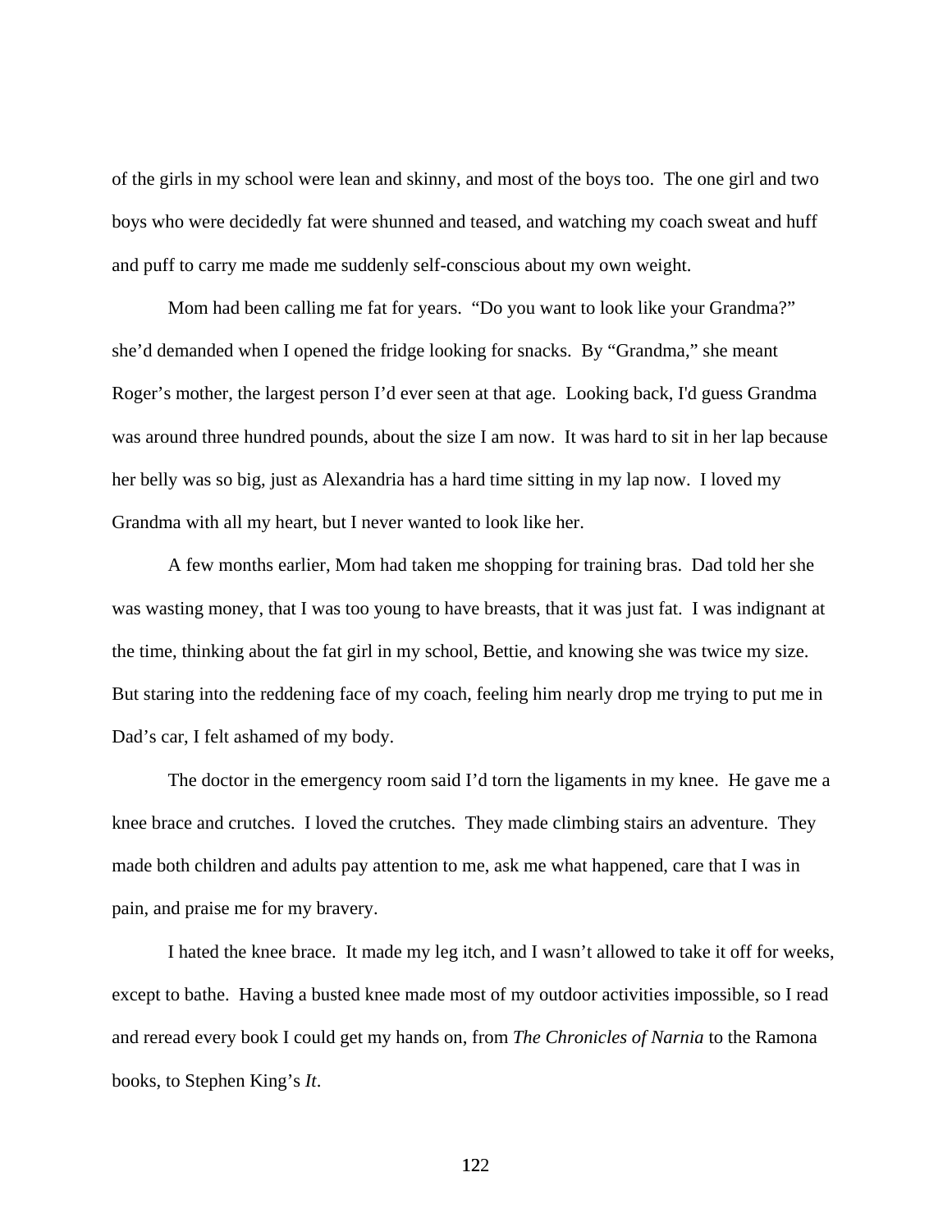of the girls in my school were lean and skinny, and most of the boys too. The one girl and two boys who were decidedly fat were shunned and teased, and watching my coach sweat and huff and puff to carry me made me suddenly self-conscious about my own weight.

Mom had been calling me fat for years. "Do you want to look like your Grandma?" she'd demanded when I opened the fridge looking for snacks. By "Grandma," she meant Roger's mother, the largest person I'd ever seen at that age. Looking back, I'd guess Grandma was around three hundred pounds, about the size I am now. It was hard to sit in her lap because her belly was so big, just as Alexandria has a hard time sitting in my lap now. I loved my Grandma with all my heart, but I never wanted to look like her.

A few months earlier, Mom had taken me shopping for training bras. Dad told her she was wasting money, that I was too young to have breasts, that it was just fat. I was indignant at the time, thinking about the fat girl in my school, Bettie, and knowing she was twice my size. But staring into the reddening face of my coach, feeling him nearly drop me trying to put me in Dad's car, I felt ashamed of my body.

The doctor in the emergency room said I'd torn the ligaments in my knee. He gave me a knee brace and crutches. I loved the crutches. They made climbing stairs an adventure. They made both children and adults pay attention to me, ask me what happened, care that I was in pain, and praise me for my bravery.

I hated the knee brace. It made my leg itch, and I wasn't allowed to take it off for weeks, except to bathe. Having a busted knee made most of my outdoor activities impossible, so I read and reread every book I could get my hands on, from *The Chronicles of Narnia* to the Ramona books, to Stephen King's *It*.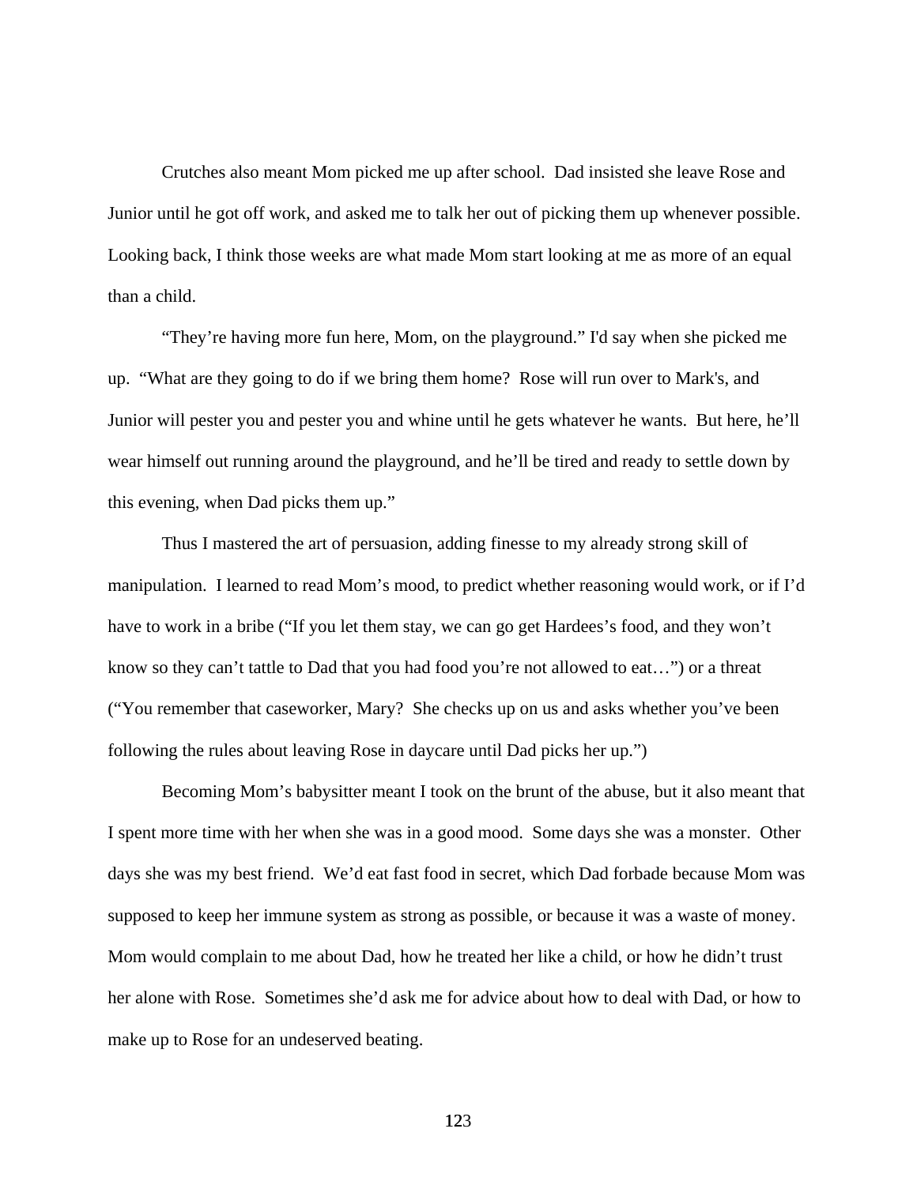Crutches also meant Mom picked me up after school. Dad insisted she leave Rose and Junior until he got off work, and asked me to talk her out of picking them up whenever possible. Looking back, I think those weeks are what made Mom start looking at me as more of an equal than a child.

“They’re having more fun here, Mom, on the playground.” I'd say when she picked me up. “What are they going to do if we bring them home? Rose will run over to Mark's, and Junior will pester you and pester you and whine until he gets whatever he wants. But here, he’ll wear himself out running around the playground, and he’ll be tired and ready to settle down by this evening, when Dad picks them up.”

Thus I mastered the art of persuasion, adding finesse to my already strong skill of manipulation. I learned to read Mom’s mood, to predict whether reasoning would work, or if I’d have to work in a bribe (“If you let them stay, we can go get Hardees’s food, and they won’t know so they can’t tattle to Dad that you had food you’re not allowed to eat…”) or a threat (“You remember that caseworker, Mary? She checks up on us and asks whether you’ve been following the rules about leaving Rose in daycare until Dad picks her up.”)

Becoming Mom’s babysitter meant I took on the brunt of the abuse, but it also meant that I spent more time with her when she was in a good mood. Some days she was a monster. Other days she was my best friend. We’d eat fast food in secret, which Dad forbade because Mom was supposed to keep her immune system as strong as possible, or because it was a waste of money. Mom would complain to me about Dad, how he treated her like a child, or how he didn’t trust her alone with Rose. Sometimes she’d ask me for advice about how to deal with Dad, or how to make up to Rose for an undeserved beating.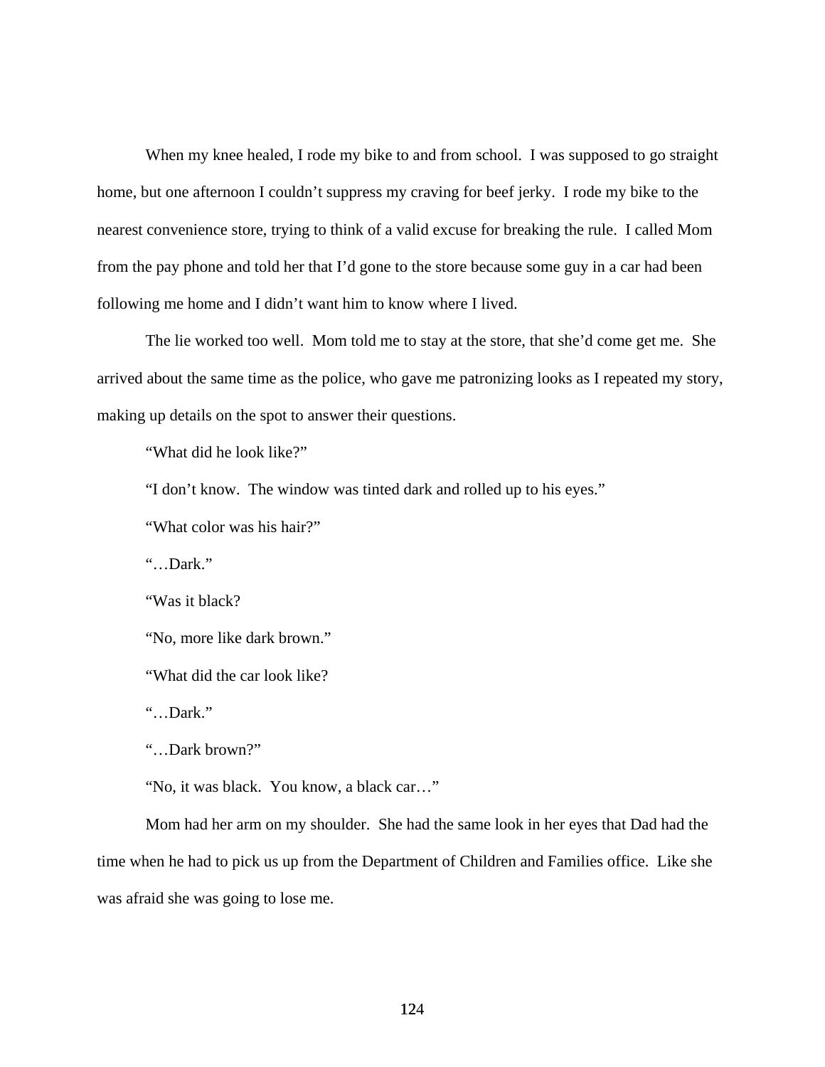When my knee healed, I rode my bike to and from school. I was supposed to go straight home, but one afternoon I couldn't suppress my craving for beef jerky. I rode my bike to the nearest convenience store, trying to think of a valid excuse for breaking the rule. I called Mom from the pay phone and told her that I'd gone to the store because some guy in a car had been following me home and I didn't want him to know where I lived.

The lie worked too well. Mom told me to stay at the store, that she'd come get me. She arrived about the same time as the police, who gave me patronizing looks as I repeated my story, making up details on the spot to answer their questions.

"What did he look like?"

"I don't know. The window was tinted dark and rolled up to his eyes."

"What color was his hair?"

"…Dark."

"Was it black?

"No, more like dark brown."

"What did the car look like?

"…Dark."

"…Dark brown?"

"No, it was black. You know, a black car…"

Mom had her arm on my shoulder. She had the same look in her eyes that Dad had the time when he had to pick us up from the Department of Children and Families office. Like she was afraid she was going to lose me.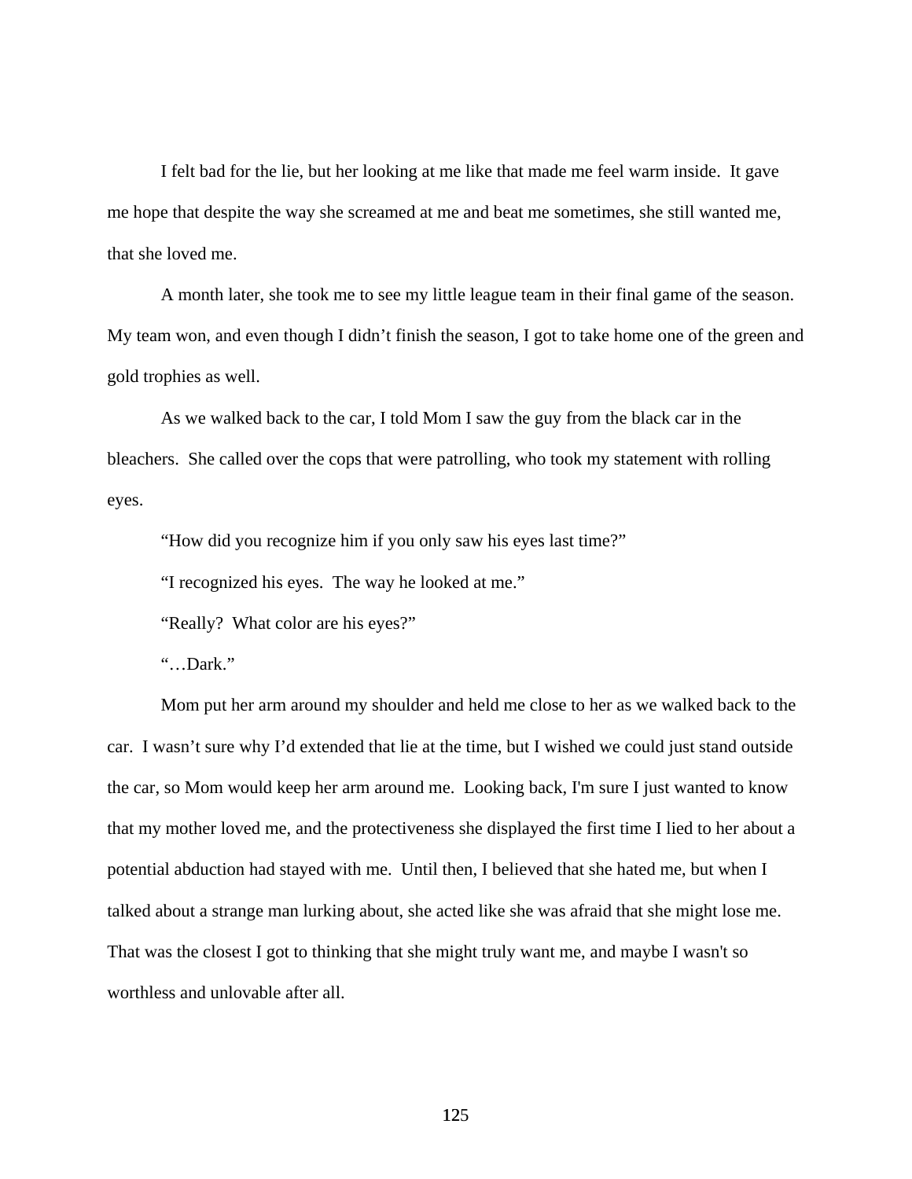I felt bad for the lie, but her looking at me like that made me feel warm inside. It gave me hope that despite the way she screamed at me and beat me sometimes, she still wanted me, that she loved me.

A month later, she took me to see my little league team in their final game of the season. My team won, and even though I didn't finish the season, I got to take home one of the green and gold trophies as well.

As we walked back to the car, I told Mom I saw the guy from the black car in the bleachers. She called over the cops that were patrolling, who took my statement with rolling eyes.

"How did you recognize him if you only saw his eyes last time?"

"I recognized his eyes. The way he looked at me."

"Really? What color are his eyes?"

"…Dark."

Mom put her arm around my shoulder and held me close to her as we walked back to the car. I wasn't sure why I'd extended that lie at the time, but I wished we could just stand outside the car, so Mom would keep her arm around me. Looking back, I'm sure I just wanted to know that my mother loved me, and the protectiveness she displayed the first time I lied to her about a potential abduction had stayed with me. Until then, I believed that she hated me, but when I talked about a strange man lurking about, she acted like she was afraid that she might lose me. That was the closest I got to thinking that she might truly want me, and maybe I wasn't so worthless and unlovable after all.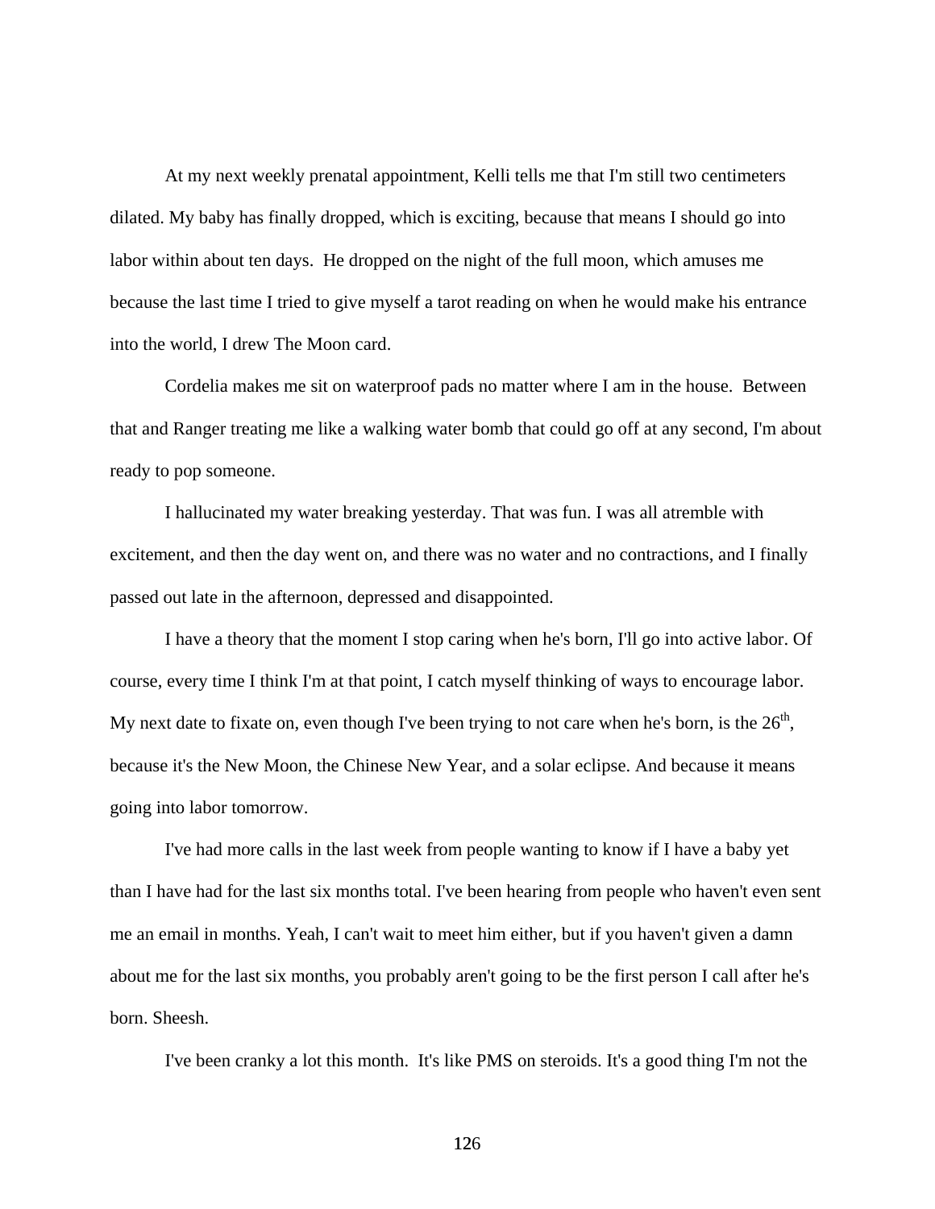At my next weekly prenatal appointment, Kelli tells me that I'm still two centimeters dilated. My baby has finally dropped, which is exciting, because that means I should go into labor within about ten days. He dropped on the night of the full moon, which amuses me because the last time I tried to give myself a tarot reading on when he would make his entrance into the world, I drew The Moon card.

Cordelia makes me sit on waterproof pads no matter where I am in the house. Between that and Ranger treating me like a walking water bomb that could go off at any second, I'm about ready to pop someone.

I hallucinated my water breaking yesterday. That was fun. I was all atremble with excitement, and then the day went on, and there was no water and no contractions, and I finally passed out late in the afternoon, depressed and disappointed.

I have a theory that the moment I stop caring when he's born, I'll go into active labor. Of course, every time I think I'm at that point, I catch myself thinking of ways to encourage labor. My next date to fixate on, even though I've been trying to not care when he's born, is the 26th, because it's the New Moon, the Chinese New Year, and a solar eclipse. And because it means going into labor tomorrow.

I've had more calls in the last week from people wanting to know if I have a baby yet than I have had for the last six months total. I've been hearing from people who haven't even sent me an email in months. Yeah, I can't wait to meet him either, but if you haven't given a damn about me for the last six months, you probably aren't going to be the first person I call after he's born. Sheesh.

I've been cranky a lot this month. It's like PMS on steroids. It's a good thing I'm not the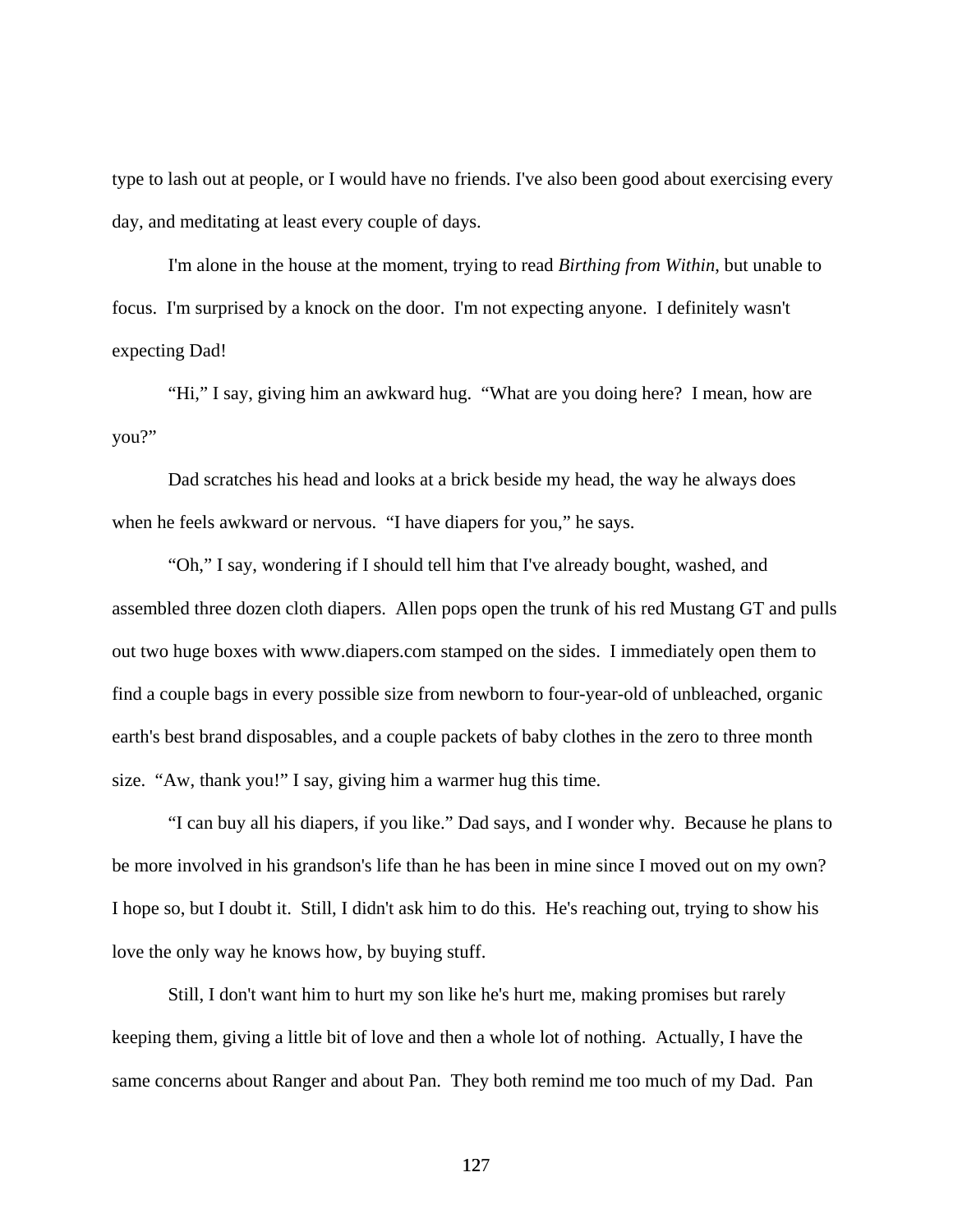type to lash out at people, or I would have no friends. I've also been good about exercising every day, and meditating at least every couple of days.

I'm alone in the house at the moment, trying to read *Birthing from Within*, but unable to focus.  I'm surprised by a knock on the door.  I'm not expecting anyone.  I definitely wasn't expecting Dad!

"Hi," I say, giving him an awkward hug.  "What are you doing here?  I mean, how are you?"

Dad scratches his head and looks at a brick beside my head, the way he always does when he feels awkward or nervous.  "I have diapers for you," he says.

"Oh," I say, wondering if I should tell him that I've already bought, washed, and assembled three dozen cloth diapers.  Allen pops open the trunk of his red Mustang GT and pulls out two huge boxes with www.diapers.com stamped on the sides.  I immediately open them to find a couple bags in every possible size from newborn to four-year-old of unbleached, organic earth's best brand disposables, and a couple packets of baby clothes in the zero to three month size.  "Aw, thank you!" I say, giving him a warmer hug this time.

"I can buy all his diapers, if you like." Dad says, and I wonder why.  Because he plans to be more involved in his grandson's life than he has been in mine since I moved out on my own?  I hope so, but I doubt it.  Still, I didn't ask him to do this.  He's reaching out, trying to show his love the only way he knows how, by buying stuff.

Still, I don't want him to hurt my son like he's hurt me, making promises but rarely keeping them, giving a little bit of love and then a whole lot of nothing.  Actually, I have the same concerns about Ranger and about Pan.  They both remind me too much of my Dad.  Pan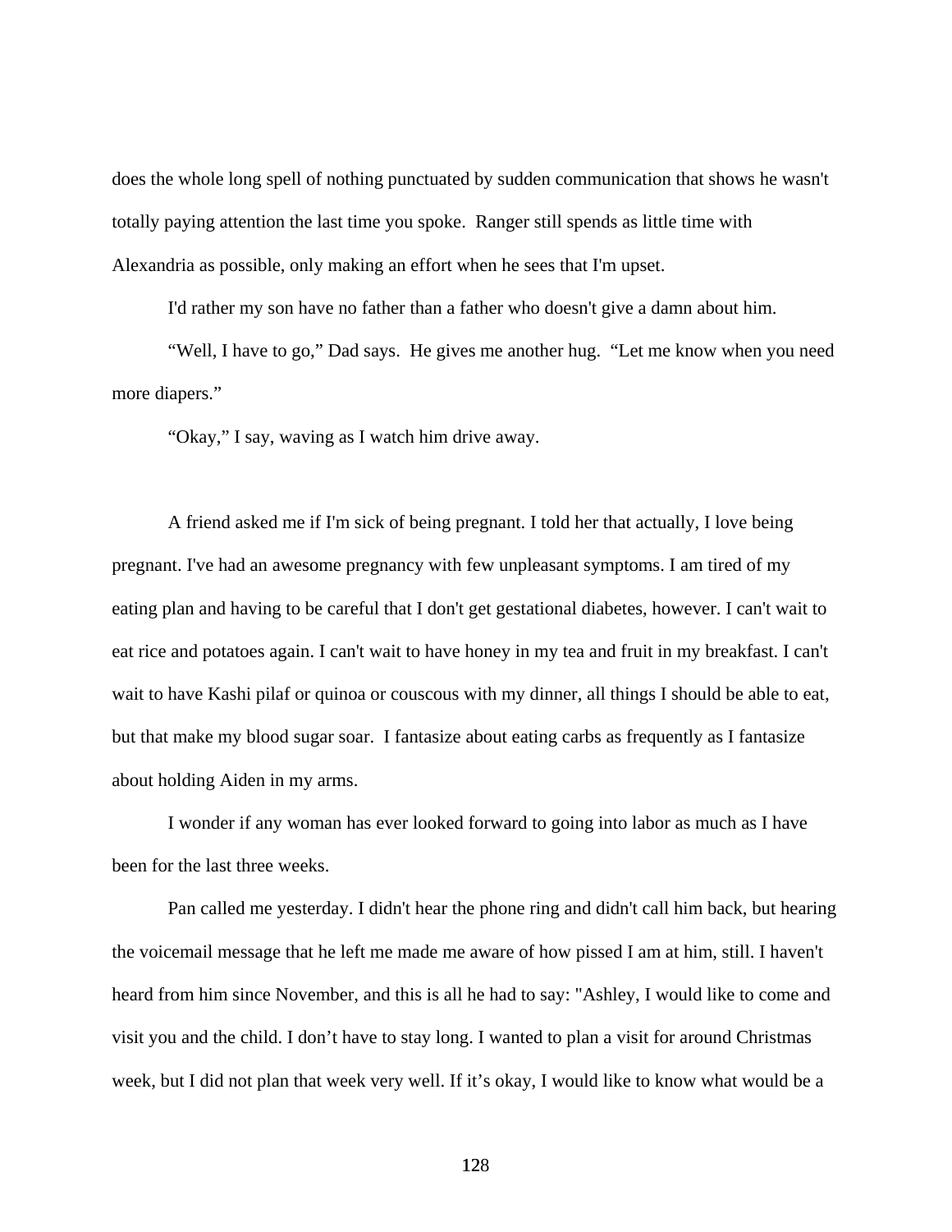does the whole long spell of nothing punctuated by sudden communication that shows he wasn't totally paying attention the last time you spoke. Ranger still spends as little time with Alexandria as possible, only making an effort when he sees that I'm upset.

I'd rather my son have no father than a father who doesn't give a damn about him.

“Well, I have to go,” Dad says. He gives me another hug. “Let me know when you need more diapers.”

“Okay,” I say, waving as I watch him drive away.

A friend asked me if I'm sick of being pregnant. I told her that actually, I love being pregnant. I've had an awesome pregnancy with few unpleasant symptoms. I am tired of my eating plan and having to be careful that I don't get gestational diabetes, however. I can't wait to eat rice and potatoes again. I can't wait to have honey in my tea and fruit in my breakfast. I can't wait to have Kashi pilaf or quinoa or couscous with my dinner, all things I should be able to eat, but that make my blood sugar soar. I fantasize about eating carbs as frequently as I fantasize about holding Aiden in my arms.

I wonder if any woman has ever looked forward to going into labor as much as I have been for the last three weeks.

Pan called me yesterday. I didn't hear the phone ring and didn't call him back, but hearing the voicemail message that he left me made me aware of how pissed I am at him, still. I haven't heard from him since November, and this is all he had to say: "Ashley, I would like to come and visit you and the child. I don’t have to stay long. I wanted to plan a visit for around Christmas week, but I did not plan that week very well. If it’s okay, I would like to know what would be a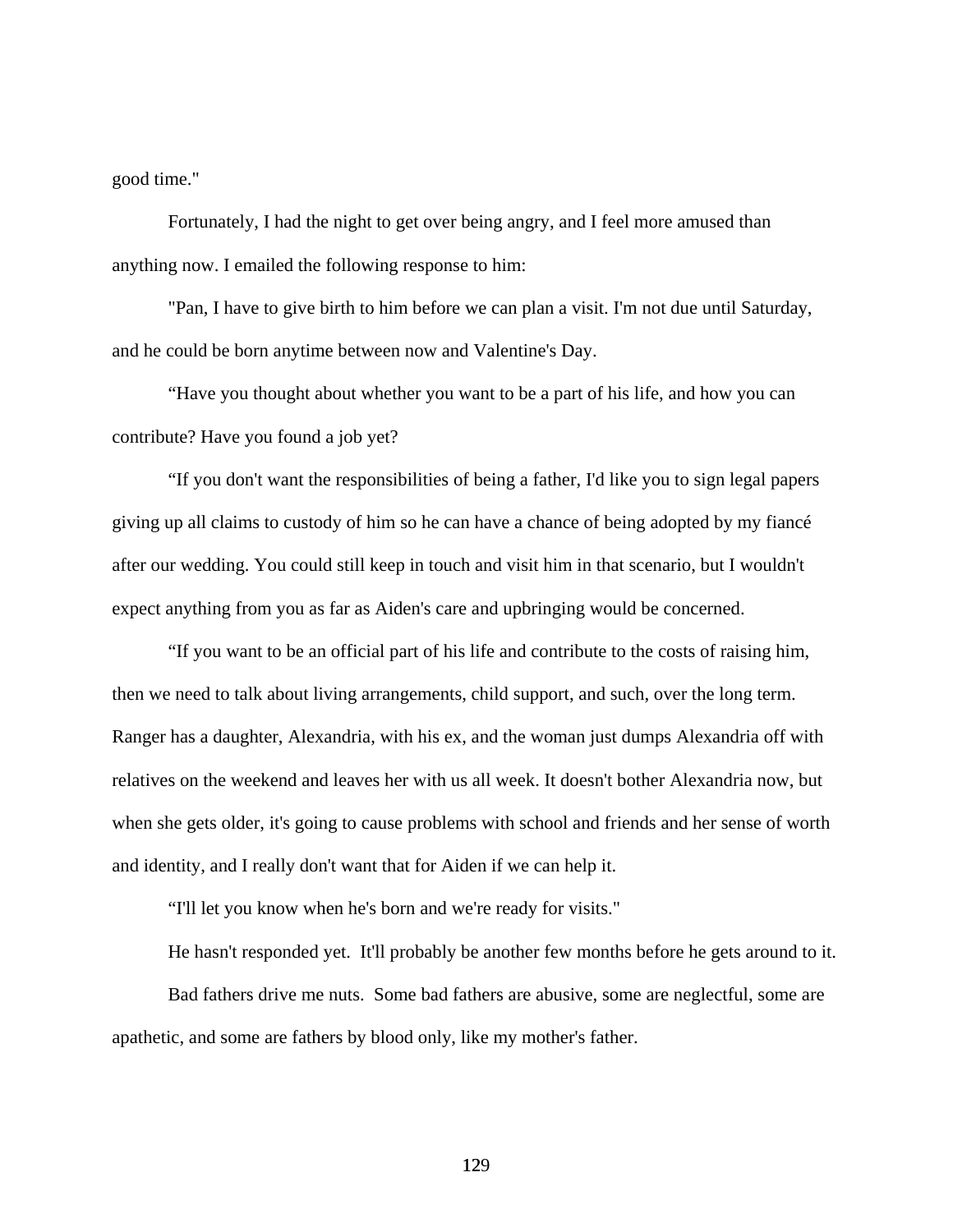good time."

Fortunately, I had the night to get over being angry, and I feel more amused than anything now. I emailed the following response to him:

"Pan, I have to give birth to him before we can plan a visit. I'm not due until Saturday, and he could be born anytime between now and Valentine's Day.

"Have you thought about whether you want to be a part of his life, and how you can contribute? Have you found a job yet?

"If you don't want the responsibilities of being a father, I'd like you to sign legal papers giving up all claims to custody of him so he can have a chance of being adopted by my fiancé after our wedding. You could still keep in touch and visit him in that scenario, but I wouldn't expect anything from you as far as Aiden's care and upbringing would be concerned.

"If you want to be an official part of his life and contribute to the costs of raising him, then we need to talk about living arrangements, child support, and such, over the long term. Ranger has a daughter, Alexandria, with his ex, and the woman just dumps Alexandria off with relatives on the weekend and leaves her with us all week. It doesn't bother Alexandria now, but when she gets older, it's going to cause problems with school and friends and her sense of worth and identity, and I really don't want that for Aiden if we can help it.

"I'll let you know when he's born and we're ready for visits."

He hasn't responded yet. It'll probably be another few months before he gets around to it.

Bad fathers drive me nuts. Some bad fathers are abusive, some are neglectful, some are apathetic, and some are fathers by blood only, like my mother's father.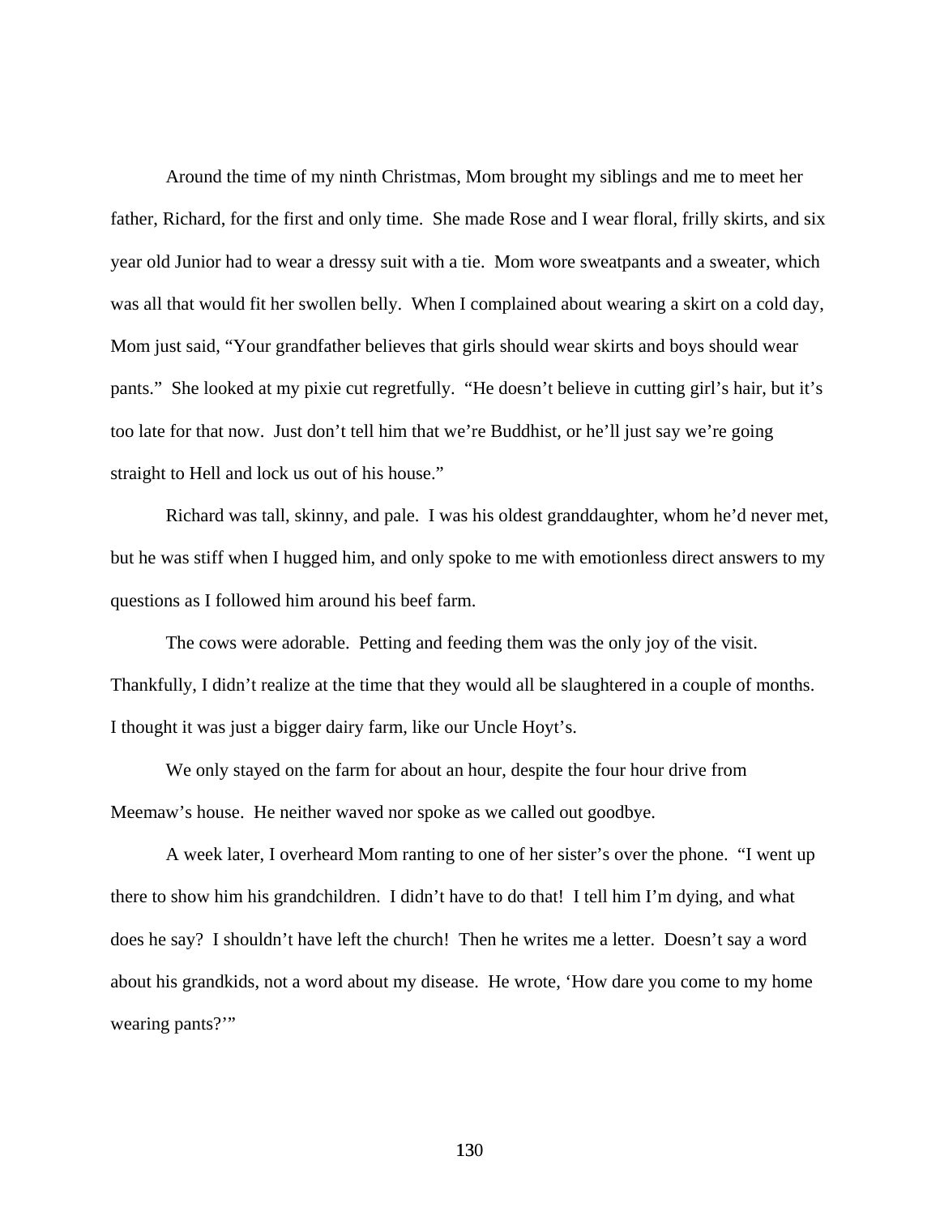Around the time of my ninth Christmas, Mom brought my siblings and me to meet her father, Richard, for the first and only time. She made Rose and I wear floral, frilly skirts, and six year old Junior had to wear a dressy suit with a tie. Mom wore sweatpants and a sweater, which was all that would fit her swollen belly. When I complained about wearing a skirt on a cold day, Mom just said, "Your grandfather believes that girls should wear skirts and boys should wear pants." She looked at my pixie cut regretfully. "He doesn't believe in cutting girl's hair, but it's too late for that now. Just don't tell him that we're Buddhist, or he'll just say we're going straight to Hell and lock us out of his house."

Richard was tall, skinny, and pale. I was his oldest granddaughter, whom he'd never met, but he was stiff when I hugged him, and only spoke to me with emotionless direct answers to my questions as I followed him around his beef farm.

The cows were adorable. Petting and feeding them was the only joy of the visit. Thankfully, I didn't realize at the time that they would all be slaughtered in a couple of months. I thought it was just a bigger dairy farm, like our Uncle Hoyt's.

We only stayed on the farm for about an hour, despite the four hour drive from Meemaw's house. He neither waved nor spoke as we called out goodbye.

A week later, I overheard Mom ranting to one of her sister's over the phone. "I went up there to show him his grandchildren. I didn't have to do that! I tell him I'm dying, and what does he say? I shouldn't have left the church! Then he writes me a letter. Doesn't say a word about his grandkids, not a word about my disease. He wrote, 'How dare you come to my home wearing pants?'"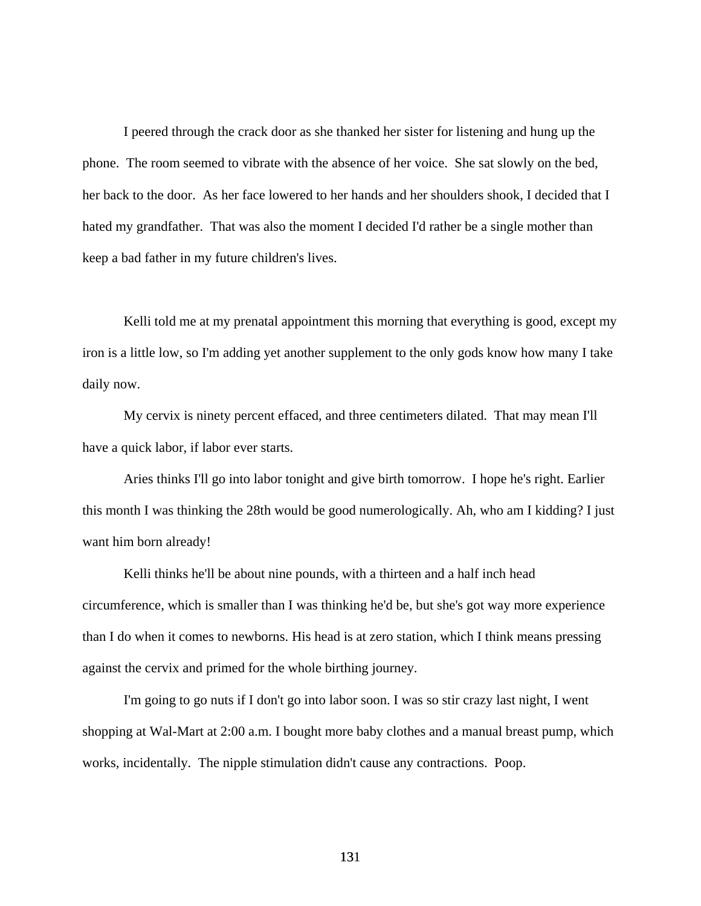I peered through the crack door as she thanked her sister for listening and hung up the phone. The room seemed to vibrate with the absence of her voice. She sat slowly on the bed, her back to the door. As her face lowered to her hands and her shoulders shook, I decided that I hated my grandfather. That was also the moment I decided I'd rather be a single mother than keep a bad father in my future children's lives.

Kelli told me at my prenatal appointment this morning that everything is good, except my iron is a little low, so I'm adding yet another supplement to the only gods know how many I take daily now.

My cervix is ninety percent effaced, and three centimeters dilated. That may mean I'll have a quick labor, if labor ever starts.

Aries thinks I'll go into labor tonight and give birth tomorrow. I hope he's right. Earlier this month I was thinking the 28th would be good numerologically. Ah, who am I kidding? I just want him born already!

Kelli thinks he'll be about nine pounds, with a thirteen and a half inch head circumference, which is smaller than I was thinking he'd be, but she's got way more experience than I do when it comes to newborns. His head is at zero station, which I think means pressing against the cervix and primed for the whole birthing journey.

I'm going to go nuts if I don't go into labor soon. I was so stir crazy last night, I went shopping at Wal-Mart at 2:00 a.m. I bought more baby clothes and a manual breast pump, which works, incidentally. The nipple stimulation didn't cause any contractions. Poop.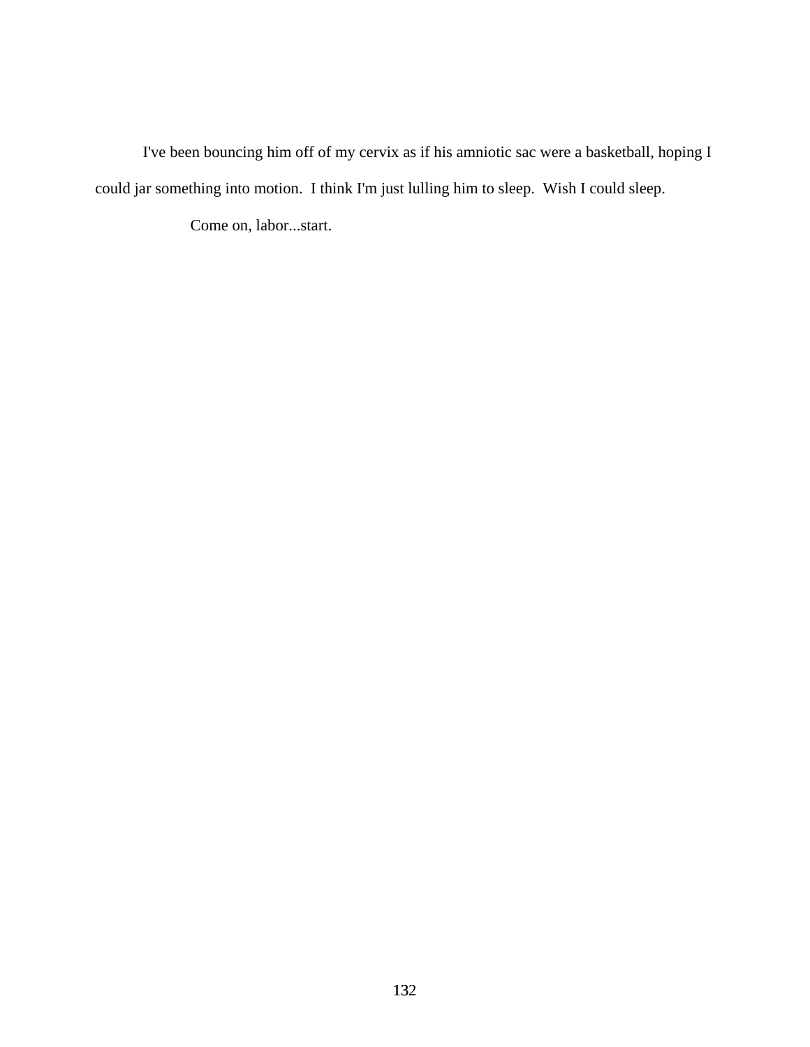I've been bouncing him off of my cervix as if his amniotic sac were a basketball, hoping I could jar something into motion.  I think I'm just lulling him to sleep.  Wish I could sleep.

Come on, labor...start.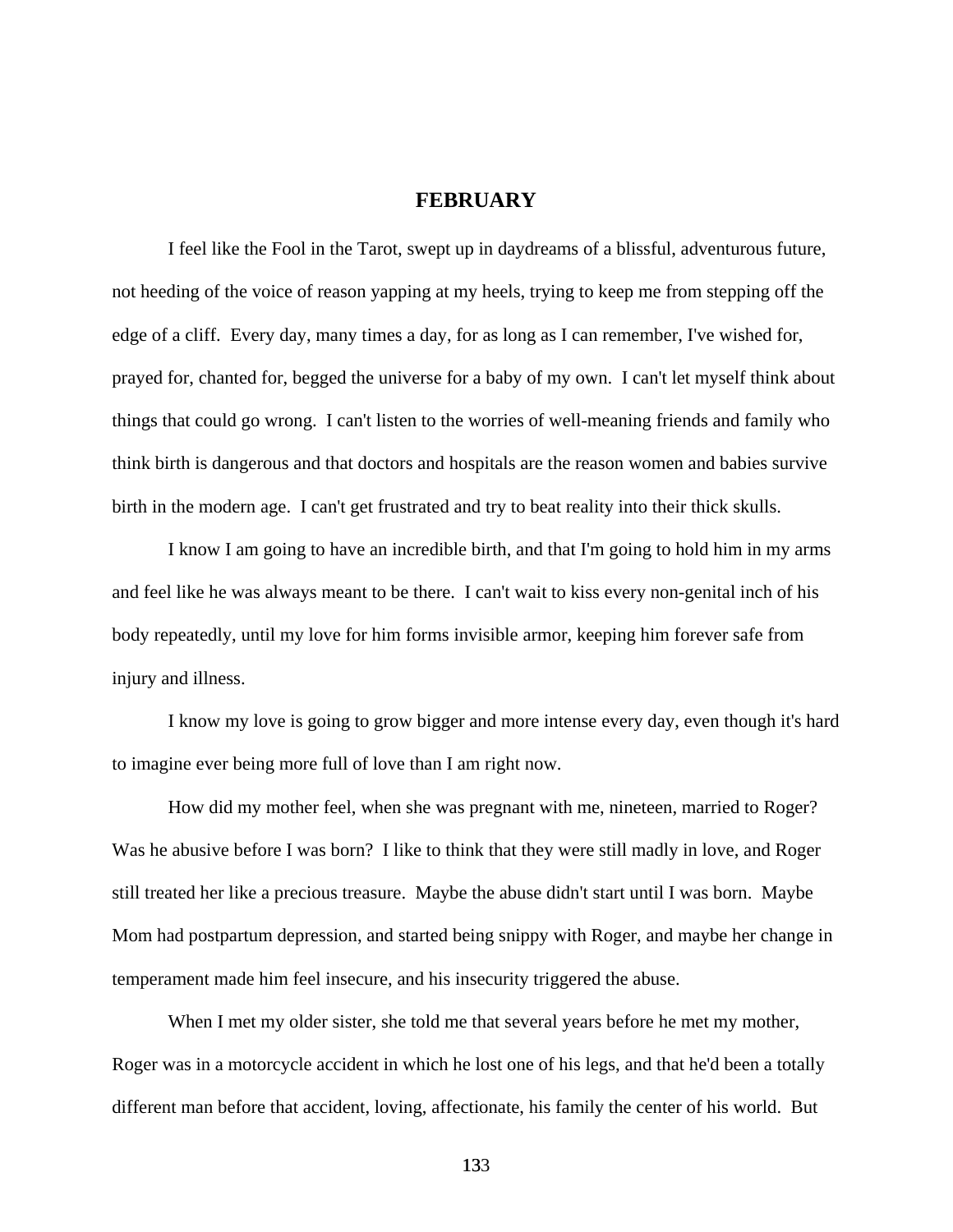## FEBRUARY

I feel like the Fool in the Tarot, swept up in daydreams of a blissful, adventurous future, not heeding of the voice of reason yapping at my heels, trying to keep me from stepping off the edge of a cliff. Every day, many times a day, for as long as I can remember, I've wished for, prayed for, chanted for, begged the universe for a baby of my own. I can't let myself think about things that could go wrong. I can't listen to the worries of well-meaning friends and family who think birth is dangerous and that doctors and hospitals are the reason women and babies survive birth in the modern age. I can't get frustrated and try to beat reality into their thick skulls.

I know I am going to have an incredible birth, and that I'm going to hold him in my arms and feel like he was always meant to be there. I can't wait to kiss every non-genital inch of his body repeatedly, until my love for him forms invisible armor, keeping him forever safe from injury and illness.

I know my love is going to grow bigger and more intense every day, even though it's hard to imagine ever being more full of love than I am right now.

How did my mother feel, when she was pregnant with me, nineteen, married to Roger? Was he abusive before I was born? I like to think that they were still madly in love, and Roger still treated her like a precious treasure. Maybe the abuse didn't start until I was born. Maybe Mom had postpartum depression, and started being snippy with Roger, and maybe her change in temperament made him feel insecure, and his insecurity triggered the abuse.

When I met my older sister, she told me that several years before he met my mother, Roger was in a motorcycle accident in which he lost one of his legs, and that he'd been a totally different man before that accident, loving, affectionate, his family the center of his world. But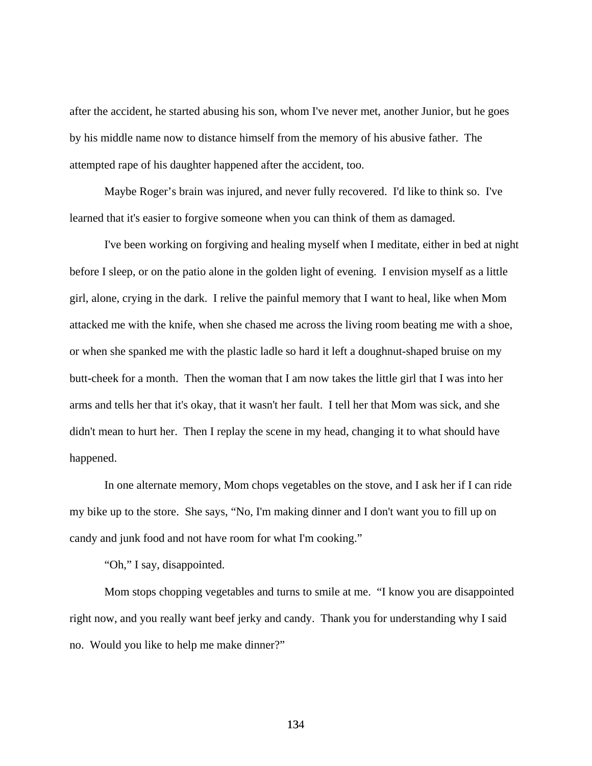after the accident, he started abusing his son, whom I've never met, another Junior, but he goes by his middle name now to distance himself from the memory of his abusive father. The attempted rape of his daughter happened after the accident, too.

Maybe Roger's brain was injured, and never fully recovered. I'd like to think so. I've learned that it's easier to forgive someone when you can think of them as damaged.

I've been working on forgiving and healing myself when I meditate, either in bed at night before I sleep, or on the patio alone in the golden light of evening. I envision myself as a little girl, alone, crying in the dark. I relive the painful memory that I want to heal, like when Mom attacked me with the knife, when she chased me across the living room beating me with a shoe, or when she spanked me with the plastic ladle so hard it left a doughnut-shaped bruise on my butt-cheek for a month. Then the woman that I am now takes the little girl that I was into her arms and tells her that it's okay, that it wasn't her fault. I tell her that Mom was sick, and she didn't mean to hurt her. Then I replay the scene in my head, changing it to what should have happened.

In one alternate memory, Mom chops vegetables on the stove, and I ask her if I can ride my bike up to the store. She says, "No, I'm making dinner and I don't want you to fill up on candy and junk food and not have room for what I'm cooking."

"Oh," I say, disappointed.

Mom stops chopping vegetables and turns to smile at me. "I know you are disappointed right now, and you really want beef jerky and candy. Thank you for understanding why I said no. Would you like to help me make dinner?"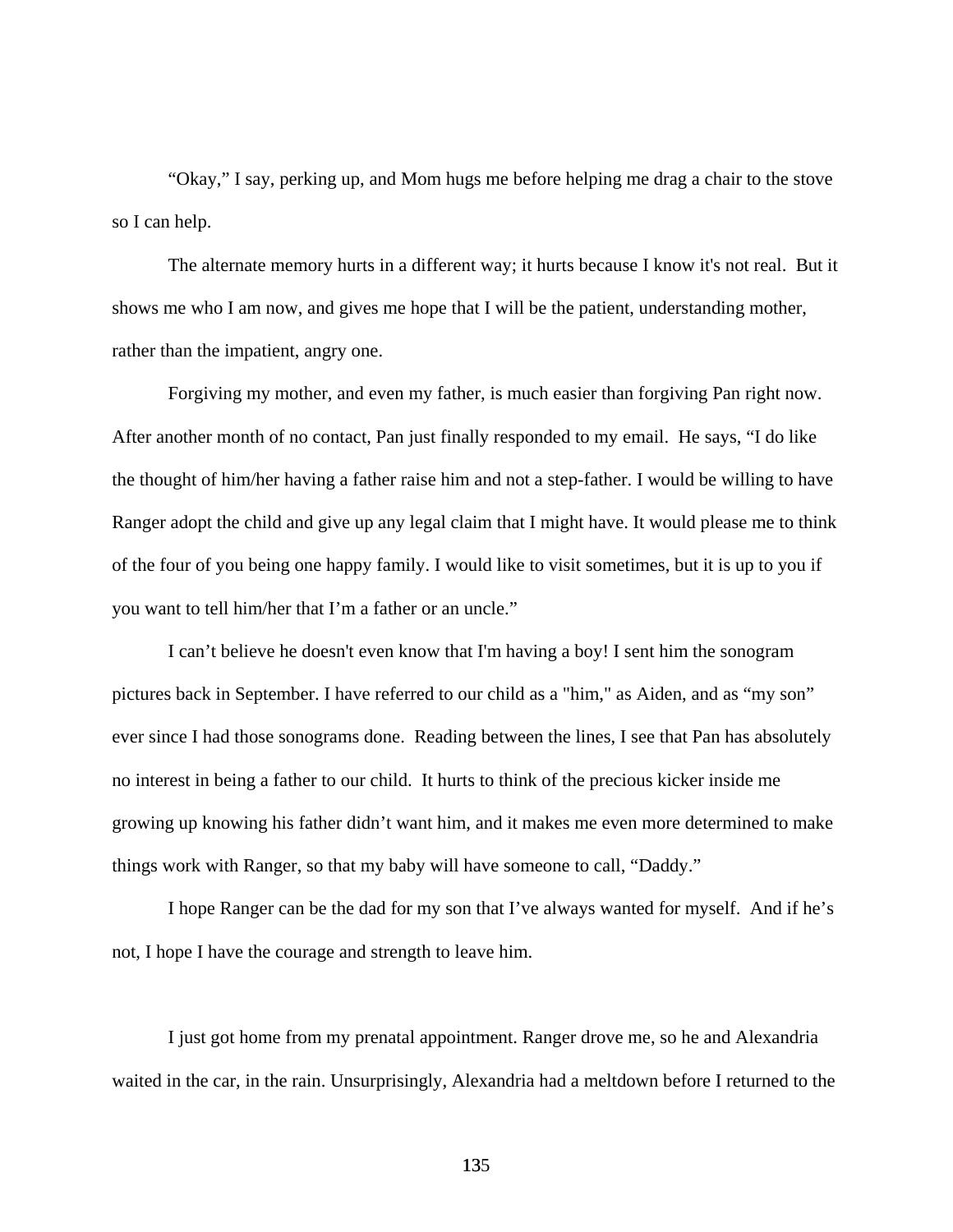"Okay," I say, perking up, and Mom hugs me before helping me drag a chair to the stove so I can help.

The alternate memory hurts in a different way; it hurts because I know it's not real. But it shows me who I am now, and gives me hope that I will be the patient, understanding mother, rather than the impatient, angry one.

Forgiving my mother, and even my father, is much easier than forgiving Pan right now. After another month of no contact, Pan just finally responded to my email. He says, "I do like the thought of him/her having a father raise him and not a step-father. I would be willing to have Ranger adopt the child and give up any legal claim that I might have. It would please me to think of the four of you being one happy family. I would like to visit sometimes, but it is up to you if you want to tell him/her that I'm a father or an uncle."

I can't believe he doesn't even know that I'm having a boy! I sent him the sonogram pictures back in September. I have referred to our child as a "him," as Aiden, and as "my son" ever since I had those sonograms done. Reading between the lines, I see that Pan has absolutely no interest in being a father to our child. It hurts to think of the precious kicker inside me growing up knowing his father didn't want him, and it makes me even more determined to make things work with Ranger, so that my baby will have someone to call, "Daddy."

I hope Ranger can be the dad for my son that I've always wanted for myself. And if he's not, I hope I have the courage and strength to leave him.

I just got home from my prenatal appointment. Ranger drove me, so he and Alexandria waited in the car, in the rain. Unsurprisingly, Alexandria had a meltdown before I returned to the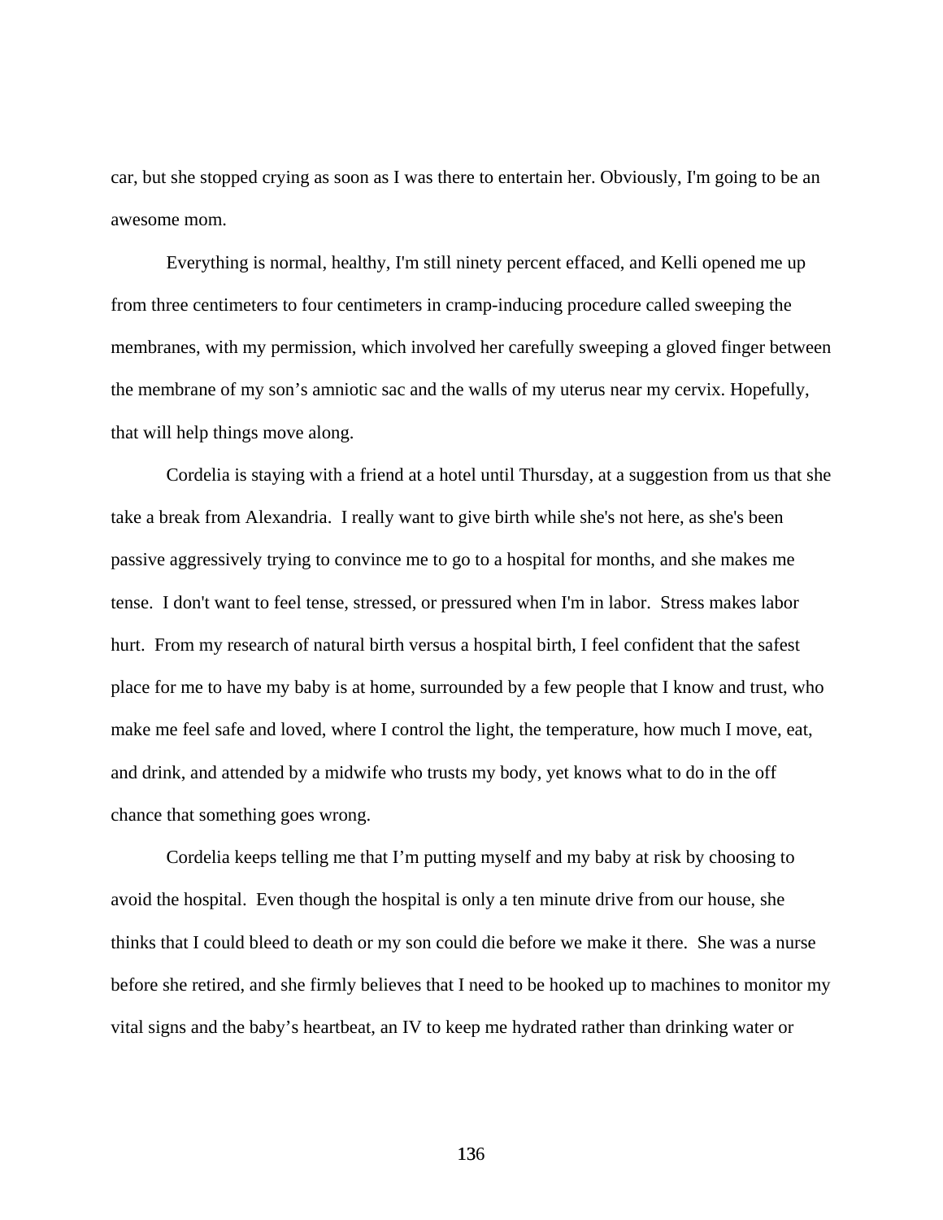car, but she stopped crying as soon as I was there to entertain her. Obviously, I'm going to be an awesome mom.

Everything is normal, healthy, I'm still ninety percent effaced, and Kelli opened me up from three centimeters to four centimeters in cramp-inducing procedure called sweeping the membranes, with my permission, which involved her carefully sweeping a gloved finger between the membrane of my son's amniotic sac and the walls of my uterus near my cervix. Hopefully, that will help things move along.

Cordelia is staying with a friend at a hotel until Thursday, at a suggestion from us that she take a break from Alexandria. I really want to give birth while she's not here, as she's been passive aggressively trying to convince me to go to a hospital for months, and she makes me tense. I don't want to feel tense, stressed, or pressured when I'm in labor. Stress makes labor hurt. From my research of natural birth versus a hospital birth, I feel confident that the safest place for me to have my baby is at home, surrounded by a few people that I know and trust, who make me feel safe and loved, where I control the light, the temperature, how much I move, eat, and drink, and attended by a midwife who trusts my body, yet knows what to do in the off chance that something goes wrong.

Cordelia keeps telling me that I'm putting myself and my baby at risk by choosing to avoid the hospital. Even though the hospital is only a ten minute drive from our house, she thinks that I could bleed to death or my son could die before we make it there. She was a nurse before she retired, and she firmly believes that I need to be hooked up to machines to monitor my vital signs and the baby's heartbeat, an IV to keep me hydrated rather than drinking water or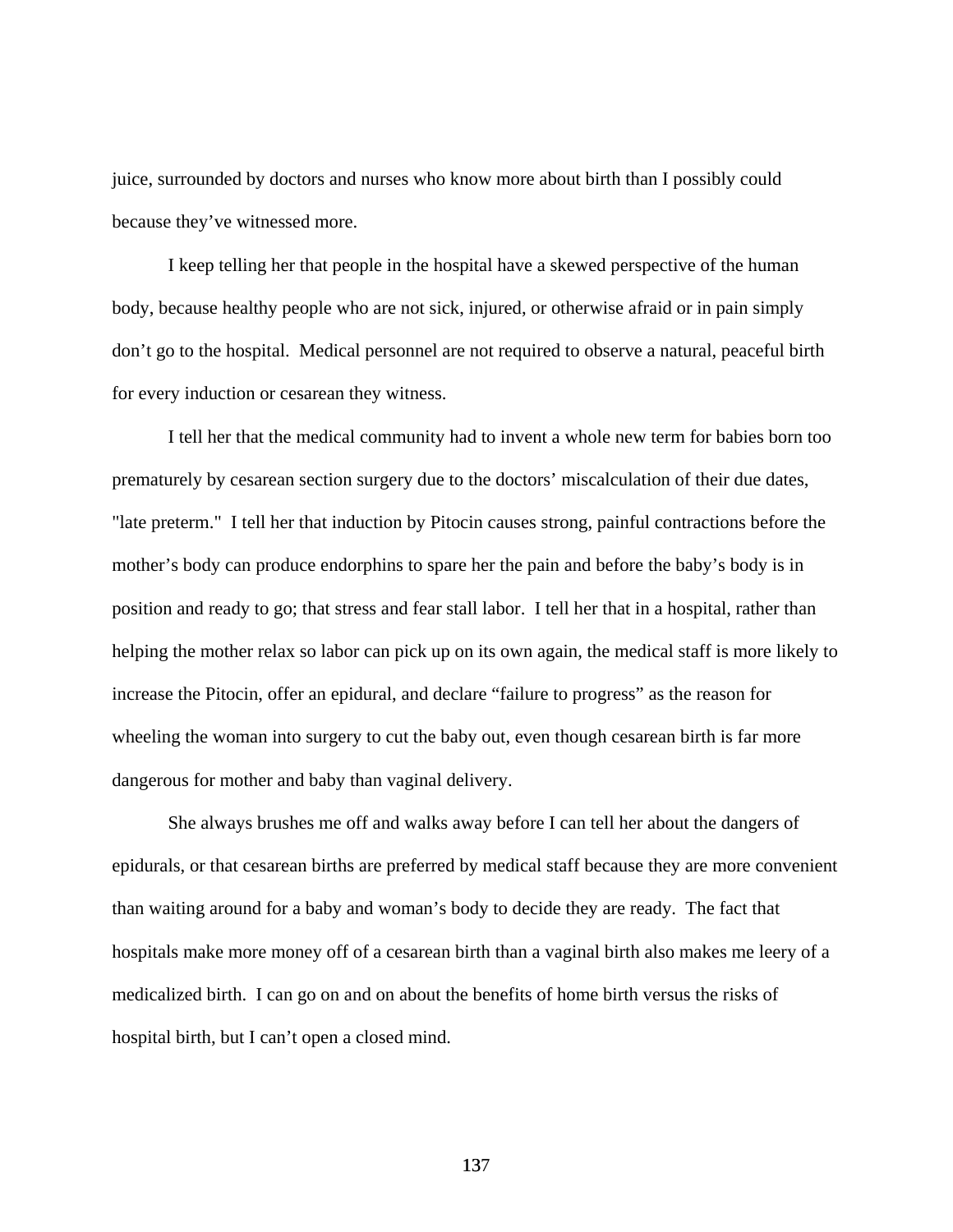juice, surrounded by doctors and nurses who know more about birth than I possibly could because they've witnessed more.

I keep telling her that people in the hospital have a skewed perspective of the human body, because healthy people who are not sick, injured, or otherwise afraid or in pain simply don't go to the hospital. Medical personnel are not required to observe a natural, peaceful birth for every induction or cesarean they witness.

I tell her that the medical community had to invent a whole new term for babies born too prematurely by cesarean section surgery due to the doctors' miscalculation of their due dates, "late preterm." I tell her that induction by Pitocin causes strong, painful contractions before the mother's body can produce endorphins to spare her the pain and before the baby's body is in position and ready to go; that stress and fear stall labor. I tell her that in a hospital, rather than helping the mother relax so labor can pick up on its own again, the medical staff is more likely to increase the Pitocin, offer an epidural, and declare "failure to progress" as the reason for wheeling the woman into surgery to cut the baby out, even though cesarean birth is far more dangerous for mother and baby than vaginal delivery.

She always brushes me off and walks away before I can tell her about the dangers of epidurals, or that cesarean births are preferred by medical staff because they are more convenient than waiting around for a baby and woman's body to decide they are ready. The fact that hospitals make more money off of a cesarean birth than a vaginal birth also makes me leery of a medicalized birth. I can go on and on about the benefits of home birth versus the risks of hospital birth, but I can't open a closed mind.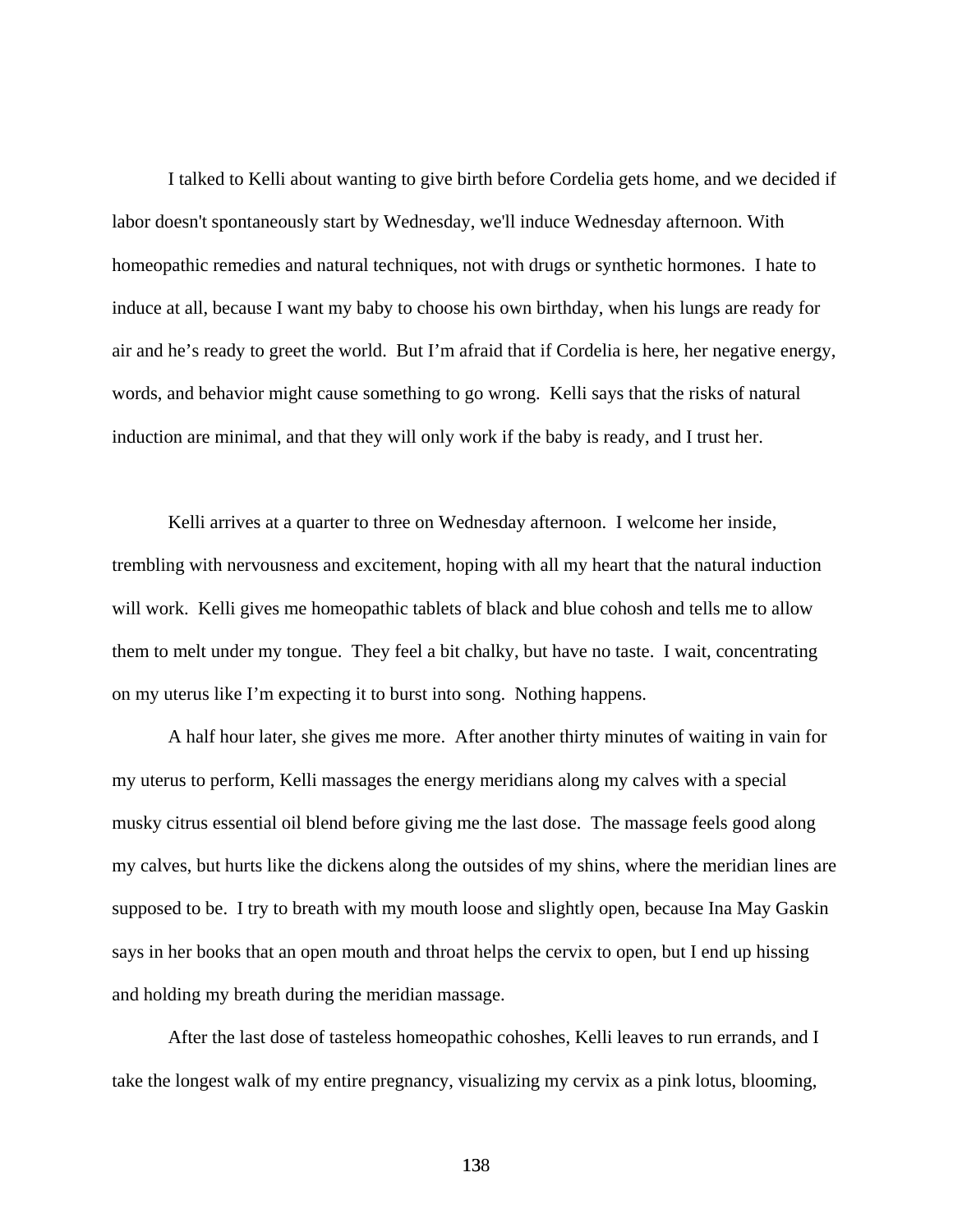I talked to Kelli about wanting to give birth before Cordelia gets home, and we decided if labor doesn't spontaneously start by Wednesday, we'll induce Wednesday afternoon. With homeopathic remedies and natural techniques, not with drugs or synthetic hormones. I hate to induce at all, because I want my baby to choose his own birthday, when his lungs are ready for air and he's ready to greet the world. But I'm afraid that if Cordelia is here, her negative energy, words, and behavior might cause something to go wrong. Kelli says that the risks of natural induction are minimal, and that they will only work if the baby is ready, and I trust her.

Kelli arrives at a quarter to three on Wednesday afternoon. I welcome her inside, trembling with nervousness and excitement, hoping with all my heart that the natural induction will work. Kelli gives me homeopathic tablets of black and blue cohosh and tells me to allow them to melt under my tongue. They feel a bit chalky, but have no taste. I wait, concentrating on my uterus like I'm expecting it to burst into song. Nothing happens.

A half hour later, she gives me more. After another thirty minutes of waiting in vain for my uterus to perform, Kelli massages the energy meridians along my calves with a special musky citrus essential oil blend before giving me the last dose. The massage feels good along my calves, but hurts like the dickens along the outsides of my shins, where the meridian lines are supposed to be. I try to breath with my mouth loose and slightly open, because Ina May Gaskin says in her books that an open mouth and throat helps the cervix to open, but I end up hissing and holding my breath during the meridian massage.

After the last dose of tasteless homeopathic cohoshes, Kelli leaves to run errands, and I take the longest walk of my entire pregnancy, visualizing my cervix as a pink lotus, blooming,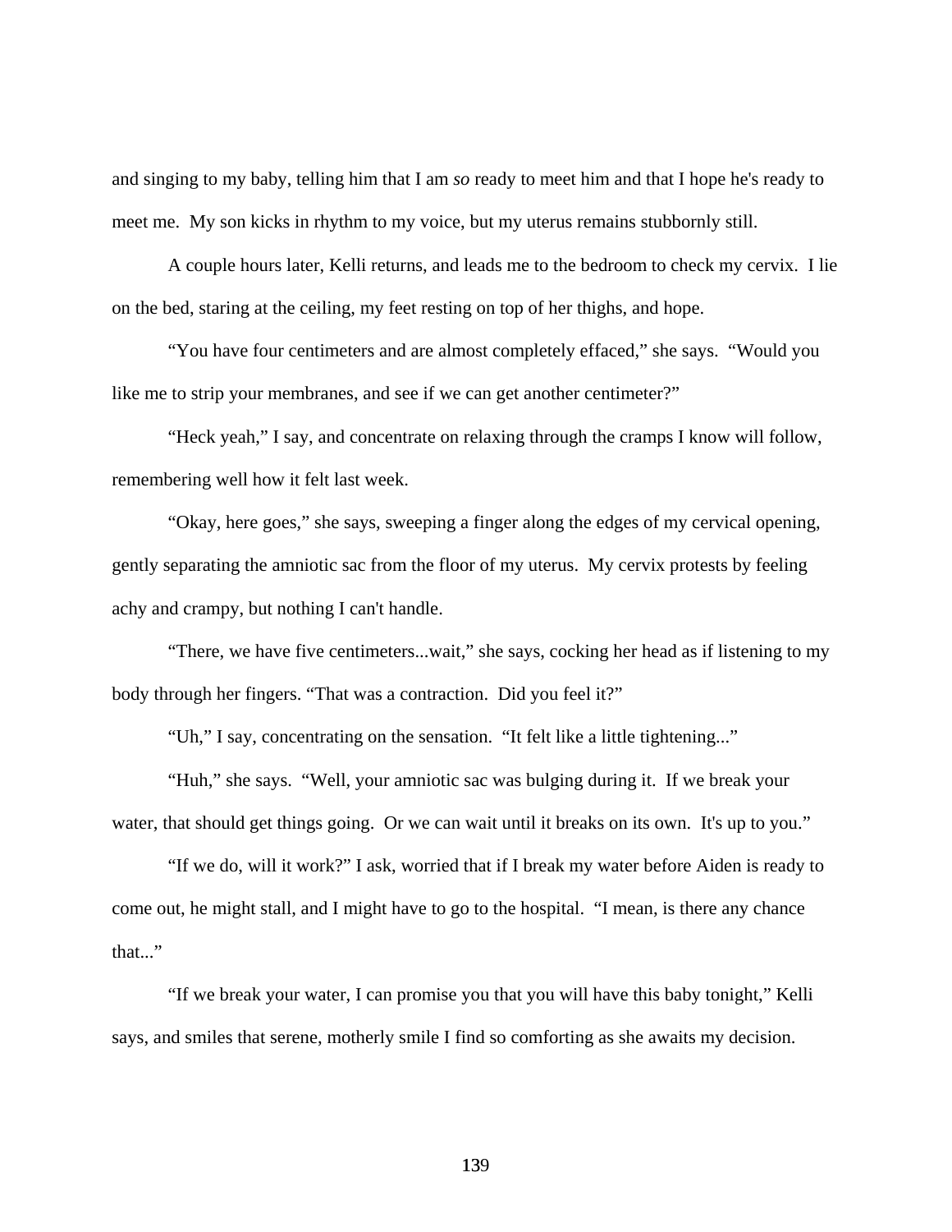and singing to my baby, telling him that I am *so* ready to meet him and that I hope he's ready to meet me. My son kicks in rhythm to my voice, but my uterus remains stubbornly still.

A couple hours later, Kelli returns, and leads me to the bedroom to check my cervix. I lie on the bed, staring at the ceiling, my feet resting on top of her thighs, and hope.

"You have four centimeters and are almost completely effaced," she says. "Would you like me to strip your membranes, and see if we can get another centimeter?"

"Heck yeah," I say, and concentrate on relaxing through the cramps I know will follow, remembering well how it felt last week.

"Okay, here goes," she says, sweeping a finger along the edges of my cervical opening, gently separating the amniotic sac from the floor of my uterus. My cervix protests by feeling achy and crampy, but nothing I can't handle.

"There, we have five centimeters...wait," she says, cocking her head as if listening to my body through her fingers. "That was a contraction. Did you feel it?"

"Uh," I say, concentrating on the sensation. "It felt like a little tightening..."

"Huh," she says. "Well, your amniotic sac was bulging during it. If we break your water, that should get things going. Or we can wait until it breaks on its own. It's up to you."

"If we do, will it work?" I ask, worried that if I break my water before Aiden is ready to come out, he might stall, and I might have to go to the hospital. "I mean, is there any chance that..."

"If we break your water, I can promise you that you will have this baby tonight," Kelli says, and smiles that serene, motherly smile I find so comforting as she awaits my decision.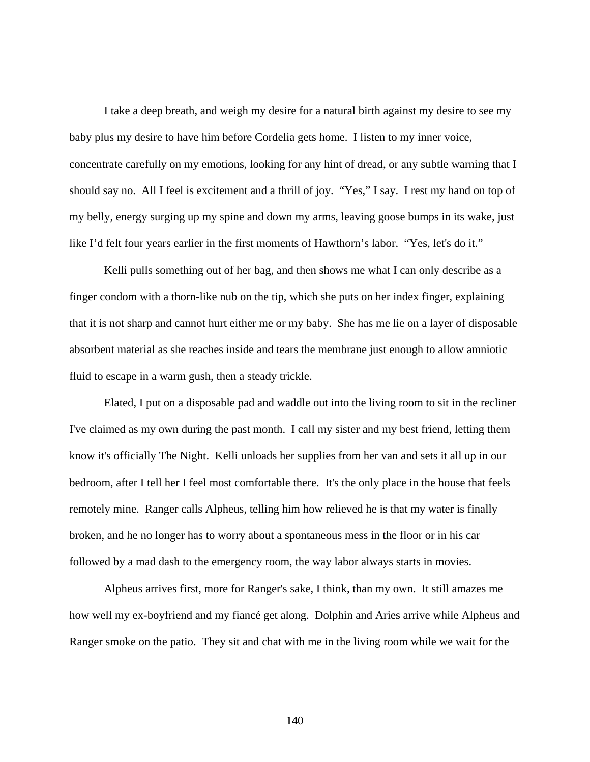I take a deep breath, and weigh my desire for a natural birth against my desire to see my baby plus my desire to have him before Cordelia gets home. I listen to my inner voice, concentrate carefully on my emotions, looking for any hint of dread, or any subtle warning that I should say no. All I feel is excitement and a thrill of joy. "Yes," I say. I rest my hand on top of my belly, energy surging up my spine and down my arms, leaving goose bumps in its wake, just like I'd felt four years earlier in the first moments of Hawthorn's labor. "Yes, let's do it."

Kelli pulls something out of her bag, and then shows me what I can only describe as a finger condom with a thorn-like nub on the tip, which she puts on her index finger, explaining that it is not sharp and cannot hurt either me or my baby. She has me lie on a layer of disposable absorbent material as she reaches inside and tears the membrane just enough to allow amniotic fluid to escape in a warm gush, then a steady trickle.

Elated, I put on a disposable pad and waddle out into the living room to sit in the recliner I've claimed as my own during the past month. I call my sister and my best friend, letting them know it's officially The Night. Kelli unloads her supplies from her van and sets it all up in our bedroom, after I tell her I feel most comfortable there. It's the only place in the house that feels remotely mine. Ranger calls Alpheus, telling him how relieved he is that my water is finally broken, and he no longer has to worry about a spontaneous mess in the floor or in his car followed by a mad dash to the emergency room, the way labor always starts in movies.

Alpheus arrives first, more for Ranger's sake, I think, than my own. It still amazes me how well my ex-boyfriend and my fiancé get along. Dolphin and Aries arrive while Alpheus and Ranger smoke on the patio. They sit and chat with me in the living room while we wait for the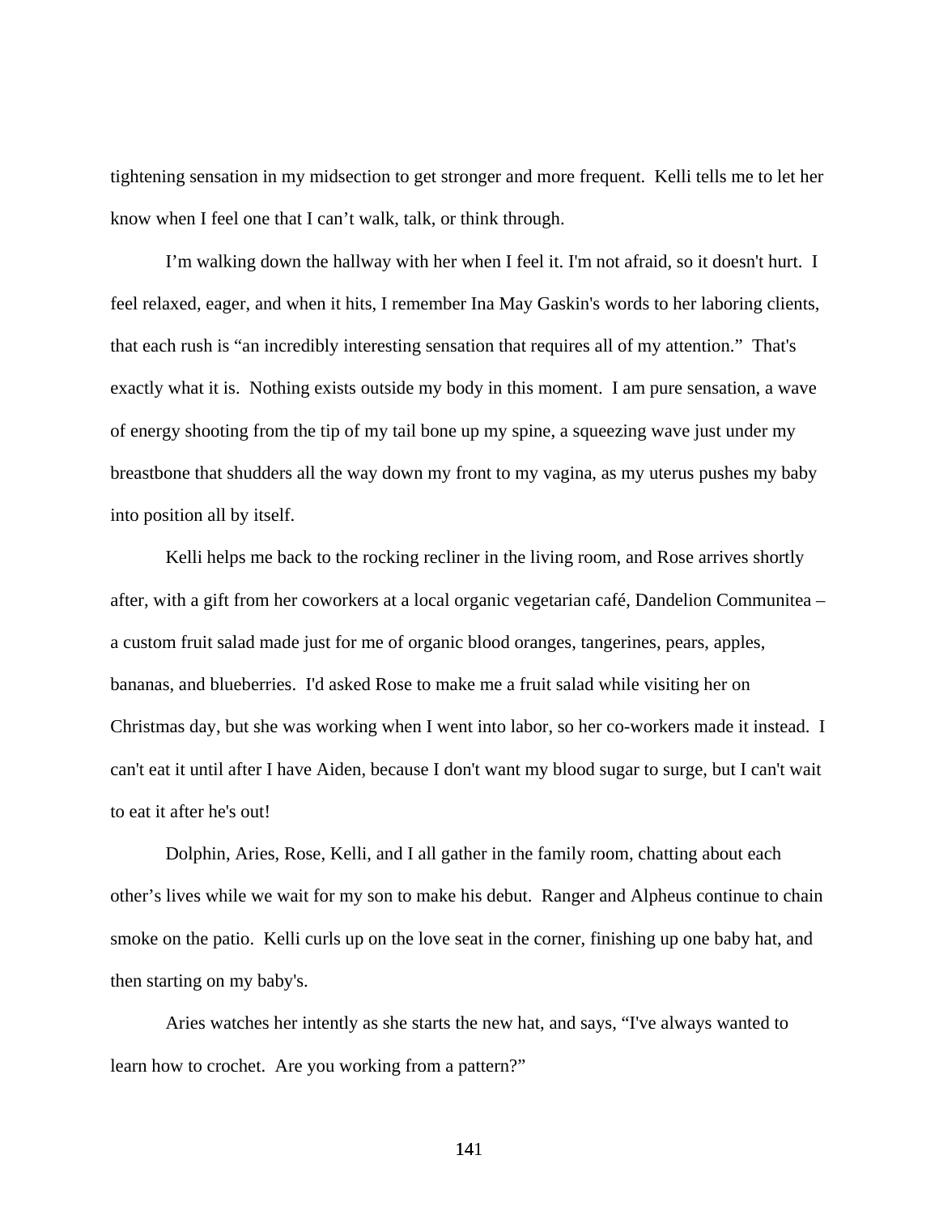tightening sensation in my midsection to get stronger and more frequent. Kelli tells me to let her know when I feel one that I can't walk, talk, or think through.

I'm walking down the hallway with her when I feel it. I'm not afraid, so it doesn't hurt. I feel relaxed, eager, and when it hits, I remember Ina May Gaskin's words to her laboring clients, that each rush is "an incredibly interesting sensation that requires all of my attention." That's exactly what it is. Nothing exists outside my body in this moment. I am pure sensation, a wave of energy shooting from the tip of my tail bone up my spine, a squeezing wave just under my breastbone that shudders all the way down my front to my vagina, as my uterus pushes my baby into position all by itself.

Kelli helps me back to the rocking recliner in the living room, and Rose arrives shortly after, with a gift from her coworkers at a local organic vegetarian café, Dandelion Communitea – a custom fruit salad made just for me of organic blood oranges, tangerines, pears, apples, bananas, and blueberries. I'd asked Rose to make me a fruit salad while visiting her on Christmas day, but she was working when I went into labor, so her co-workers made it instead. I can't eat it until after I have Aiden, because I don't want my blood sugar to surge, but I can't wait to eat it after he's out!

Dolphin, Aries, Rose, Kelli, and I all gather in the family room, chatting about each other's lives while we wait for my son to make his debut. Ranger and Alpheus continue to chain smoke on the patio. Kelli curls up on the love seat in the corner, finishing up one baby hat, and then starting on my baby's.

Aries watches her intently as she starts the new hat, and says, "I've always wanted to learn how to crochet. Are you working from a pattern?"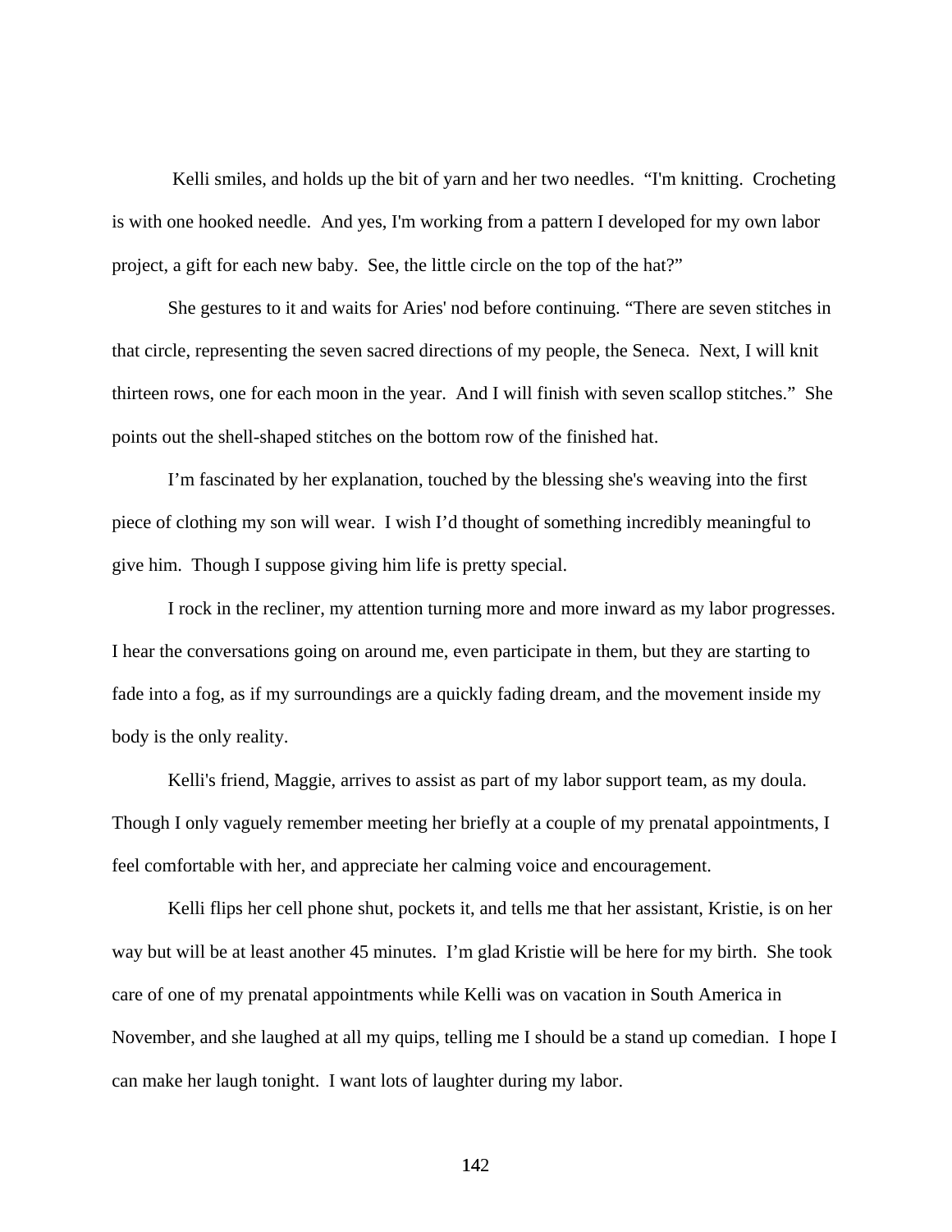Kelli smiles, and holds up the bit of yarn and her two needles. "I'm knitting. Crocheting is with one hooked needle. And yes, I'm working from a pattern I developed for my own labor project, a gift for each new baby. See, the little circle on the top of the hat?"

She gestures to it and waits for Aries' nod before continuing. "There are seven stitches in that circle, representing the seven sacred directions of my people, the Seneca. Next, I will knit thirteen rows, one for each moon in the year. And I will finish with seven scallop stitches." She points out the shell-shaped stitches on the bottom row of the finished hat.

I'm fascinated by her explanation, touched by the blessing she's weaving into the first piece of clothing my son will wear. I wish I'd thought of something incredibly meaningful to give him. Though I suppose giving him life is pretty special.

I rock in the recliner, my attention turning more and more inward as my labor progresses. I hear the conversations going on around me, even participate in them, but they are starting to fade into a fog, as if my surroundings are a quickly fading dream, and the movement inside my body is the only reality.

Kelli's friend, Maggie, arrives to assist as part of my labor support team, as my doula. Though I only vaguely remember meeting her briefly at a couple of my prenatal appointments, I feel comfortable with her, and appreciate her calming voice and encouragement.

Kelli flips her cell phone shut, pockets it, and tells me that her assistant, Kristie, is on her way but will be at least another 45 minutes. I'm glad Kristie will be here for my birth. She took care of one of my prenatal appointments while Kelli was on vacation in South America in November, and she laughed at all my quips, telling me I should be a stand up comedian. I hope I can make her laugh tonight. I want lots of laughter during my labor.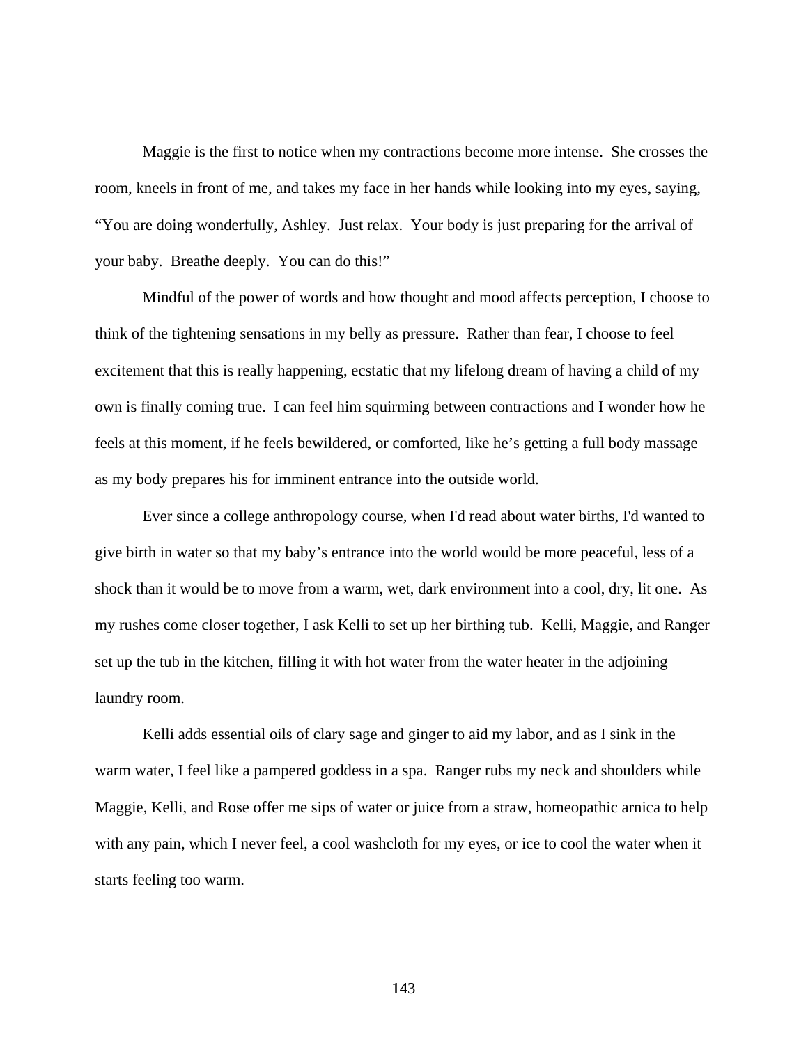Maggie is the first to notice when my contractions become more intense. She crosses the room, kneels in front of me, and takes my face in her hands while looking into my eyes, saying, "You are doing wonderfully, Ashley. Just relax. Your body is just preparing for the arrival of your baby. Breathe deeply. You can do this!"

Mindful of the power of words and how thought and mood affects perception, I choose to think of the tightening sensations in my belly as pressure. Rather than fear, I choose to feel excitement that this is really happening, ecstatic that my lifelong dream of having a child of my own is finally coming true. I can feel him squirming between contractions and I wonder how he feels at this moment, if he feels bewildered, or comforted, like he's getting a full body massage as my body prepares his for imminent entrance into the outside world.

Ever since a college anthropology course, when I'd read about water births, I'd wanted to give birth in water so that my baby's entrance into the world would be more peaceful, less of a shock than it would be to move from a warm, wet, dark environment into a cool, dry, lit one. As my rushes come closer together, I ask Kelli to set up her birthing tub. Kelli, Maggie, and Ranger set up the tub in the kitchen, filling it with hot water from the water heater in the adjoining laundry room.

Kelli adds essential oils of clary sage and ginger to aid my labor, and as I sink in the warm water, I feel like a pampered goddess in a spa. Ranger rubs my neck and shoulders while Maggie, Kelli, and Rose offer me sips of water or juice from a straw, homeopathic arnica to help with any pain, which I never feel, a cool washcloth for my eyes, or ice to cool the water when it starts feeling too warm.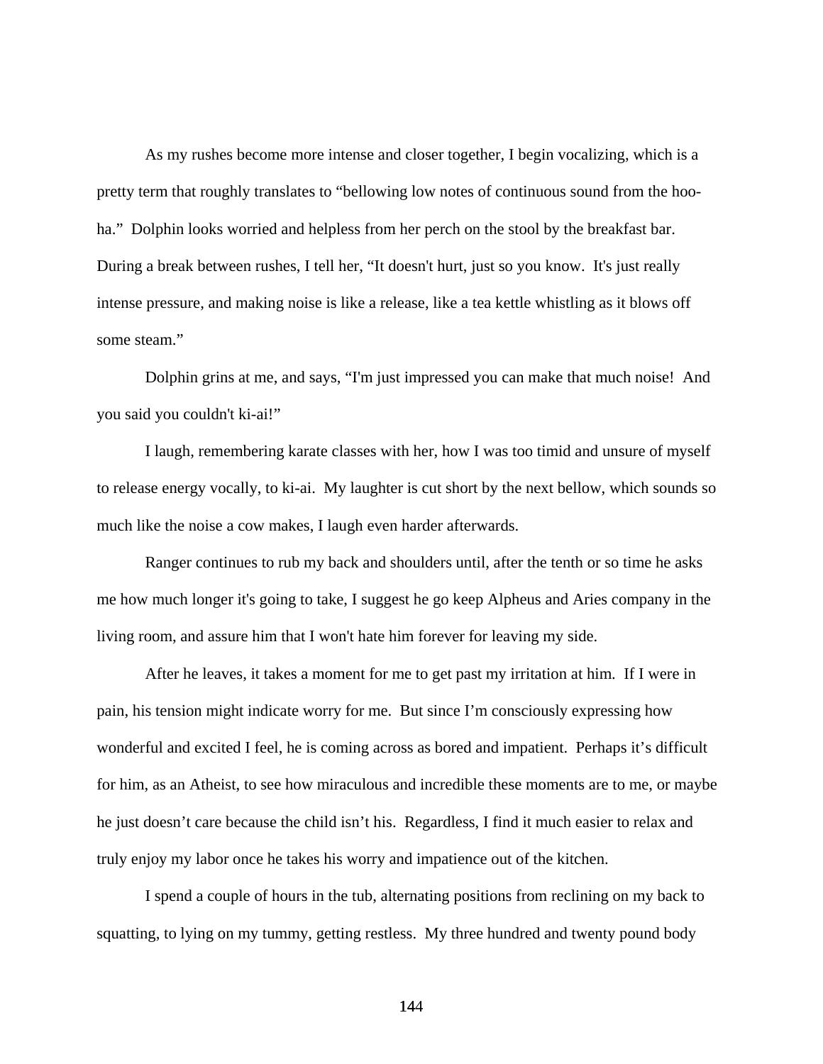As my rushes become more intense and closer together, I begin vocalizing, which is a pretty term that roughly translates to "bellowing low notes of continuous sound from the hoo-ha." Dolphin looks worried and helpless from her perch on the stool by the breakfast bar. During a break between rushes, I tell her, "It doesn't hurt, just so you know. It's just really intense pressure, and making noise is like a release, like a tea kettle whistling as it blows off some steam."

Dolphin grins at me, and says, "I'm just impressed you can make that much noise! And you said you couldn't ki-ai!"

I laugh, remembering karate classes with her, how I was too timid and unsure of myself to release energy vocally, to ki-ai. My laughter is cut short by the next bellow, which sounds so much like the noise a cow makes, I laugh even harder afterwards.

Ranger continues to rub my back and shoulders until, after the tenth or so time he asks me how much longer it's going to take, I suggest he go keep Alpheus and Aries company in the living room, and assure him that I won't hate him forever for leaving my side.

After he leaves, it takes a moment for me to get past my irritation at him. If I were in pain, his tension might indicate worry for me. But since I'm consciously expressing how wonderful and excited I feel, he is coming across as bored and impatient. Perhaps it's difficult for him, as an Atheist, to see how miraculous and incredible these moments are to me, or maybe he just doesn't care because the child isn't his. Regardless, I find it much easier to relax and truly enjoy my labor once he takes his worry and impatience out of the kitchen.

I spend a couple of hours in the tub, alternating positions from reclining on my back to squatting, to lying on my tummy, getting restless. My three hundred and twenty pound body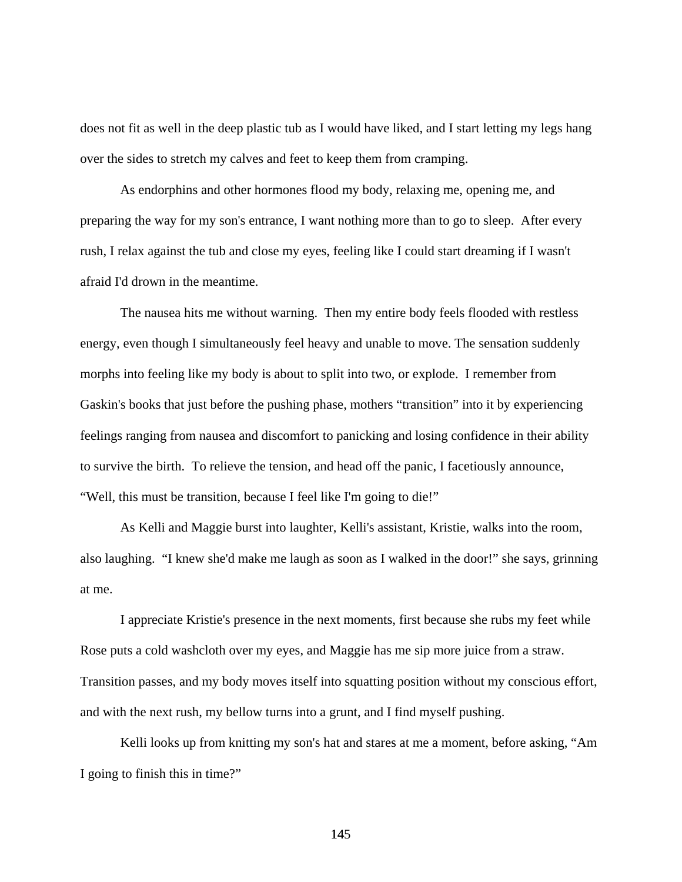does not fit as well in the deep plastic tub as I would have liked, and I start letting my legs hang over the sides to stretch my calves and feet to keep them from cramping.

As endorphins and other hormones flood my body, relaxing me, opening me, and preparing the way for my son's entrance, I want nothing more than to go to sleep. After every rush, I relax against the tub and close my eyes, feeling like I could start dreaming if I wasn't afraid I'd drown in the meantime.

The nausea hits me without warning. Then my entire body feels flooded with restless energy, even though I simultaneously feel heavy and unable to move. The sensation suddenly morphs into feeling like my body is about to split into two, or explode. I remember from Gaskin's books that just before the pushing phase, mothers "transition" into it by experiencing feelings ranging from nausea and discomfort to panicking and losing confidence in their ability to survive the birth. To relieve the tension, and head off the panic, I facetiously announce, "Well, this must be transition, because I feel like I'm going to die!"

As Kelli and Maggie burst into laughter, Kelli's assistant, Kristie, walks into the room, also laughing. "I knew she'd make me laugh as soon as I walked in the door!" she says, grinning at me.

I appreciate Kristie's presence in the next moments, first because she rubs my feet while Rose puts a cold washcloth over my eyes, and Maggie has me sip more juice from a straw. Transition passes, and my body moves itself into squatting position without my conscious effort, and with the next rush, my bellow turns into a grunt, and I find myself pushing.

Kelli looks up from knitting my son's hat and stares at me a moment, before asking, "Am I going to finish this in time?"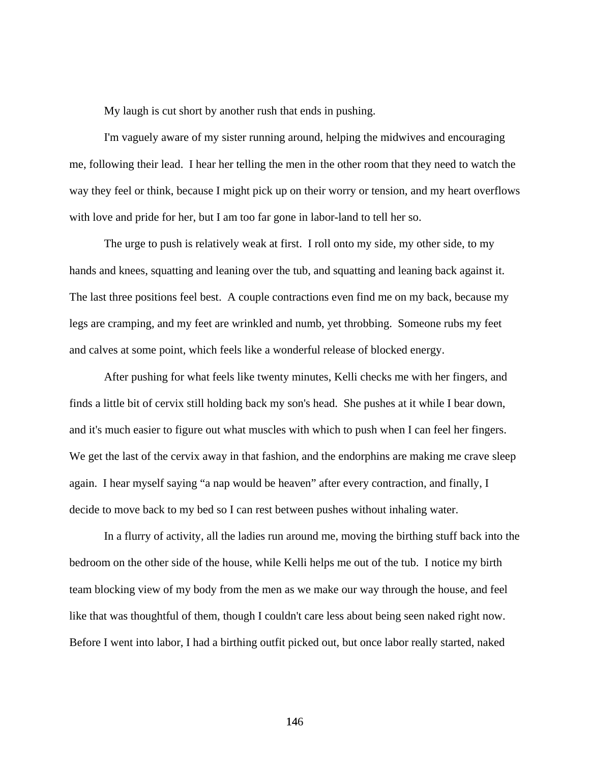My laugh is cut short by another rush that ends in pushing.

I'm vaguely aware of my sister running around, helping the midwives and encouraging me, following their lead. I hear her telling the men in the other room that they need to watch the way they feel or think, because I might pick up on their worry or tension, and my heart overflows with love and pride for her, but I am too far gone in labor-land to tell her so.

The urge to push is relatively weak at first. I roll onto my side, my other side, to my hands and knees, squatting and leaning over the tub, and squatting and leaning back against it. The last three positions feel best. A couple contractions even find me on my back, because my legs are cramping, and my feet are wrinkled and numb, yet throbbing. Someone rubs my feet and calves at some point, which feels like a wonderful release of blocked energy.

After pushing for what feels like twenty minutes, Kelli checks me with her fingers, and finds a little bit of cervix still holding back my son's head. She pushes at it while I bear down, and it's much easier to figure out what muscles with which to push when I can feel her fingers. We get the last of the cervix away in that fashion, and the endorphins are making me crave sleep again. I hear myself saying "a nap would be heaven" after every contraction, and finally, I decide to move back to my bed so I can rest between pushes without inhaling water.

In a flurry of activity, all the ladies run around me, moving the birthing stuff back into the bedroom on the other side of the house, while Kelli helps me out of the tub. I notice my birth team blocking view of my body from the men as we make our way through the house, and feel like that was thoughtful of them, though I couldn't care less about being seen naked right now. Before I went into labor, I had a birthing outfit picked out, but once labor really started, naked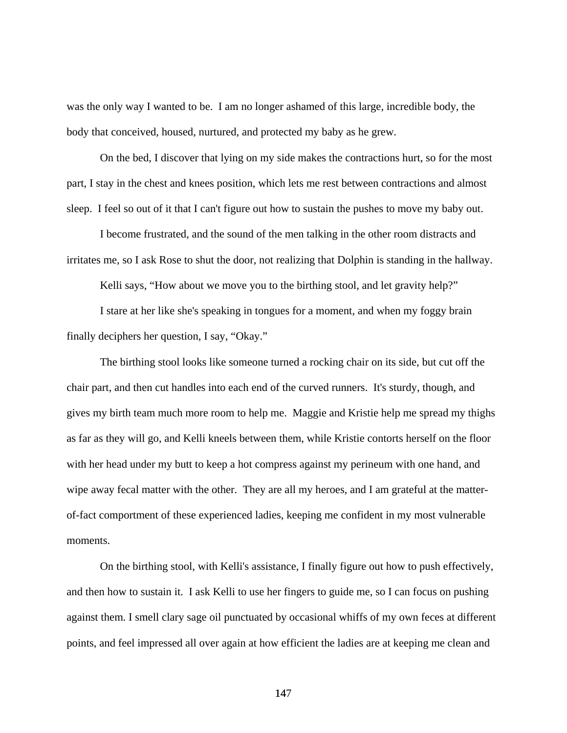was the only way I wanted to be.  I am no longer ashamed of this large, incredible body, the body that conceived, housed, nurtured, and protected my baby as he grew.

On the bed, I discover that lying on my side makes the contractions hurt, so for the most part, I stay in the chest and knees position, which lets me rest between contractions and almost sleep.  I feel so out of it that I can't figure out how to sustain the pushes to move my baby out.

I become frustrated, and the sound of the men talking in the other room distracts and irritates me, so I ask Rose to shut the door, not realizing that Dolphin is standing in the hallway.

Kelli says, "How about we move you to the birthing stool, and let gravity help?"

I stare at her like she's speaking in tongues for a moment, and when my foggy brain finally deciphers her question, I say, "Okay."

The birthing stool looks like someone turned a rocking chair on its side, but cut off the chair part, and then cut handles into each end of the curved runners.  It's sturdy, though, and gives my birth team much more room to help me.  Maggie and Kristie help me spread my thighs as far as they will go, and Kelli kneels between them, while Kristie contorts herself on the floor with her head under my butt to keep a hot compress against my perineum with one hand, and wipe away fecal matter with the other.  They are all my heroes, and I am grateful at the matter-of-fact comportment of these experienced ladies, keeping me confident in my most vulnerable moments.

On the birthing stool, with Kelli's assistance, I finally figure out how to push effectively, and then how to sustain it.  I ask Kelli to use her fingers to guide me, so I can focus on pushing against them. I smell clary sage oil punctuated by occasional whiffs of my own feces at different points, and feel impressed all over again at how efficient the ladies are at keeping me clean and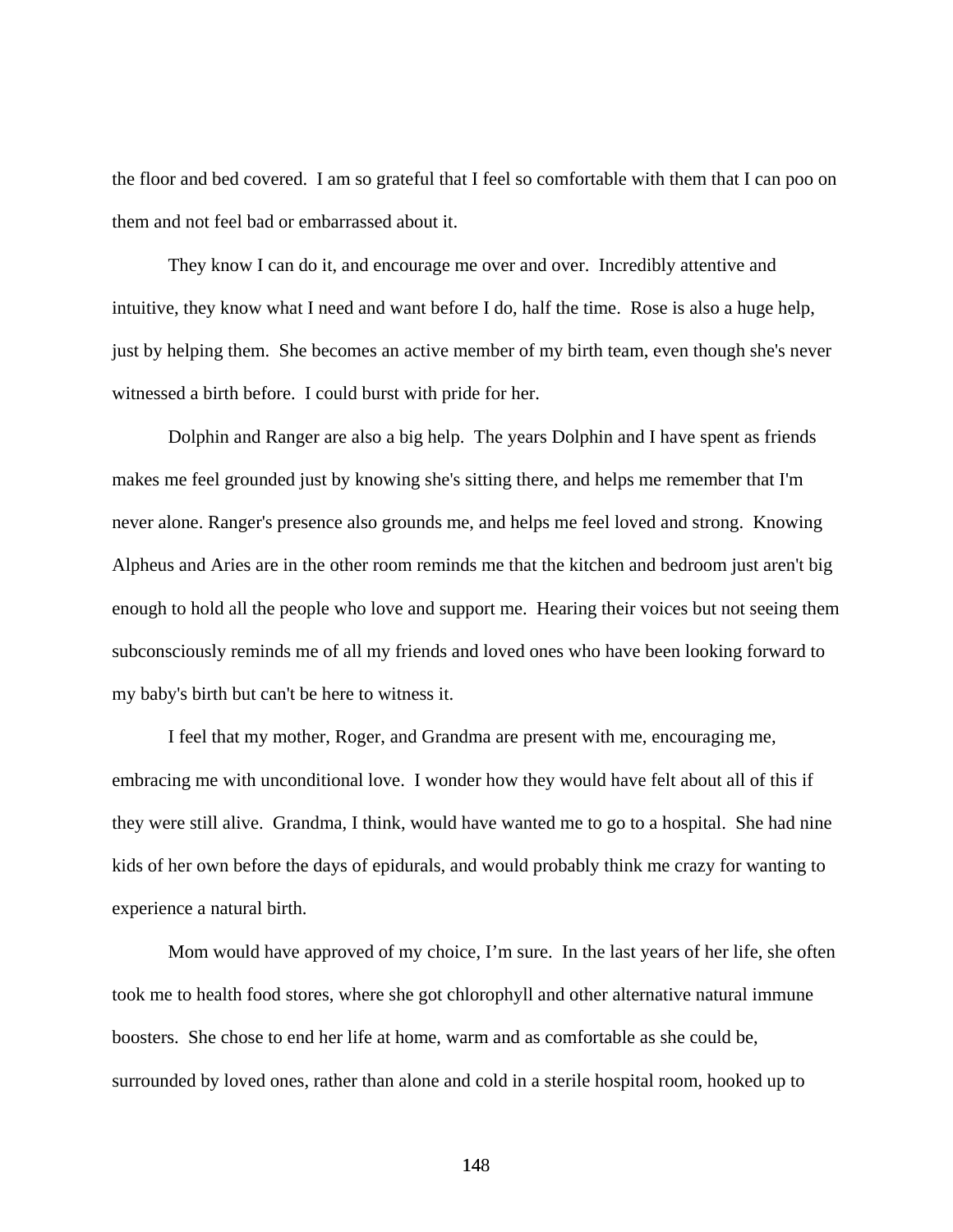the floor and bed covered. I am so grateful that I feel so comfortable with them that I can poo on them and not feel bad or embarrassed about it.

They know I can do it, and encourage me over and over. Incredibly attentive and intuitive, they know what I need and want before I do, half the time. Rose is also a huge help, just by helping them. She becomes an active member of my birth team, even though she's never witnessed a birth before. I could burst with pride for her.

Dolphin and Ranger are also a big help. The years Dolphin and I have spent as friends makes me feel grounded just by knowing she's sitting there, and helps me remember that I'm never alone. Ranger's presence also grounds me, and helps me feel loved and strong. Knowing Alpheus and Aries are in the other room reminds me that the kitchen and bedroom just aren't big enough to hold all the people who love and support me. Hearing their voices but not seeing them subconsciously reminds me of all my friends and loved ones who have been looking forward to my baby's birth but can't be here to witness it.

I feel that my mother, Roger, and Grandma are present with me, encouraging me, embracing me with unconditional love. I wonder how they would have felt about all of this if they were still alive. Grandma, I think, would have wanted me to go to a hospital. She had nine kids of her own before the days of epidurals, and would probably think me crazy for wanting to experience a natural birth.

Mom would have approved of my choice, I'm sure. In the last years of her life, she often took me to health food stores, where she got chlorophyll and other alternative natural immune boosters. She chose to end her life at home, warm and as comfortable as she could be, surrounded by loved ones, rather than alone and cold in a sterile hospital room, hooked up to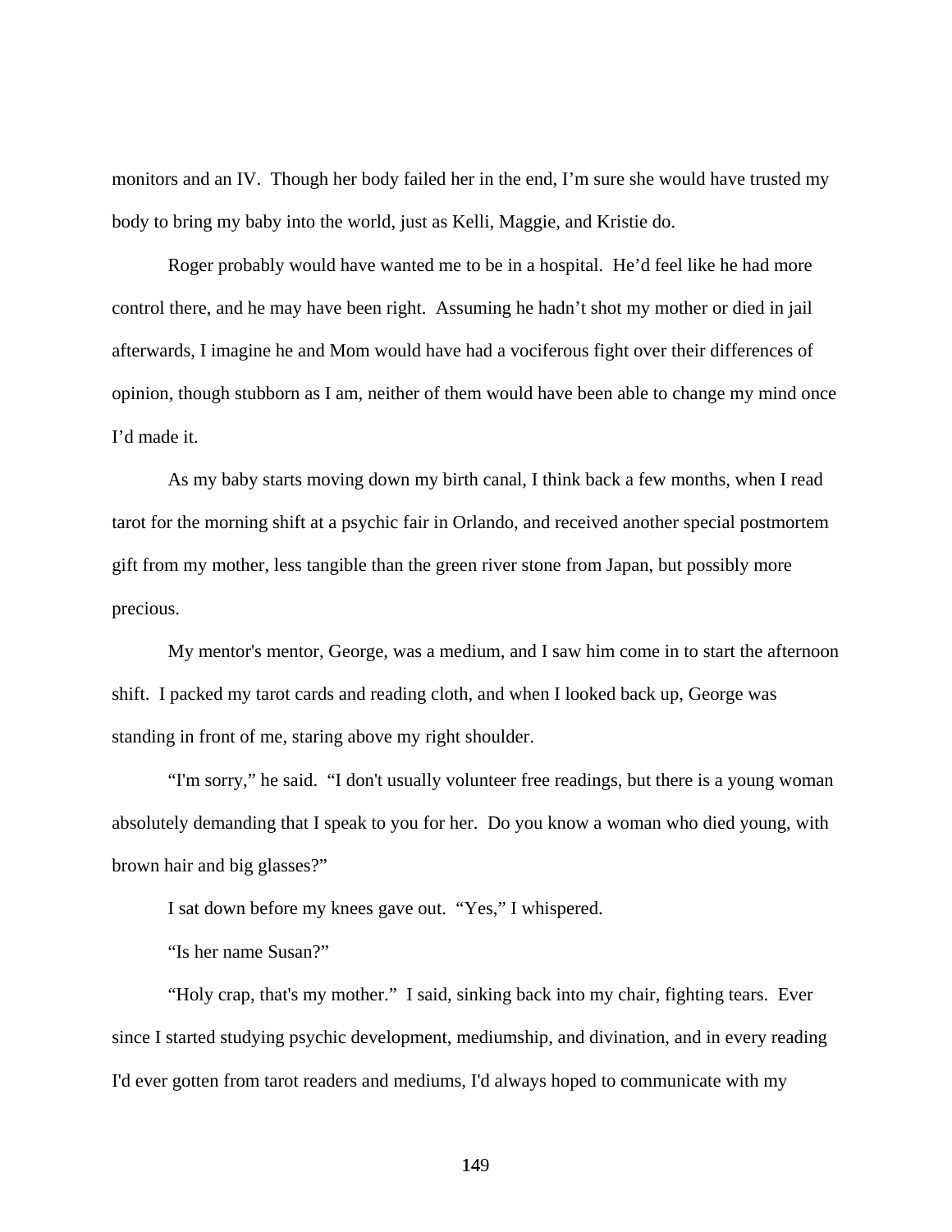monitors and an IV. Though her body failed her in the end, I'm sure she would have trusted my body to bring my baby into the world, just as Kelli, Maggie, and Kristie do.

Roger probably would have wanted me to be in a hospital. He'd feel like he had more control there, and he may have been right. Assuming he hadn't shot my mother or died in jail afterwards, I imagine he and Mom would have had a vociferous fight over their differences of opinion, though stubborn as I am, neither of them would have been able to change my mind once I'd made it.

As my baby starts moving down my birth canal, I think back a few months, when I read tarot for the morning shift at a psychic fair in Orlando, and received another special postmortem gift from my mother, less tangible than the green river stone from Japan, but possibly more precious.

My mentor's mentor, George, was a medium, and I saw him come in to start the afternoon shift. I packed my tarot cards and reading cloth, and when I looked back up, George was standing in front of me, staring above my right shoulder.

"I'm sorry," he said. "I don't usually volunteer free readings, but there is a young woman absolutely demanding that I speak to you for her. Do you know a woman who died young, with brown hair and big glasses?"

I sat down before my knees gave out. "Yes," I whispered.

"Is her name Susan?"

"Holy crap, that's my mother." I said, sinking back into my chair, fighting tears. Ever since I started studying psychic development, mediumship, and divination, and in every reading I'd ever gotten from tarot readers and mediums, I'd always hoped to communicate with my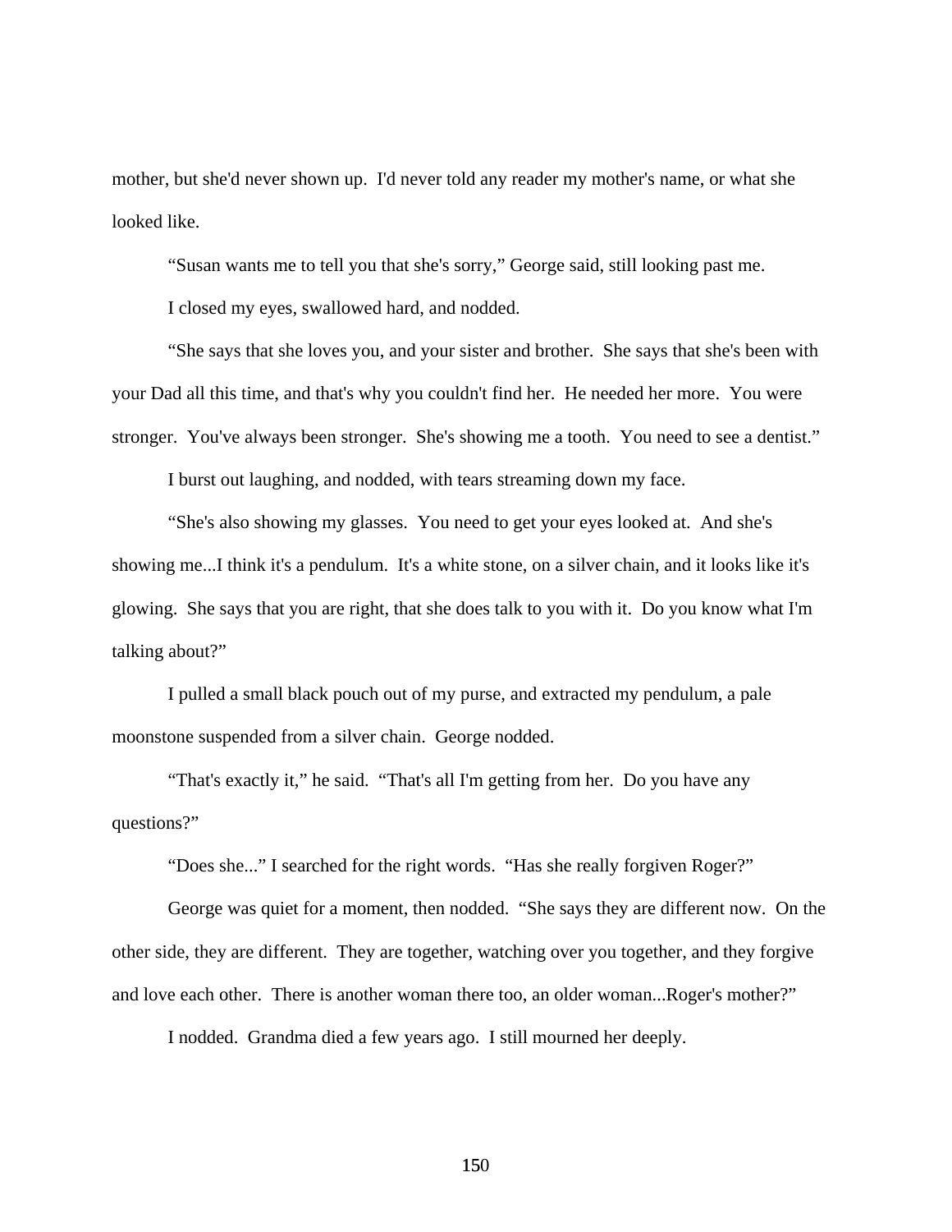mother, but she'd never shown up. I'd never told any reader my mother's name, or what she looked like.

"Susan wants me to tell you that she's sorry," George said, still looking past me.

I closed my eyes, swallowed hard, and nodded.

"She says that she loves you, and your sister and brother. She says that she's been with your Dad all this time, and that's why you couldn't find her. He needed her more. You were stronger. You've always been stronger. She's showing me a tooth. You need to see a dentist."

I burst out laughing, and nodded, with tears streaming down my face.

"She's also showing my glasses. You need to get your eyes looked at. And she's showing me...I think it's a pendulum. It's a white stone, on a silver chain, and it looks like it's glowing. She says that you are right, that she does talk to you with it. Do you know what I'm talking about?"

I pulled a small black pouch out of my purse, and extracted my pendulum, a pale moonstone suspended from a silver chain. George nodded.

"That's exactly it," he said. "That's all I'm getting from her. Do you have any questions?"

"Does she..." I searched for the right words. "Has she really forgiven Roger?"

George was quiet for a moment, then nodded. "She says they are different now. On the other side, they are different. They are together, watching over you together, and they forgive and love each other. There is another woman there too, an older woman...Roger's mother?"

I nodded. Grandma died a few years ago. I still mourned her deeply.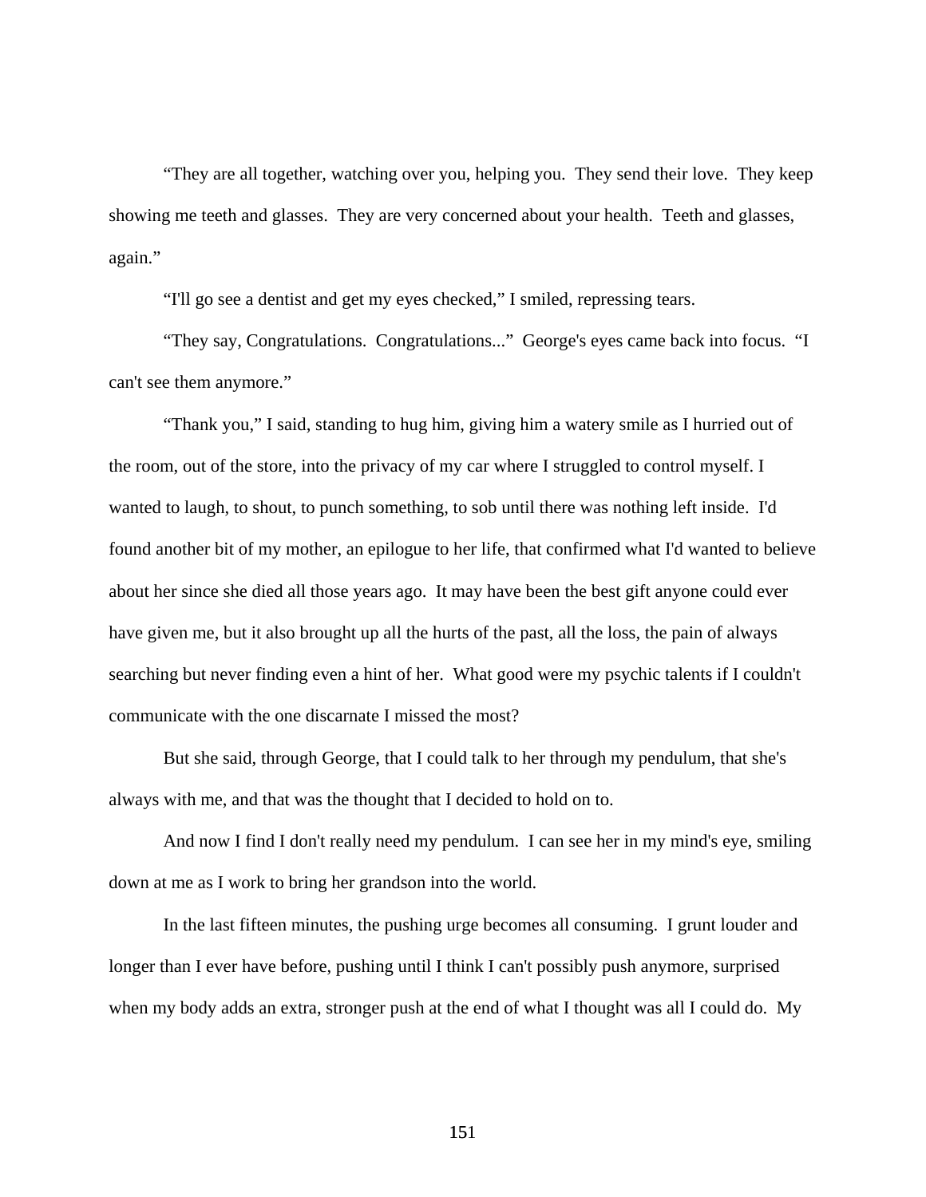"They are all together, watching over you, helping you. They send their love. They keep showing me teeth and glasses. They are very concerned about your health. Teeth and glasses, again."

"I'll go see a dentist and get my eyes checked," I smiled, repressing tears.

"They say, Congratulations. Congratulations..." George's eyes came back into focus. "I can't see them anymore."

"Thank you," I said, standing to hug him, giving him a watery smile as I hurried out of the room, out of the store, into the privacy of my car where I struggled to control myself. I wanted to laugh, to shout, to punch something, to sob until there was nothing left inside. I'd found another bit of my mother, an epilogue to her life, that confirmed what I'd wanted to believe about her since she died all those years ago. It may have been the best gift anyone could ever have given me, but it also brought up all the hurts of the past, all the loss, the pain of always searching but never finding even a hint of her. What good were my psychic talents if I couldn't communicate with the one discarnate I missed the most?

But she said, through George, that I could talk to her through my pendulum, that she's always with me, and that was the thought that I decided to hold on to.

And now I find I don't really need my pendulum. I can see her in my mind's eye, smiling down at me as I work to bring her grandson into the world.

In the last fifteen minutes, the pushing urge becomes all consuming. I grunt louder and longer than I ever have before, pushing until I think I can't possibly push anymore, surprised when my body adds an extra, stronger push at the end of what I thought was all I could do. My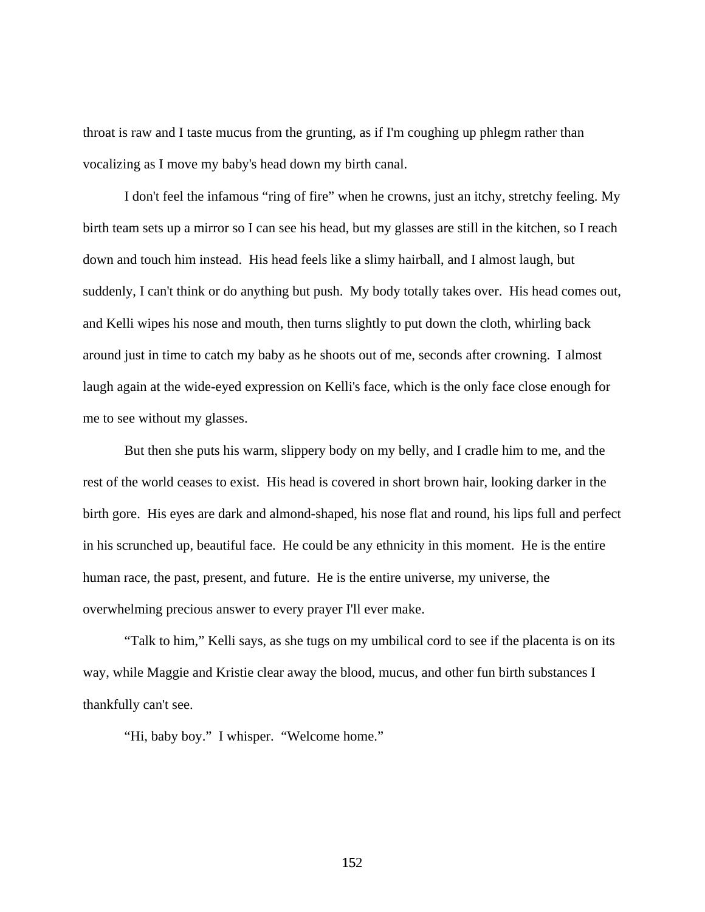throat is raw and I taste mucus from the grunting, as if I'm coughing up phlegm rather than vocalizing as I move my baby's head down my birth canal.

I don't feel the infamous "ring of fire" when he crowns, just an itchy, stretchy feeling. My birth team sets up a mirror so I can see his head, but my glasses are still in the kitchen, so I reach down and touch him instead. His head feels like a slimy hairball, and I almost laugh, but suddenly, I can't think or do anything but push. My body totally takes over. His head comes out, and Kelli wipes his nose and mouth, then turns slightly to put down the cloth, whirling back around just in time to catch my baby as he shoots out of me, seconds after crowning. I almost laugh again at the wide-eyed expression on Kelli's face, which is the only face close enough for me to see without my glasses.

But then she puts his warm, slippery body on my belly, and I cradle him to me, and the rest of the world ceases to exist. His head is covered in short brown hair, looking darker in the birth gore. His eyes are dark and almond-shaped, his nose flat and round, his lips full and perfect in his scrunched up, beautiful face. He could be any ethnicity in this moment. He is the entire human race, the past, present, and future. He is the entire universe, my universe, the overwhelming precious answer to every prayer I'll ever make.

"Talk to him," Kelli says, as she tugs on my umbilical cord to see if the placenta is on its way, while Maggie and Kristie clear away the blood, mucus, and other fun birth substances I thankfully can't see.

"Hi, baby boy." I whisper. "Welcome home."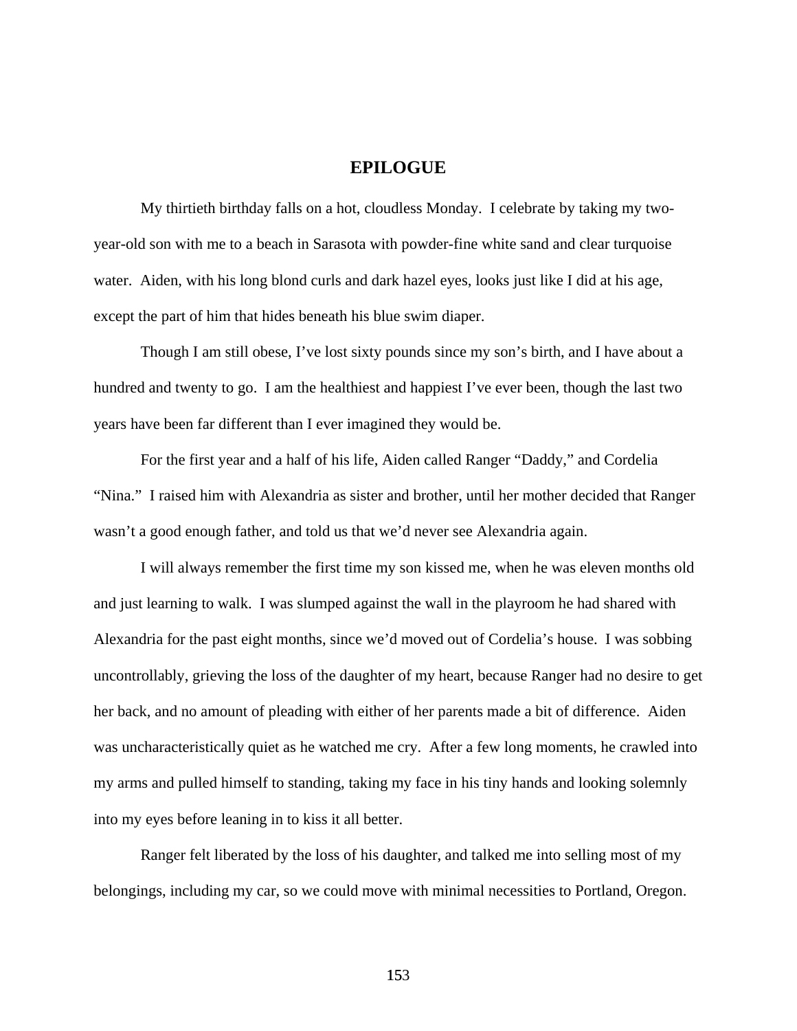## EPILOGUE

My thirtieth birthday falls on a hot, cloudless Monday. I celebrate by taking my two-year-old son with me to a beach in Sarasota with powder-fine white sand and clear turquoise water. Aiden, with his long blond curls and dark hazel eyes, looks just like I did at his age, except the part of him that hides beneath his blue swim diaper.

Though I am still obese, I've lost sixty pounds since my son's birth, and I have about a hundred and twenty to go. I am the healthiest and happiest I've ever been, though the last two years have been far different than I ever imagined they would be.

For the first year and a half of his life, Aiden called Ranger "Daddy," and Cordelia "Nina." I raised him with Alexandria as sister and brother, until her mother decided that Ranger wasn't a good enough father, and told us that we'd never see Alexandria again.

I will always remember the first time my son kissed me, when he was eleven months old and just learning to walk. I was slumped against the wall in the playroom he had shared with Alexandria for the past eight months, since we'd moved out of Cordelia's house. I was sobbing uncontrollably, grieving the loss of the daughter of my heart, because Ranger had no desire to get her back, and no amount of pleading with either of her parents made a bit of difference. Aiden was uncharacteristically quiet as he watched me cry. After a few long moments, he crawled into my arms and pulled himself to standing, taking my face in his tiny hands and looking solemnly into my eyes before leaning in to kiss it all better.

Ranger felt liberated by the loss of his daughter, and talked me into selling most of my belongings, including my car, so we could move with minimal necessities to Portland, Oregon.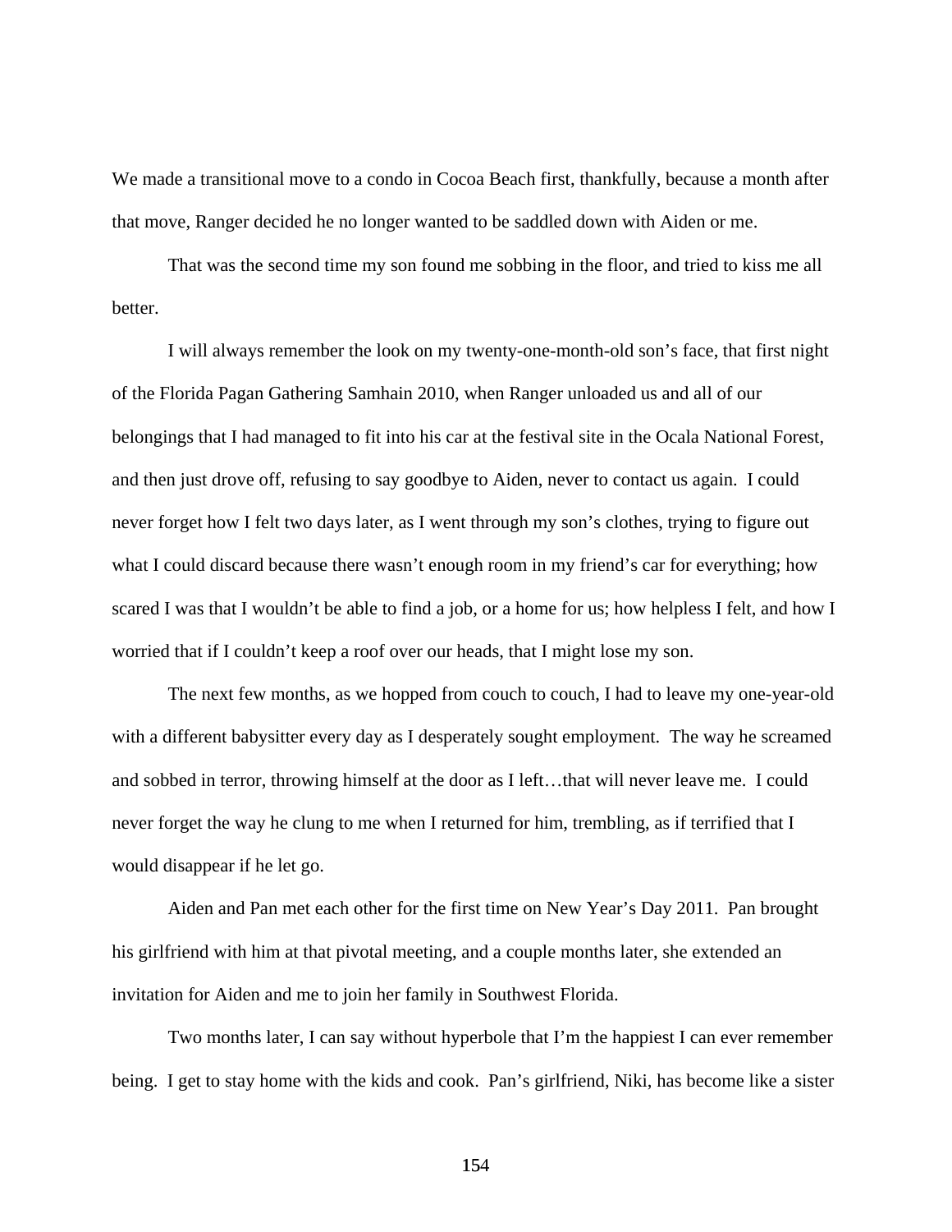We made a transitional move to a condo in Cocoa Beach first, thankfully, because a month after that move, Ranger decided he no longer wanted to be saddled down with Aiden or me.

That was the second time my son found me sobbing in the floor, and tried to kiss me all better.

I will always remember the look on my twenty-one-month-old son's face, that first night of the Florida Pagan Gathering Samhain 2010, when Ranger unloaded us and all of our belongings that I had managed to fit into his car at the festival site in the Ocala National Forest, and then just drove off, refusing to say goodbye to Aiden, never to contact us again. I could never forget how I felt two days later, as I went through my son's clothes, trying to figure out what I could discard because there wasn't enough room in my friend's car for everything; how scared I was that I wouldn't be able to find a job, or a home for us; how helpless I felt, and how I worried that if I couldn't keep a roof over our heads, that I might lose my son.

The next few months, as we hopped from couch to couch, I had to leave my one-year-old with a different babysitter every day as I desperately sought employment. The way he screamed and sobbed in terror, throwing himself at the door as I left…that will never leave me. I could never forget the way he clung to me when I returned for him, trembling, as if terrified that I would disappear if he let go.

Aiden and Pan met each other for the first time on New Year's Day 2011. Pan brought his girlfriend with him at that pivotal meeting, and a couple months later, she extended an invitation for Aiden and me to join her family in Southwest Florida.

Two months later, I can say without hyperbole that I'm the happiest I can ever remember being. I get to stay home with the kids and cook. Pan's girlfriend, Niki, has become like a sister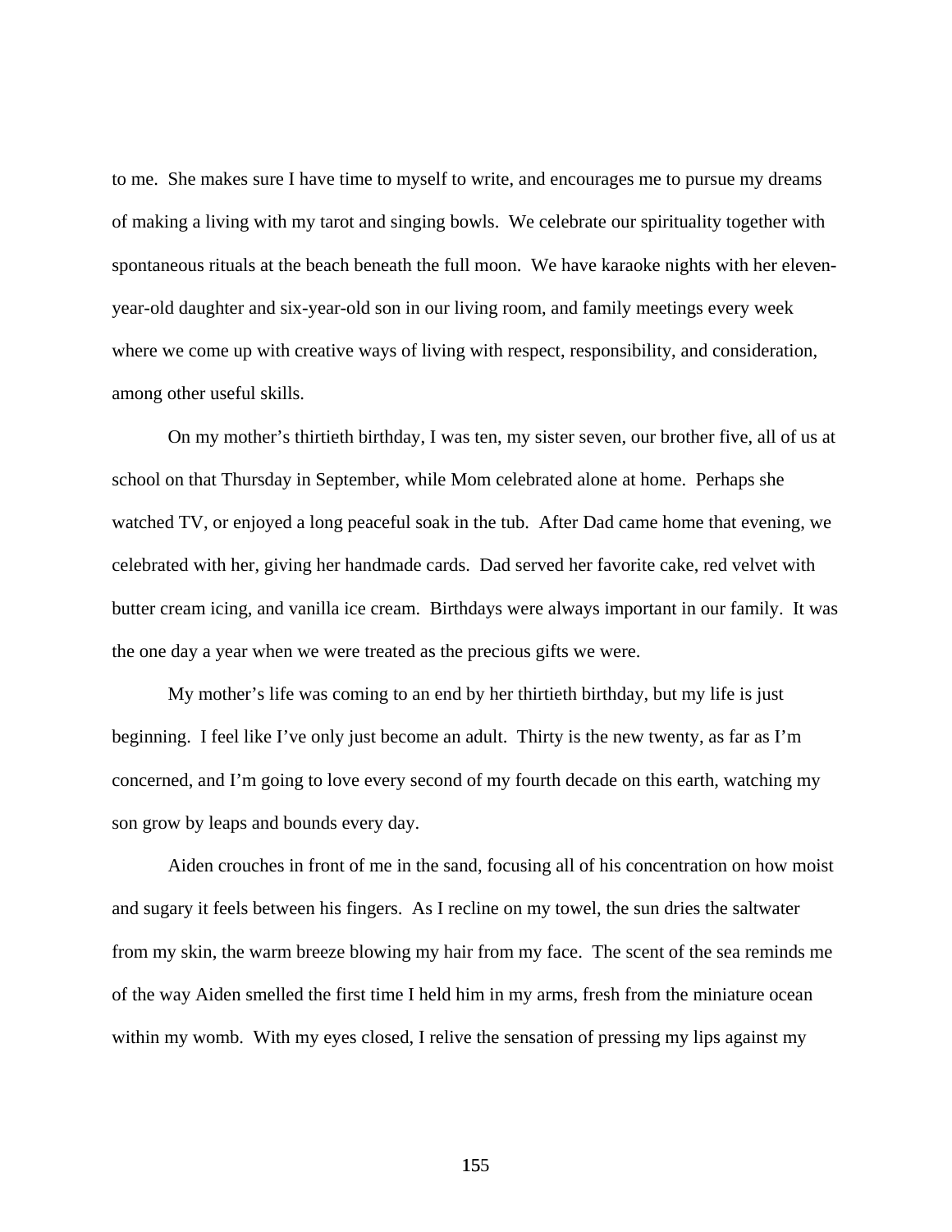to me. She makes sure I have time to myself to write, and encourages me to pursue my dreams of making a living with my tarot and singing bowls. We celebrate our spirituality together with spontaneous rituals at the beach beneath the full moon. We have karaoke nights with her eleven-year-old daughter and six-year-old son in our living room, and family meetings every week where we come up with creative ways of living with respect, responsibility, and consideration, among other useful skills.

On my mother's thirtieth birthday, I was ten, my sister seven, our brother five, all of us at school on that Thursday in September, while Mom celebrated alone at home. Perhaps she watched TV, or enjoyed a long peaceful soak in the tub. After Dad came home that evening, we celebrated with her, giving her handmade cards. Dad served her favorite cake, red velvet with butter cream icing, and vanilla ice cream. Birthdays were always important in our family. It was the one day a year when we were treated as the precious gifts we were.

My mother's life was coming to an end by her thirtieth birthday, but my life is just beginning. I feel like I've only just become an adult. Thirty is the new twenty, as far as I'm concerned, and I'm going to love every second of my fourth decade on this earth, watching my son grow by leaps and bounds every day.

Aiden crouches in front of me in the sand, focusing all of his concentration on how moist and sugary it feels between his fingers. As I recline on my towel, the sun dries the saltwater from my skin, the warm breeze blowing my hair from my face. The scent of the sea reminds me of the way Aiden smelled the first time I held him in my arms, fresh from the miniature ocean within my womb. With my eyes closed, I relive the sensation of pressing my lips against my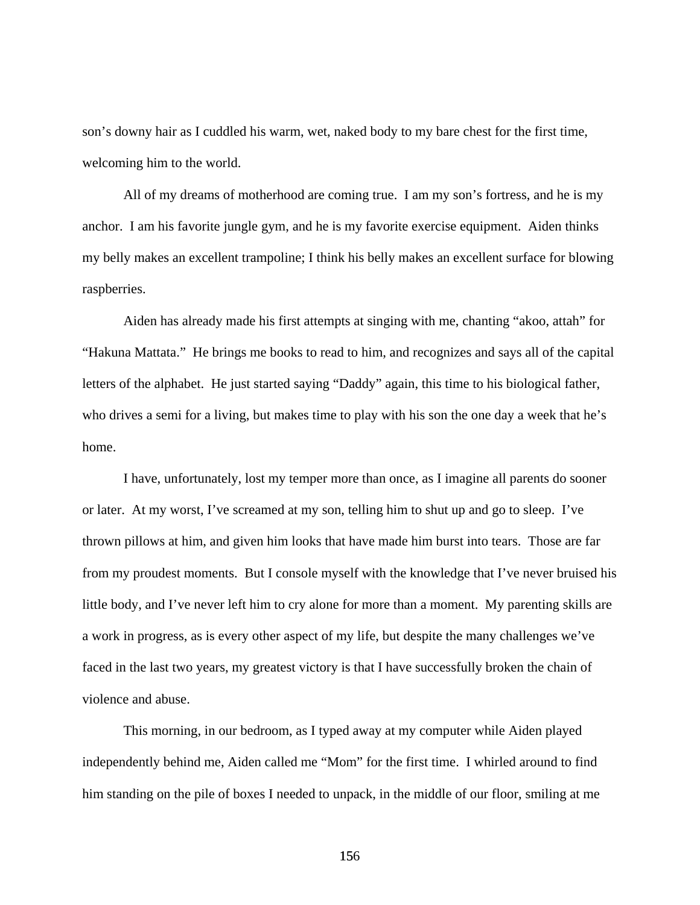son's downy hair as I cuddled his warm, wet, naked body to my bare chest for the first time, welcoming him to the world.

All of my dreams of motherhood are coming true. I am my son's fortress, and he is my anchor. I am his favorite jungle gym, and he is my favorite exercise equipment. Aiden thinks my belly makes an excellent trampoline; I think his belly makes an excellent surface for blowing raspberries.

Aiden has already made his first attempts at singing with me, chanting "akoo, attah" for "Hakuna Mattata." He brings me books to read to him, and recognizes and says all of the capital letters of the alphabet. He just started saying "Daddy" again, this time to his biological father, who drives a semi for a living, but makes time to play with his son the one day a week that he's home.

I have, unfortunately, lost my temper more than once, as I imagine all parents do sooner or later. At my worst, I've screamed at my son, telling him to shut up and go to sleep. I've thrown pillows at him, and given him looks that have made him burst into tears. Those are far from my proudest moments. But I console myself with the knowledge that I've never bruised his little body, and I've never left him to cry alone for more than a moment. My parenting skills are a work in progress, as is every other aspect of my life, but despite the many challenges we've faced in the last two years, my greatest victory is that I have successfully broken the chain of violence and abuse.

This morning, in our bedroom, as I typed away at my computer while Aiden played independently behind me, Aiden called me "Mom" for the first time. I whirled around to find him standing on the pile of boxes I needed to unpack, in the middle of our floor, smiling at me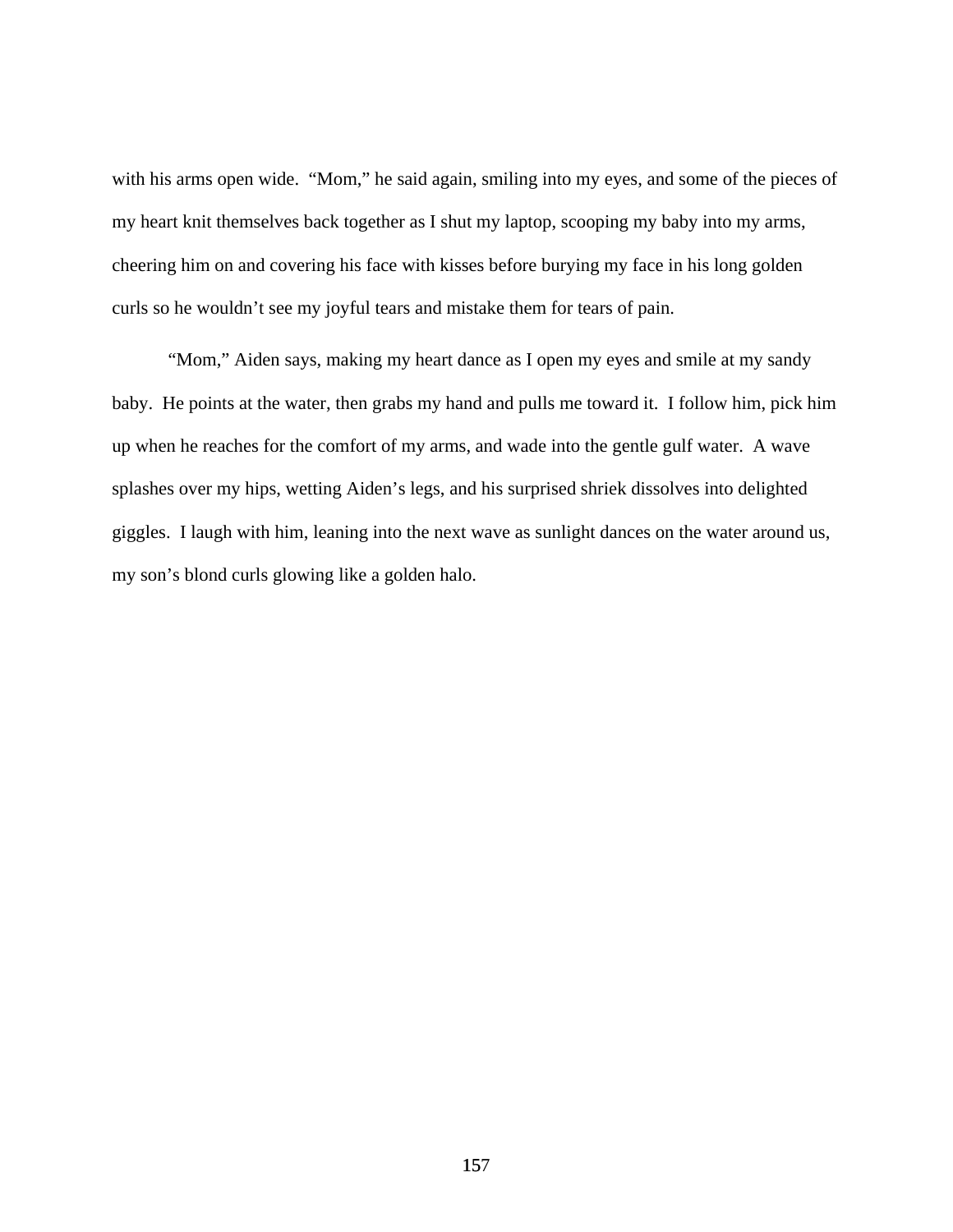with his arms open wide.  "Mom," he said again, smiling into my eyes, and some of the pieces of my heart knit themselves back together as I shut my laptop, scooping my baby into my arms, cheering him on and covering his face with kisses before burying my face in his long golden curls so he wouldn't see my joyful tears and mistake them for tears of pain.

"Mom," Aiden says, making my heart dance as I open my eyes and smile at my sandy baby.  He points at the water, then grabs my hand and pulls me toward it.  I follow him, pick him up when he reaches for the comfort of my arms, and wade into the gentle gulf water.  A wave splashes over my hips, wetting Aiden's legs, and his surprised shriek dissolves into delighted giggles.  I laugh with him, leaning into the next wave as sunlight dances on the water around us, my son's blond curls glowing like a golden halo.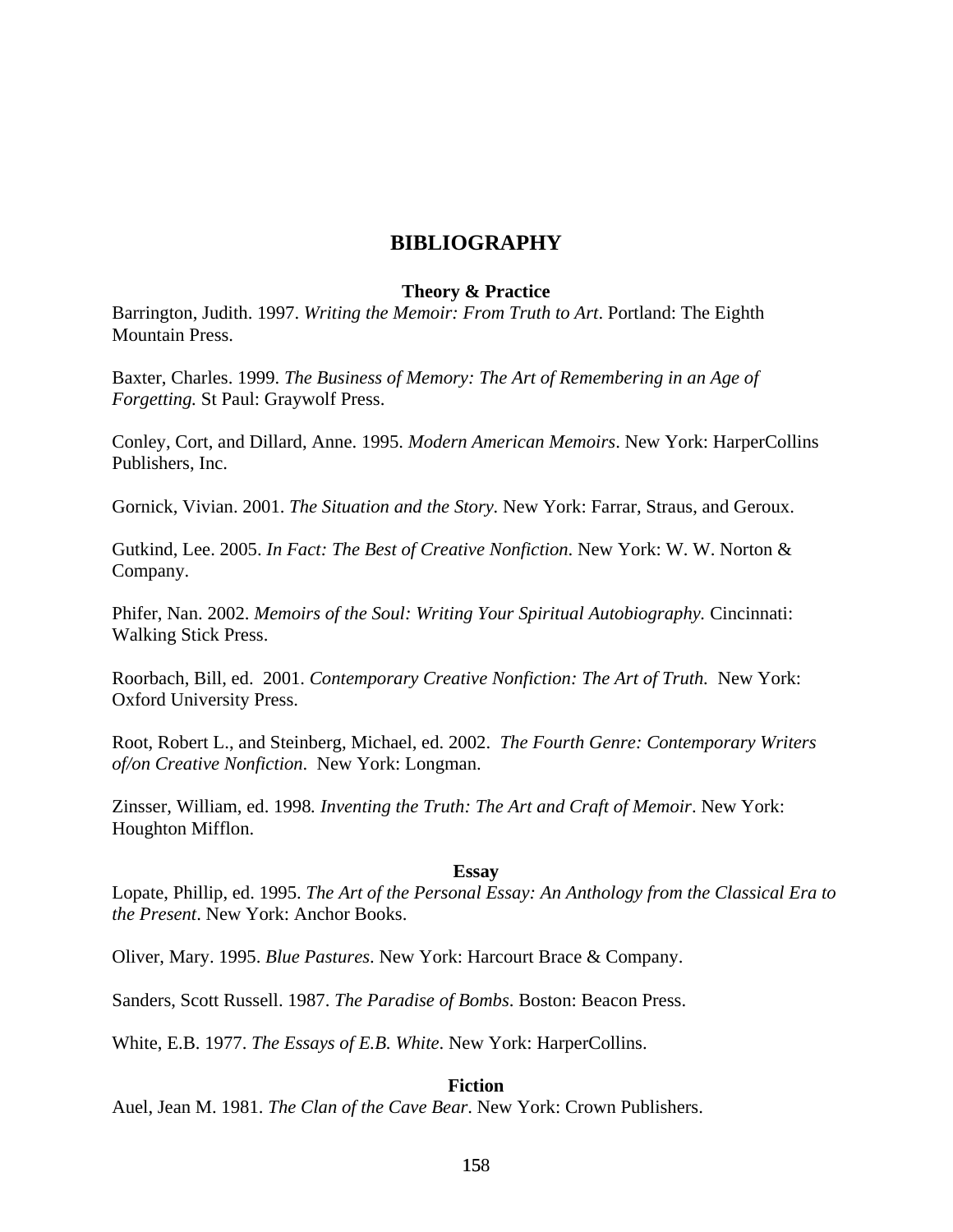# BIBLIOGRAPHY

### Theory & Practice

Barrington, Judith. 1997. *Writing the Memoir: From Truth to Art*. Portland: The Eighth Mountain Press.

Baxter, Charles. 1999. *The Business of Memory: The Art of Remembering in an Age of Forgetting.* St Paul: Graywolf Press.

Conley, Cort, and Dillard, Anne. 1995. *Modern American Memoirs*. New York: HarperCollins Publishers, Inc.

Gornick, Vivian. 2001. *The Situation and the Story*. New York: Farrar, Straus, and Geroux.

Gutkind, Lee. 2005. *In Fact: The Best of Creative Nonfiction*. New York: W. W. Norton & Company.

Phifer, Nan. 2002. *Memoirs of the Soul: Writing Your Spiritual Autobiography.* Cincinnati: Walking Stick Press.

Roorbach, Bill, ed. 2001. *Contemporary Creative Nonfiction: The Art of Truth.* New York: Oxford University Press.

Root, Robert L., and Steinberg, Michael, ed. 2002. *The Fourth Genre: Contemporary Writers of/on Creative Nonfiction.* New York: Longman.

Zinsser, William, ed. 1998. *Inventing the Truth: The Art and Craft of Memoir*. New York: Houghton Mifflon.

### Essay

Lopate, Phillip, ed. 1995. *The Art of the Personal Essay: An Anthology from the Classical Era to the Present*. New York: Anchor Books.

Oliver, Mary. 1995. *Blue Pastures*. New York: Harcourt Brace & Company.

Sanders, Scott Russell. 1987. *The Paradise of Bombs*. Boston: Beacon Press.

White, E.B. 1977. *The Essays of E.B. White*. New York: HarperCollins.

### Fiction

Auel, Jean M. 1981. *The Clan of the Cave Bear*. New York: Crown Publishers.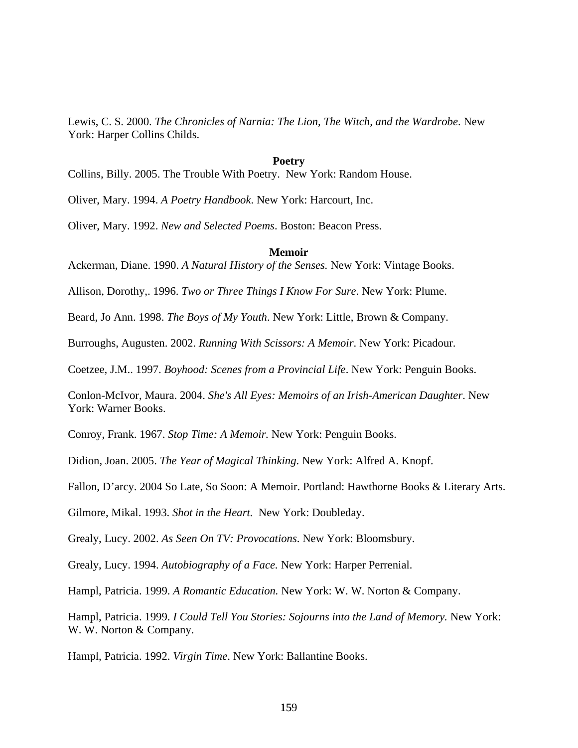Lewis, C. S. 2000. *The Chronicles of Narnia: The Lion, The Witch, and the Wardrobe*. New York: Harper Collins Childs.

**Poetry**

Collins, Billy. 2005. The Trouble With Poetry. New York: Random House.

Oliver, Mary. 1994. *A Poetry Handbook*. New York: Harcourt, Inc.

Oliver, Mary. 1992. *New and Selected Poems*. Boston: Beacon Press.

**Memoir**

Ackerman, Diane. 1990. *A Natural History of the Senses.* New York: Vintage Books.

Allison, Dorothy,. 1996. *Two or Three Things I Know For Sure*. New York: Plume.

Beard, Jo Ann. 1998. *The Boys of My Youth*. New York: Little, Brown & Company.

Burroughs, Augusten. 2002. *Running With Scissors: A Memoir*. New York: Picadour.

Coetzee, J.M.. 1997. *Boyhood: Scenes from a Provincial Life*. New York: Penguin Books.

Conlon-McIvor, Maura. 2004. *She's All Eyes: Memoirs of an Irish-American Daughter*. New York: Warner Books.

Conroy, Frank. 1967. *Stop Time: A Memoir.* New York: Penguin Books.

Didion, Joan. 2005. *The Year of Magical Thinking*. New York: Alfred A. Knopf.

Fallon, D'arcy. 2004 So Late, So Soon: A Memoir. Portland: Hawthorne Books & Literary Arts.

Gilmore, Mikal. 1993. *Shot in the Heart.* New York: Doubleday.

Grealy, Lucy. 2002. *As Seen On TV: Provocations*. New York: Bloomsbury.

Grealy, Lucy. 1994. *Autobiography of a Face.* New York: Harper Perrenial.

Hampl, Patricia. 1999. *A Romantic Education.* New York: W. W. Norton & Company.

Hampl, Patricia. 1999. *I Could Tell You Stories: Sojourns into the Land of Memory.* New York: W. W. Norton & Company.

Hampl, Patricia. 1992. *Virgin Time*. New York: Ballantine Books.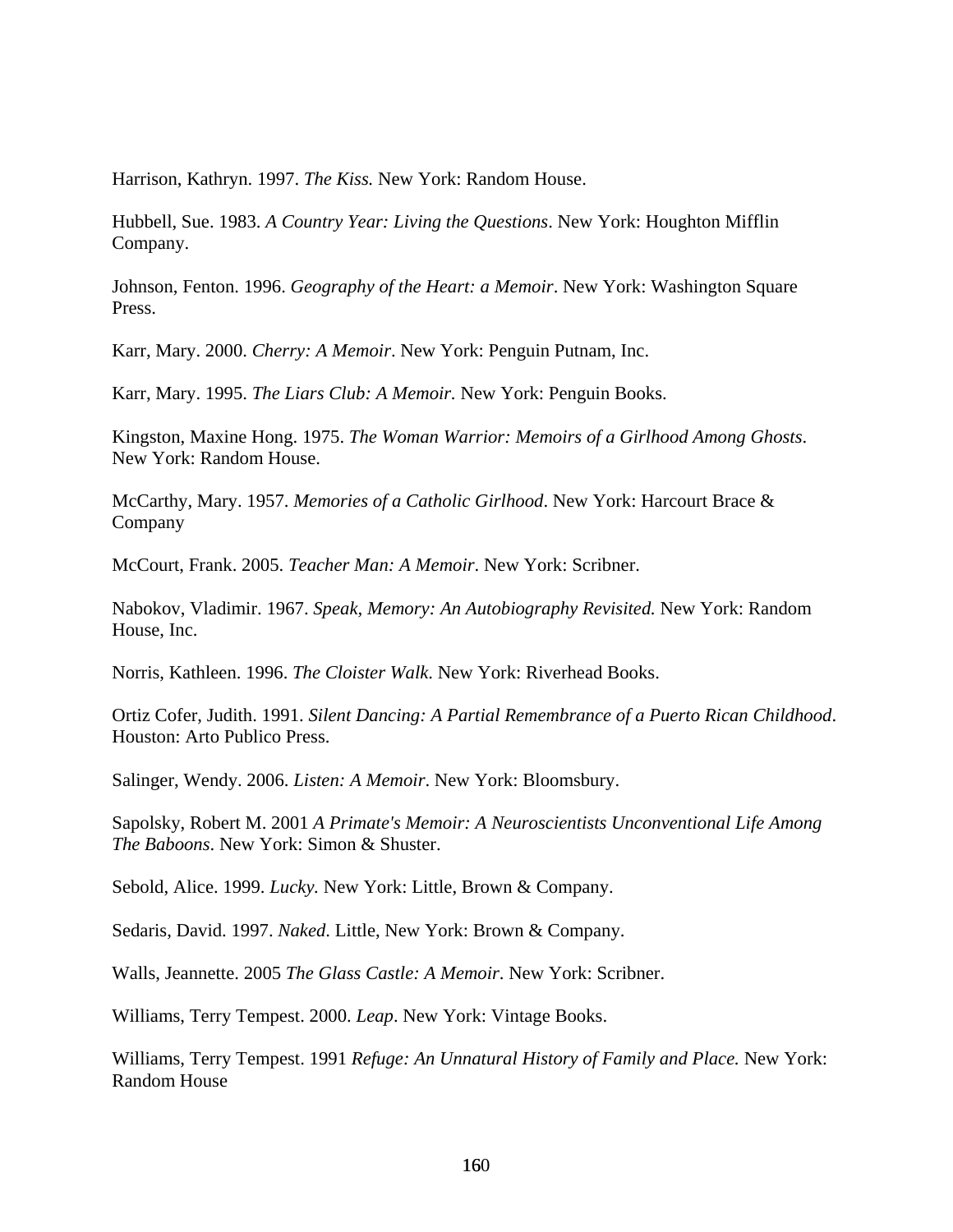Harrison, Kathryn. 1997. *The Kiss.* New York: Random House.

Hubbell, Sue. 1983. *A Country Year: Living the Questions*. New York: Houghton Mifflin Company.

Johnson, Fenton. 1996. *Geography of the Heart: a Memoir*. New York: Washington Square Press.

Karr, Mary. 2000. *Cherry: A Memoir*. New York: Penguin Putnam, Inc.

Karr, Mary. 1995. *The Liars Club: A Memoir.* New York: Penguin Books.

Kingston, Maxine Hong. 1975. *The Woman Warrior: Memoirs of a Girlhood Among Ghosts*. New York: Random House.

McCarthy, Mary. 1957. *Memories of a Catholic Girlhood*. New York: Harcourt Brace & Company

McCourt, Frank. 2005. *Teacher Man: A Memoir*. New York: Scribner.

Nabokov, Vladimir. 1967. *Speak, Memory: An Autobiography Revisited.* New York: Random House, Inc.

Norris, Kathleen. 1996. *The Cloister Walk*. New York: Riverhead Books.

Ortiz Cofer, Judith. 1991. *Silent Dancing: A Partial Remembrance of a Puerto Rican Childhood*. Houston: Arto Publico Press.

Salinger, Wendy. 2006. *Listen: A Memoir*. New York: Bloomsbury.

Sapolsky, Robert M. 2001 *A Primate's Memoir: A Neuroscientists Unconventional Life Among The Baboons*. New York: Simon & Shuster.

Sebold, Alice. 1999. *Lucky.* New York: Little, Brown & Company.

Sedaris, David. 1997. *Naked*. Little, New York: Brown & Company.

Walls, Jeannette. 2005 *The Glass Castle: A Memoir*. New York: Scribner.

Williams, Terry Tempest. 2000. *Leap*. New York: Vintage Books.

Williams, Terry Tempest. 1991 *Refuge: An Unnatural History of Family and Place.* New York: Random House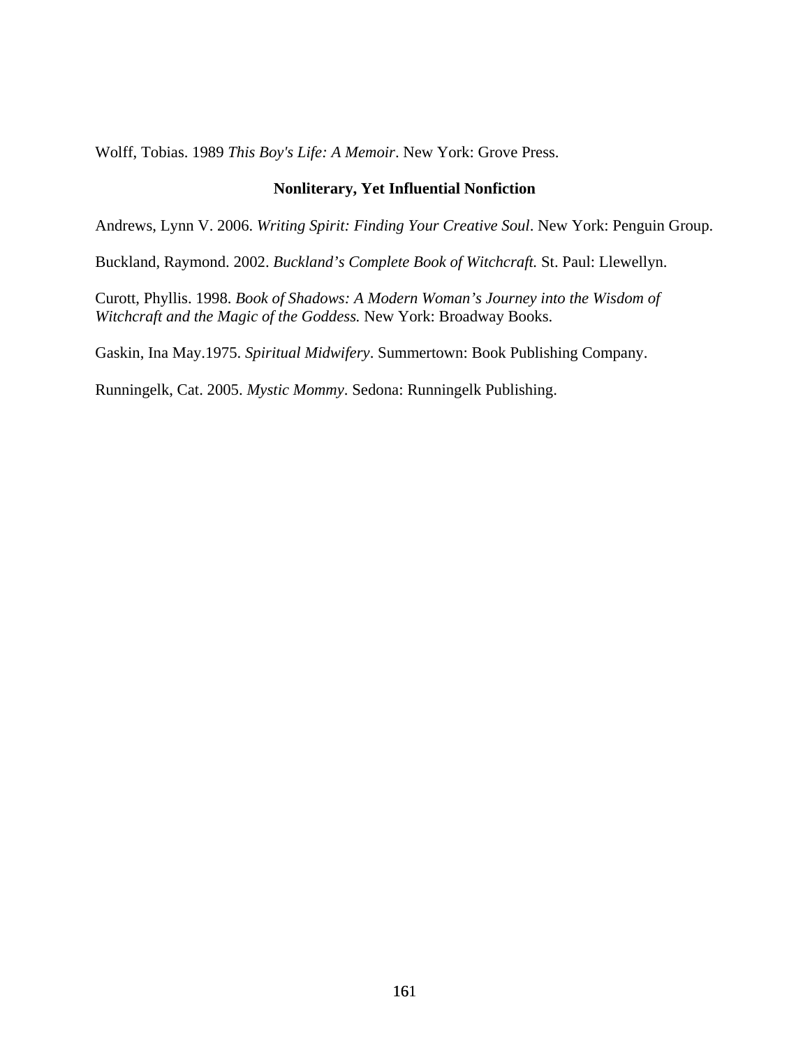Wolff, Tobias. 1989 *This Boy's Life: A Memoir*. New York: Grove Press.

**Nonliterary, Yet Influential Nonfiction**

Andrews, Lynn V. 2006. *Writing Spirit: Finding Your Creative Soul*. New York: Penguin Group.

Buckland, Raymond. 2002. *Buckland's Complete Book of Witchcraft.* St. Paul: Llewellyn.

Curott, Phyllis. 1998. *Book of Shadows: A Modern Woman's Journey into the Wisdom of Witchcraft and the Magic of the Goddess.* New York: Broadway Books.

Gaskin, Ina May.1975. *Spiritual Midwifery*. Summertown: Book Publishing Company.

Runningelk, Cat. 2005. *Mystic Mommy*. Sedona: Runningelk Publishing.